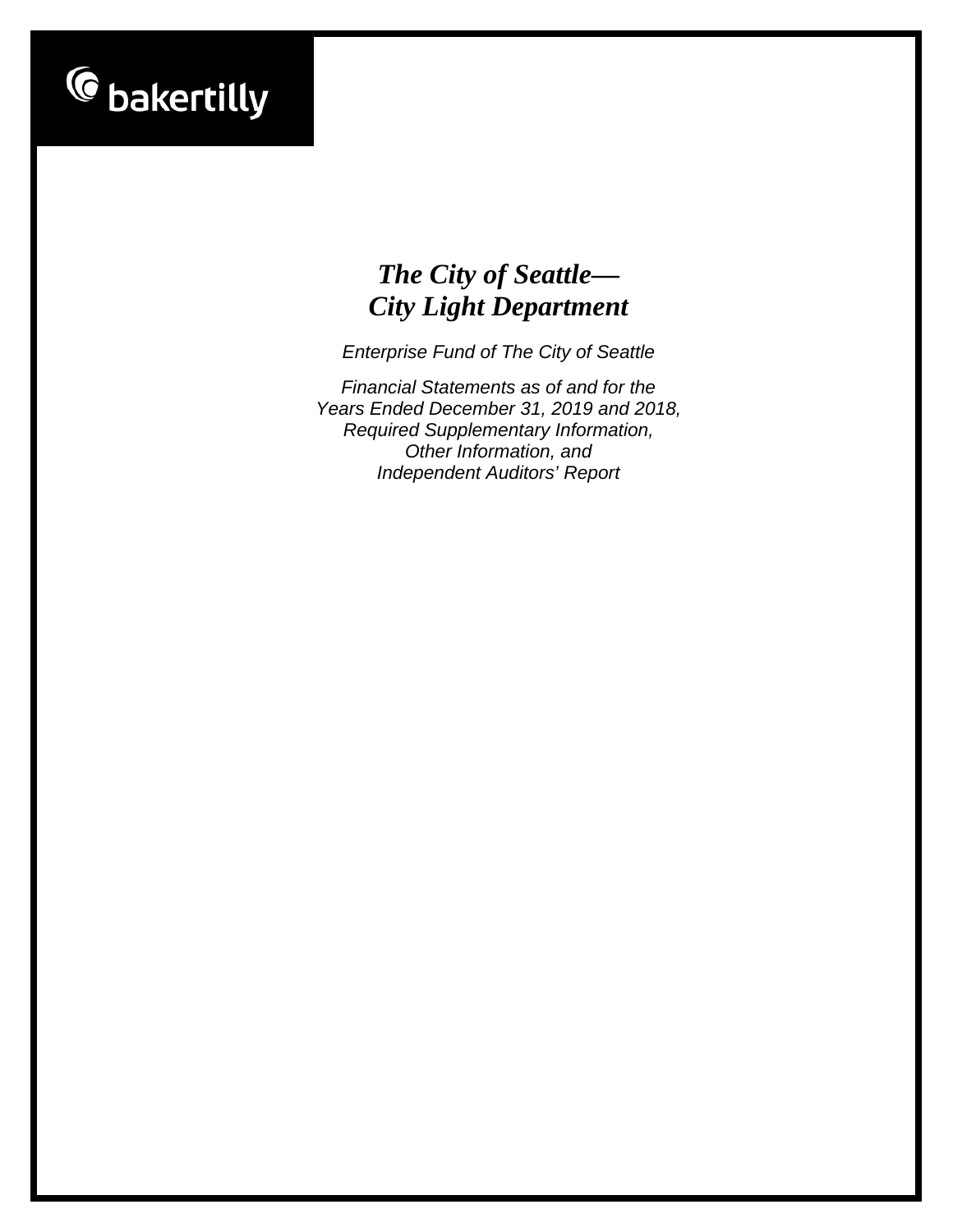bakertilly

# *The City of Seattle— City Light Department*

*Enterprise Fund of The City of Seattle*

*Financial Statements as of and for the Years Ended December 31, 2019 and 2018, Required Supplementary Information, Other Information, and Independent Auditors' Report*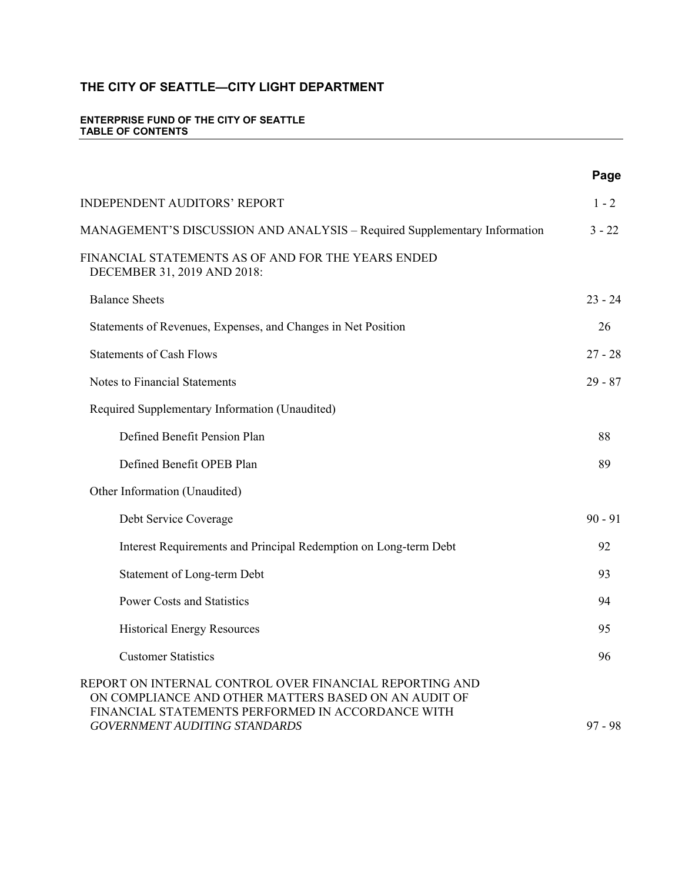# THE CITY OF SEATTLE—CITY LIGHT DEPARTMENT

**ENTERPRISE FUND OF THE CITY OF SEATTLE**
**TABLE OF CONTENTS**

| | Page |
|---|---|
| INDEPENDENT AUDITORS' REPORT | 1 - 2 |
| MANAGEMENT'S DISCUSSION AND ANALYSIS – Required Supplementary Information | 3 - 22 |
| FINANCIAL STATEMENTS AS OF AND FOR THE YEARS ENDED DECEMBER 31, 2019 AND 2018: | |
| Balance Sheets | 23 - 24 |
| Statements of Revenues, Expenses, and Changes in Net Position | 26 |
| Statements of Cash Flows | 27 - 28 |
| Notes to Financial Statements | 29 - 87 |
| Required Supplementary Information (Unaudited) | |
| Defined Benefit Pension Plan | 88 |
| Defined Benefit OPEB Plan | 89 |
| Other Information (Unaudited) | |
| Debt Service Coverage | 90 - 91 |
| Interest Requirements and Principal Redemption on Long-term Debt | 92 |
| Statement of Long-term Debt | 93 |
| Power Costs and Statistics | 94 |
| Historical Energy Resources | 95 |
| Customer Statistics | 96 |
| REPORT ON INTERNAL CONTROL OVER FINANCIAL REPORTING AND ON COMPLIANCE AND OTHER MATTERS BASED ON AN AUDIT OF FINANCIAL STATEMENTS PERFORMED IN ACCORDANCE WITH *GOVERNMENT AUDITING STANDARDS* | 97 - 98 |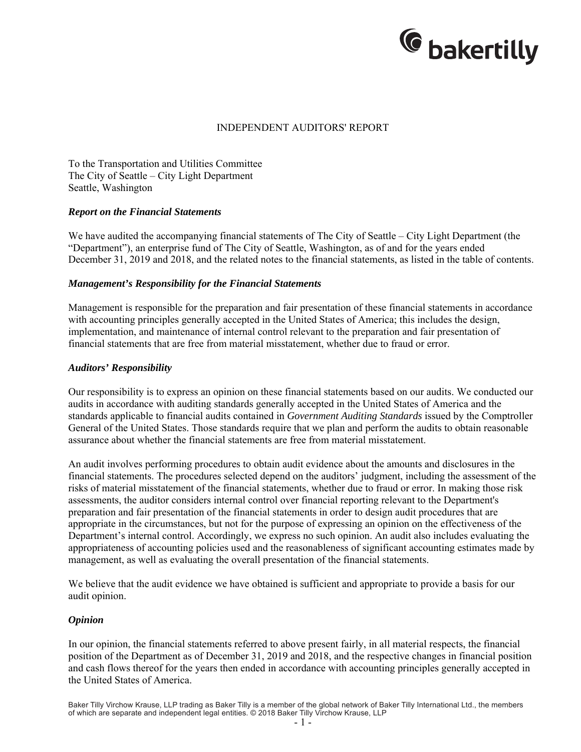# INDEPENDENT AUDITORS' REPORT

To the Transportation and Utilities Committee
The City of Seattle – City Light Department
Seattle, Washington

### *Report on the Financial Statements*

We have audited the accompanying financial statements of The City of Seattle – City Light Department (the "Department"), an enterprise fund of The City of Seattle, Washington, as of and for the years ended December 31, 2019 and 2018, and the related notes to the financial statements, as listed in the table of contents.

### *Management's Responsibility for the Financial Statements*

Management is responsible for the preparation and fair presentation of these financial statements in accordance with accounting principles generally accepted in the United States of America; this includes the design, implementation, and maintenance of internal control relevant to the preparation and fair presentation of financial statements that are free from material misstatement, whether due to fraud or error.

### *Auditors' Responsibility*

Our responsibility is to express an opinion on these financial statements based on our audits. We conducted our audits in accordance with auditing standards generally accepted in the United States of America and the standards applicable to financial audits contained in *Government Auditing Standards* issued by the Comptroller General of the United States. Those standards require that we plan and perform the audits to obtain reasonable assurance about whether the financial statements are free from material misstatement.

An audit involves performing procedures to obtain audit evidence about the amounts and disclosures in the financial statements. The procedures selected depend on the auditors' judgment, including the assessment of the risks of material misstatement of the financial statements, whether due to fraud or error. In making those risk assessments, the auditor considers internal control over financial reporting relevant to the Department's preparation and fair presentation of the financial statements in order to design audit procedures that are appropriate in the circumstances, but not for the purpose of expressing an opinion on the effectiveness of the Department's internal control. Accordingly, we express no such opinion. An audit also includes evaluating the appropriateness of accounting policies used and the reasonableness of significant accounting estimates made by management, as well as evaluating the overall presentation of the financial statements.

We believe that the audit evidence we have obtained is sufficient and appropriate to provide a basis for our audit opinion.

### *Opinion*

In our opinion, the financial statements referred to above present fairly, in all material respects, the financial position of the Department as of December 31, 2019 and 2018, and the respective changes in financial position and cash flows thereof for the years then ended in accordance with accounting principles generally accepted in the United States of America.

Baker Tilly Virchow Krause, LLP trading as Baker Tilly is a member of the global network of Baker Tilly International Ltd., the members of which are separate and independent legal entities. © 2018 Baker Tilly Virchow Krause, LLP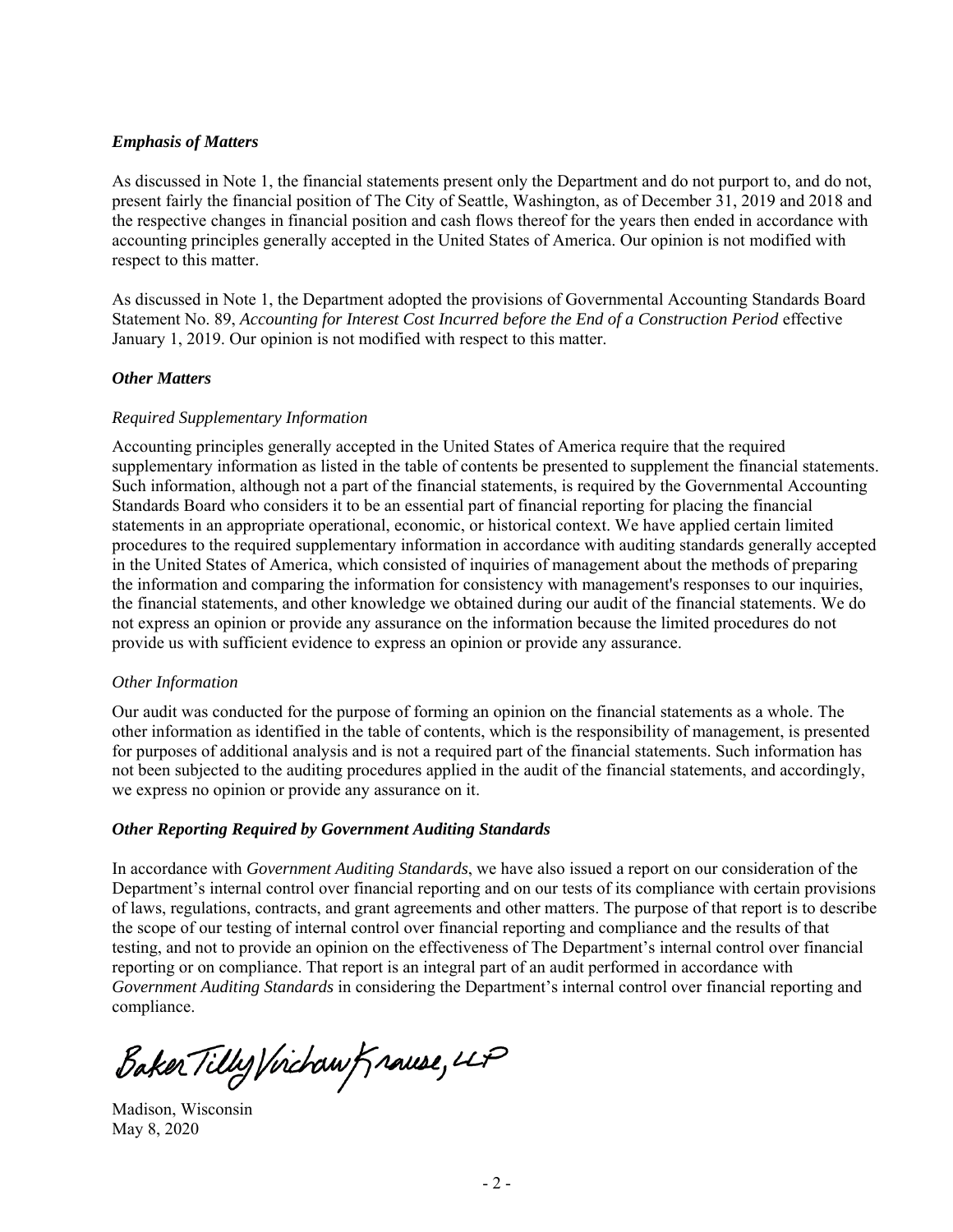### *Emphasis of Matters*

As discussed in Note 1, the financial statements present only the Department and do not purport to, and do not, present fairly the financial position of The City of Seattle, Washington, as of December 31, 2019 and 2018 and the respective changes in financial position and cash flows thereof for the years then ended in accordance with accounting principles generally accepted in the United States of America. Our opinion is not modified with respect to this matter.

As discussed in Note 1, the Department adopted the provisions of Governmental Accounting Standards Board Statement No. 89, *Accounting for Interest Cost Incurred before the End of a Construction Period* effective January 1, 2019. Our opinion is not modified with respect to this matter.

### *Other Matters*

*Required Supplementary Information*

Accounting principles generally accepted in the United States of America require that the required supplementary information as listed in the table of contents be presented to supplement the financial statements. Such information, although not a part of the financial statements, is required by the Governmental Accounting Standards Board who considers it to be an essential part of financial reporting for placing the financial statements in an appropriate operational, economic, or historical context. We have applied certain limited procedures to the required supplementary information in accordance with auditing standards generally accepted in the United States of America, which consisted of inquiries of management about the methods of preparing the information and comparing the information for consistency with management's responses to our inquiries, the financial statements, and other knowledge we obtained during our audit of the financial statements. We do not express an opinion or provide any assurance on the information because the limited procedures do not provide us with sufficient evidence to express an opinion or provide any assurance.

*Other Information*

Our audit was conducted for the purpose of forming an opinion on the financial statements as a whole. The other information as identified in the table of contents, which is the responsibility of management, is presented for purposes of additional analysis and is not a required part of the financial statements. Such information has not been subjected to the auditing procedures applied in the audit of the financial statements, and accordingly, we express no opinion or provide any assurance on it.

### *Other Reporting Required by Government Auditing Standards*

In accordance with *Government Auditing Standards*, we have also issued a report on our consideration of the Department's internal control over financial reporting and on our tests of its compliance with certain provisions of laws, regulations, contracts, and grant agreements and other matters. The purpose of that report is to describe the scope of our testing of internal control over financial reporting and compliance and the results of that testing, and not to provide an opinion on the effectiveness of The Department's internal control over financial reporting or on compliance. That report is an integral part of an audit performed in accordance with *Government Auditing Standards* in considering the Department's internal control over financial reporting and compliance.

Baker Tilly Virchow Krause, LLP

Madison, Wisconsin
May 8, 2020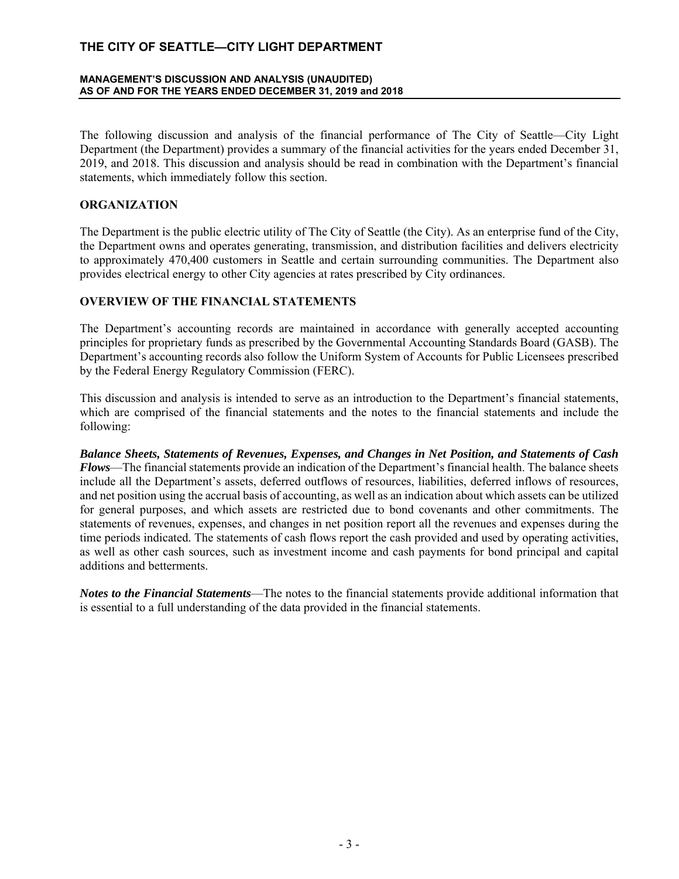The following discussion and analysis of the financial performance of The City of Seattle—City Light Department (the Department) provides a summary of the financial activities for the years ended December 31, 2019, and 2018. This discussion and analysis should be read in combination with the Department's financial statements, which immediately follow this section.

## ORGANIZATION

The Department is the public electric utility of The City of Seattle (the City). As an enterprise fund of the City, the Department owns and operates generating, transmission, and distribution facilities and delivers electricity to approximately 470,400 customers in Seattle and certain surrounding communities. The Department also provides electrical energy to other City agencies at rates prescribed by City ordinances.

## OVERVIEW OF THE FINANCIAL STATEMENTS

The Department's accounting records are maintained in accordance with generally accepted accounting principles for proprietary funds as prescribed by the Governmental Accounting Standards Board (GASB). The Department's accounting records also follow the Uniform System of Accounts for Public Licensees prescribed by the Federal Energy Regulatory Commission (FERC).

This discussion and analysis is intended to serve as an introduction to the Department's financial statements, which are comprised of the financial statements and the notes to the financial statements and include the following:

***Balance Sheets, Statements of Revenues, Expenses, and Changes in Net Position, and Statements of Cash Flows***—The financial statements provide an indication of the Department's financial health. The balance sheets include all the Department's assets, deferred outflows of resources, liabilities, deferred inflows of resources, and net position using the accrual basis of accounting, as well as an indication about which assets can be utilized for general purposes, and which assets are restricted due to bond covenants and other commitments. The statements of revenues, expenses, and changes in net position report all the revenues and expenses during the time periods indicated. The statements of cash flows report the cash provided and used by operating activities, as well as other cash sources, such as investment income and cash payments for bond principal and capital additions and betterments.

***Notes to the Financial Statements***—The notes to the financial statements provide additional information that is essential to a full understanding of the data provided in the financial statements.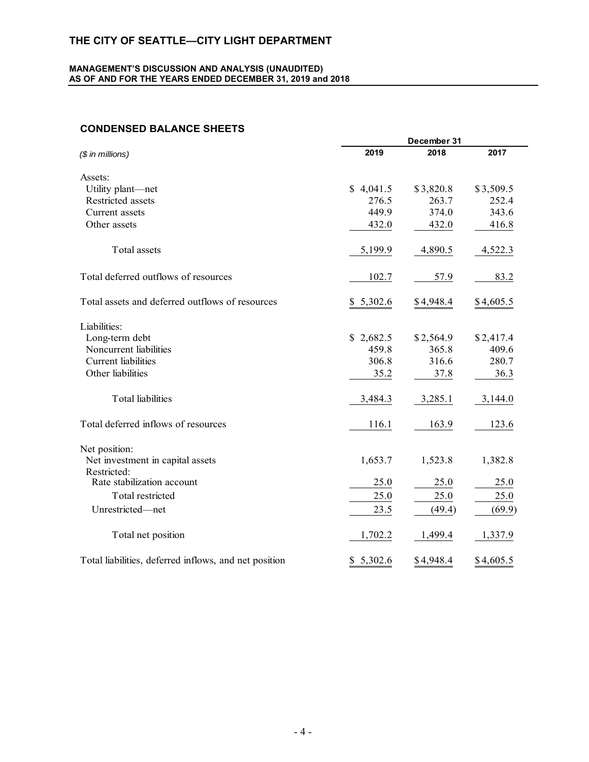# THE CITY OF SEATTLE—CITY LIGHT DEPARTMENT

**MANAGEMENT'S DISCUSSION AND ANALYSIS (UNAUDITED)**
**AS OF AND FOR THE YEARS ENDED DECEMBER 31, 2019 and 2018**

## CONDENSED BALANCE SHEETS

| *($ in millions)* | December 31 2019 | 2018 | 2017 |
|---|---|---|---|
| Assets: | | | |
| Utility plant—net | $ 4,041.5 | $3,820.8 | $3,509.5 |
| Restricted assets | 276.5 | 263.7 | 252.4 |
| Current assets | 449.9 | 374.0 | 343.6 |
| Other assets | 432.0 | 432.0 | 416.8 |
| Total assets | 5,199.9 | 4,890.5 | 4,522.3 |
| Total deferred outflows of resources | 102.7 | 57.9 | 83.2 |
| Total assets and deferred outflows of resources | $ 5,302.6 | $4,948.4 | $4,605.5 |
| Liabilities: | | | |
| Long-term debt | $ 2,682.5 | $2,564.9 | $2,417.4 |
| Noncurrent liabilities | 459.8 | 365.8 | 409.6 |
| Current liabilities | 306.8 | 316.6 | 280.7 |
| Other liabilities | 35.2 | 37.8 | 36.3 |
| Total liabilities | 3,484.3 | 3,285.1 | 3,144.0 |
| Total deferred inflows of resources | 116.1 | 163.9 | 123.6 |
| Net position: | | | |
| Net investment in capital assets | 1,653.7 | 1,523.8 | 1,382.8 |
| Restricted: | | | |
| Rate stabilization account | 25.0 | 25.0 | 25.0 |
| Total restricted | 25.0 | 25.0 | 25.0 |
| Unrestricted—net | 23.5 | (49.4) | (69.9) |
| Total net position | 1,702.2 | 1,499.4 | 1,337.9 |
| Total liabilities, deferred inflows, and net position | $ 5,302.6 | $4,948.4 | $4,605.5 |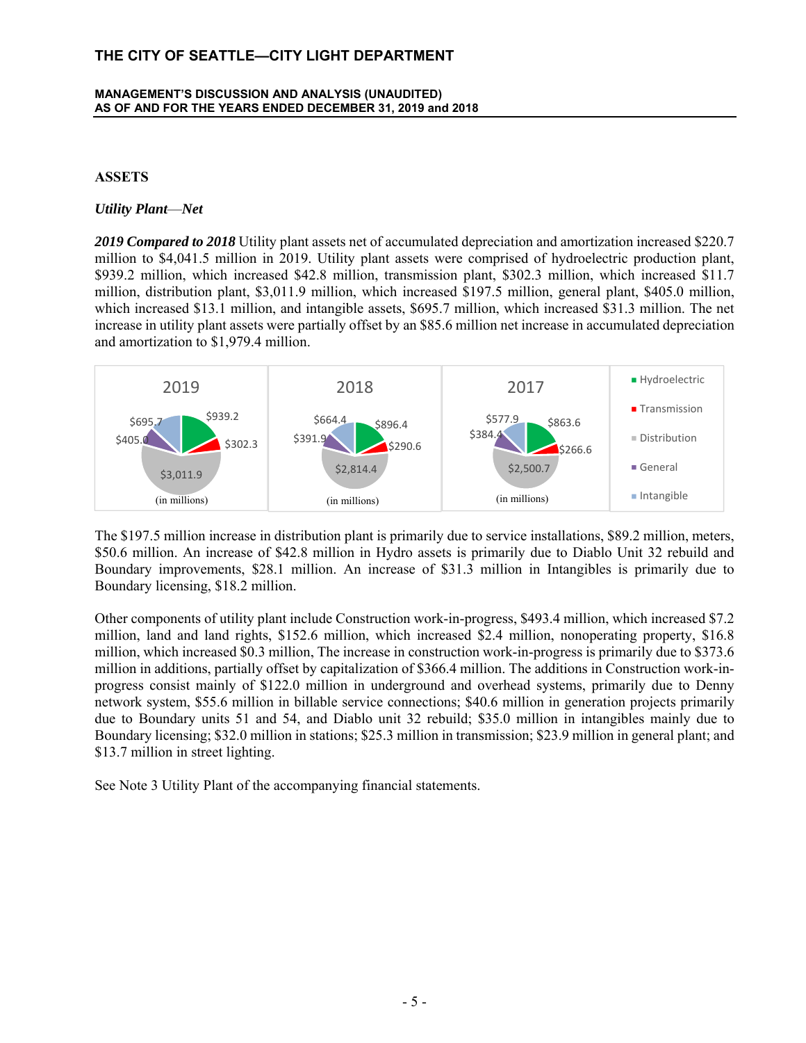## ASSETS

### *Utility Plant—Net*

***2019 Compared to 2018*** Utility plant assets net of accumulated depreciation and amortization increased $220.7 million to $4,041.5 million in 2019. Utility plant assets were comprised of hydroelectric production plant, $939.2 million, which increased $42.8 million, transmission plant, $302.3 million, which increased $11.7 million, distribution plant, $3,011.9 million, which increased $197.5 million, general plant, $405.0 million, which increased $13.1 million, and intangible assets, $695.7 million, which increased $31.3 million. The net increase in utility plant assets were partially offset by an $85.6 million net increase in accumulated depreciation and amortization to $1,979.4 million.

| (in millions) | 2019 | 2018 | 2017 |
|---|---|---|---|
| Hydroelectric | $939.2 | $896.4 | $863.6 |
| Transmission | $302.3 | $290.6 | $266.6 |
| Distribution | $3,011.9 | $2,814.4 | $2,500.7 |
| General | $405.0 | $391.9 | $384.4 |
| Intangible | $695.7 | $664.4 | $577.9 |

The $197.5 million increase in distribution plant is primarily due to service installations, $89.2 million, meters, $50.6 million. An increase of $42.8 million in Hydro assets is primarily due to Diablo Unit 32 rebuild and Boundary improvements, $28.1 million. An increase of $31.3 million in Intangibles is primarily due to Boundary licensing, $18.2 million.

Other components of utility plant include Construction work-in-progress, $493.4 million, which increased $7.2 million, land and land rights, $152.6 million, which increased $2.4 million, nonoperating property, $16.8 million, which increased $0.3 million, The increase in construction work-in-progress is primarily due to $373.6 million in additions, partially offset by capitalization of $366.4 million. The additions in Construction work-in-progress consist mainly of $122.0 million in underground and overhead systems, primarily due to Denny network system, $55.6 million in billable service connections; $40.6 million in generation projects primarily due to Boundary units 51 and 54, and Diablo unit 32 rebuild; $35.0 million in intangibles mainly due to Boundary licensing; $32.0 million in stations; $25.3 million in transmission; $23.9 million in general plant; and $13.7 million in street lighting.

See Note 3 Utility Plant of the accompanying financial statements.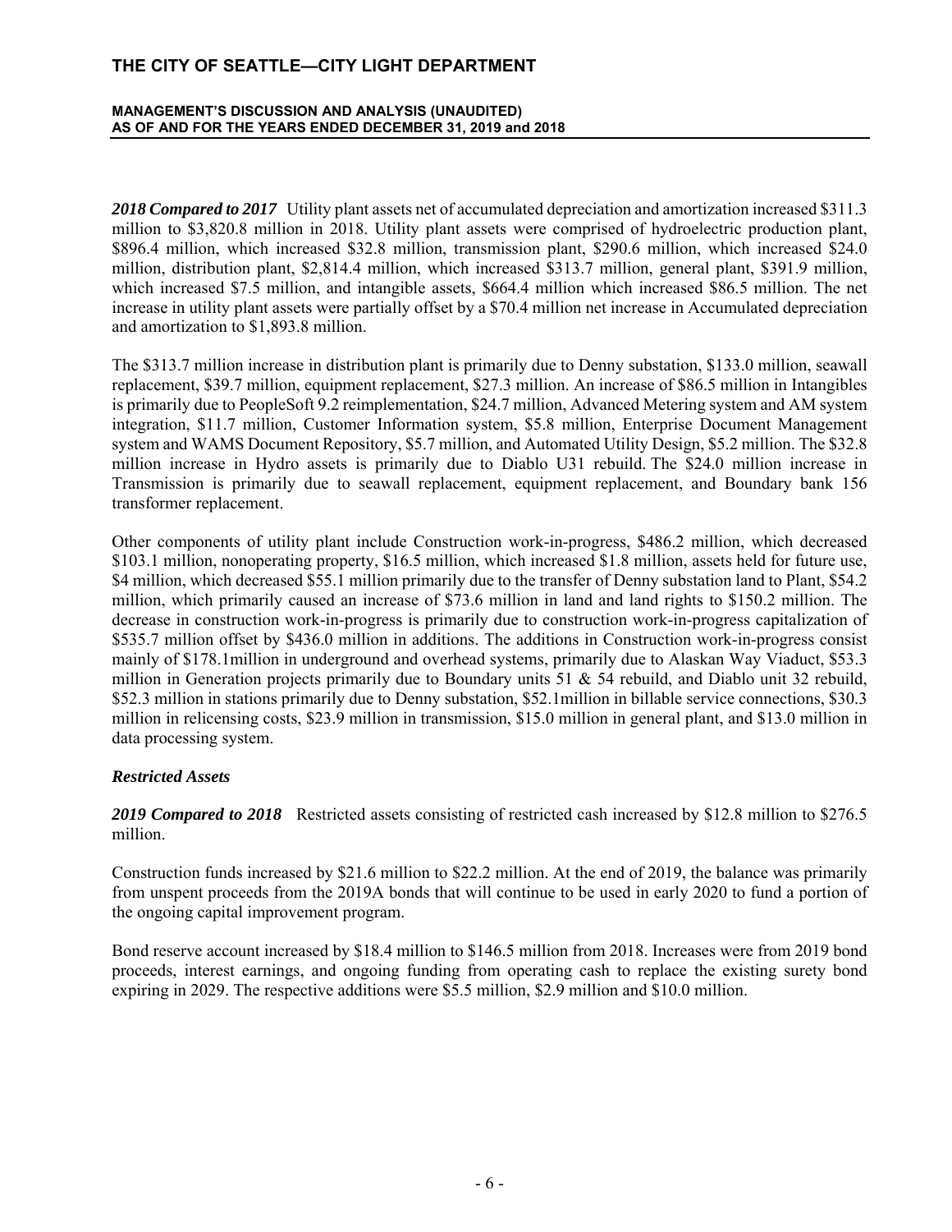***2018 Compared to 2017*** Utility plant assets net of accumulated depreciation and amortization increased $311.3 million to $3,820.8 million in 2018. Utility plant assets were comprised of hydroelectric production plant, $896.4 million, which increased $32.8 million, transmission plant, $290.6 million, which increased $24.0 million, distribution plant, $2,814.4 million, which increased $313.7 million, general plant, $391.9 million, which increased $7.5 million, and intangible assets, $664.4 million which increased $86.5 million. The net increase in utility plant assets were partially offset by a $70.4 million net increase in Accumulated depreciation and amortization to $1,893.8 million.

The $313.7 million increase in distribution plant is primarily due to Denny substation, $133.0 million, seawall replacement, $39.7 million, equipment replacement, $27.3 million. An increase of $86.5 million in Intangibles is primarily due to PeopleSoft 9.2 reimplementation, $24.7 million, Advanced Metering system and AM system integration, $11.7 million, Customer Information system, $5.8 million, Enterprise Document Management system and WAMS Document Repository, $5.7 million, and Automated Utility Design, $5.2 million. The $32.8 million increase in Hydro assets is primarily due to Diablo U31 rebuild. The $24.0 million increase in Transmission is primarily due to seawall replacement, equipment replacement, and Boundary bank 156 transformer replacement.

Other components of utility plant include Construction work-in-progress, $486.2 million, which decreased $103.1 million, nonoperating property, $16.5 million, which increased $1.8 million, assets held for future use, $4 million, which decreased $55.1 million primarily due to the transfer of Denny substation land to Plant, $54.2 million, which primarily caused an increase of $73.6 million in land and land rights to $150.2 million. The decrease in construction work-in-progress is primarily due to construction work-in-progress capitalization of $535.7 million offset by $436.0 million in additions. The additions in Construction work-in-progress consist mainly of $178.1million in underground and overhead systems, primarily due to Alaskan Way Viaduct, $53.3 million in Generation projects primarily due to Boundary units 51 & 54 rebuild, and Diablo unit 32 rebuild, $52.3 million in stations primarily due to Denny substation, $52.1million in billable service connections, $30.3 million in relicensing costs, $23.9 million in transmission, $15.0 million in general plant, and $13.0 million in data processing system.

### *Restricted Assets*

***2019 Compared to 2018*** Restricted assets consisting of restricted cash increased by $12.8 million to $276.5 million.

Construction funds increased by $21.6 million to $22.2 million. At the end of 2019, the balance was primarily from unspent proceeds from the 2019A bonds that will continue to be used in early 2020 to fund a portion of the ongoing capital improvement program.

Bond reserve account increased by $18.4 million to $146.5 million from 2018. Increases were from 2019 bond proceeds, interest earnings, and ongoing funding from operating cash to replace the existing surety bond expiring in 2029. The respective additions were $5.5 million, $2.9 million and $10.0 million.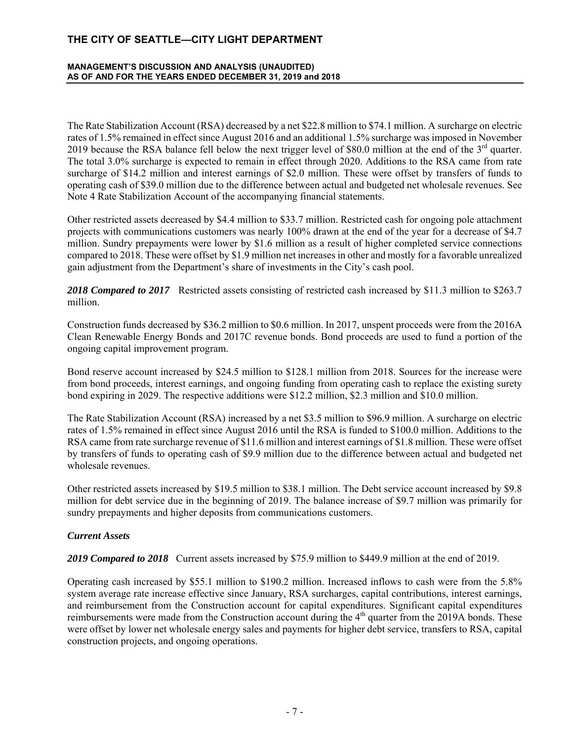The Rate Stabilization Account (RSA) decreased by a net $22.8 million to $74.1 million. A surcharge on electric rates of 1.5% remained in effect since August 2016 and an additional 1.5% surcharge was imposed in November 2019 because the RSA balance fell below the next trigger level of $80.0 million at the end of the 3rd quarter. The total 3.0% surcharge is expected to remain in effect through 2020. Additions to the RSA came from rate surcharge of $14.2 million and interest earnings of $2.0 million. These were offset by transfers of funds to operating cash of $39.0 million due to the difference between actual and budgeted net wholesale revenues. See Note 4 Rate Stabilization Account of the accompanying financial statements.

Other restricted assets decreased by $4.4 million to $33.7 million. Restricted cash for ongoing pole attachment projects with communications customers was nearly 100% drawn at the end of the year for a decrease of $4.7 million. Sundry prepayments were lower by $1.6 million as a result of higher completed service connections compared to 2018. These were offset by $1.9 million net increases in other and mostly for a favorable unrealized gain adjustment from the Department's share of investments in the City's cash pool.

***2018 Compared to 2017*** Restricted assets consisting of restricted cash increased by $11.3 million to $263.7 million.

Construction funds decreased by $36.2 million to $0.6 million. In 2017, unspent proceeds were from the 2016A Clean Renewable Energy Bonds and 2017C revenue bonds. Bond proceeds are used to fund a portion of the ongoing capital improvement program.

Bond reserve account increased by $24.5 million to $128.1 million from 2018. Sources for the increase were from bond proceeds, interest earnings, and ongoing funding from operating cash to replace the existing surety bond expiring in 2029. The respective additions were $12.2 million, $2.3 million and $10.0 million.

The Rate Stabilization Account (RSA) increased by a net $3.5 million to $96.9 million. A surcharge on electric rates of 1.5% remained in effect since August 2016 until the RSA is funded to $100.0 million. Additions to the RSA came from rate surcharge revenue of $11.6 million and interest earnings of $1.8 million. These were offset by transfers of funds to operating cash of $9.9 million due to the difference between actual and budgeted net wholesale revenues.

Other restricted assets increased by $19.5 million to $38.1 million. The Debt service account increased by $9.8 million for debt service due in the beginning of 2019. The balance increase of $9.7 million was primarily for sundry prepayments and higher deposits from communications customers.

### *Current Assets*

***2019 Compared to 2018*** Current assets increased by $75.9 million to $449.9 million at the end of 2019.

Operating cash increased by $55.1 million to $190.2 million. Increased inflows to cash were from the 5.8% system average rate increase effective since January, RSA surcharges, capital contributions, interest earnings, and reimbursement from the Construction account for capital expenditures. Significant capital expenditures reimbursements were made from the Construction account during the 4th quarter from the 2019A bonds. These were offset by lower net wholesale energy sales and payments for higher debt service, transfers to RSA, capital construction projects, and ongoing operations.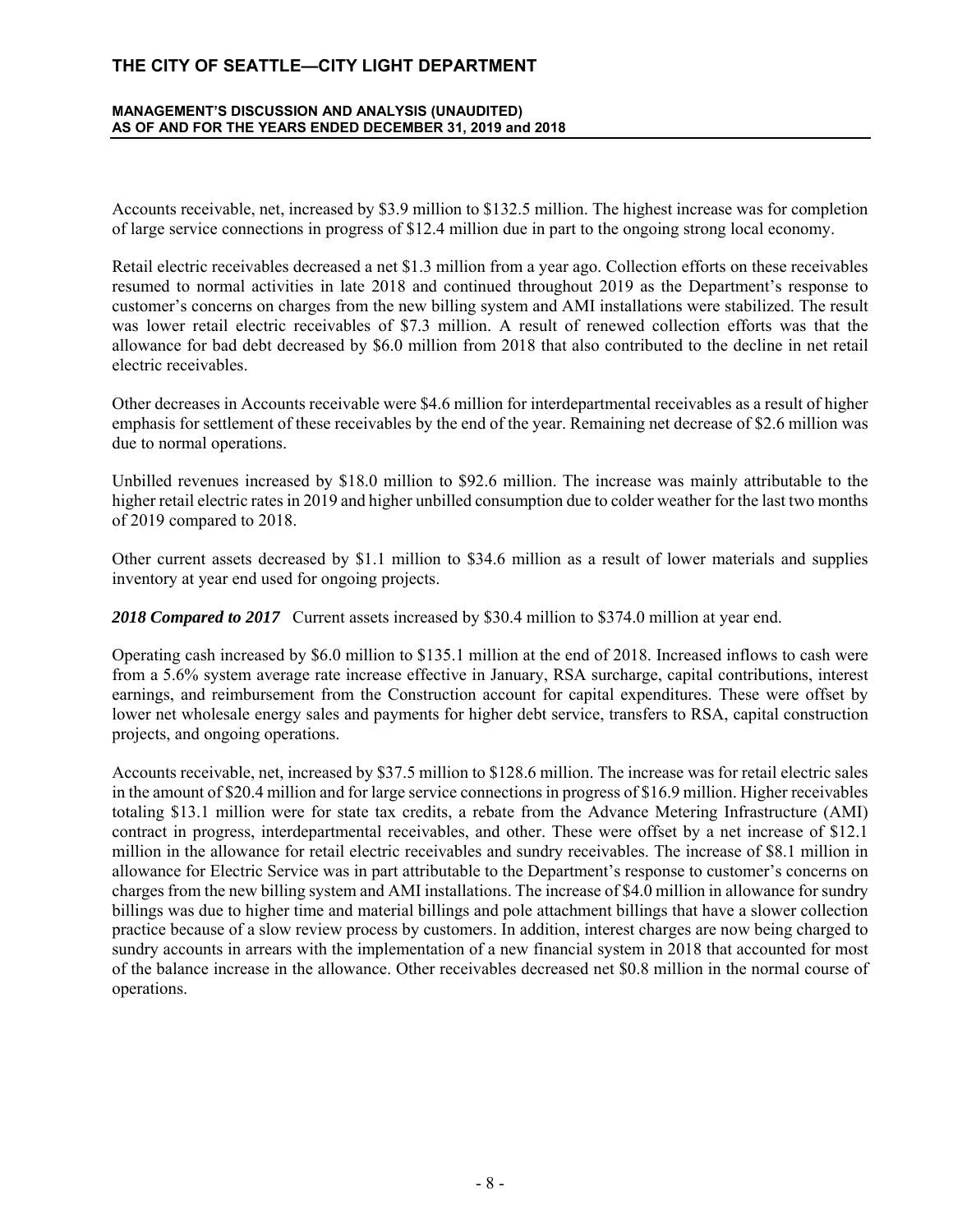Accounts receivable, net, increased by \$3.9 million to \$132.5 million. The highest increase was for completion of large service connections in progress of \$12.4 million due in part to the ongoing strong local economy.

Retail electric receivables decreased a net \$1.3 million from a year ago. Collection efforts on these receivables resumed to normal activities in late 2018 and continued throughout 2019 as the Department's response to customer's concerns on charges from the new billing system and AMI installations were stabilized. The result was lower retail electric receivables of \$7.3 million. A result of renewed collection efforts was that the allowance for bad debt decreased by \$6.0 million from 2018 that also contributed to the decline in net retail electric receivables.

Other decreases in Accounts receivable were \$4.6 million for interdepartmental receivables as a result of higher emphasis for settlement of these receivables by the end of the year. Remaining net decrease of \$2.6 million was due to normal operations.

Unbilled revenues increased by \$18.0 million to \$92.6 million. The increase was mainly attributable to the higher retail electric rates in 2019 and higher unbilled consumption due to colder weather for the last two months of 2019 compared to 2018.

Other current assets decreased by \$1.1 million to \$34.6 million as a result of lower materials and supplies inventory at year end used for ongoing projects.

***2018 Compared to 2017*** Current assets increased by \$30.4 million to \$374.0 million at year end.

Operating cash increased by \$6.0 million to \$135.1 million at the end of 2018. Increased inflows to cash were from a 5.6% system average rate increase effective in January, RSA surcharge, capital contributions, interest earnings, and reimbursement from the Construction account for capital expenditures. These were offset by lower net wholesale energy sales and payments for higher debt service, transfers to RSA, capital construction projects, and ongoing operations.

Accounts receivable, net, increased by \$37.5 million to \$128.6 million. The increase was for retail electric sales in the amount of \$20.4 million and for large service connections in progress of \$16.9 million. Higher receivables totaling \$13.1 million were for state tax credits, a rebate from the Advance Metering Infrastructure (AMI) contract in progress, interdepartmental receivables, and other. These were offset by a net increase of \$12.1 million in the allowance for retail electric receivables and sundry receivables. The increase of \$8.1 million in allowance for Electric Service was in part attributable to the Department's response to customer's concerns on charges from the new billing system and AMI installations. The increase of \$4.0 million in allowance for sundry billings was due to higher time and material billings and pole attachment billings that have a slower collection practice because of a slow review process by customers. In addition, interest charges are now being charged to sundry accounts in arrears with the implementation of a new financial system in 2018 that accounted for most of the balance increase in the allowance. Other receivables decreased net \$0.8 million in the normal course of operations.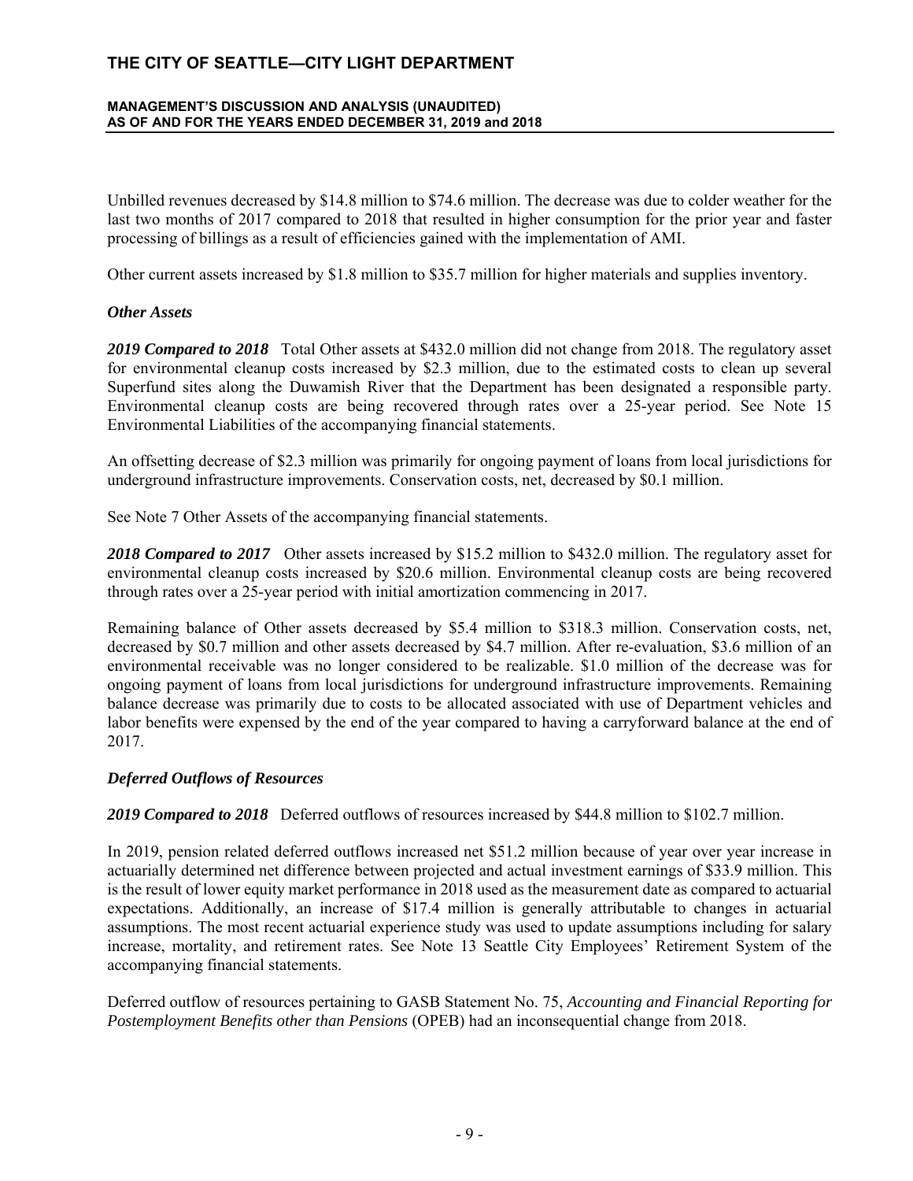Unbilled revenues decreased by $14.8 million to $74.6 million. The decrease was due to colder weather for the last two months of 2017 compared to 2018 that resulted in higher consumption for the prior year and faster processing of billings as a result of efficiencies gained with the implementation of AMI.

Other current assets increased by $1.8 million to $35.7 million for higher materials and supplies inventory.

### *Other Assets*

***2019 Compared to 2018*** Total Other assets at $432.0 million did not change from 2018. The regulatory asset for environmental cleanup costs increased by $2.3 million, due to the estimated costs to clean up several Superfund sites along the Duwamish River that the Department has been designated a responsible party. Environmental cleanup costs are being recovered through rates over a 25-year period. See Note 15 Environmental Liabilities of the accompanying financial statements.

An offsetting decrease of $2.3 million was primarily for ongoing payment of loans from local jurisdictions for underground infrastructure improvements. Conservation costs, net, decreased by $0.1 million.

See Note 7 Other Assets of the accompanying financial statements.

***2018 Compared to 2017*** Other assets increased by $15.2 million to $432.0 million. The regulatory asset for environmental cleanup costs increased by $20.6 million. Environmental cleanup costs are being recovered through rates over a 25-year period with initial amortization commencing in 2017.

Remaining balance of Other assets decreased by $5.4 million to $318.3 million. Conservation costs, net, decreased by $0.7 million and other assets decreased by $4.7 million. After re-evaluation, $3.6 million of an environmental receivable was no longer considered to be realizable. $1.0 million of the decrease was for ongoing payment of loans from local jurisdictions for underground infrastructure improvements. Remaining balance decrease was primarily due to costs to be allocated associated with use of Department vehicles and labor benefits were expensed by the end of the year compared to having a carryforward balance at the end of 2017.

### *Deferred Outflows of Resources*

***2019 Compared to 2018*** Deferred outflows of resources increased by $44.8 million to $102.7 million.

In 2019, pension related deferred outflows increased net $51.2 million because of year over year increase in actuarially determined net difference between projected and actual investment earnings of $33.9 million. This is the result of lower equity market performance in 2018 used as the measurement date as compared to actuarial expectations. Additionally, an increase of $17.4 million is generally attributable to changes in actuarial assumptions. The most recent actuarial experience study was used to update assumptions including for salary increase, mortality, and retirement rates. See Note 13 Seattle City Employees' Retirement System of the accompanying financial statements.

Deferred outflow of resources pertaining to GASB Statement No. 75, *Accounting and Financial Reporting for Postemployment Benefits other than Pensions* (OPEB) had an inconsequential change from 2018.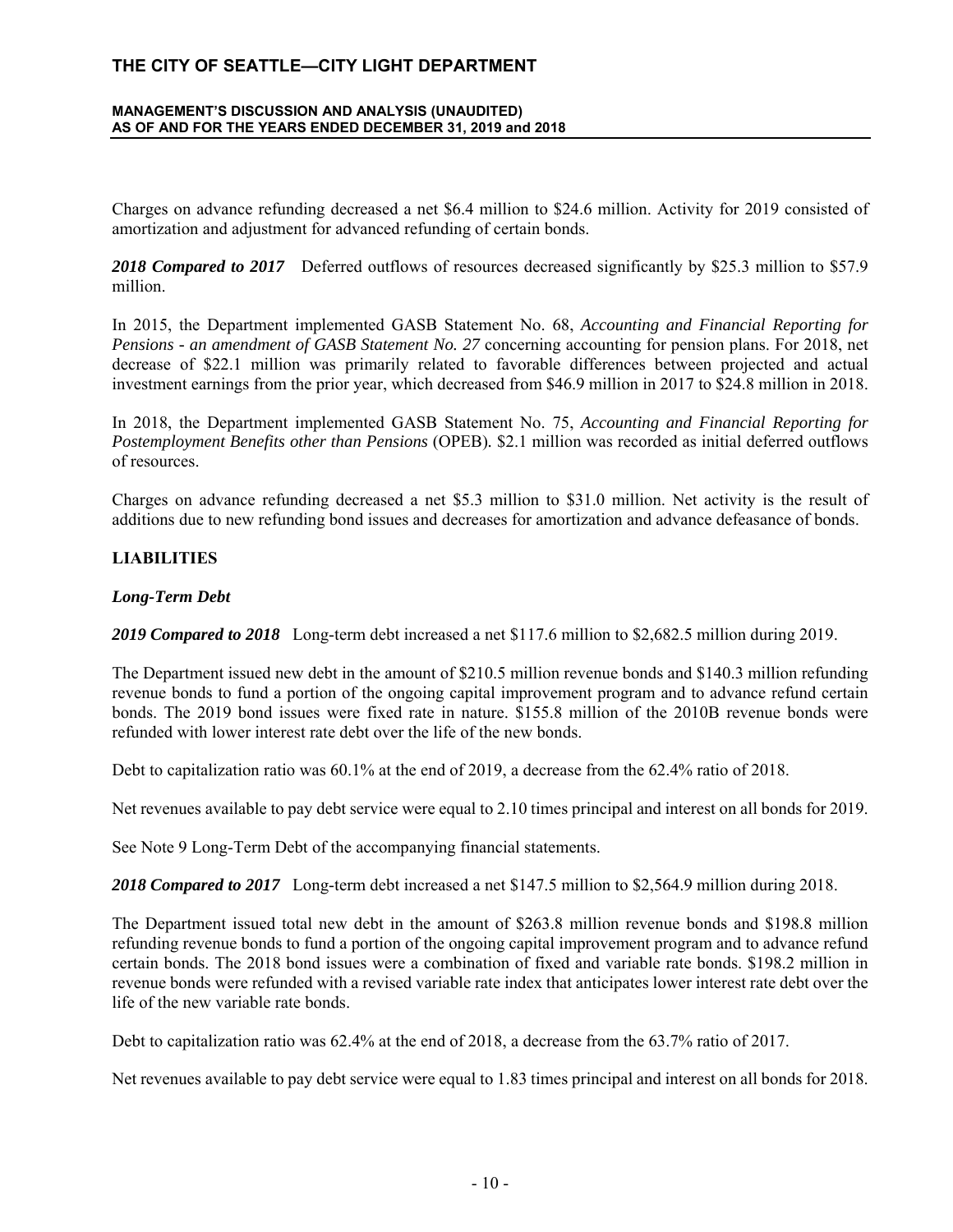Charges on advance refunding decreased a net \$6.4 million to \$24.6 million. Activity for 2019 consisted of amortization and adjustment for advanced refunding of certain bonds.

***2018 Compared to 2017*** Deferred outflows of resources decreased significantly by \$25.3 million to \$57.9 million.

In 2015, the Department implemented GASB Statement No. 68, *Accounting and Financial Reporting for Pensions - an amendment of GASB Statement No. 27* concerning accounting for pension plans. For 2018, net decrease of \$22.1 million was primarily related to favorable differences between projected and actual investment earnings from the prior year, which decreased from \$46.9 million in 2017 to \$24.8 million in 2018.

In 2018, the Department implemented GASB Statement No. 75, *Accounting and Financial Reporting for Postemployment Benefits other than Pensions* (OPEB). \$2.1 million was recorded as initial deferred outflows of resources.

Charges on advance refunding decreased a net \$5.3 million to \$31.0 million. Net activity is the result of additions due to new refunding bond issues and decreases for amortization and advance defeasance of bonds.

## LIABILITIES

### *Long-Term Debt*

***2019 Compared to 2018*** Long-term debt increased a net \$117.6 million to \$2,682.5 million during 2019.

The Department issued new debt in the amount of \$210.5 million revenue bonds and \$140.3 million refunding revenue bonds to fund a portion of the ongoing capital improvement program and to advance refund certain bonds. The 2019 bond issues were fixed rate in nature. \$155.8 million of the 2010B revenue bonds were refunded with lower interest rate debt over the life of the new bonds.

Debt to capitalization ratio was 60.1% at the end of 2019, a decrease from the 62.4% ratio of 2018.

Net revenues available to pay debt service were equal to 2.10 times principal and interest on all bonds for 2019.

See Note 9 Long-Term Debt of the accompanying financial statements.

***2018 Compared to 2017*** Long-term debt increased a net \$147.5 million to \$2,564.9 million during 2018.

The Department issued total new debt in the amount of \$263.8 million revenue bonds and \$198.8 million refunding revenue bonds to fund a portion of the ongoing capital improvement program and to advance refund certain bonds. The 2018 bond issues were a combination of fixed and variable rate bonds. \$198.2 million in revenue bonds were refunded with a revised variable rate index that anticipates lower interest rate debt over the life of the new variable rate bonds.

Debt to capitalization ratio was 62.4% at the end of 2018, a decrease from the 63.7% ratio of 2017.

Net revenues available to pay debt service were equal to 1.83 times principal and interest on all bonds for 2018.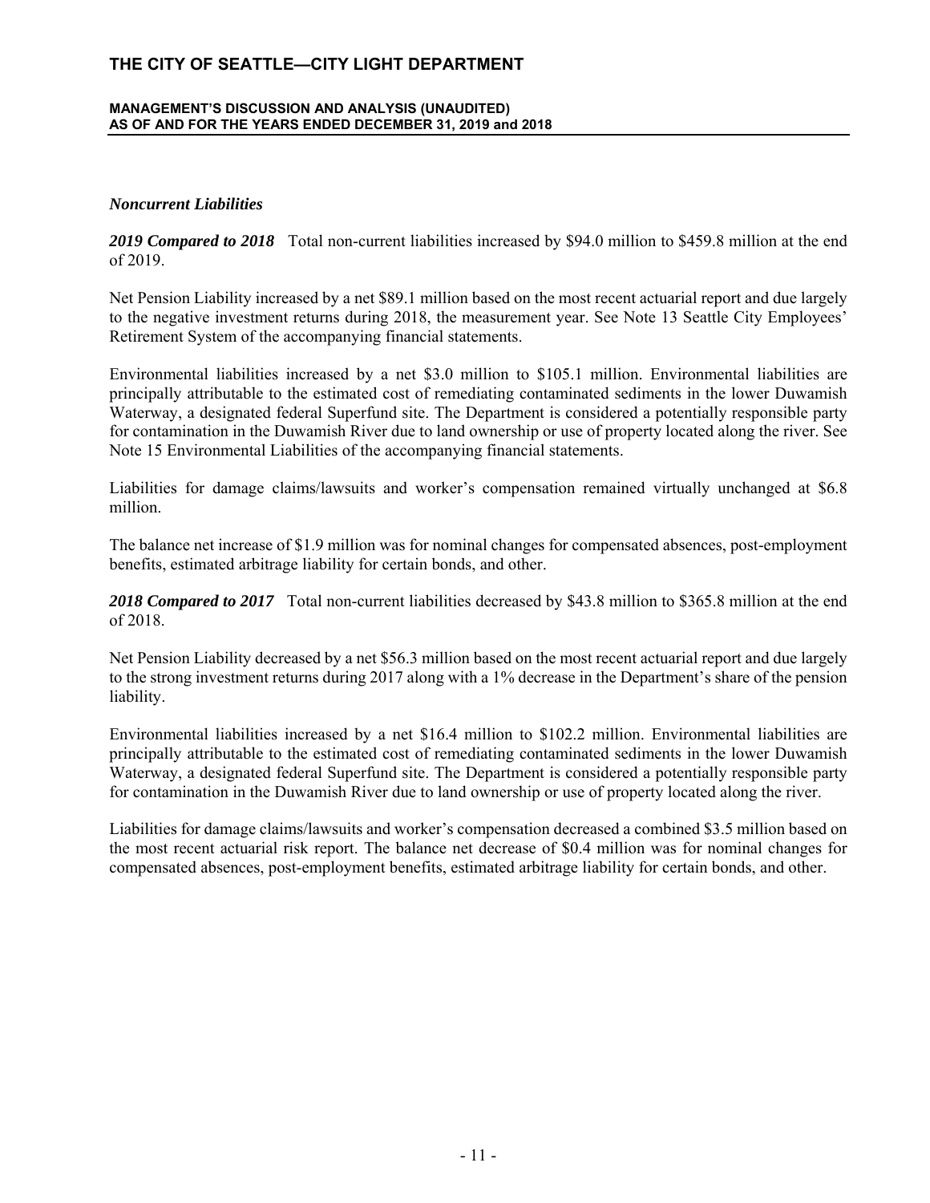### *Noncurrent Liabilities*

***2019 Compared to 2018*** Total non-current liabilities increased by $94.0 million to $459.8 million at the end of 2019.

Net Pension Liability increased by a net $89.1 million based on the most recent actuarial report and due largely to the negative investment returns during 2018, the measurement year. See Note 13 Seattle City Employees' Retirement System of the accompanying financial statements.

Environmental liabilities increased by a net $3.0 million to $105.1 million. Environmental liabilities are principally attributable to the estimated cost of remediating contaminated sediments in the lower Duwamish Waterway, a designated federal Superfund site. The Department is considered a potentially responsible party for contamination in the Duwamish River due to land ownership or use of property located along the river. See Note 15 Environmental Liabilities of the accompanying financial statements.

Liabilities for damage claims/lawsuits and worker's compensation remained virtually unchanged at $6.8 million.

The balance net increase of $1.9 million was for nominal changes for compensated absences, post-employment benefits, estimated arbitrage liability for certain bonds, and other.

***2018 Compared to 2017*** Total non-current liabilities decreased by $43.8 million to $365.8 million at the end of 2018.

Net Pension Liability decreased by a net $56.3 million based on the most recent actuarial report and due largely to the strong investment returns during 2017 along with a 1% decrease in the Department's share of the pension liability.

Environmental liabilities increased by a net $16.4 million to $102.2 million. Environmental liabilities are principally attributable to the estimated cost of remediating contaminated sediments in the lower Duwamish Waterway, a designated federal Superfund site. The Department is considered a potentially responsible party for contamination in the Duwamish River due to land ownership or use of property located along the river.

Liabilities for damage claims/lawsuits and worker's compensation decreased a combined $3.5 million based on the most recent actuarial risk report. The balance net decrease of $0.4 million was for nominal changes for compensated absences, post-employment benefits, estimated arbitrage liability for certain bonds, and other.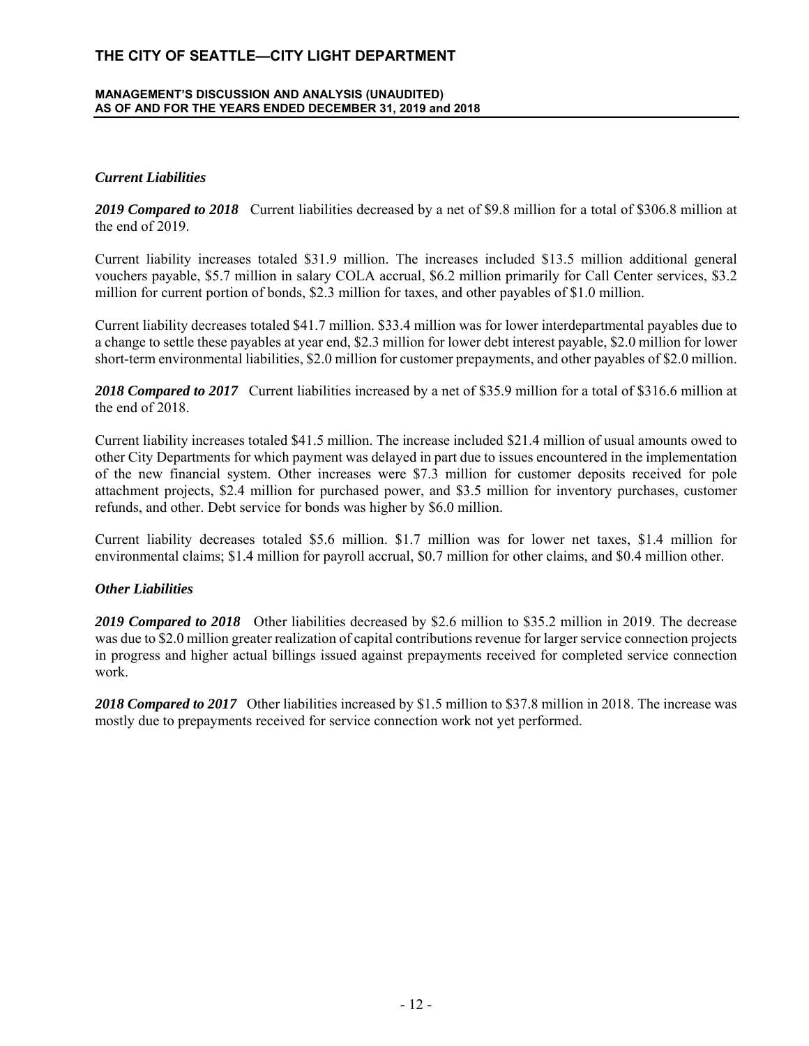### *Current Liabilities*

***2019 Compared to 2018*** Current liabilities decreased by a net of $9.8 million for a total of $306.8 million at the end of 2019.

Current liability increases totaled $31.9 million. The increases included $13.5 million additional general vouchers payable, $5.7 million in salary COLA accrual, $6.2 million primarily for Call Center services, $3.2 million for current portion of bonds, $2.3 million for taxes, and other payables of $1.0 million.

Current liability decreases totaled $41.7 million. $33.4 million was for lower interdepartmental payables due to a change to settle these payables at year end, $2.3 million for lower debt interest payable, $2.0 million for lower short-term environmental liabilities, $2.0 million for customer prepayments, and other payables of $2.0 million.

***2018 Compared to 2017*** Current liabilities increased by a net of $35.9 million for a total of $316.6 million at the end of 2018.

Current liability increases totaled $41.5 million. The increase included $21.4 million of usual amounts owed to other City Departments for which payment was delayed in part due to issues encountered in the implementation of the new financial system. Other increases were $7.3 million for customer deposits received for pole attachment projects, $2.4 million for purchased power, and $3.5 million for inventory purchases, customer refunds, and other. Debt service for bonds was higher by $6.0 million.

Current liability decreases totaled $5.6 million. $1.7 million was for lower net taxes, $1.4 million for environmental claims; $1.4 million for payroll accrual, $0.7 million for other claims, and $0.4 million other.

### *Other Liabilities*

***2019 Compared to 2018*** Other liabilities decreased by $2.6 million to $35.2 million in 2019. The decrease was due to $2.0 million greater realization of capital contributions revenue for larger service connection projects in progress and higher actual billings issued against prepayments received for completed service connection work.

***2018 Compared to 2017*** Other liabilities increased by $1.5 million to $37.8 million in 2018. The increase was mostly due to prepayments received for service connection work not yet performed.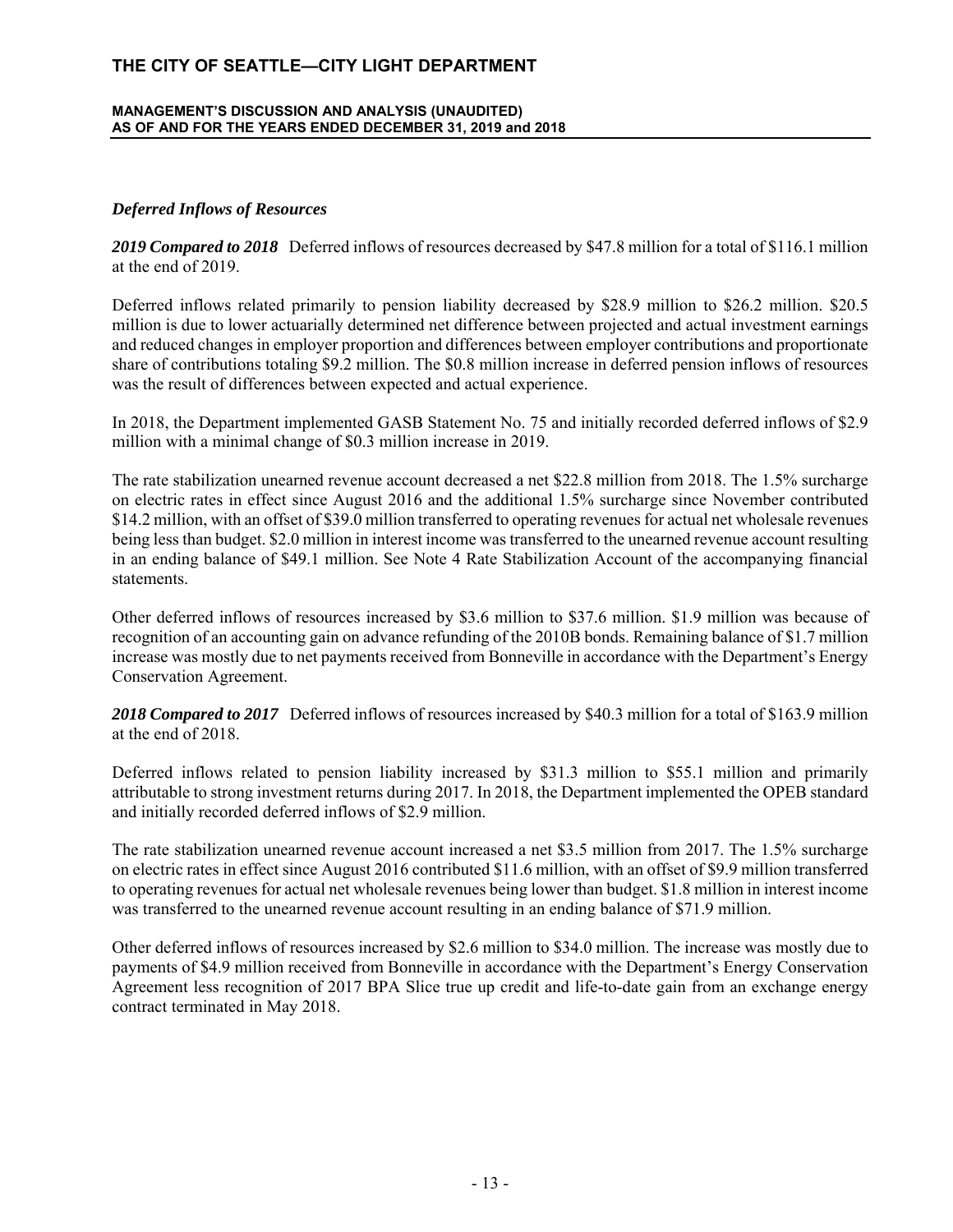### *Deferred Inflows of Resources*

***2019 Compared to 2018*** Deferred inflows of resources decreased by $47.8 million for a total of $116.1 million at the end of 2019.

Deferred inflows related primarily to pension liability decreased by $28.9 million to $26.2 million. $20.5 million is due to lower actuarially determined net difference between projected and actual investment earnings and reduced changes in employer proportion and differences between employer contributions and proportionate share of contributions totaling $9.2 million. The $0.8 million increase in deferred pension inflows of resources was the result of differences between expected and actual experience.

In 2018, the Department implemented GASB Statement No. 75 and initially recorded deferred inflows of $2.9 million with a minimal change of $0.3 million increase in 2019.

The rate stabilization unearned revenue account decreased a net $22.8 million from 2018. The 1.5% surcharge on electric rates in effect since August 2016 and the additional 1.5% surcharge since November contributed $14.2 million, with an offset of $39.0 million transferred to operating revenues for actual net wholesale revenues being less than budget. $2.0 million in interest income was transferred to the unearned revenue account resulting in an ending balance of $49.1 million. See Note 4 Rate Stabilization Account of the accompanying financial statements.

Other deferred inflows of resources increased by $3.6 million to $37.6 million. $1.9 million was because of recognition of an accounting gain on advance refunding of the 2010B bonds. Remaining balance of $1.7 million increase was mostly due to net payments received from Bonneville in accordance with the Department's Energy Conservation Agreement.

***2018 Compared to 2017*** Deferred inflows of resources increased by $40.3 million for a total of $163.9 million at the end of 2018.

Deferred inflows related to pension liability increased by $31.3 million to $55.1 million and primarily attributable to strong investment returns during 2017. In 2018, the Department implemented the OPEB standard and initially recorded deferred inflows of $2.9 million.

The rate stabilization unearned revenue account increased a net $3.5 million from 2017. The 1.5% surcharge on electric rates in effect since August 2016 contributed $11.6 million, with an offset of $9.9 million transferred to operating revenues for actual net wholesale revenues being lower than budget. $1.8 million in interest income was transferred to the unearned revenue account resulting in an ending balance of $71.9 million.

Other deferred inflows of resources increased by $2.6 million to $34.0 million. The increase was mostly due to payments of $4.9 million received from Bonneville in accordance with the Department's Energy Conservation Agreement less recognition of 2017 BPA Slice true up credit and life-to-date gain from an exchange energy contract terminated in May 2018.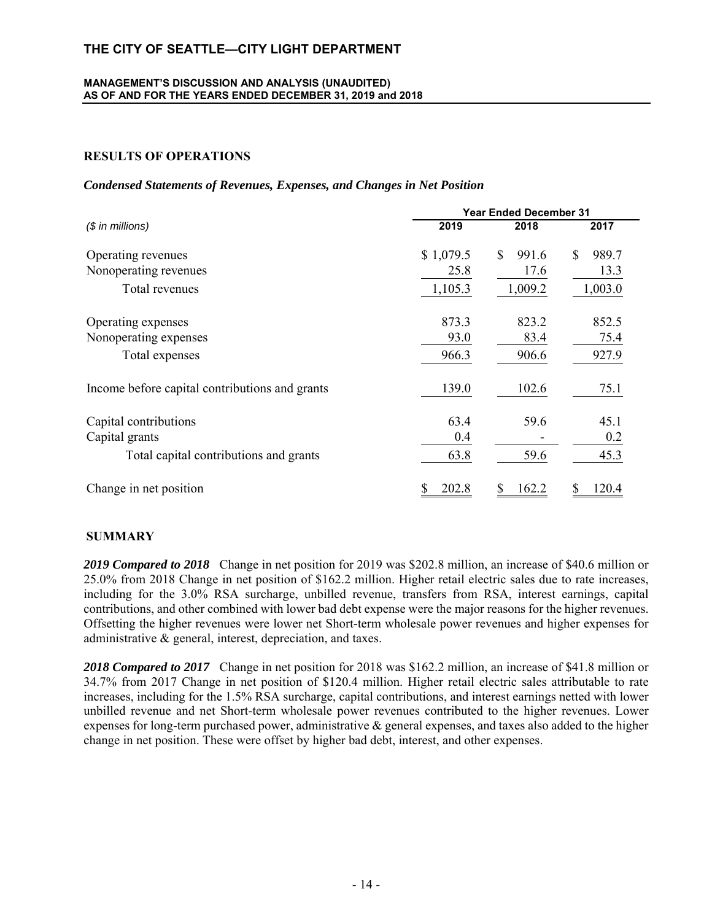## RESULTS OF OPERATIONS

### *Condensed Statements of Revenues, Expenses, and Changes in Net Position*

| *($ in millions)* | Year Ended December 31 | | |
|---|---|---|---|
| | 2019 | 2018 | 2017 |
| Operating revenues | $ 1,079.5 | $ 991.6 | $ 989.7 |
| Nonoperating revenues | 25.8 | 17.6 | 13.3 |
| Total revenues | 1,105.3 | 1,009.2 | 1,003.0 |
| Operating expenses | 873.3 | 823.2 | 852.5 |
| Nonoperating expenses | 93.0 | 83.4 | 75.4 |
| Total expenses | 966.3 | 906.6 | 927.9 |
| Income before capital contributions and grants | 139.0 | 102.6 | 75.1 |
| Capital contributions | 63.4 | 59.6 | 45.1 |
| Capital grants | 0.4 | - | 0.2 |
| Total capital contributions and grants | 63.8 | 59.6 | 45.3 |
| Change in net position | $ 202.8 | $ 162.2 | $ 120.4 |

## SUMMARY

***2019 Compared to 2018*** Change in net position for 2019 was $202.8 million, an increase of $40.6 million or 25.0% from 2018 Change in net position of $162.2 million. Higher retail electric sales due to rate increases, including for the 3.0% RSA surcharge, unbilled revenue, transfers from RSA, interest earnings, capital contributions, and other combined with lower bad debt expense were the major reasons for the higher revenues. Offsetting the higher revenues were lower net Short-term wholesale power revenues and higher expenses for administrative & general, interest, depreciation, and taxes.

***2018 Compared to 2017*** Change in net position for 2018 was $162.2 million, an increase of $41.8 million or 34.7% from 2017 Change in net position of $120.4 million. Higher retail electric sales attributable to rate increases, including for the 1.5% RSA surcharge, capital contributions, and interest earnings netted with lower unbilled revenue and net Short-term wholesale power revenues contributed to the higher revenues. Lower expenses for long-term purchased power, administrative & general expenses, and taxes also added to the higher change in net position. These were offset by higher bad debt, interest, and other expenses.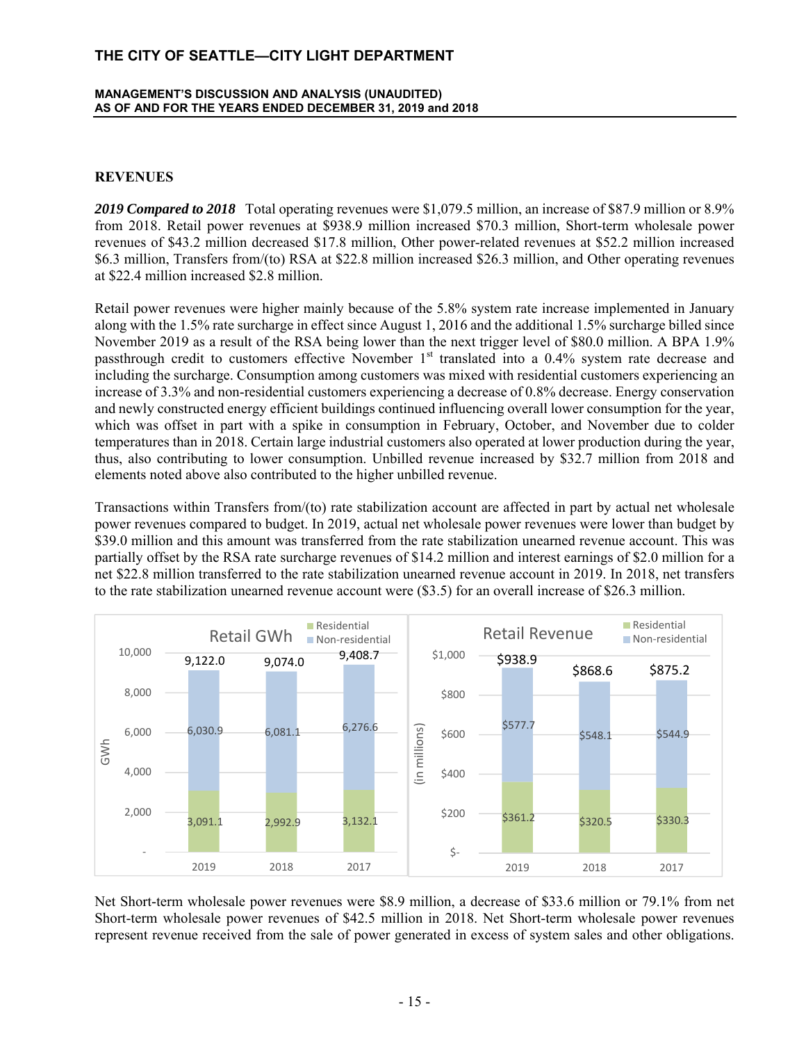## REVENUES

***2019 Compared to 2018*** Total operating revenues were $1,079.5 million, an increase of $87.9 million or 8.9% from 2018. Retail power revenues at $938.9 million increased $70.3 million, Short-term wholesale power revenues of $43.2 million decreased $17.8 million, Other power-related revenues at $52.2 million increased $6.3 million, Transfers from/(to) RSA at $22.8 million increased $26.3 million, and Other operating revenues at $22.4 million increased $2.8 million.

Retail power revenues were higher mainly because of the 5.8% system rate increase implemented in January along with the 1.5% rate surcharge in effect since August 1, 2016 and the additional 1.5% surcharge billed since November 2019 as a result of the RSA being lower than the next trigger level of $80.0 million. A BPA 1.9% passthrough credit to customers effective November 1st translated into a 0.4% system rate decrease and including the surcharge. Consumption among customers was mixed with residential customers experiencing an increase of 3.3% and non-residential customers experiencing a decrease of 0.8% decrease. Energy conservation and newly constructed energy efficient buildings continued influencing overall lower consumption for the year, which was offset in part with a spike in consumption in February, October, and November due to colder temperatures than in 2018. Certain large industrial customers also operated at lower production during the year, thus, also contributing to lower consumption. Unbilled revenue increased by $32.7 million from 2018 and elements noted above also contributed to the higher unbilled revenue.

Transactions within Transfers from/(to) rate stabilization account are affected in part by actual net wholesale power revenues compared to budget. In 2019, actual net wholesale power revenues were lower than budget by $39.0 million and this amount was transferred from the rate stabilization unearned revenue account. This was partially offset by the RSA rate surcharge revenues of $14.2 million and interest earnings of $2.0 million for a net $22.8 million transferred to the rate stabilization unearned revenue account in 2019. In 2018, net transfers to the rate stabilization unearned revenue account were ($3.5) for an overall increase of $26.3 million.

**Retail GWh**

| | 2019 | 2018 | 2017 |
|---|---|---|---|
| Non-residential | 6,030.9 | 6,081.1 | 6,276.6 |
| Residential | 3,091.1 | 2,992.9 | 3,132.1 |
| Total | 9,122.0 | 9,074.0 | 9,408.7 |

**Retail Revenue** (in millions)

| | 2019 | 2018 | 2017 |
|---|---|---|---|
| Non-residential | $577.7 | $548.1 | $544.9 |
| Residential | $361.2 | $320.5 | $330.3 |
| Total | $938.9 | $868.6 | $875.2 |

Net Short-term wholesale power revenues were $8.9 million, a decrease of $33.6 million or 79.1% from net Short-term wholesale power revenues of $42.5 million in 2018. Net Short-term wholesale power revenues represent revenue received from the sale of power generated in excess of system sales and other obligations.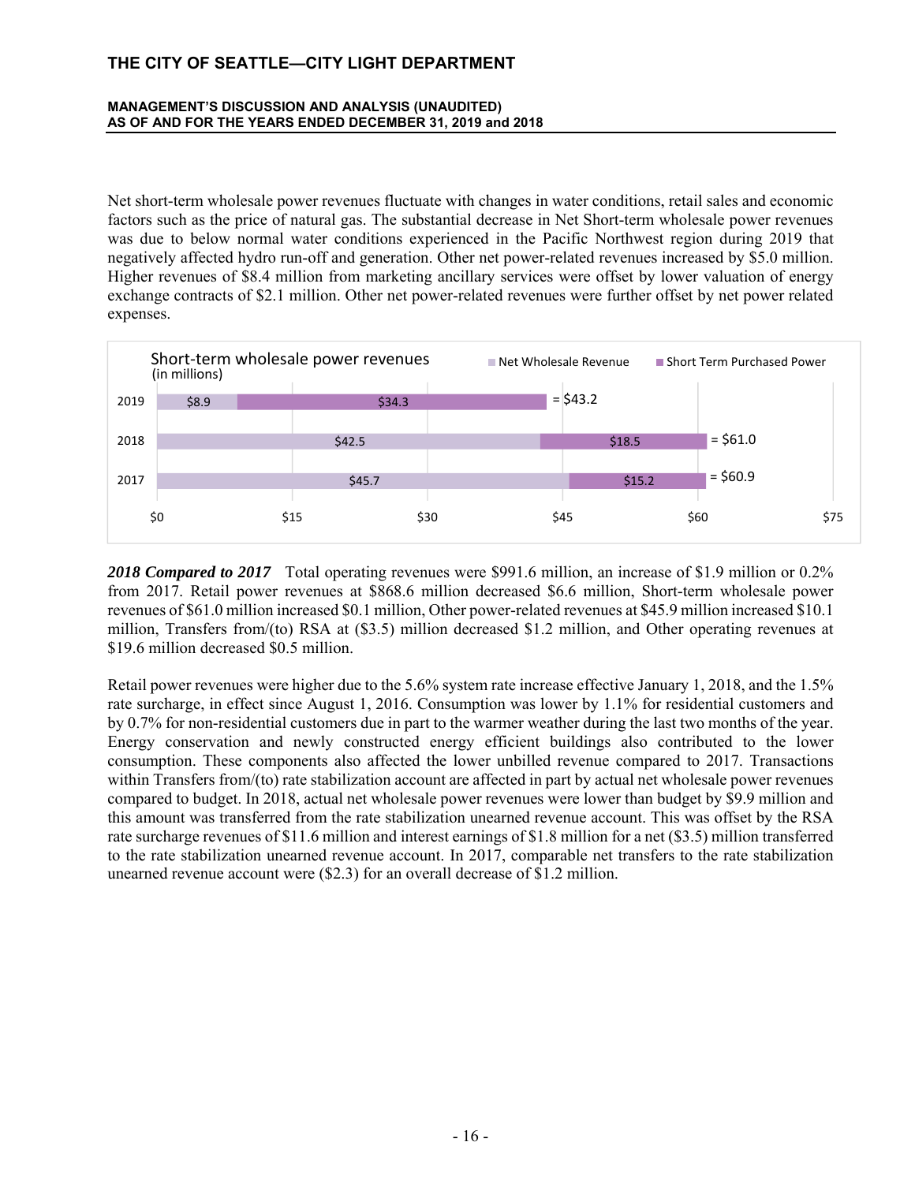Net short-term wholesale power revenues fluctuate with changes in water conditions, retail sales and economic factors such as the price of natural gas. The substantial decrease in Net Short-term wholesale power revenues was due to below normal water conditions experienced in the Pacific Northwest region during 2019 that negatively affected hydro run-off and generation. Other net power-related revenues increased by $5.0 million. Higher revenues of $8.4 million from marketing ancillary services were offset by lower valuation of energy exchange contracts of $2.1 million. Other net power-related revenues were further offset by net power related expenses.

Short-term wholesale power revenues (in millions)

| Year | Net Wholesale Revenue | Short Term Purchased Power | Total |
|---|---|---|---|
| 2019 | $8.9 | $34.3 | = $43.2 |
| 2018 | $42.5 | $18.5 | = $61.0 |
| 2017 | $45.7 | $15.2 | = $60.9 |

***2018 Compared to 2017*** Total operating revenues were $991.6 million, an increase of $1.9 million or 0.2% from 2017. Retail power revenues at $868.6 million decreased $6.6 million, Short-term wholesale power revenues of $61.0 million increased $0.1 million, Other power-related revenues at $45.9 million increased $10.1 million, Transfers from/(to) RSA at ($3.5) million decreased $1.2 million, and Other operating revenues at $19.6 million decreased $0.5 million.

Retail power revenues were higher due to the 5.6% system rate increase effective January 1, 2018, and the 1.5% rate surcharge, in effect since August 1, 2016. Consumption was lower by 1.1% for residential customers and by 0.7% for non-residential customers due in part to the warmer weather during the last two months of the year. Energy conservation and newly constructed energy efficient buildings also contributed to the lower consumption. These components also affected the lower unbilled revenue compared to 2017. Transactions within Transfers from/(to) rate stabilization account are affected in part by actual net wholesale power revenues compared to budget. In 2018, actual net wholesale power revenues were lower than budget by $9.9 million and this amount was transferred from the rate stabilization unearned revenue account. This was offset by the RSA rate surcharge revenues of $11.6 million and interest earnings of $1.8 million for a net ($3.5) million transferred to the rate stabilization unearned revenue account. In 2017, comparable net transfers to the rate stabilization unearned revenue account were ($2.3) for an overall decrease of $1.2 million.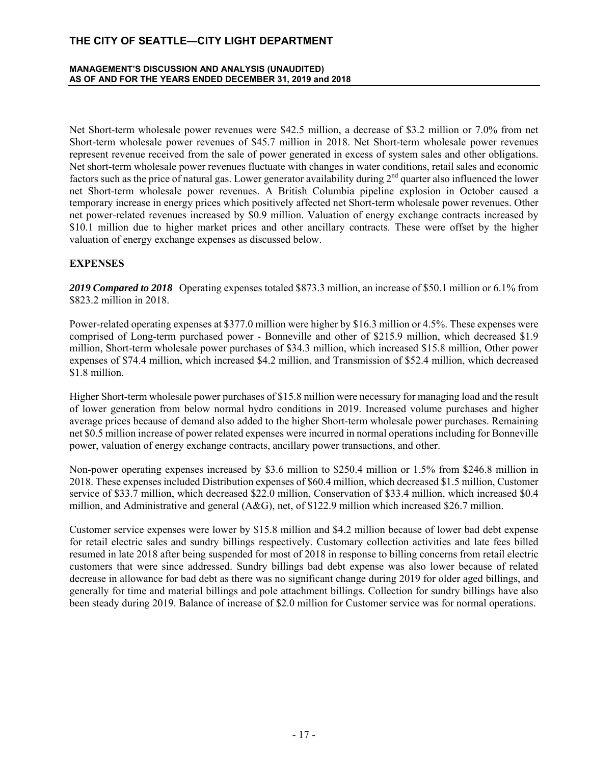Net Short-term wholesale power revenues were $42.5 million, a decrease of $3.2 million or 7.0% from net Short-term wholesale power revenues of $45.7 million in 2018. Net Short-term wholesale power revenues represent revenue received from the sale of power generated in excess of system sales and other obligations. Net short-term wholesale power revenues fluctuate with changes in water conditions, retail sales and economic factors such as the price of natural gas. Lower generator availability during 2nd quarter also influenced the lower net Short-term wholesale power revenues. A British Columbia pipeline explosion in October caused a temporary increase in energy prices which positively affected net Short-term wholesale power revenues. Other net power-related revenues increased by $0.9 million. Valuation of energy exchange contracts increased by $10.1 million due to higher market prices and other ancillary contracts. These were offset by the higher valuation of energy exchange expenses as discussed below.

## EXPENSES

***2019 Compared to 2018*** Operating expenses totaled $873.3 million, an increase of $50.1 million or 6.1% from $823.2 million in 2018.

Power-related operating expenses at $377.0 million were higher by $16.3 million or 4.5%. These expenses were comprised of Long-term purchased power - Bonneville and other of $215.9 million, which decreased $1.9 million, Short-term wholesale power purchases of $34.3 million, which increased $15.8 million, Other power expenses of $74.4 million, which increased $4.2 million, and Transmission of $52.4 million, which decreased $1.8 million.

Higher Short-term wholesale power purchases of $15.8 million were necessary for managing load and the result of lower generation from below normal hydro conditions in 2019. Increased volume purchases and higher average prices because of demand also added to the higher Short-term wholesale power purchases. Remaining net $0.5 million increase of power related expenses were incurred in normal operations including for Bonneville power, valuation of energy exchange contracts, ancillary power transactions, and other.

Non-power operating expenses increased by $3.6 million to $250.4 million or 1.5% from $246.8 million in 2018. These expenses included Distribution expenses of $60.4 million, which decreased $1.5 million, Customer service of $33.7 million, which decreased $22.0 million, Conservation of $33.4 million, which increased $0.4 million, and Administrative and general (A&G), net, of $122.9 million which increased $26.7 million.

Customer service expenses were lower by $15.8 million and $4.2 million because of lower bad debt expense for retail electric sales and sundry billings respectively. Customary collection activities and late fees billed resumed in late 2018 after being suspended for most of 2018 in response to billing concerns from retail electric customers that were since addressed. Sundry billings bad debt expense was also lower because of related decrease in allowance for bad debt as there was no significant change during 2019 for older aged billings, and generally for time and material billings and pole attachment billings. Collection for sundry billings have also been steady during 2019. Balance of increase of $2.0 million for Customer service was for normal operations.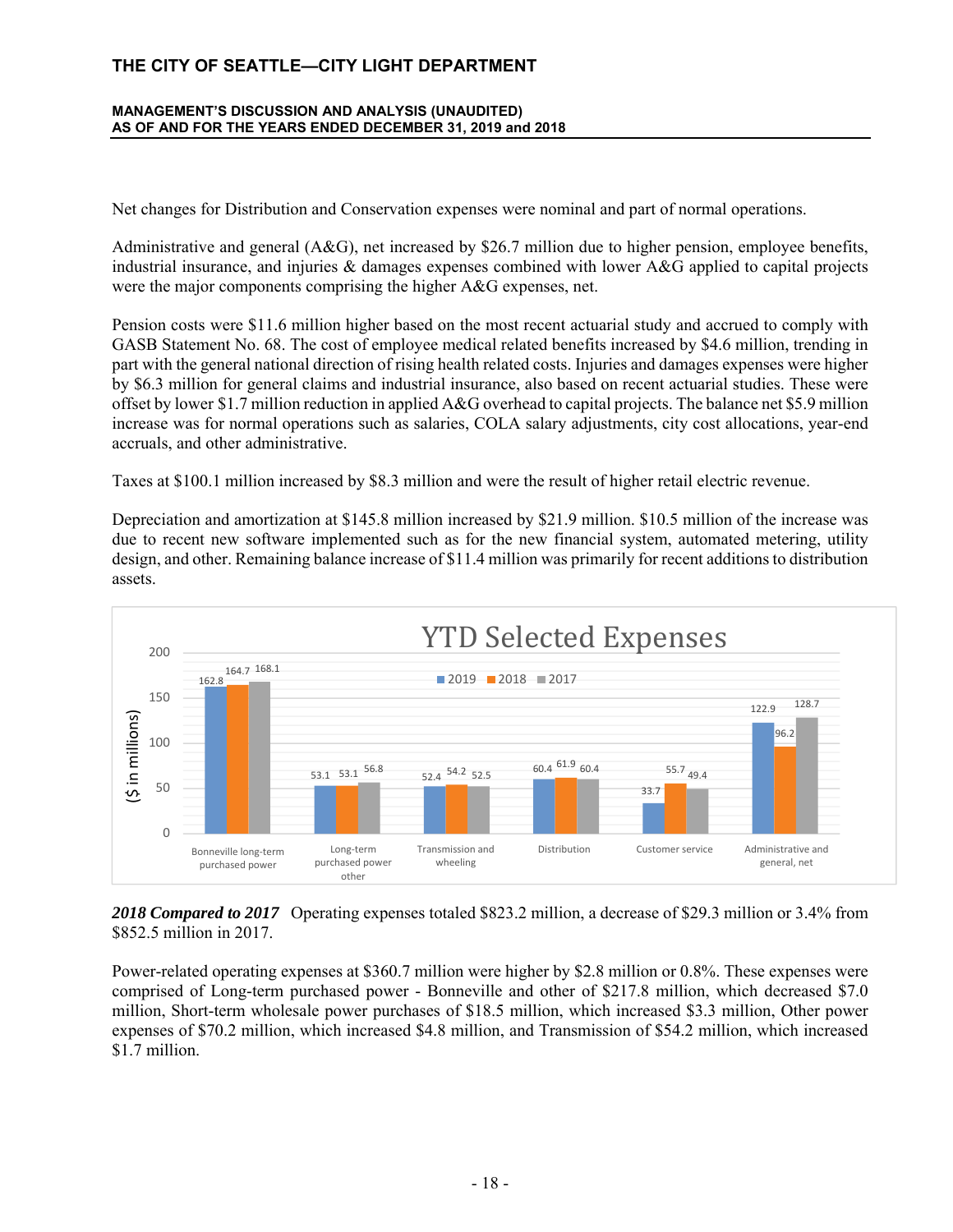Net changes for Distribution and Conservation expenses were nominal and part of normal operations.

Administrative and general (A&G), net increased by $26.7 million due to higher pension, employee benefits, industrial insurance, and injuries & damages expenses combined with lower A&G applied to capital projects were the major components comprising the higher A&G expenses, net.

Pension costs were $11.6 million higher based on the most recent actuarial study and accrued to comply with GASB Statement No. 68. The cost of employee medical related benefits increased by $4.6 million, trending in part with the general national direction of rising health related costs. Injuries and damages expenses were higher by $6.3 million for general claims and industrial insurance, also based on recent actuarial studies. These were offset by lower $1.7 million reduction in applied A&G overhead to capital projects. The balance net $5.9 million increase was for normal operations such as salaries, COLA salary adjustments, city cost allocations, year-end accruals, and other administrative.

Taxes at $100.1 million increased by $8.3 million and were the result of higher retail electric revenue.

Depreciation and amortization at $145.8 million increased by $21.9 million. $10.5 million of the increase was due to recent new software implemented such as for the new financial system, automated metering, utility design, and other. Remaining balance increase of $11.4 million was primarily for recent additions to distribution assets.

**YTD Selected Expenses**

($ in millions)

| | 2019 | 2018 | 2017 |
|---|---|---|---|
| Bonneville long-term purchased power | 162.8 | 164.7 | 168.1 |
| Long-term purchased power other | 53.1 | 53.1 | 56.8 |
| Transmission and wheeling | 52.4 | 54.2 | 52.5 |
| Distribution | 60.4 | 61.9 | 60.4 |
| Customer service | 33.7 | 55.7 | 49.4 |
| Administrative and general, net | 122.9 | 96.2 | 128.7 |

***2018 Compared to 2017*** Operating expenses totaled $823.2 million, a decrease of $29.3 million or 3.4% from $852.5 million in 2017.

Power-related operating expenses at $360.7 million were higher by $2.8 million or 0.8%. These expenses were comprised of Long-term purchased power - Bonneville and other of $217.8 million, which decreased $7.0 million, Short-term wholesale power purchases of $18.5 million, which increased $3.3 million, Other power expenses of $70.2 million, which increased $4.8 million, and Transmission of $54.2 million, which increased $1.7 million.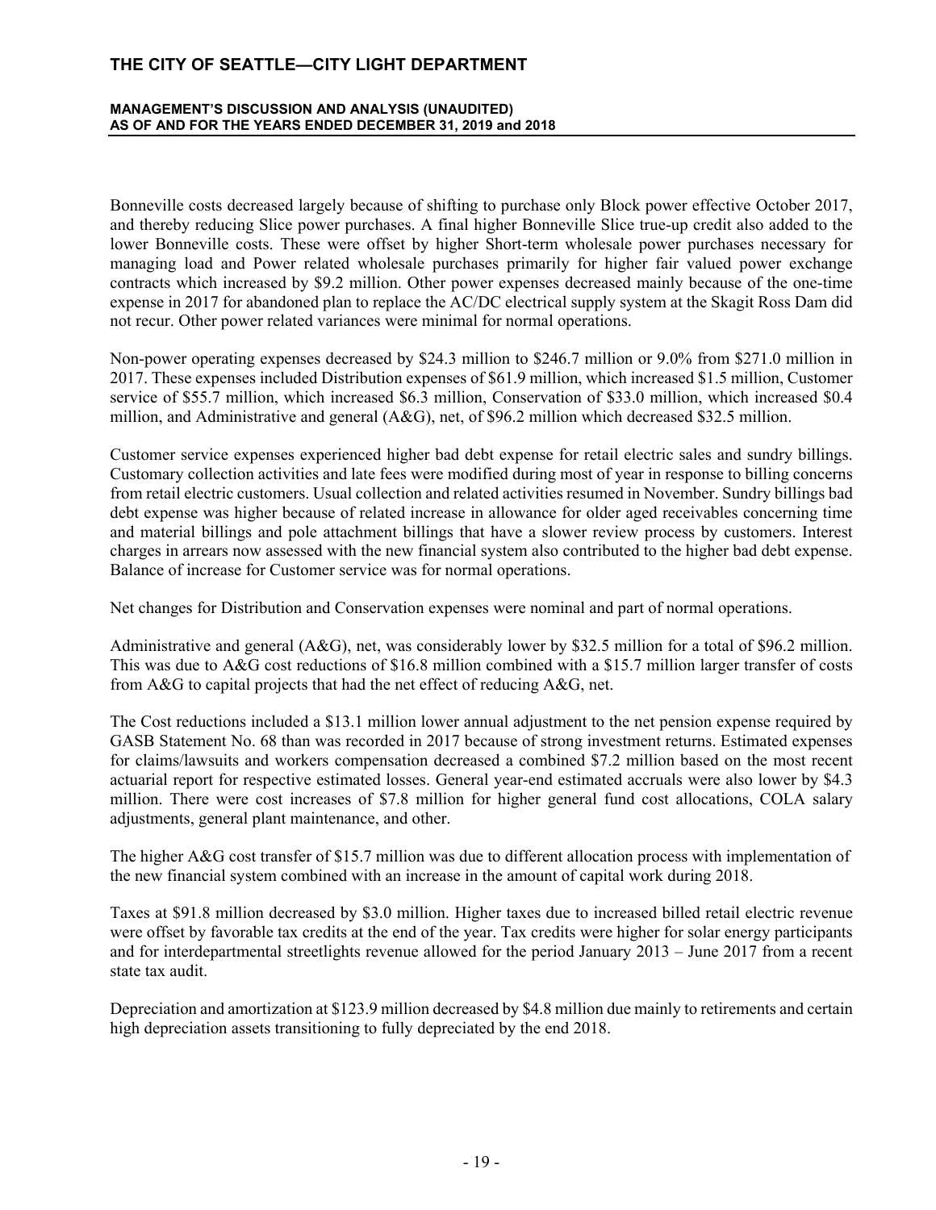Bonneville costs decreased largely because of shifting to purchase only Block power effective October 2017, and thereby reducing Slice power purchases. A final higher Bonneville Slice true-up credit also added to the lower Bonneville costs. These were offset by higher Short-term wholesale power purchases necessary for managing load and Power related wholesale purchases primarily for higher fair valued power exchange contracts which increased by $9.2 million. Other power expenses decreased mainly because of the one-time expense in 2017 for abandoned plan to replace the AC/DC electrical supply system at the Skagit Ross Dam did not recur. Other power related variances were minimal for normal operations.

Non-power operating expenses decreased by $24.3 million to $246.7 million or 9.0% from $271.0 million in 2017. These expenses included Distribution expenses of $61.9 million, which increased $1.5 million, Customer service of $55.7 million, which increased $6.3 million, Conservation of $33.0 million, which increased $0.4 million, and Administrative and general (A&G), net, of $96.2 million which decreased $32.5 million.

Customer service expenses experienced higher bad debt expense for retail electric sales and sundry billings. Customary collection activities and late fees were modified during most of year in response to billing concerns from retail electric customers. Usual collection and related activities resumed in November. Sundry billings bad debt expense was higher because of related increase in allowance for older aged receivables concerning time and material billings and pole attachment billings that have a slower review process by customers. Interest charges in arrears now assessed with the new financial system also contributed to the higher bad debt expense. Balance of increase for Customer service was for normal operations.

Net changes for Distribution and Conservation expenses were nominal and part of normal operations.

Administrative and general (A&G), net, was considerably lower by $32.5 million for a total of $96.2 million. This was due to A&G cost reductions of $16.8 million combined with a $15.7 million larger transfer of costs from A&G to capital projects that had the net effect of reducing A&G, net.

The Cost reductions included a $13.1 million lower annual adjustment to the net pension expense required by GASB Statement No. 68 than was recorded in 2017 because of strong investment returns. Estimated expenses for claims/lawsuits and workers compensation decreased a combined $7.2 million based on the most recent actuarial report for respective estimated losses. General year-end estimated accruals were also lower by $4.3 million. There were cost increases of $7.8 million for higher general fund cost allocations, COLA salary adjustments, general plant maintenance, and other.

The higher A&G cost transfer of $15.7 million was due to different allocation process with implementation of the new financial system combined with an increase in the amount of capital work during 2018.

Taxes at $91.8 million decreased by $3.0 million. Higher taxes due to increased billed retail electric revenue were offset by favorable tax credits at the end of the year. Tax credits were higher for solar energy participants and for interdepartmental streetlights revenue allowed for the period January 2013 – June 2017 from a recent state tax audit.

Depreciation and amortization at $123.9 million decreased by $4.8 million due mainly to retirements and certain high depreciation assets transitioning to fully depreciated by the end 2018.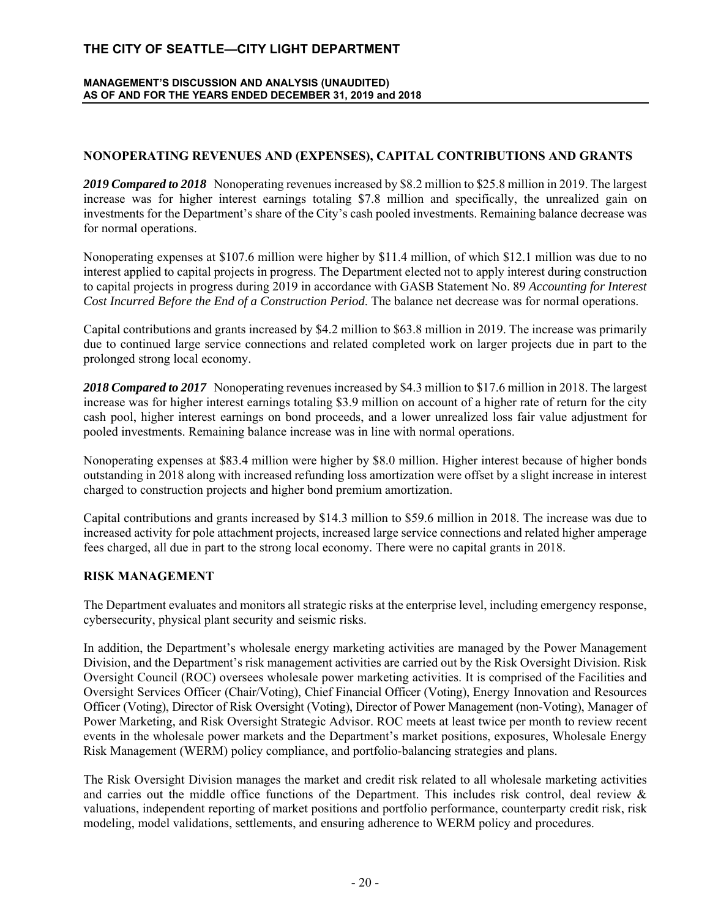## NONOPERATING REVENUES AND (EXPENSES), CAPITAL CONTRIBUTIONS AND GRANTS

***2019 Compared to 2018*** Nonoperating revenues increased by $8.2 million to $25.8 million in 2019. The largest increase was for higher interest earnings totaling $7.8 million and specifically, the unrealized gain on investments for the Department's share of the City's cash pooled investments. Remaining balance decrease was for normal operations.

Nonoperating expenses at $107.6 million were higher by $11.4 million, of which $12.1 million was due to no interest applied to capital projects in progress. The Department elected not to apply interest during construction to capital projects in progress during 2019 in accordance with GASB Statement No. 89 *Accounting for Interest Cost Incurred Before the End of a Construction Period*. The balance net decrease was for normal operations.

Capital contributions and grants increased by $4.2 million to $63.8 million in 2019. The increase was primarily due to continued large service connections and related completed work on larger projects due in part to the prolonged strong local economy.

***2018 Compared to 2017*** Nonoperating revenues increased by $4.3 million to $17.6 million in 2018. The largest increase was for higher interest earnings totaling $3.9 million on account of a higher rate of return for the city cash pool, higher interest earnings on bond proceeds, and a lower unrealized loss fair value adjustment for pooled investments. Remaining balance increase was in line with normal operations.

Nonoperating expenses at $83.4 million were higher by $8.0 million. Higher interest because of higher bonds outstanding in 2018 along with increased refunding loss amortization were offset by a slight increase in interest charged to construction projects and higher bond premium amortization.

Capital contributions and grants increased by $14.3 million to $59.6 million in 2018. The increase was due to increased activity for pole attachment projects, increased large service connections and related higher amperage fees charged, all due in part to the strong local economy. There were no capital grants in 2018.

## RISK MANAGEMENT

The Department evaluates and monitors all strategic risks at the enterprise level, including emergency response, cybersecurity, physical plant security and seismic risks.

In addition, the Department's wholesale energy marketing activities are managed by the Power Management Division, and the Department's risk management activities are carried out by the Risk Oversight Division. Risk Oversight Council (ROC) oversees wholesale power marketing activities. It is comprised of the Facilities and Oversight Services Officer (Chair/Voting), Chief Financial Officer (Voting), Energy Innovation and Resources Officer (Voting), Director of Risk Oversight (Voting), Director of Power Management (non-Voting), Manager of Power Marketing, and Risk Oversight Strategic Advisor. ROC meets at least twice per month to review recent events in the wholesale power markets and the Department's market positions, exposures, Wholesale Energy Risk Management (WERM) policy compliance, and portfolio-balancing strategies and plans.

The Risk Oversight Division manages the market and credit risk related to all wholesale marketing activities and carries out the middle office functions of the Department. This includes risk control, deal review & valuations, independent reporting of market positions and portfolio performance, counterparty credit risk, risk modeling, model validations, settlements, and ensuring adherence to WERM policy and procedures.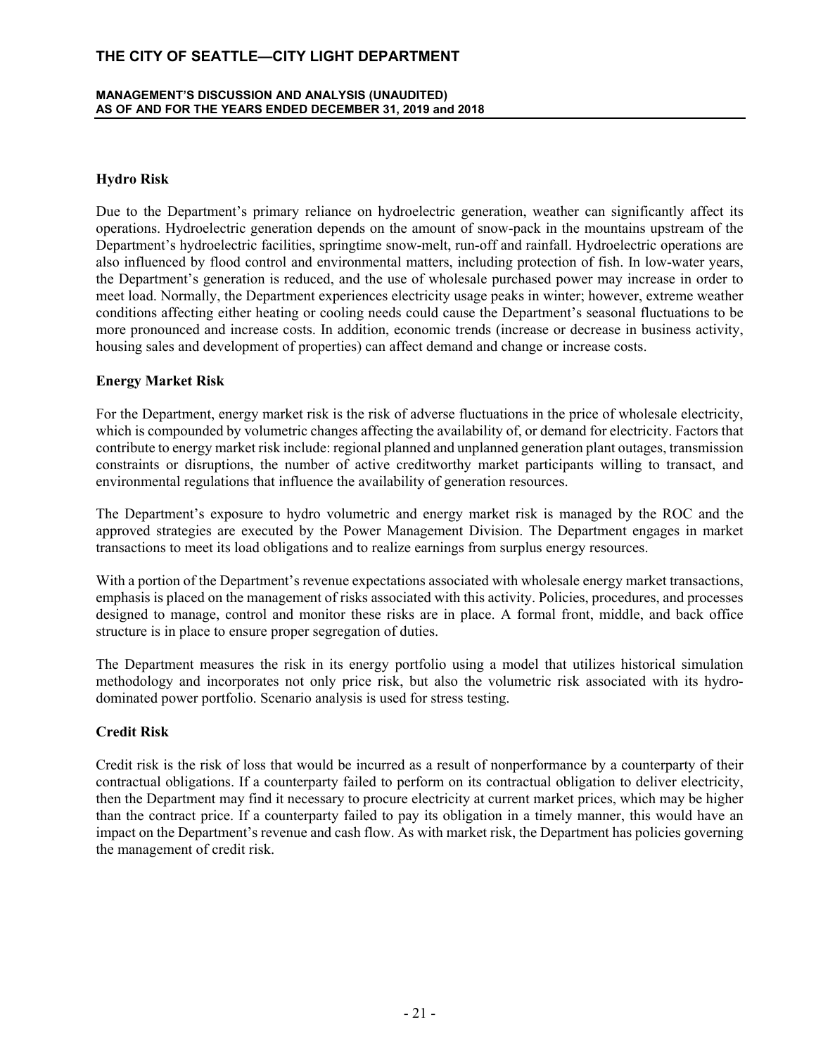## Hydro Risk

Due to the Department's primary reliance on hydroelectric generation, weather can significantly affect its operations. Hydroelectric generation depends on the amount of snow-pack in the mountains upstream of the Department's hydroelectric facilities, springtime snow-melt, run-off and rainfall. Hydroelectric operations are also influenced by flood control and environmental matters, including protection of fish. In low-water years, the Department's generation is reduced, and the use of wholesale purchased power may increase in order to meet load. Normally, the Department experiences electricity usage peaks in winter; however, extreme weather conditions affecting either heating or cooling needs could cause the Department's seasonal fluctuations to be more pronounced and increase costs. In addition, economic trends (increase or decrease in business activity, housing sales and development of properties) can affect demand and change or increase costs.

## Energy Market Risk

For the Department, energy market risk is the risk of adverse fluctuations in the price of wholesale electricity, which is compounded by volumetric changes affecting the availability of, or demand for electricity. Factors that contribute to energy market risk include: regional planned and unplanned generation plant outages, transmission constraints or disruptions, the number of active creditworthy market participants willing to transact, and environmental regulations that influence the availability of generation resources.

The Department's exposure to hydro volumetric and energy market risk is managed by the ROC and the approved strategies are executed by the Power Management Division. The Department engages in market transactions to meet its load obligations and to realize earnings from surplus energy resources.

With a portion of the Department's revenue expectations associated with wholesale energy market transactions, emphasis is placed on the management of risks associated with this activity. Policies, procedures, and processes designed to manage, control and monitor these risks are in place. A formal front, middle, and back office structure is in place to ensure proper segregation of duties.

The Department measures the risk in its energy portfolio using a model that utilizes historical simulation methodology and incorporates not only price risk, but also the volumetric risk associated with its hydro-dominated power portfolio. Scenario analysis is used for stress testing.

## Credit Risk

Credit risk is the risk of loss that would be incurred as a result of nonperformance by a counterparty of their contractual obligations. If a counterparty failed to perform on its contractual obligation to deliver electricity, then the Department may find it necessary to procure electricity at current market prices, which may be higher than the contract price. If a counterparty failed to pay its obligation in a timely manner, this would have an impact on the Department's revenue and cash flow. As with market risk, the Department has policies governing the management of credit risk.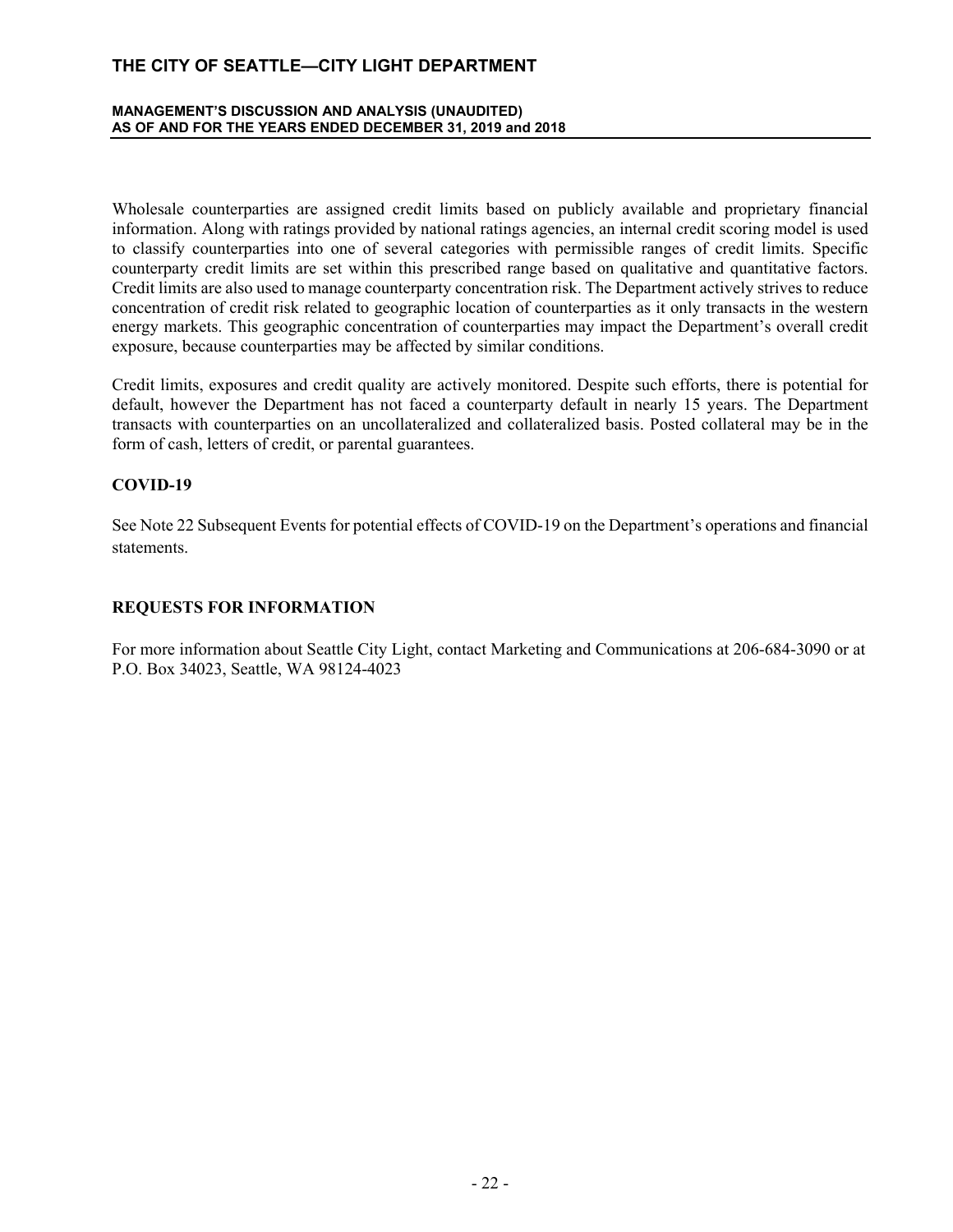Wholesale counterparties are assigned credit limits based on publicly available and proprietary financial information. Along with ratings provided by national ratings agencies, an internal credit scoring model is used to classify counterparties into one of several categories with permissible ranges of credit limits. Specific counterparty credit limits are set within this prescribed range based on qualitative and quantitative factors. Credit limits are also used to manage counterparty concentration risk. The Department actively strives to reduce concentration of credit risk related to geographic location of counterparties as it only transacts in the western energy markets. This geographic concentration of counterparties may impact the Department's overall credit exposure, because counterparties may be affected by similar conditions.

Credit limits, exposures and credit quality are actively monitored. Despite such efforts, there is potential for default, however the Department has not faced a counterparty default in nearly 15 years. The Department transacts with counterparties on an uncollateralized and collateralized basis. Posted collateral may be in the form of cash, letters of credit, or parental guarantees.

## COVID-19

See Note 22 Subsequent Events for potential effects of COVID-19 on the Department's operations and financial statements.

## REQUESTS FOR INFORMATION

For more information about Seattle City Light, contact Marketing and Communications at 206-684-3090 or at P.O. Box 34023, Seattle, WA 98124-4023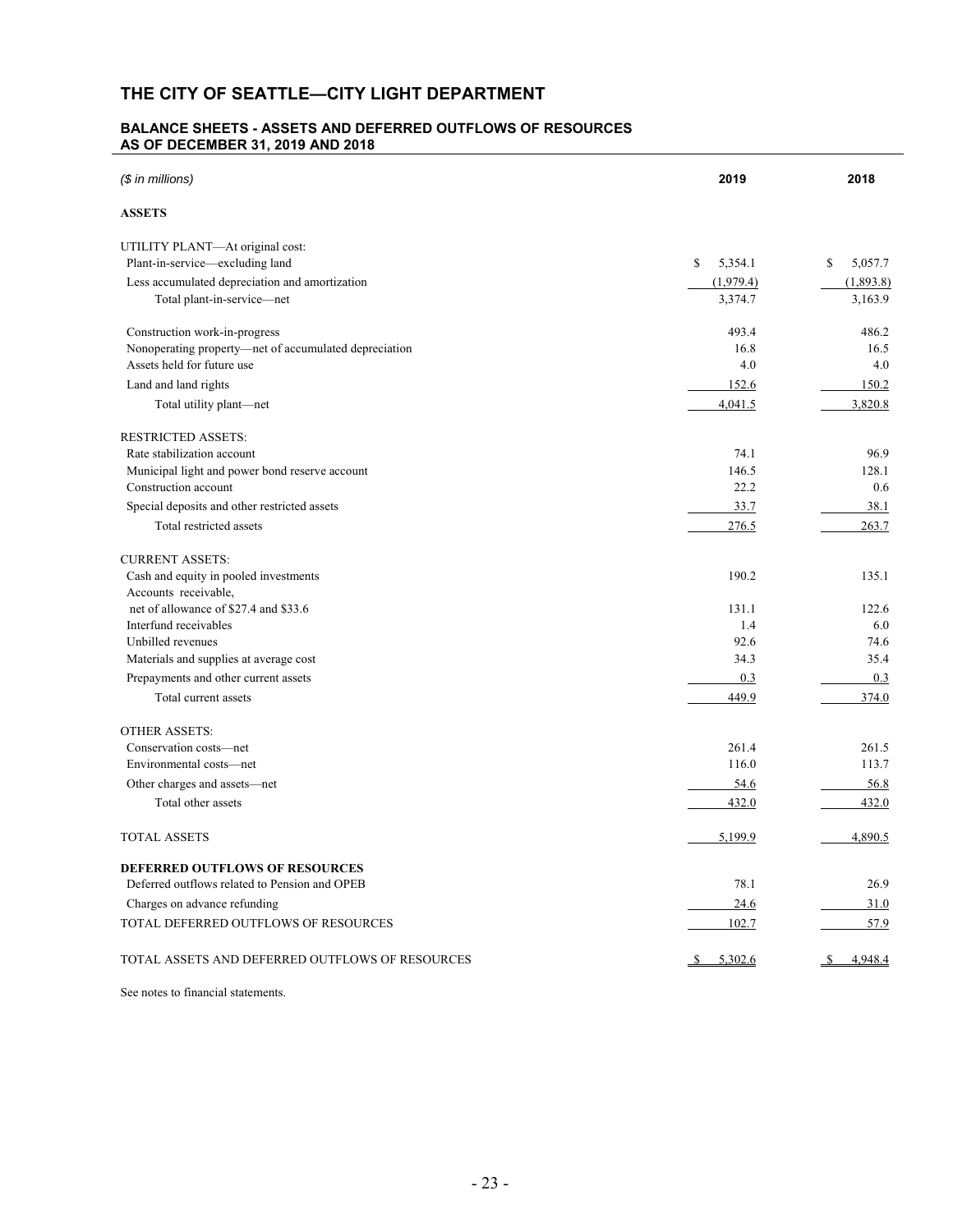# THE CITY OF SEATTLE—CITY LIGHT DEPARTMENT

## BALANCE SHEETS - ASSETS AND DEFERRED OUTFLOWS OF RESOURCES
## AS OF DECEMBER 31, 2019 AND 2018

| *($ in millions)* | 2019 | 2018 |
|---|---|---|
| **ASSETS** | | |
| UTILITY PLANT—At original cost: | | |
| Plant-in-service—excluding land | $ 5,354.1 | $ 5,057.7 |
| Less accumulated depreciation and amortization | (1,979.4) | (1,893.8) |
| Total plant-in-service—net | 3,374.7 | 3,163.9 |
| Construction work-in-progress | 493.4 | 486.2 |
| Nonoperating property—net of accumulated depreciation | 16.8 | 16.5 |
| Assets held for future use | 4.0 | 4.0 |
| Land and land rights | 152.6 | 150.2 |
| Total utility plant—net | 4,041.5 | 3,820.8 |
| RESTRICTED ASSETS: | | |
| Rate stabilization account | 74.1 | 96.9 |
| Municipal light and power bond reserve account | 146.5 | 128.1 |
| Construction account | 22.2 | 0.6 |
| Special deposits and other restricted assets | 33.7 | 38.1 |
| Total restricted assets | 276.5 | 263.7 |
| CURRENT ASSETS: | | |
| Cash and equity in pooled investments | 190.2 | 135.1 |
| Accounts receivable, net of allowance of $27.4 and $33.6 | 131.1 | 122.6 |
| Interfund receivables | 1.4 | 6.0 |
| Unbilled revenues | 92.6 | 74.6 |
| Materials and supplies at average cost | 34.3 | 35.4 |
| Prepayments and other current assets | 0.3 | 0.3 |
| Total current assets | 449.9 | 374.0 |
| OTHER ASSETS: | | |
| Conservation costs—net | 261.4 | 261.5 |
| Environmental costs—net | 116.0 | 113.7 |
| Other charges and assets—net | 54.6 | 56.8 |
| Total other assets | 432.0 | 432.0 |
| TOTAL ASSETS | 5,199.9 | 4,890.5 |
| **DEFERRED OUTFLOWS OF RESOURCES** | | |
| Deferred outflows related to Pension and OPEB | 78.1 | 26.9 |
| Charges on advance refunding | 24.6 | 31.0 |
| TOTAL DEFERRED OUTFLOWS OF RESOURCES | 102.7 | 57.9 |
| TOTAL ASSETS AND DEFERRED OUTFLOWS OF RESOURCES | $ 5,302.6 | $ 4,948.4 |

See notes to financial statements.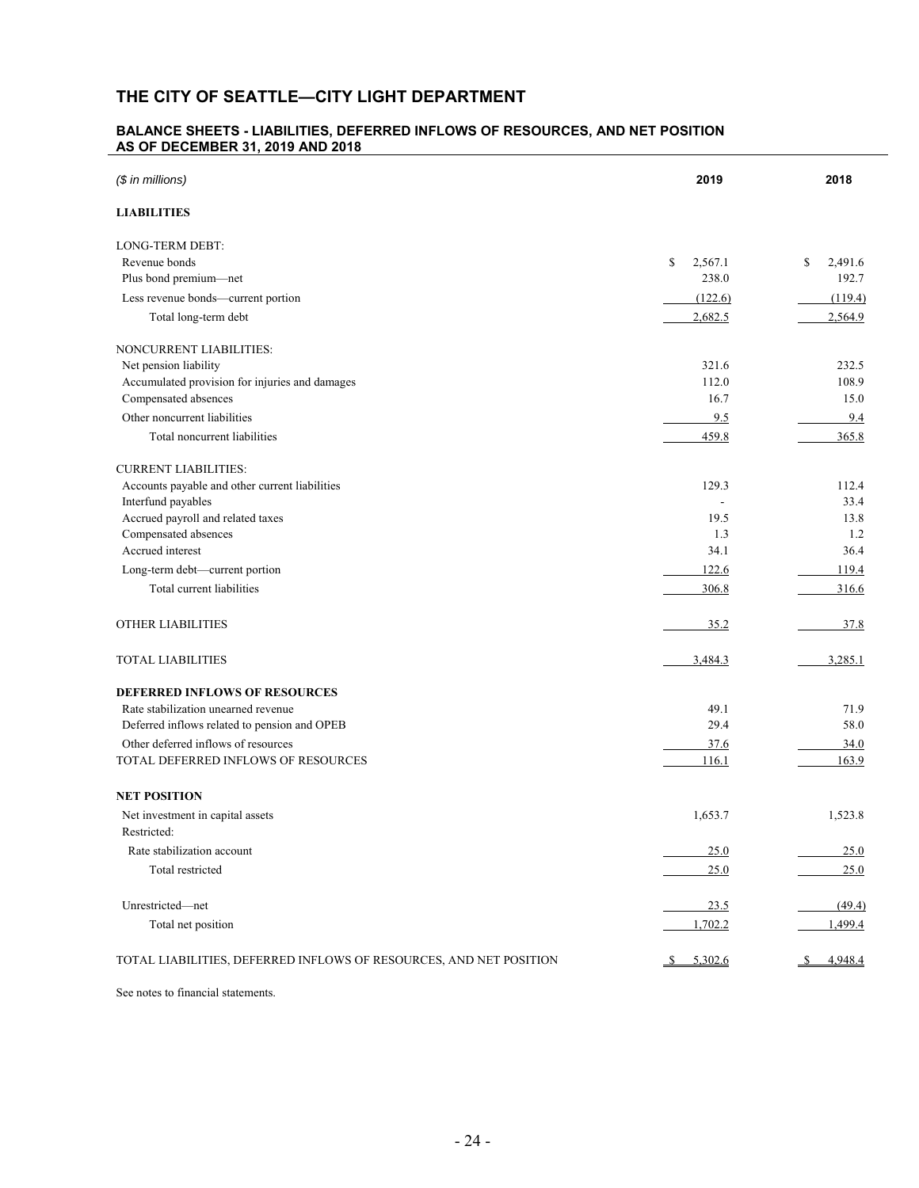# THE CITY OF SEATTLE—CITY LIGHT DEPARTMENT

### BALANCE SHEETS - LIABILITIES, DEFERRED INFLOWS OF RESOURCES, AND NET POSITION AS OF DECEMBER 31, 2019 AND 2018

| *($ in millions)* | 2019 | 2018 |
|---|---|---|
| **LIABILITIES** | | |
| LONG-TERM DEBT: | | |
| Revenue bonds | $ 2,567.1 | $ 2,491.6 |
| Plus bond premium—net | 238.0 | 192.7 |
| Less revenue bonds—current portion | (122.6) | (119.4) |
| Total long-term debt | 2,682.5 | 2,564.9 |
| NONCURRENT LIABILITIES: | | |
| Net pension liability | 321.6 | 232.5 |
| Accumulated provision for injuries and damages | 112.0 | 108.9 |
| Compensated absences | 16.7 | 15.0 |
| Other noncurrent liabilities | 9.5 | 9.4 |
| Total noncurrent liabilities | 459.8 | 365.8 |
| CURRENT LIABILITIES: | | |
| Accounts payable and other current liabilities | 129.3 | 112.4 |
| Interfund payables | - | 33.4 |
| Accrued payroll and related taxes | 19.5 | 13.8 |
| Compensated absences | 1.3 | 1.2 |
| Accrued interest | 34.1 | 36.4 |
| Long-term debt—current portion | 122.6 | 119.4 |
| Total current liabilities | 306.8 | 316.6 |
| OTHER LIABILITIES | 35.2 | 37.8 |
| TOTAL LIABILITIES | 3,484.3 | 3,285.1 |
| **DEFERRED INFLOWS OF RESOURCES** | | |
| Rate stabilization unearned revenue | 49.1 | 71.9 |
| Deferred inflows related to pension and OPEB | 29.4 | 58.0 |
| Other deferred inflows of resources | 37.6 | 34.0 |
| TOTAL DEFERRED INFLOWS OF RESOURCES | 116.1 | 163.9 |
| **NET POSITION** | | |
| Net investment in capital assets | 1,653.7 | 1,523.8 |
| Restricted: | | |
| Rate stabilization account | 25.0 | 25.0 |
| Total restricted | 25.0 | 25.0 |
| Unrestricted—net | 23.5 | (49.4) |
| Total net position | 1,702.2 | 1,499.4 |
| TOTAL LIABILITIES, DEFERRED INFLOWS OF RESOURCES, AND NET POSITION | $ 5,302.6 | $ 4,948.4 |

See notes to financial statements.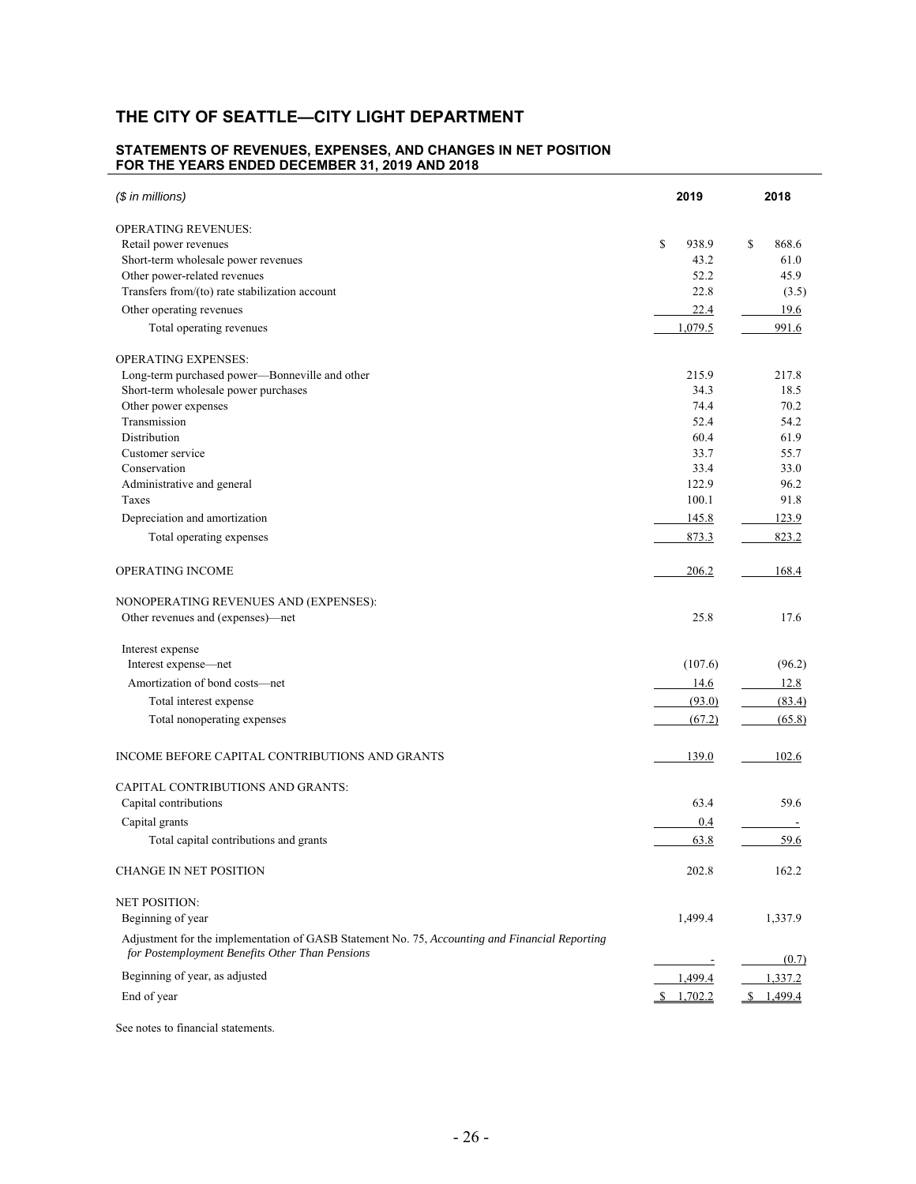# THE CITY OF SEATTLE—CITY LIGHT DEPARTMENT

## STATEMENTS OF REVENUES, EXPENSES, AND CHANGES IN NET POSITION FOR THE YEARS ENDED DECEMBER 31, 2019 AND 2018

| *($ in millions)* | 2019 | 2018 |
|---|---|---|
| OPERATING REVENUES: | | |
| Retail power revenues | $ 938.9 | $ 868.6 |
| Short-term wholesale power revenues | 43.2 | 61.0 |
| Other power-related revenues | 52.2 | 45.9 |
| Transfers from/(to) rate stabilization account | 22.8 | (3.5) |
| Other operating revenues | 22.4 | 19.6 |
| Total operating revenues | 1,079.5 | 991.6 |
| OPERATING EXPENSES: | | |
| Long-term purchased power—Bonneville and other | 215.9 | 217.8 |
| Short-term wholesale power purchases | 34.3 | 18.5 |
| Other power expenses | 74.4 | 70.2 |
| Transmission | 52.4 | 54.2 |
| Distribution | 60.4 | 61.9 |
| Customer service | 33.7 | 55.7 |
| Conservation | 33.4 | 33.0 |
| Administrative and general | 122.9 | 96.2 |
| Taxes | 100.1 | 91.8 |
| Depreciation and amortization | 145.8 | 123.9 |
| Total operating expenses | 873.3 | 823.2 |
| OPERATING INCOME | 206.2 | 168.4 |
| NONOPERATING REVENUES AND (EXPENSES): | | |
| Other revenues and (expenses)—net | 25.8 | 17.6 |
| Interest expense | | |
| Interest expense—net | (107.6) | (96.2) |
| Amortization of bond costs—net | 14.6 | 12.8 |
| Total interest expense | (93.0) | (83.4) |
| Total nonoperating expenses | (67.2) | (65.8) |
| INCOME BEFORE CAPITAL CONTRIBUTIONS AND GRANTS | 139.0 | 102.6 |
| CAPITAL CONTRIBUTIONS AND GRANTS: | | |
| Capital contributions | 63.4 | 59.6 |
| Capital grants | 0.4 | - |
| Total capital contributions and grants | 63.8 | 59.6 |
| CHANGE IN NET POSITION | 202.8 | 162.2 |
| NET POSITION: | | |
| Beginning of year | 1,499.4 | 1,337.9 |
| Adjustment for the implementation of GASB Statement No. 75, *Accounting and Financial Reporting for Postemployment Benefits Other Than Pensions* | - | (0.7) |
| Beginning of year, as adjusted | 1,499.4 | 1,337.2 |
| End of year | $ 1,702.2 | $ 1,499.4 |

See notes to financial statements.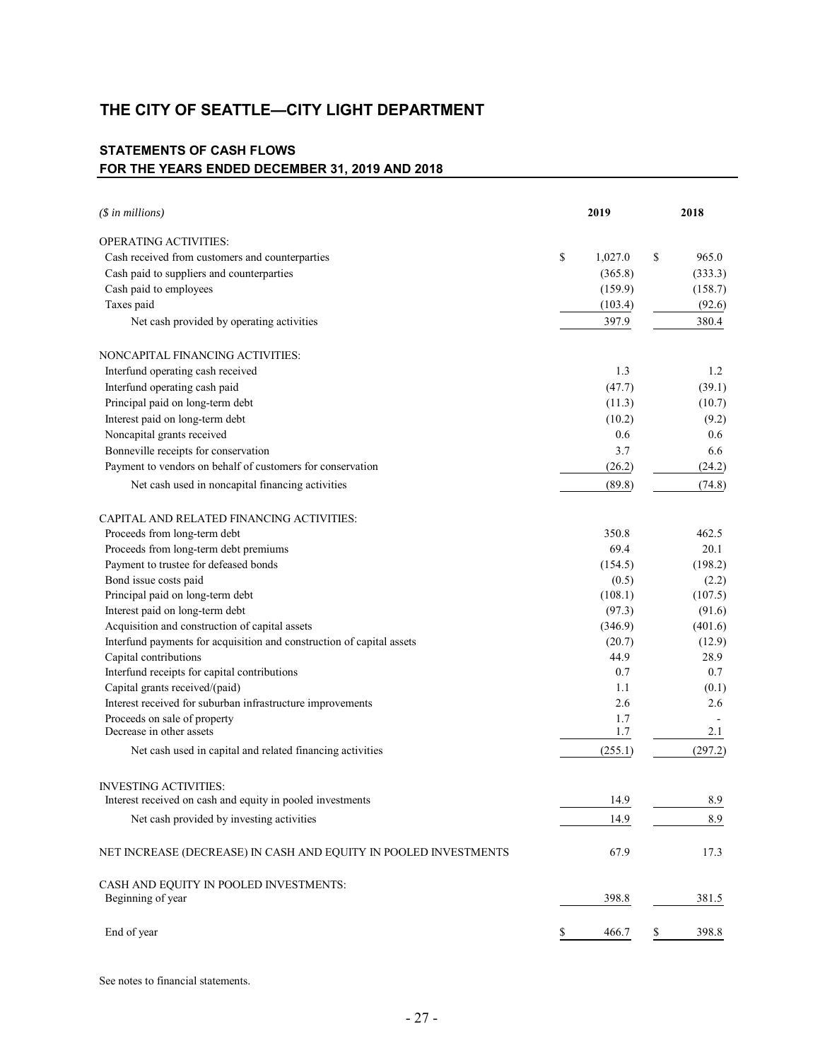# THE CITY OF SEATTLE—CITY LIGHT DEPARTMENT

## STATEMENTS OF CASH FLOWS
## FOR THE YEARS ENDED DECEMBER 31, 2019 AND 2018

| *($ in millions)* | 2019 | 2018 |
|---|---|---|
| OPERATING ACTIVITIES: | | |
| Cash received from customers and counterparties | $ 1,027.0 | $ 965.0 |
| Cash paid to suppliers and counterparties | (365.8) | (333.3) |
| Cash paid to employees | (159.9) | (158.7) |
| Taxes paid | (103.4) | (92.6) |
| Net cash provided by operating activities | 397.9 | 380.4 |
| NONCAPITAL FINANCING ACTIVITIES: | | |
| Interfund operating cash received | 1.3 | 1.2 |
| Interfund operating cash paid | (47.7) | (39.1) |
| Principal paid on long-term debt | (11.3) | (10.7) |
| Interest paid on long-term debt | (10.2) | (9.2) |
| Noncapital grants received | 0.6 | 0.6 |
| Bonneville receipts for conservation | 3.7 | 6.6 |
| Payment to vendors on behalf of customers for conservation | (26.2) | (24.2) |
| Net cash used in noncapital financing activities | (89.8) | (74.8) |
| CAPITAL AND RELATED FINANCING ACTIVITIES: | | |
| Proceeds from long-term debt | 350.8 | 462.5 |
| Proceeds from long-term debt premiums | 69.4 | 20.1 |
| Payment to trustee for defeased bonds | (154.5) | (198.2) |
| Bond issue costs paid | (0.5) | (2.2) |
| Principal paid on long-term debt | (108.1) | (107.5) |
| Interest paid on long-term debt | (97.3) | (91.6) |
| Acquisition and construction of capital assets | (346.9) | (401.6) |
| Interfund payments for acquisition and construction of capital assets | (20.7) | (12.9) |
| Capital contributions | 44.9 | 28.9 |
| Interfund receipts for capital contributions | 0.7 | 0.7 |
| Capital grants received/(paid) | 1.1 | (0.1) |
| Interest received for suburban infrastructure improvements | 2.6 | 2.6 |
| Proceeds on sale of property | 1.7 | - |
| Decrease in other assets | 1.7 | 2.1 |
| Net cash used in capital and related financing activities | (255.1) | (297.2) |
| INVESTING ACTIVITIES: | | |
| Interest received on cash and equity in pooled investments | 14.9 | 8.9 |
| Net cash provided by investing activities | 14.9 | 8.9 |
| NET INCREASE (DECREASE) IN CASH AND EQUITY IN POOLED INVESTMENTS | 67.9 | 17.3 |
| CASH AND EQUITY IN POOLED INVESTMENTS: | | |
| Beginning of year | 398.8 | 381.5 |
| End of year | $ 466.7 | $ 398.8 |

See notes to financial statements.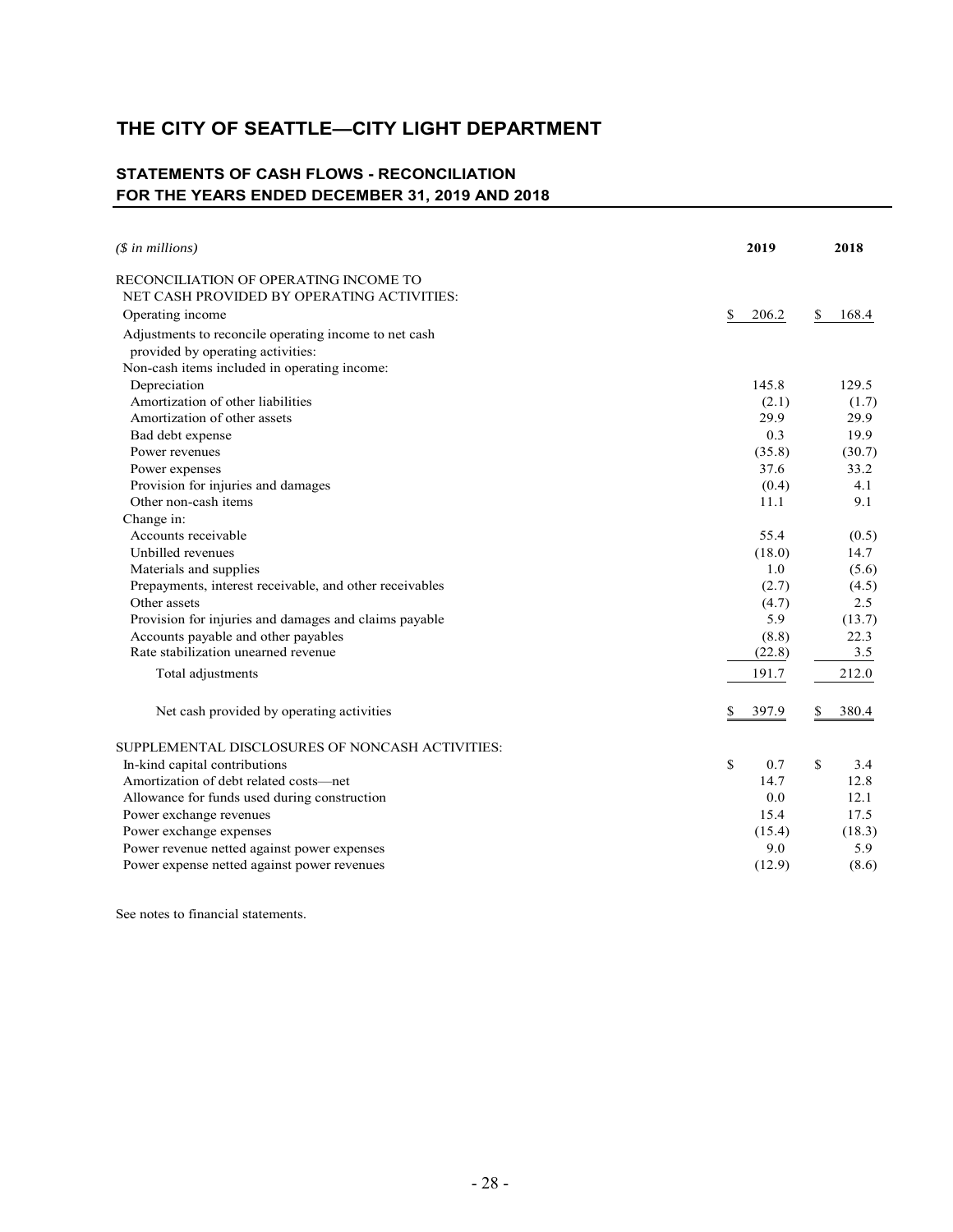# THE CITY OF SEATTLE—CITY LIGHT DEPARTMENT

## STATEMENTS OF CASH FLOWS - RECONCILIATION
## FOR THE YEARS ENDED DECEMBER 31, 2019 AND 2018

| *($ in millions)* | 2019 | 2018 |
|---|---|---|
| RECONCILIATION OF OPERATING INCOME TO NET CASH PROVIDED BY OPERATING ACTIVITIES: | | |
| Operating income | $ 206.2 | $ 168.4 |
| Adjustments to reconcile operating income to net cash provided by operating activities: | | |
| Non-cash items included in operating income: | | |
| Depreciation | 145.8 | 129.5 |
| Amortization of other liabilities | (2.1) | (1.7) |
| Amortization of other assets | 29.9 | 29.9 |
| Bad debt expense | 0.3 | 19.9 |
| Power revenues | (35.8) | (30.7) |
| Power expenses | 37.6 | 33.2 |
| Provision for injuries and damages | (0.4) | 4.1 |
| Other non-cash items | 11.1 | 9.1 |
| Change in: | | |
| Accounts receivable | 55.4 | (0.5) |
| Unbilled revenues | (18.0) | 14.7 |
| Materials and supplies | 1.0 | (5.6) |
| Prepayments, interest receivable, and other receivables | (2.7) | (4.5) |
| Other assets | (4.7) | 2.5 |
| Provision for injuries and damages and claims payable | 5.9 | (13.7) |
| Accounts payable and other payables | (8.8) | 22.3 |
| Rate stabilization unearned revenue | (22.8) | 3.5 |
| Total adjustments | 191.7 | 212.0 |
| Net cash provided by operating activities | $ 397.9 | $ 380.4 |
| SUPPLEMENTAL DISCLOSURES OF NONCASH ACTIVITIES: | | |
| In-kind capital contributions | $ 0.7 | $ 3.4 |
| Amortization of debt related costs—net | 14.7 | 12.8 |
| Allowance for funds used during construction | 0.0 | 12.1 |
| Power exchange revenues | 15.4 | 17.5 |
| Power exchange expenses | (15.4) | (18.3) |
| Power revenue netted against power expenses | 9.0 | 5.9 |
| Power expense netted against power revenues | (12.9) | (8.6) |

See notes to financial statements.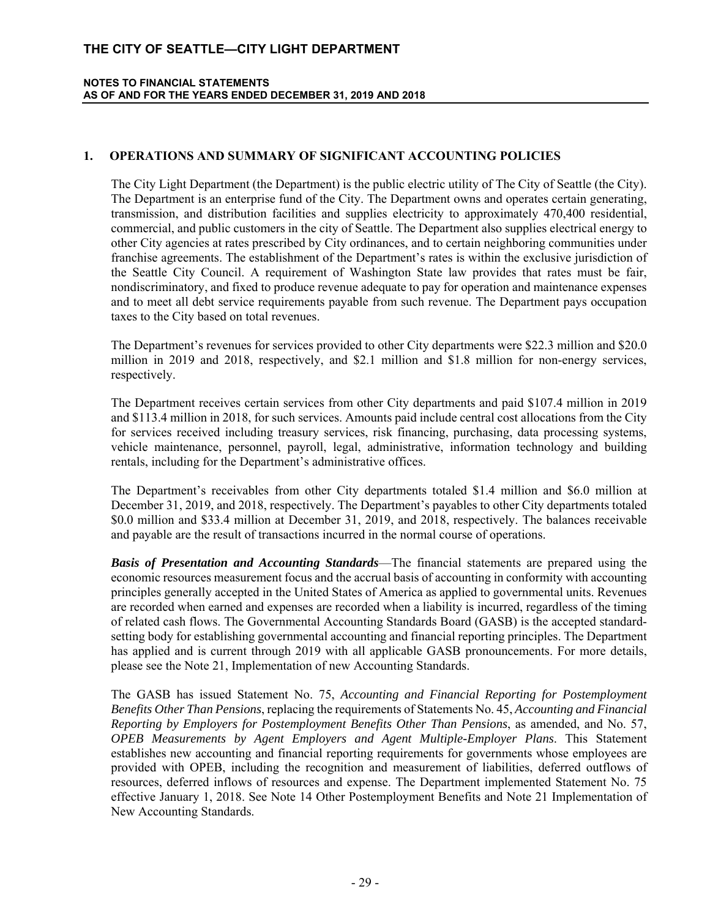## 1. OPERATIONS AND SUMMARY OF SIGNIFICANT ACCOUNTING POLICIES

The City Light Department (the Department) is the public electric utility of The City of Seattle (the City). The Department is an enterprise fund of the City. The Department owns and operates certain generating, transmission, and distribution facilities and supplies electricity to approximately 470,400 residential, commercial, and public customers in the city of Seattle. The Department also supplies electrical energy to other City agencies at rates prescribed by City ordinances, and to certain neighboring communities under franchise agreements. The establishment of the Department's rates is within the exclusive jurisdiction of the Seattle City Council. A requirement of Washington State law provides that rates must be fair, nondiscriminatory, and fixed to produce revenue adequate to pay for operation and maintenance expenses and to meet all debt service requirements payable from such revenue. The Department pays occupation taxes to the City based on total revenues.

The Department's revenues for services provided to other City departments were \$22.3 million and \$20.0 million in 2019 and 2018, respectively, and \$2.1 million and \$1.8 million for non-energy services, respectively.

The Department receives certain services from other City departments and paid \$107.4 million in 2019 and \$113.4 million in 2018, for such services. Amounts paid include central cost allocations from the City for services received including treasury services, risk financing, purchasing, data processing systems, vehicle maintenance, personnel, payroll, legal, administrative, information technology and building rentals, including for the Department's administrative offices.

The Department's receivables from other City departments totaled \$1.4 million and \$6.0 million at December 31, 2019, and 2018, respectively. The Department's payables to other City departments totaled \$0.0 million and \$33.4 million at December 31, 2019, and 2018, respectively. The balances receivable and payable are the result of transactions incurred in the normal course of operations.

***Basis of Presentation and Accounting Standards***—The financial statements are prepared using the economic resources measurement focus and the accrual basis of accounting in conformity with accounting principles generally accepted in the United States of America as applied to governmental units. Revenues are recorded when earned and expenses are recorded when a liability is incurred, regardless of the timing of related cash flows. The Governmental Accounting Standards Board (GASB) is the accepted standard-setting body for establishing governmental accounting and financial reporting principles. The Department has applied and is current through 2019 with all applicable GASB pronouncements. For more details, please see the Note 21, Implementation of new Accounting Standards.

The GASB has issued Statement No. 75, *Accounting and Financial Reporting for Postemployment Benefits Other Than Pensions*, replacing the requirements of Statements No. 45, *Accounting and Financial Reporting by Employers for Postemployment Benefits Other Than Pensions*, as amended, and No. 57, *OPEB Measurements by Agent Employers and Agent Multiple-Employer Plans*. This Statement establishes new accounting and financial reporting requirements for governments whose employees are provided with OPEB, including the recognition and measurement of liabilities, deferred outflows of resources, deferred inflows of resources and expense. The Department implemented Statement No. 75 effective January 1, 2018. See Note 14 Other Postemployment Benefits and Note 21 Implementation of New Accounting Standards.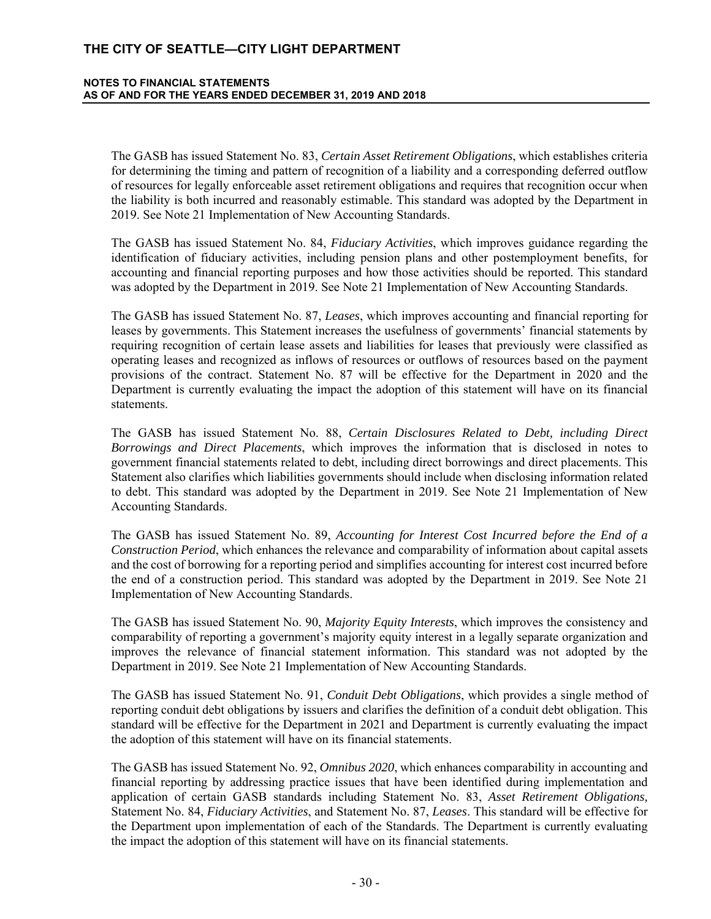The GASB has issued Statement No. 83, *Certain Asset Retirement Obligations*, which establishes criteria for determining the timing and pattern of recognition of a liability and a corresponding deferred outflow of resources for legally enforceable asset retirement obligations and requires that recognition occur when the liability is both incurred and reasonably estimable. This standard was adopted by the Department in 2019. See Note 21 Implementation of New Accounting Standards.

The GASB has issued Statement No. 84, *Fiduciary Activities*, which improves guidance regarding the identification of fiduciary activities, including pension plans and other postemployment benefits, for accounting and financial reporting purposes and how those activities should be reported. This standard was adopted by the Department in 2019. See Note 21 Implementation of New Accounting Standards.

The GASB has issued Statement No. 87, *Leases*, which improves accounting and financial reporting for leases by governments. This Statement increases the usefulness of governments' financial statements by requiring recognition of certain lease assets and liabilities for leases that previously were classified as operating leases and recognized as inflows of resources or outflows of resources based on the payment provisions of the contract. Statement No. 87 will be effective for the Department in 2020 and the Department is currently evaluating the impact the adoption of this statement will have on its financial statements.

The GASB has issued Statement No. 88, *Certain Disclosures Related to Debt, including Direct Borrowings and Direct Placements*, which improves the information that is disclosed in notes to government financial statements related to debt, including direct borrowings and direct placements. This Statement also clarifies which liabilities governments should include when disclosing information related to debt. This standard was adopted by the Department in 2019. See Note 21 Implementation of New Accounting Standards.

The GASB has issued Statement No. 89, *Accounting for Interest Cost Incurred before the End of a Construction Period*, which enhances the relevance and comparability of information about capital assets and the cost of borrowing for a reporting period and simplifies accounting for interest cost incurred before the end of a construction period. This standard was adopted by the Department in 2019. See Note 21 Implementation of New Accounting Standards.

The GASB has issued Statement No. 90, *Majority Equity Interests*, which improves the consistency and comparability of reporting a government's majority equity interest in a legally separate organization and improves the relevance of financial statement information. This standard was not adopted by the Department in 2019. See Note 21 Implementation of New Accounting Standards.

The GASB has issued Statement No. 91, *Conduit Debt Obligations*, which provides a single method of reporting conduit debt obligations by issuers and clarifies the definition of a conduit debt obligation. This standard will be effective for the Department in 2021 and Department is currently evaluating the impact the adoption of this statement will have on its financial statements.

The GASB has issued Statement No. 92, *Omnibus 2020*, which enhances comparability in accounting and financial reporting by addressing practice issues that have been identified during implementation and application of certain GASB standards including Statement No. 83, *Asset Retirement Obligations,* Statement No. 84, *Fiduciary Activities*, and Statement No. 87, *Leases*. This standard will be effective for the Department upon implementation of each of the Standards. The Department is currently evaluating the impact the adoption of this statement will have on its financial statements.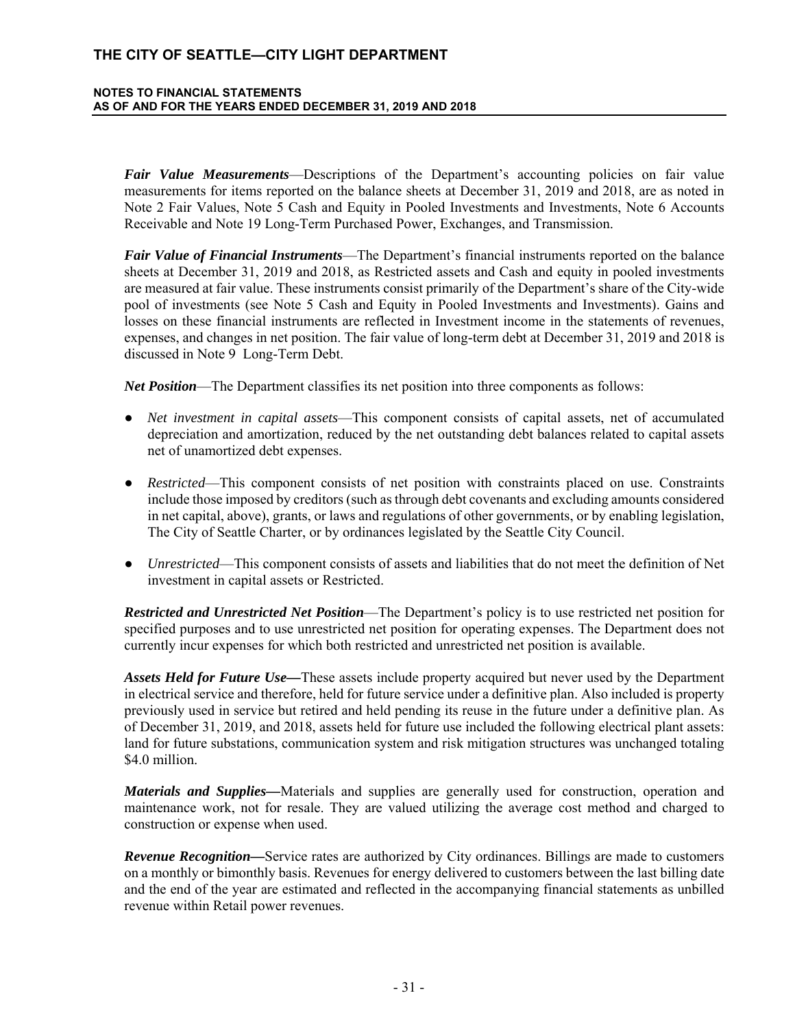***Fair Value Measurements***—Descriptions of the Department's accounting policies on fair value measurements for items reported on the balance sheets at December 31, 2019 and 2018, are as noted in Note 2 Fair Values, Note 5 Cash and Equity in Pooled Investments and Investments, Note 6 Accounts Receivable and Note 19 Long-Term Purchased Power, Exchanges, and Transmission.

***Fair Value of Financial Instruments***—The Department's financial instruments reported on the balance sheets at December 31, 2019 and 2018, as Restricted assets and Cash and equity in pooled investments are measured at fair value. These instruments consist primarily of the Department's share of the City-wide pool of investments (see Note 5 Cash and Equity in Pooled Investments and Investments). Gains and losses on these financial instruments are reflected in Investment income in the statements of revenues, expenses, and changes in net position. The fair value of long-term debt at December 31, 2019 and 2018 is discussed in Note 9 Long-Term Debt.

***Net Position***—The Department classifies its net position into three components as follows:

- *Net investment in capital assets*—This component consists of capital assets, net of accumulated depreciation and amortization, reduced by the net outstanding debt balances related to capital assets net of unamortized debt expenses.
- *Restricted*—This component consists of net position with constraints placed on use. Constraints include those imposed by creditors (such as through debt covenants and excluding amounts considered in net capital, above), grants, or laws and regulations of other governments, or by enabling legislation, The City of Seattle Charter, or by ordinances legislated by the Seattle City Council.
- *Unrestricted*—This component consists of assets and liabilities that do not meet the definition of Net investment in capital assets or Restricted.

***Restricted and Unrestricted Net Position***—The Department's policy is to use restricted net position for specified purposes and to use unrestricted net position for operating expenses. The Department does not currently incur expenses for which both restricted and unrestricted net position is available.

***Assets Held for Future Use—***These assets include property acquired but never used by the Department in electrical service and therefore, held for future service under a definitive plan. Also included is property previously used in service but retired and held pending its reuse in the future under a definitive plan. As of December 31, 2019, and 2018, assets held for future use included the following electrical plant assets: land for future substations, communication system and risk mitigation structures was unchanged totaling $4.0 million.

***Materials and Supplies—***Materials and supplies are generally used for construction, operation and maintenance work, not for resale. They are valued utilizing the average cost method and charged to construction or expense when used.

***Revenue Recognition—***Service rates are authorized by City ordinances. Billings are made to customers on a monthly or bimonthly basis. Revenues for energy delivered to customers between the last billing date and the end of the year are estimated and reflected in the accompanying financial statements as unbilled revenue within Retail power revenues.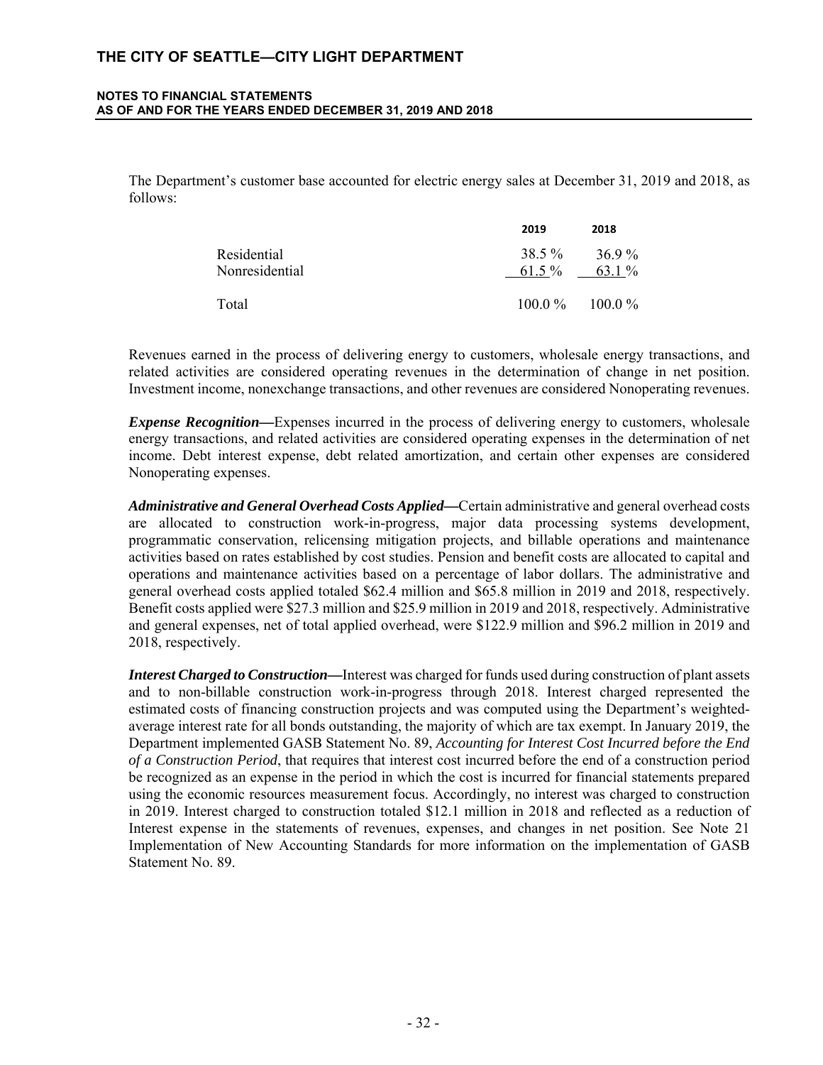The Department's customer base accounted for electric energy sales at December 31, 2019 and 2018, as follows:

| | 2019 | 2018 |
|---|---|---|
| Residential | 38.5 % | 36.9 % |
| Nonresidential | 61.5 % | 63.1 % |
| Total | 100.0 % | 100.0 % |

Revenues earned in the process of delivering energy to customers, wholesale energy transactions, and related activities are considered operating revenues in the determination of change in net position. Investment income, nonexchange transactions, and other revenues are considered Nonoperating revenues.

***Expense Recognition—***Expenses incurred in the process of delivering energy to customers, wholesale energy transactions, and related activities are considered operating expenses in the determination of net income. Debt interest expense, debt related amortization, and certain other expenses are considered Nonoperating expenses.

***Administrative and General Overhead Costs Applied—***Certain administrative and general overhead costs are allocated to construction work-in-progress, major data processing systems development, programmatic conservation, relicensing mitigation projects, and billable operations and maintenance activities based on rates established by cost studies. Pension and benefit costs are allocated to capital and operations and maintenance activities based on a percentage of labor dollars. The administrative and general overhead costs applied totaled $62.4 million and $65.8 million in 2019 and 2018, respectively. Benefit costs applied were $27.3 million and $25.9 million in 2019 and 2018, respectively. Administrative and general expenses, net of total applied overhead, were $122.9 million and $96.2 million in 2019 and 2018, respectively.

***Interest Charged to Construction—***Interest was charged for funds used during construction of plant assets and to non-billable construction work-in-progress through 2018. Interest charged represented the estimated costs of financing construction projects and was computed using the Department's weighted-average interest rate for all bonds outstanding, the majority of which are tax exempt. In January 2019, the Department implemented GASB Statement No. 89, *Accounting for Interest Cost Incurred before the End of a Construction Period*, that requires that interest cost incurred before the end of a construction period be recognized as an expense in the period in which the cost is incurred for financial statements prepared using the economic resources measurement focus. Accordingly, no interest was charged to construction in 2019. Interest charged to construction totaled $12.1 million in 2018 and reflected as a reduction of Interest expense in the statements of revenues, expenses, and changes in net position. See Note 21 Implementation of New Accounting Standards for more information on the implementation of GASB Statement No. 89.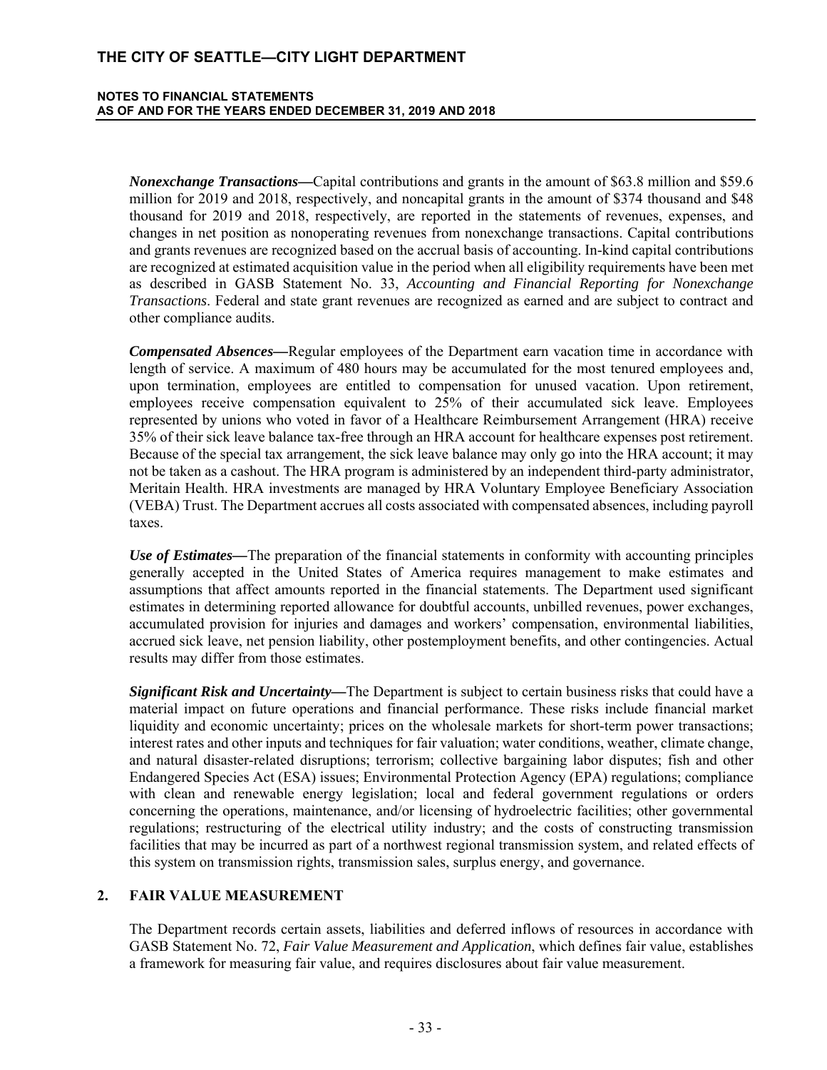***Nonexchange Transactions—***Capital contributions and grants in the amount of $63.8 million and $59.6 million for 2019 and 2018, respectively, and noncapital grants in the amount of $374 thousand and $48 thousand for 2019 and 2018, respectively, are reported in the statements of revenues, expenses, and changes in net position as nonoperating revenues from nonexchange transactions. Capital contributions and grants revenues are recognized based on the accrual basis of accounting. In-kind capital contributions are recognized at estimated acquisition value in the period when all eligibility requirements have been met as described in GASB Statement No. 33, *Accounting and Financial Reporting for Nonexchange Transactions*. Federal and state grant revenues are recognized as earned and are subject to contract and other compliance audits.

***Compensated Absences—***Regular employees of the Department earn vacation time in accordance with length of service. A maximum of 480 hours may be accumulated for the most tenured employees and, upon termination, employees are entitled to compensation for unused vacation. Upon retirement, employees receive compensation equivalent to 25% of their accumulated sick leave. Employees represented by unions who voted in favor of a Healthcare Reimbursement Arrangement (HRA) receive 35% of their sick leave balance tax-free through an HRA account for healthcare expenses post retirement. Because of the special tax arrangement, the sick leave balance may only go into the HRA account; it may not be taken as a cashout. The HRA program is administered by an independent third-party administrator, Meritain Health. HRA investments are managed by HRA Voluntary Employee Beneficiary Association (VEBA) Trust. The Department accrues all costs associated with compensated absences, including payroll taxes.

***Use of Estimates—***The preparation of the financial statements in conformity with accounting principles generally accepted in the United States of America requires management to make estimates and assumptions that affect amounts reported in the financial statements. The Department used significant estimates in determining reported allowance for doubtful accounts, unbilled revenues, power exchanges, accumulated provision for injuries and damages and workers' compensation, environmental liabilities, accrued sick leave, net pension liability, other postemployment benefits, and other contingencies. Actual results may differ from those estimates.

***Significant Risk and Uncertainty—***The Department is subject to certain business risks that could have a material impact on future operations and financial performance. These risks include financial market liquidity and economic uncertainty; prices on the wholesale markets for short-term power transactions; interest rates and other inputs and techniques for fair valuation; water conditions, weather, climate change, and natural disaster-related disruptions; terrorism; collective bargaining labor disputes; fish and other Endangered Species Act (ESA) issues; Environmental Protection Agency (EPA) regulations; compliance with clean and renewable energy legislation; local and federal government regulations or orders concerning the operations, maintenance, and/or licensing of hydroelectric facilities; other governmental regulations; restructuring of the electrical utility industry; and the costs of constructing transmission facilities that may be incurred as part of a northwest regional transmission system, and related effects of this system on transmission rights, transmission sales, surplus energy, and governance.

## 2. FAIR VALUE MEASUREMENT

The Department records certain assets, liabilities and deferred inflows of resources in accordance with GASB Statement No. 72, *Fair Value Measurement and Application*, which defines fair value, establishes a framework for measuring fair value, and requires disclosures about fair value measurement.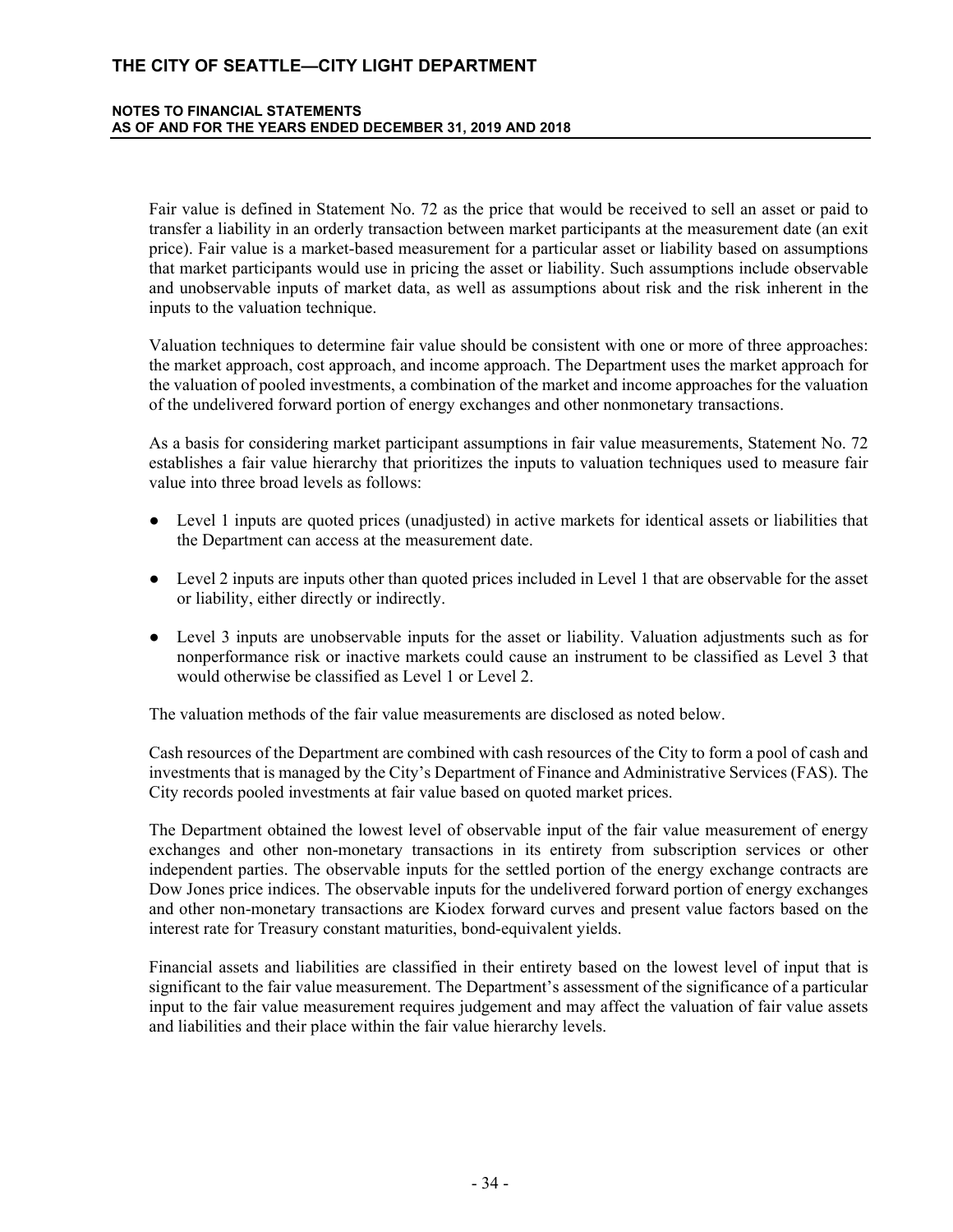Fair value is defined in Statement No. 72 as the price that would be received to sell an asset or paid to transfer a liability in an orderly transaction between market participants at the measurement date (an exit price). Fair value is a market-based measurement for a particular asset or liability based on assumptions that market participants would use in pricing the asset or liability. Such assumptions include observable and unobservable inputs of market data, as well as assumptions about risk and the risk inherent in the inputs to the valuation technique.

Valuation techniques to determine fair value should be consistent with one or more of three approaches: the market approach, cost approach, and income approach. The Department uses the market approach for the valuation of pooled investments, a combination of the market and income approaches for the valuation of the undelivered forward portion of energy exchanges and other nonmonetary transactions.

As a basis for considering market participant assumptions in fair value measurements, Statement No. 72 establishes a fair value hierarchy that prioritizes the inputs to valuation techniques used to measure fair value into three broad levels as follows:

- Level 1 inputs are quoted prices (unadjusted) in active markets for identical assets or liabilities that the Department can access at the measurement date.
- Level 2 inputs are inputs other than quoted prices included in Level 1 that are observable for the asset or liability, either directly or indirectly.
- Level 3 inputs are unobservable inputs for the asset or liability. Valuation adjustments such as for nonperformance risk or inactive markets could cause an instrument to be classified as Level 3 that would otherwise be classified as Level 1 or Level 2.

The valuation methods of the fair value measurements are disclosed as noted below.

Cash resources of the Department are combined with cash resources of the City to form a pool of cash and investments that is managed by the City's Department of Finance and Administrative Services (FAS). The City records pooled investments at fair value based on quoted market prices.

The Department obtained the lowest level of observable input of the fair value measurement of energy exchanges and other non-monetary transactions in its entirety from subscription services or other independent parties. The observable inputs for the settled portion of the energy exchange contracts are Dow Jones price indices. The observable inputs for the undelivered forward portion of energy exchanges and other non-monetary transactions are Kiodex forward curves and present value factors based on the interest rate for Treasury constant maturities, bond-equivalent yields.

Financial assets and liabilities are classified in their entirety based on the lowest level of input that is significant to the fair value measurement. The Department's assessment of the significance of a particular input to the fair value measurement requires judgement and may affect the valuation of fair value assets and liabilities and their place within the fair value hierarchy levels.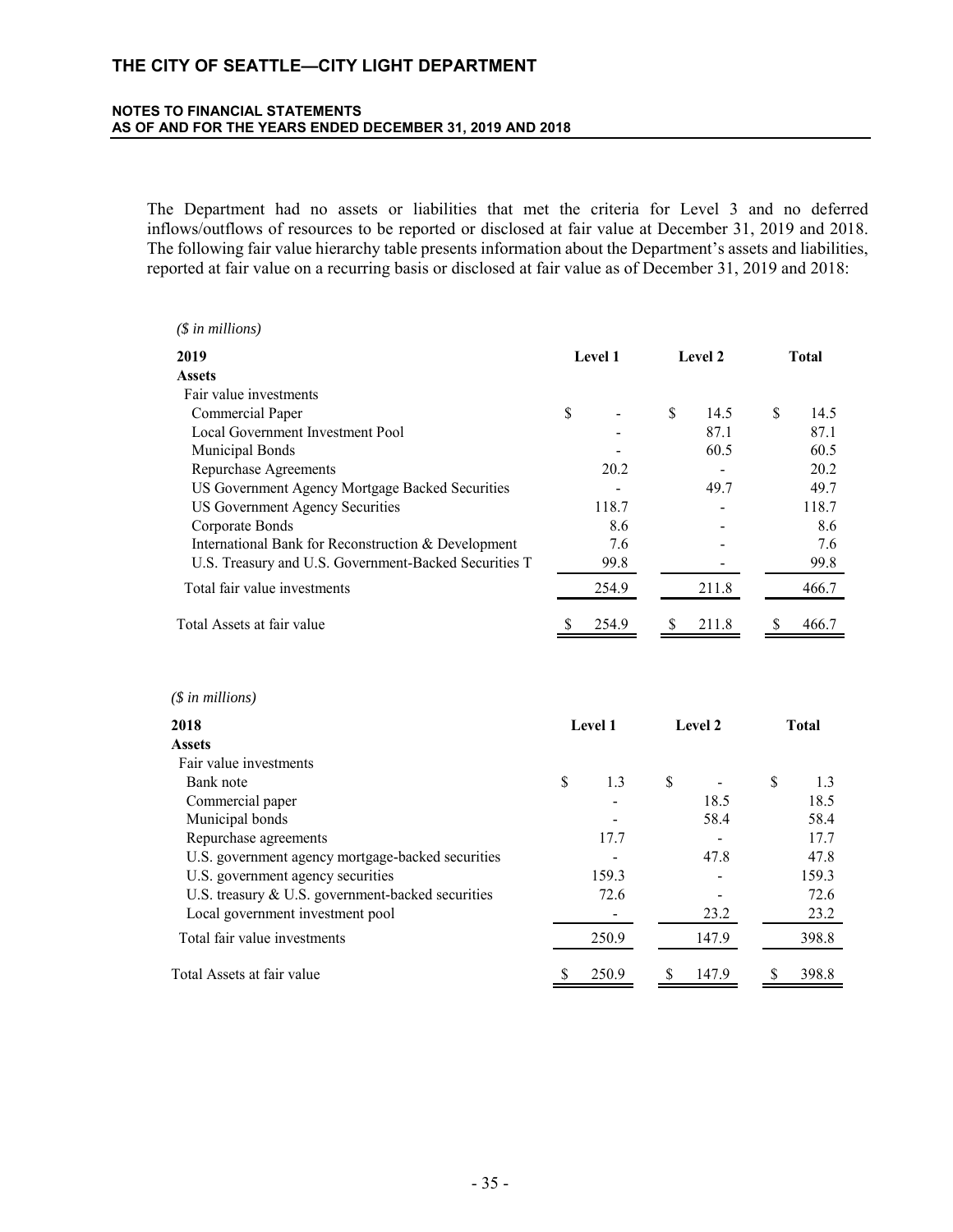The Department had no assets or liabilities that met the criteria for Level 3 and no deferred inflows/outflows of resources to be reported or disclosed at fair value at December 31, 2019 and 2018. The following fair value hierarchy table presents information about the Department's assets and liabilities, reported at fair value on a recurring basis or disclosed at fair value as of December 31, 2019 and 2018:

*($ in millions)*

| 2019 | Level 1 | Level 2 | Total |
|---|---|---|---|
| **Assets** | | | |
| Fair value investments | | | |
| Commercial Paper | $ - | $ 14.5 | $ 14.5 |
| Local Government Investment Pool | - | 87.1 | 87.1 |
| Municipal Bonds | - | 60.5 | 60.5 |
| Repurchase Agreements | 20.2 | - | 20.2 |
| US Government Agency Mortgage Backed Securities | - | 49.7 | 49.7 |
| US Government Agency Securities | 118.7 | - | 118.7 |
| Corporate Bonds | 8.6 | - | 8.6 |
| International Bank for Reconstruction & Development | 7.6 | - | 7.6 |
| U.S. Treasury and U.S. Government-Backed Securities T | 99.8 | - | 99.8 |
| Total fair value investments | 254.9 | 211.8 | 466.7 |
| Total Assets at fair value | $ 254.9 | $ 211.8 | $ 466.7 |

*($ in millions)*

| 2018 | Level 1 | Level 2 | Total |
|---|---|---|---|
| **Assets** | | | |
| Fair value investments | | | |
| Bank note | $ 1.3 | $ - | $ 1.3 |
| Commercial paper | - | 18.5 | 18.5 |
| Municipal bonds | - | 58.4 | 58.4 |
| Repurchase agreements | 17.7 | - | 17.7 |
| U.S. government agency mortgage-backed securities | - | 47.8 | 47.8 |
| U.S. government agency securities | 159.3 | - | 159.3 |
| U.S. treasury & U.S. government-backed securities | 72.6 | - | 72.6 |
| Local government investment pool | - | 23.2 | 23.2 |
| Total fair value investments | 250.9 | 147.9 | 398.8 |
| Total Assets at fair value | $ 250.9 | $ 147.9 | $ 398.8 |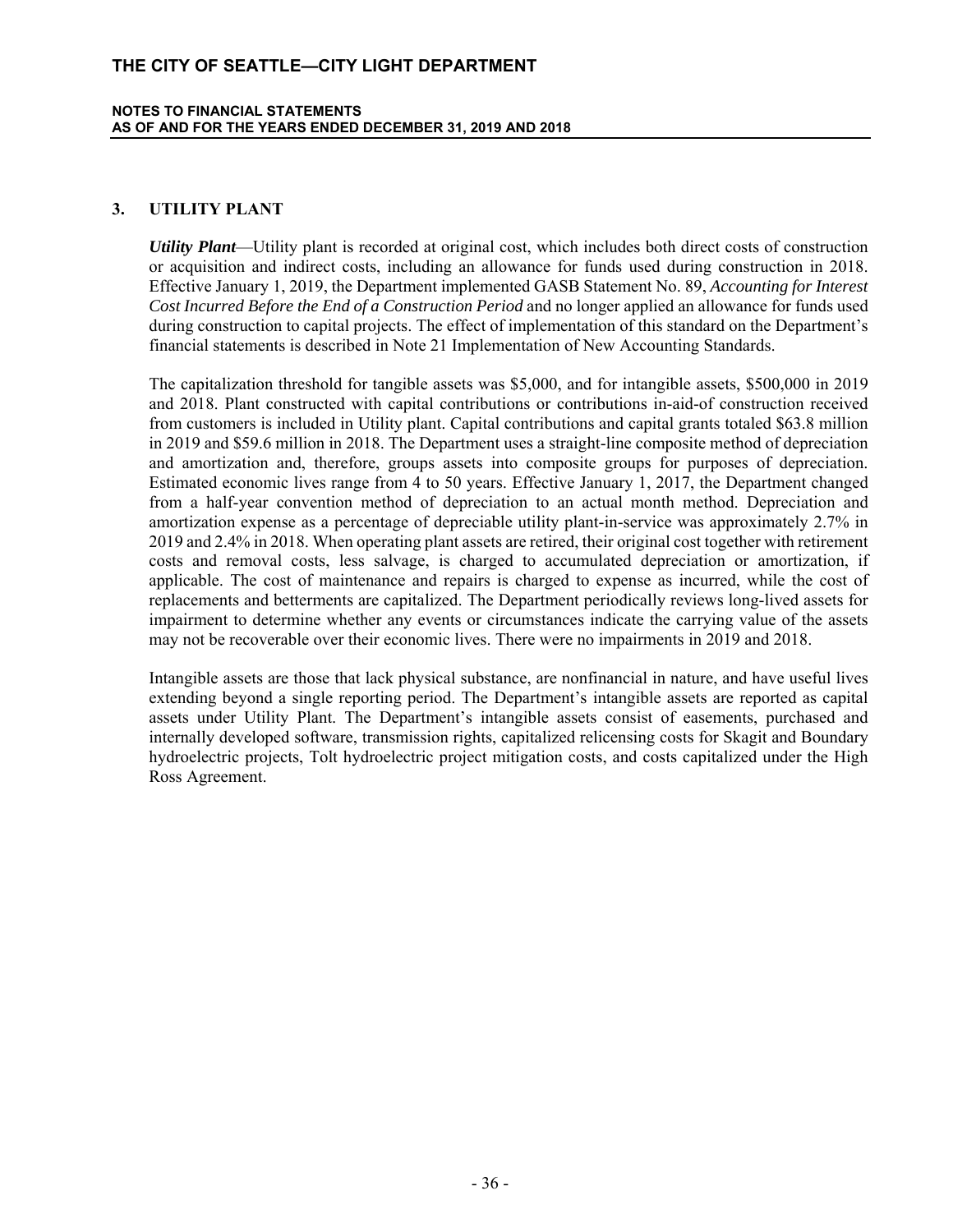## 3. UTILITY PLANT

***Utility Plant***—Utility plant is recorded at original cost, which includes both direct costs of construction or acquisition and indirect costs, including an allowance for funds used during construction in 2018. Effective January 1, 2019, the Department implemented GASB Statement No. 89, *Accounting for Interest Cost Incurred Before the End of a Construction Period* and no longer applied an allowance for funds used during construction to capital projects. The effect of implementation of this standard on the Department's financial statements is described in Note 21 Implementation of New Accounting Standards.

The capitalization threshold for tangible assets was $5,000, and for intangible assets, $500,000 in 2019 and 2018. Plant constructed with capital contributions or contributions in-aid-of construction received from customers is included in Utility plant. Capital contributions and capital grants totaled $63.8 million in 2019 and $59.6 million in 2018. The Department uses a straight-line composite method of depreciation and amortization and, therefore, groups assets into composite groups for purposes of depreciation. Estimated economic lives range from 4 to 50 years. Effective January 1, 2017, the Department changed from a half-year convention method of depreciation to an actual month method. Depreciation and amortization expense as a percentage of depreciable utility plant-in-service was approximately 2.7% in 2019 and 2.4% in 2018. When operating plant assets are retired, their original cost together with retirement costs and removal costs, less salvage, is charged to accumulated depreciation or amortization, if applicable. The cost of maintenance and repairs is charged to expense as incurred, while the cost of replacements and betterments are capitalized. The Department periodically reviews long-lived assets for impairment to determine whether any events or circumstances indicate the carrying value of the assets may not be recoverable over their economic lives. There were no impairments in 2019 and 2018.

Intangible assets are those that lack physical substance, are nonfinancial in nature, and have useful lives extending beyond a single reporting period. The Department's intangible assets are reported as capital assets under Utility Plant. The Department's intangible assets consist of easements, purchased and internally developed software, transmission rights, capitalized relicensing costs for Skagit and Boundary hydroelectric projects, Tolt hydroelectric project mitigation costs, and costs capitalized under the High Ross Agreement.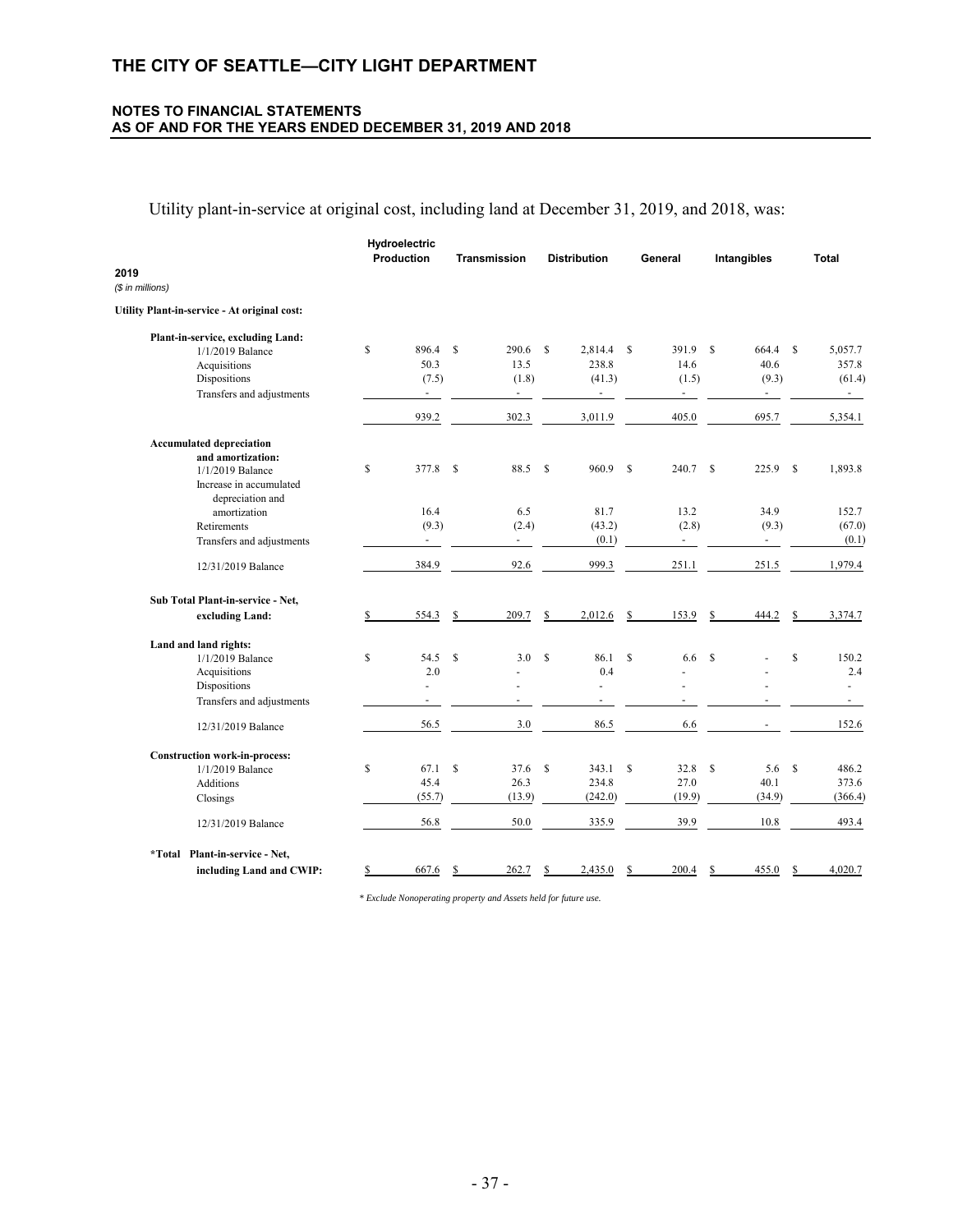Utility plant-in-service at original cost, including land at December 31, 2019, and 2018, was:

| 2019<br>*($ in millions)* | Hydroelectric Production | Transmission | Distribution | General | Intangibles | Total |
|---|---|---|---|---|---|---|
| **Utility Plant-in-service - At original cost:** | | | | | | |
| **Plant-in-service, excluding Land:** | | | | | | |
| 1/1/2019 Balance | $ 896.4 | $ 290.6 | $ 2,814.4 | $ 391.9 | $ 664.4 | $ 5,057.7 |
| Acquisitions | 50.3 | 13.5 | 238.8 | 14.6 | 40.6 | 357.8 |
| Dispositions | (7.5) | (1.8) | (41.3) | (1.5) | (9.3) | (61.4) |
| Transfers and adjustments | - | - | - | - | - | - |
| | 939.2 | 302.3 | 3,011.9 | 405.0 | 695.7 | 5,354.1 |
| **Accumulated depreciation and amortization:** | | | | | | |
| 1/1/2019 Balance | $ 377.8 | $ 88.5 | $ 960.9 | $ 240.7 | $ 225.9 | $ 1,893.8 |
| Increase in accumulated depreciation and amortization | 16.4 | 6.5 | 81.7 | 13.2 | 34.9 | 152.7 |
| Retirements | (9.3) | (2.4) | (43.2) | (2.8) | (9.3) | (67.0) |
| Transfers and adjustments | - | - | (0.1) | - | - | (0.1) |
| 12/31/2019 Balance | 384.9 | 92.6 | 999.3 | 251.1 | 251.5 | 1,979.4 |
| **Sub Total Plant-in-service - Net, excluding Land:** | $ 554.3 | $ 209.7 | $ 2,012.6 | $ 153.9 | $ 444.2 | $ 3,374.7 |
| **Land and land rights:** | | | | | | |
| 1/1/2019 Balance | $ 54.5 | $ 3.0 | $ 86.1 | $ 6.6 | $ - | $ 150.2 |
| Acquisitions | 2.0 | - | 0.4 | - | - | 2.4 |
| Dispositions | - | - | - | - | - | - |
| Transfers and adjustments | - | - | - | - | - | - |
| 12/31/2019 Balance | 56.5 | 3.0 | 86.5 | 6.6 | - | 152.6 |
| **Construction work-in-process:** | | | | | | |
| 1/1/2019 Balance | $ 67.1 | $ 37.6 | $ 343.1 | $ 32.8 | $ 5.6 | $ 486.2 |
| Additions | 45.4 | 26.3 | 234.8 | 27.0 | 40.1 | 373.6 |
| Closings | (55.7) | (13.9) | (242.0) | (19.9) | (34.9) | (366.4) |
| 12/31/2019 Balance | 56.8 | 50.0 | 335.9 | 39.9 | 10.8 | 493.4 |
| ***Total Plant-in-service - Net, including Land and CWIP:** | $ 667.6 | $ 262.7 | $ 2,435.0 | $ 200.4 | $ 455.0 | $ 4,020.7 |

*\* Exclude Nonoperating property and Assets held for future use.*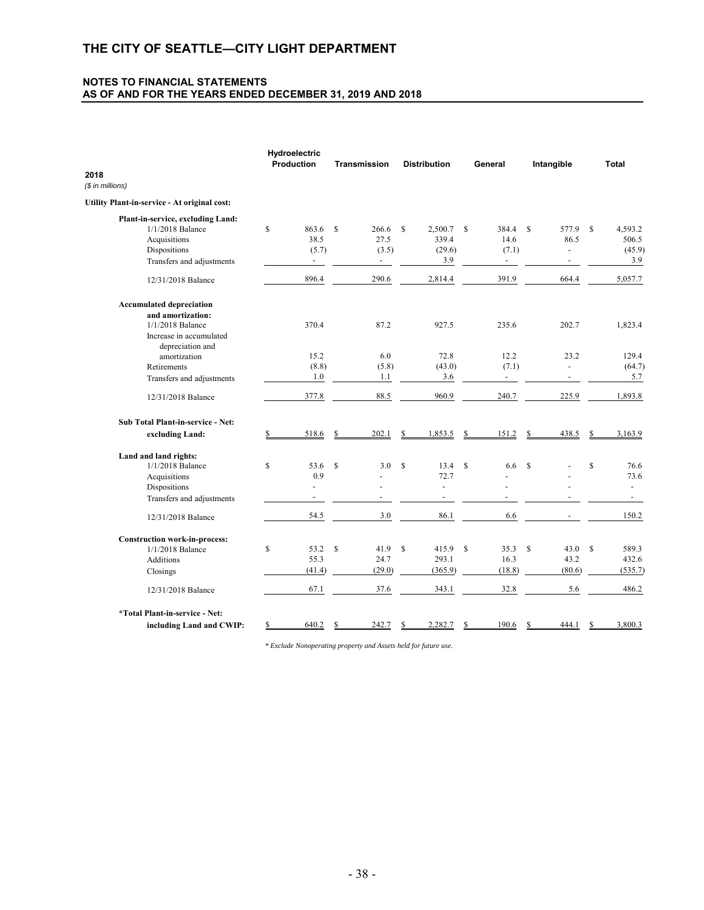## NOTES TO FINANCIAL STATEMENTS AS OF AND FOR THE YEARS ENDED DECEMBER 31, 2019 AND 2018

| 2018<br>*($ in millions)* | Hydroelectric Production | Transmission | Distribution | General | Intangible | Total |
|---|---|---|---|---|---|---|
| **Utility Plant-in-service - At original cost:** | | | | | | |
| **Plant-in-service, excluding Land:** | | | | | | |
| 1/1/2018 Balance | $ 863.6 | $ 266.6 | $ 2,500.7 | $ 384.4 | $ 577.9 | $ 4,593.2 |
| Acquisitions | 38.5 | 27.5 | 339.4 | 14.6 | 86.5 | 506.5 |
| Dispositions | (5.7) | (3.5) | (29.6) | (7.1) | - | (45.9) |
| Transfers and adjustments | - | - | 3.9 | - | - | 3.9 |
| 12/31/2018 Balance | 896.4 | 290.6 | 2,814.4 | 391.9 | 664.4 | 5,057.7 |
| **Accumulated depreciation and amortization:** | | | | | | |
| 1/1/2018 Balance | 370.4 | 87.2 | 927.5 | 235.6 | 202.7 | 1,823.4 |
| Increase in accumulated depreciation and amortization | 15.2 | 6.0 | 72.8 | 12.2 | 23.2 | 129.4 |
| Retirements | (8.8) | (5.8) | (43.0) | (7.1) | - | (64.7) |
| Transfers and adjustments | 1.0 | 1.1 | 3.6 | - | - | 5.7 |
| 12/31/2018 Balance | 377.8 | 88.5 | 960.9 | 240.7 | 225.9 | 1,893.8 |
| **Sub Total Plant-in-service - Net: excluding Land:** | $ 518.6 | $ 202.1 | $ 1,853.5 | $ 151.2 | $ 438.5 | $ 3,163.9 |
| **Land and land rights:** | | | | | | |
| 1/1/2018 Balance | $ 53.6 | $ 3.0 | $ 13.4 | $ 6.6 | $ - | $ 76.6 |
| Acquisitions | 0.9 | - | 72.7 | - | - | 73.6 |
| Dispositions | - | - | - | - | - | - |
| Transfers and adjustments | - | - | - | - | - | - |
| 12/31/2018 Balance | 54.5 | 3.0 | 86.1 | 6.6 | - | 150.2 |
| **Construction work-in-process:** | | | | | | |
| 1/1/2018 Balance | $ 53.2 | $ 41.9 | $ 415.9 | $ 35.3 | $ 43.0 | $ 589.3 |
| Additions | 55.3 | 24.7 | 293.1 | 16.3 | 43.2 | 432.6 |
| Closings | (41.4) | (29.0) | (365.9) | (18.8) | (80.6) | (535.7) |
| 12/31/2018 Balance | 67.1 | 37.6 | 343.1 | 32.8 | 5.6 | 486.2 |
| **\*Total Plant-in-service - Net: including Land and CWIP:** | $ 640.2 | $ 242.7 | $ 2,282.7 | $ 190.6 | $ 444.1 | $ 3,800.3 |

*\* Exclude Nonoperating property and Assets held for future use.*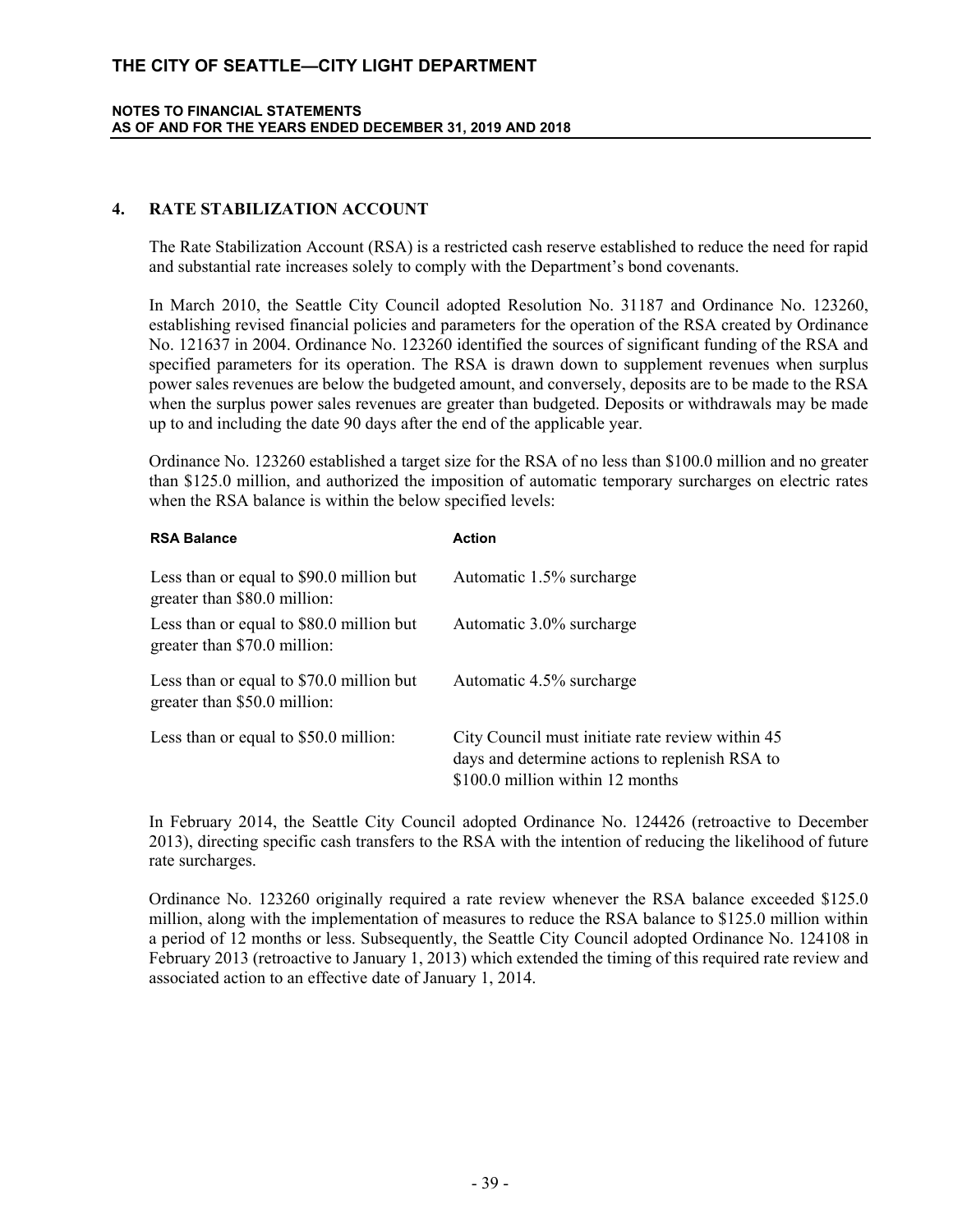## 4. RATE STABILIZATION ACCOUNT

The Rate Stabilization Account (RSA) is a restricted cash reserve established to reduce the need for rapid and substantial rate increases solely to comply with the Department's bond covenants.

In March 2010, the Seattle City Council adopted Resolution No. 31187 and Ordinance No. 123260, establishing revised financial policies and parameters for the operation of the RSA created by Ordinance No. 121637 in 2004. Ordinance No. 123260 identified the sources of significant funding of the RSA and specified parameters for its operation. The RSA is drawn down to supplement revenues when surplus power sales revenues are below the budgeted amount, and conversely, deposits are to be made to the RSA when the surplus power sales revenues are greater than budgeted. Deposits or withdrawals may be made up to and including the date 90 days after the end of the applicable year.

Ordinance No. 123260 established a target size for the RSA of no less than \$100.0 million and no greater than \$125.0 million, and authorized the imposition of automatic temporary surcharges on electric rates when the RSA balance is within the below specified levels:

| RSA Balance | Action |
|---|---|
| Less than or equal to \$90.0 million but greater than \$80.0 million: | Automatic 1.5% surcharge |
| Less than or equal to \$80.0 million but greater than \$70.0 million: | Automatic 3.0% surcharge |
| Less than or equal to \$70.0 million but greater than \$50.0 million: | Automatic 4.5% surcharge |
| Less than or equal to \$50.0 million: | City Council must initiate rate review within 45 days and determine actions to replenish RSA to \$100.0 million within 12 months |

In February 2014, the Seattle City Council adopted Ordinance No. 124426 (retroactive to December 2013), directing specific cash transfers to the RSA with the intention of reducing the likelihood of future rate surcharges.

Ordinance No. 123260 originally required a rate review whenever the RSA balance exceeded \$125.0 million, along with the implementation of measures to reduce the RSA balance to \$125.0 million within a period of 12 months or less. Subsequently, the Seattle City Council adopted Ordinance No. 124108 in February 2013 (retroactive to January 1, 2013) which extended the timing of this required rate review and associated action to an effective date of January 1, 2014.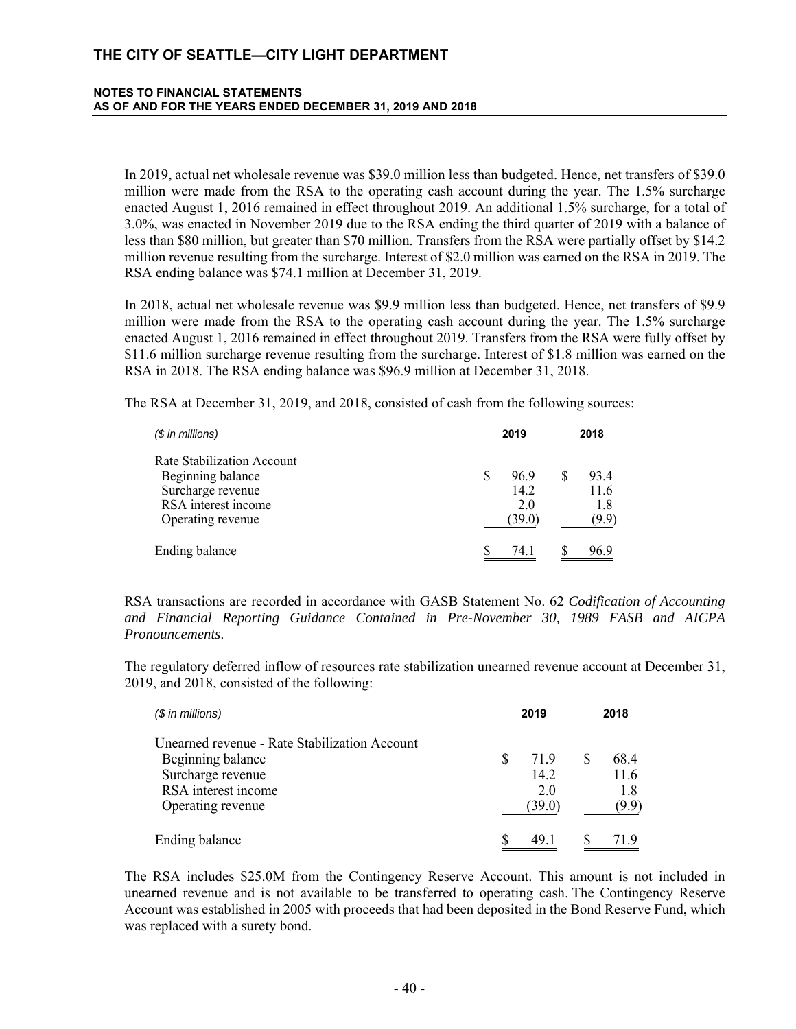In 2019, actual net wholesale revenue was \$39.0 million less than budgeted. Hence, net transfers of \$39.0 million were made from the RSA to the operating cash account during the year. The 1.5% surcharge enacted August 1, 2016 remained in effect throughout 2019. An additional 1.5% surcharge, for a total of 3.0%, was enacted in November 2019 due to the RSA ending the third quarter of 2019 with a balance of less than \$80 million, but greater than \$70 million. Transfers from the RSA were partially offset by \$14.2 million revenue resulting from the surcharge. Interest of \$2.0 million was earned on the RSA in 2019. The RSA ending balance was \$74.1 million at December 31, 2019.

In 2018, actual net wholesale revenue was \$9.9 million less than budgeted. Hence, net transfers of \$9.9 million were made from the RSA to the operating cash account during the year. The 1.5% surcharge enacted August 1, 2016 remained in effect throughout 2019. Transfers from the RSA were fully offset by \$11.6 million surcharge revenue resulting from the surcharge. Interest of \$1.8 million was earned on the RSA in 2018. The RSA ending balance was \$96.9 million at December 31, 2018.

The RSA at December 31, 2019, and 2018, consisted of cash from the following sources:

| *(\$ in millions)* | 2019 | 2018 |
|---|---|---|
| Rate Stabilization Account | | |
| Beginning balance | \$ 96.9 | \$ 93.4 |
| Surcharge revenue | 14.2 | 11.6 |
| RSA interest income | 2.0 | 1.8 |
| Operating revenue | (39.0) | (9.9) |
| Ending balance | \$ 74.1 | \$ 96.9 |

RSA transactions are recorded in accordance with GASB Statement No. 62 *Codification of Accounting and Financial Reporting Guidance Contained in Pre-November 30, 1989 FASB and AICPA Pronouncements*.

The regulatory deferred inflow of resources rate stabilization unearned revenue account at December 31, 2019, and 2018, consisted of the following:

| *(\$ in millions)* | 2019 | 2018 |
|---|---|---|
| Unearned revenue - Rate Stabilization Account | | |
| Beginning balance | \$ 71.9 | \$ 68.4 |
| Surcharge revenue | 14.2 | 11.6 |
| RSA interest income | 2.0 | 1.8 |
| Operating revenue | (39.0) | (9.9) |
| Ending balance | \$ 49.1 | \$ 71.9 |

The RSA includes \$25.0M from the Contingency Reserve Account. This amount is not included in unearned revenue and is not available to be transferred to operating cash. The Contingency Reserve Account was established in 2005 with proceeds that had been deposited in the Bond Reserve Fund, which was replaced with a surety bond.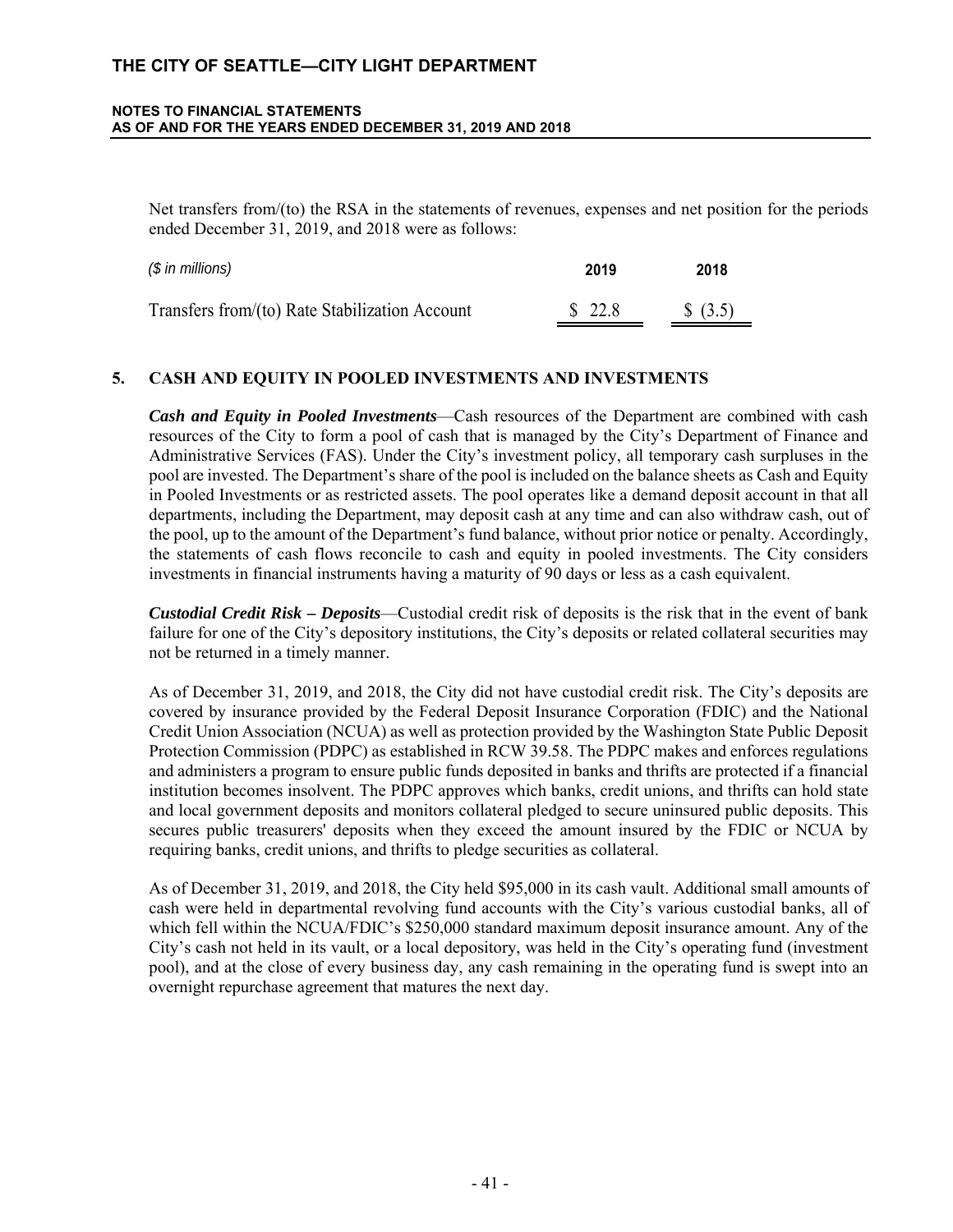Net transfers from/(to) the RSA in the statements of revenues, expenses and net position for the periods ended December 31, 2019, and 2018 were as follows:

| *($ in millions)* | 2019 | 2018 |
|---|---|---|
| Transfers from/(to) Rate Stabilization Account | $ 22.8 | $ (3.5) |

## 5. CASH AND EQUITY IN POOLED INVESTMENTS AND INVESTMENTS

***Cash and Equity in Pooled Investments***—Cash resources of the Department are combined with cash resources of the City to form a pool of cash that is managed by the City's Department of Finance and Administrative Services (FAS). Under the City's investment policy, all temporary cash surpluses in the pool are invested. The Department's share of the pool is included on the balance sheets as Cash and Equity in Pooled Investments or as restricted assets. The pool operates like a demand deposit account in that all departments, including the Department, may deposit cash at any time and can also withdraw cash, out of the pool, up to the amount of the Department's fund balance, without prior notice or penalty. Accordingly, the statements of cash flows reconcile to cash and equity in pooled investments. The City considers investments in financial instruments having a maturity of 90 days or less as a cash equivalent.

***Custodial Credit Risk – Deposits***—Custodial credit risk of deposits is the risk that in the event of bank failure for one of the City's depository institutions, the City's deposits or related collateral securities may not be returned in a timely manner.

As of December 31, 2019, and 2018, the City did not have custodial credit risk. The City's deposits are covered by insurance provided by the Federal Deposit Insurance Corporation (FDIC) and the National Credit Union Association (NCUA) as well as protection provided by the Washington State Public Deposit Protection Commission (PDPC) as established in RCW 39.58. The PDPC makes and enforces regulations and administers a program to ensure public funds deposited in banks and thrifts are protected if a financial institution becomes insolvent. The PDPC approves which banks, credit unions, and thrifts can hold state and local government deposits and monitors collateral pledged to secure uninsured public deposits. This secures public treasurers' deposits when they exceed the amount insured by the FDIC or NCUA by requiring banks, credit unions, and thrifts to pledge securities as collateral.

As of December 31, 2019, and 2018, the City held $95,000 in its cash vault. Additional small amounts of cash were held in departmental revolving fund accounts with the City's various custodial banks, all of which fell within the NCUA/FDIC's $250,000 standard maximum deposit insurance amount. Any of the City's cash not held in its vault, or a local depository, was held in the City's operating fund (investment pool), and at the close of every business day, any cash remaining in the operating fund is swept into an overnight repurchase agreement that matures the next day.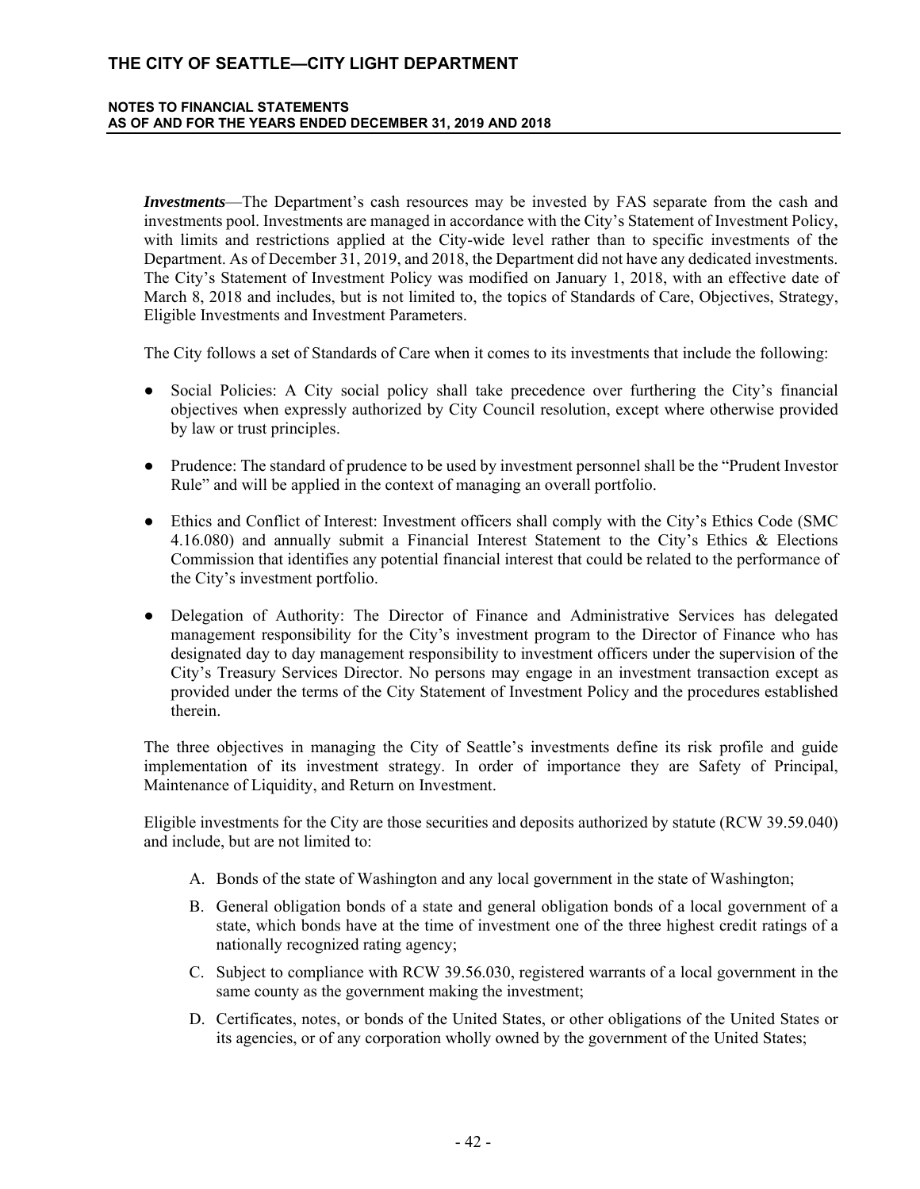***Investments***—The Department's cash resources may be invested by FAS separate from the cash and investments pool. Investments are managed in accordance with the City's Statement of Investment Policy, with limits and restrictions applied at the City-wide level rather than to specific investments of the Department. As of December 31, 2019, and 2018, the Department did not have any dedicated investments. The City's Statement of Investment Policy was modified on January 1, 2018, with an effective date of March 8, 2018 and includes, but is not limited to, the topics of Standards of Care, Objectives, Strategy, Eligible Investments and Investment Parameters.

The City follows a set of Standards of Care when it comes to its investments that include the following:

- Social Policies: A City social policy shall take precedence over furthering the City's financial objectives when expressly authorized by City Council resolution, except where otherwise provided by law or trust principles.
- Prudence: The standard of prudence to be used by investment personnel shall be the "Prudent Investor Rule" and will be applied in the context of managing an overall portfolio.
- Ethics and Conflict of Interest: Investment officers shall comply with the City's Ethics Code (SMC 4.16.080) and annually submit a Financial Interest Statement to the City's Ethics & Elections Commission that identifies any potential financial interest that could be related to the performance of the City's investment portfolio.
- Delegation of Authority: The Director of Finance and Administrative Services has delegated management responsibility for the City's investment program to the Director of Finance who has designated day to day management responsibility to investment officers under the supervision of the City's Treasury Services Director. No persons may engage in an investment transaction except as provided under the terms of the City Statement of Investment Policy and the procedures established therein.

The three objectives in managing the City of Seattle's investments define its risk profile and guide implementation of its investment strategy. In order of importance they are Safety of Principal, Maintenance of Liquidity, and Return on Investment.

Eligible investments for the City are those securities and deposits authorized by statute (RCW 39.59.040) and include, but are not limited to:

A. Bonds of the state of Washington and any local government in the state of Washington;

B. General obligation bonds of a state and general obligation bonds of a local government of a state, which bonds have at the time of investment one of the three highest credit ratings of a nationally recognized rating agency;

C. Subject to compliance with RCW 39.56.030, registered warrants of a local government in the same county as the government making the investment;

D. Certificates, notes, or bonds of the United States, or other obligations of the United States or its agencies, or of any corporation wholly owned by the government of the United States;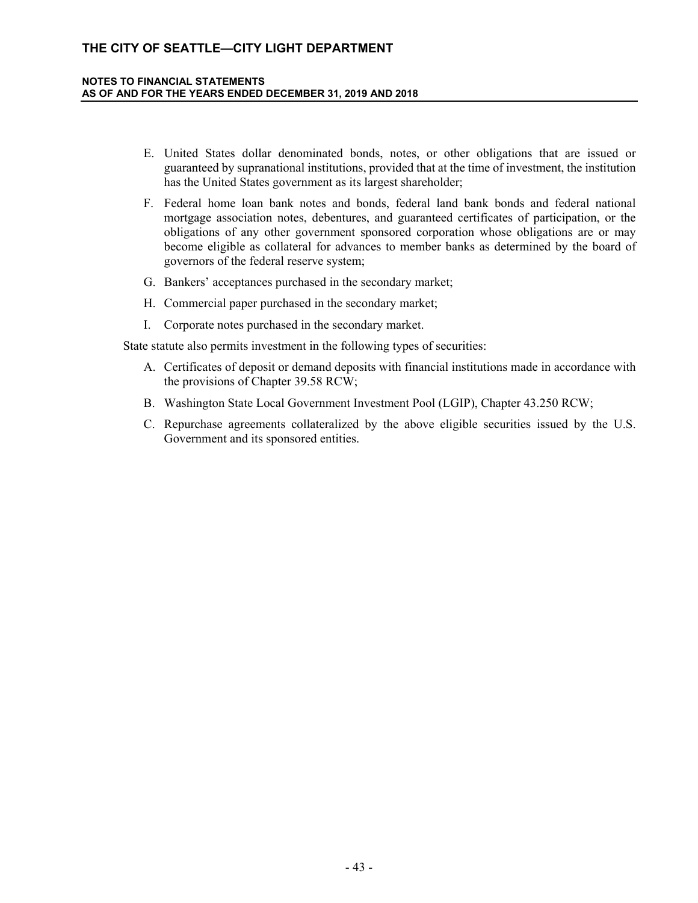E. United States dollar denominated bonds, notes, or other obligations that are issued or guaranteed by supranational institutions, provided that at the time of investment, the institution has the United States government as its largest shareholder;

F. Federal home loan bank notes and bonds, federal land bank bonds and federal national mortgage association notes, debentures, and guaranteed certificates of participation, or the obligations of any other government sponsored corporation whose obligations are or may become eligible as collateral for advances to member banks as determined by the board of governors of the federal reserve system;

G. Bankers' acceptances purchased in the secondary market;

H. Commercial paper purchased in the secondary market;

I. Corporate notes purchased in the secondary market.

State statute also permits investment in the following types of securities:

A. Certificates of deposit or demand deposits with financial institutions made in accordance with the provisions of Chapter 39.58 RCW;

B. Washington State Local Government Investment Pool (LGIP), Chapter 43.250 RCW;

C. Repurchase agreements collateralized by the above eligible securities issued by the U.S. Government and its sponsored entities.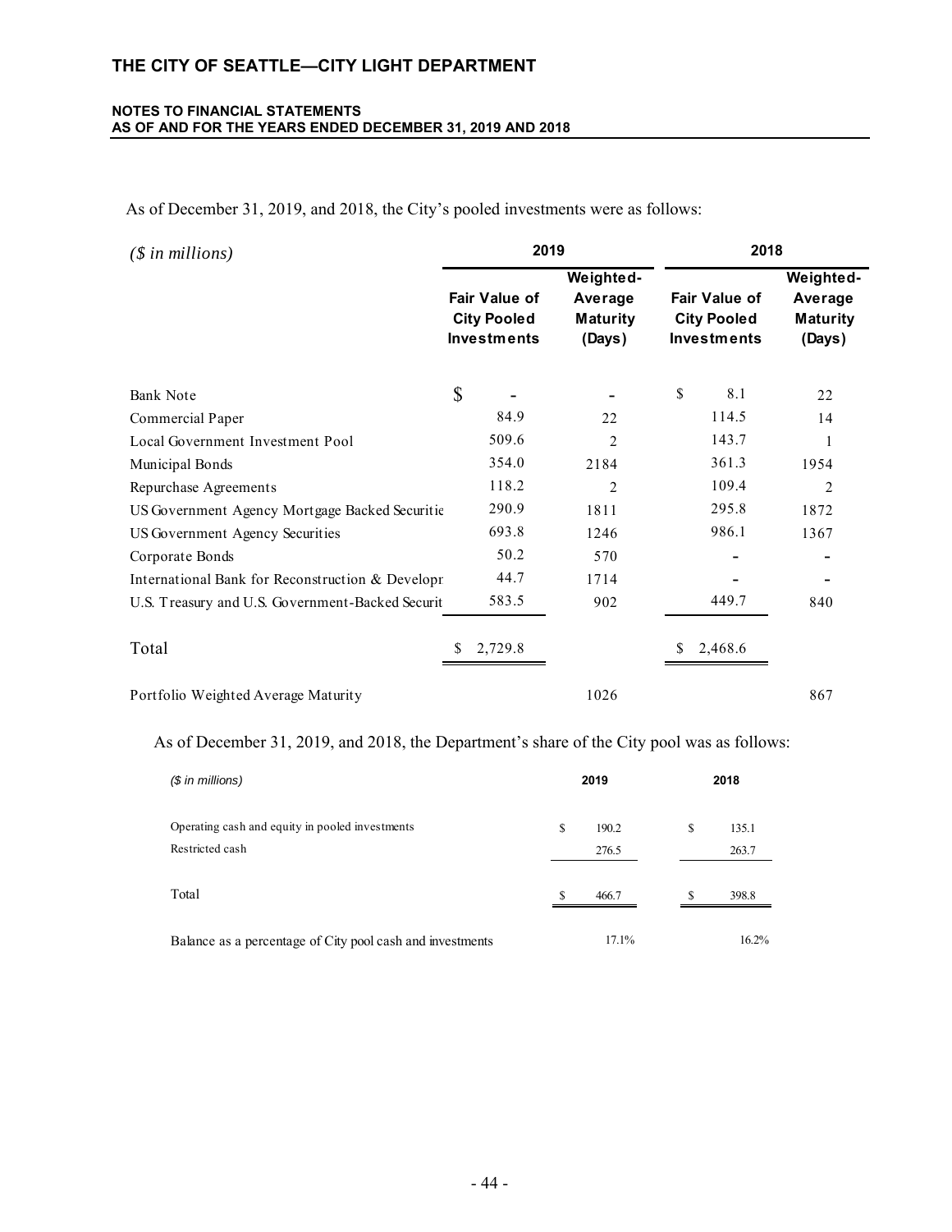As of December 31, 2019, and 2018, the City's pooled investments were as follows:

| *($ in millions)* | 2019 | | 2018 | |
|---|---|---|---|---|
| | Fair Value of City Pooled Investments | Weighted-Average Maturity (Days) | Fair Value of City Pooled Investments | Weighted-Average Maturity (Days) |
| Bank Note | $ - | - | $ 8.1 | 22 |
| Commercial Paper | 84.9 | 22 | 114.5 | 14 |
| Local Government Investment Pool | 509.6 | 2 | 143.7 | 1 |
| Municipal Bonds | 354.0 | 2184 | 361.3 | 1954 |
| Repurchase Agreements | 118.2 | 2 | 109.4 | 2 |
| US Government Agency Mortgage Backed Securitie | 290.9 | 1811 | 295.8 | 1872 |
| US Government Agency Securities | 693.8 | 1246 | 986.1 | 1367 |
| Corporate Bonds | 50.2 | 570 | - | - |
| International Bank for Reconstruction & Developr | 44.7 | 1714 | - | - |
| U.S. Treasury and U.S. Government-Backed Securit | 583.5 | 902 | 449.7 | 840 |
| Total | $ 2,729.8 | | $ 2,468.6 | |
| Portfolio Weighted Average Maturity | | 1026 | | 867 |

As of December 31, 2019, and 2018, the Department's share of the City pool was as follows:

| *($ in millions)* | 2019 | 2018 |
|---|---|---|
| Operating cash and equity in pooled investments | $ 190.2 | $ 135.1 |
| Restricted cash | 276.5 | 263.7 |
| Total | $ 466.7 | $ 398.8 |
| Balance as a percentage of City pool cash and investments | 17.1% | 16.2% |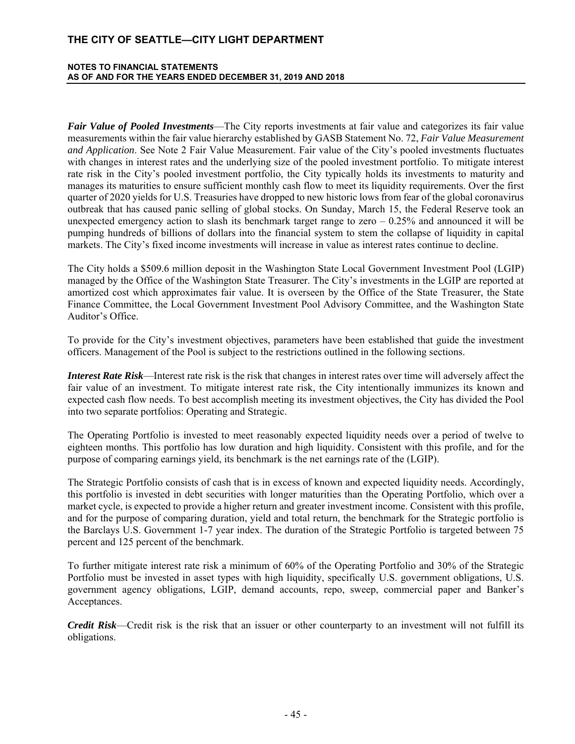***Fair Value of Pooled Investments***—The City reports investments at fair value and categorizes its fair value measurements within the fair value hierarchy established by GASB Statement No. 72, *Fair Value Measurement and Application*. See Note 2 Fair Value Measurement. Fair value of the City's pooled investments fluctuates with changes in interest rates and the underlying size of the pooled investment portfolio. To mitigate interest rate risk in the City's pooled investment portfolio, the City typically holds its investments to maturity and manages its maturities to ensure sufficient monthly cash flow to meet its liquidity requirements. Over the first quarter of 2020 yields for U.S. Treasuries have dropped to new historic lows from fear of the global coronavirus outbreak that has caused panic selling of global stocks. On Sunday, March 15, the Federal Reserve took an unexpected emergency action to slash its benchmark target range to zero – 0.25% and announced it will be pumping hundreds of billions of dollars into the financial system to stem the collapse of liquidity in capital markets. The City's fixed income investments will increase in value as interest rates continue to decline.

The City holds a $509.6 million deposit in the Washington State Local Government Investment Pool (LGIP) managed by the Office of the Washington State Treasurer. The City's investments in the LGIP are reported at amortized cost which approximates fair value. It is overseen by the Office of the State Treasurer, the State Finance Committee, the Local Government Investment Pool Advisory Committee, and the Washington State Auditor's Office.

To provide for the City's investment objectives, parameters have been established that guide the investment officers. Management of the Pool is subject to the restrictions outlined in the following sections.

***Interest Rate Risk***—Interest rate risk is the risk that changes in interest rates over time will adversely affect the fair value of an investment. To mitigate interest rate risk, the City intentionally immunizes its known and expected cash flow needs. To best accomplish meeting its investment objectives, the City has divided the Pool into two separate portfolios: Operating and Strategic.

The Operating Portfolio is invested to meet reasonably expected liquidity needs over a period of twelve to eighteen months. This portfolio has low duration and high liquidity. Consistent with this profile, and for the purpose of comparing earnings yield, its benchmark is the net earnings rate of the (LGIP).

The Strategic Portfolio consists of cash that is in excess of known and expected liquidity needs. Accordingly, this portfolio is invested in debt securities with longer maturities than the Operating Portfolio, which over a market cycle, is expected to provide a higher return and greater investment income. Consistent with this profile, and for the purpose of comparing duration, yield and total return, the benchmark for the Strategic portfolio is the Barclays U.S. Government 1-7 year index. The duration of the Strategic Portfolio is targeted between 75 percent and 125 percent of the benchmark.

To further mitigate interest rate risk a minimum of 60% of the Operating Portfolio and 30% of the Strategic Portfolio must be invested in asset types with high liquidity, specifically U.S. government obligations, U.S. government agency obligations, LGIP, demand accounts, repo, sweep, commercial paper and Banker's Acceptances.

***Credit Risk***—Credit risk is the risk that an issuer or other counterparty to an investment will not fulfill its obligations.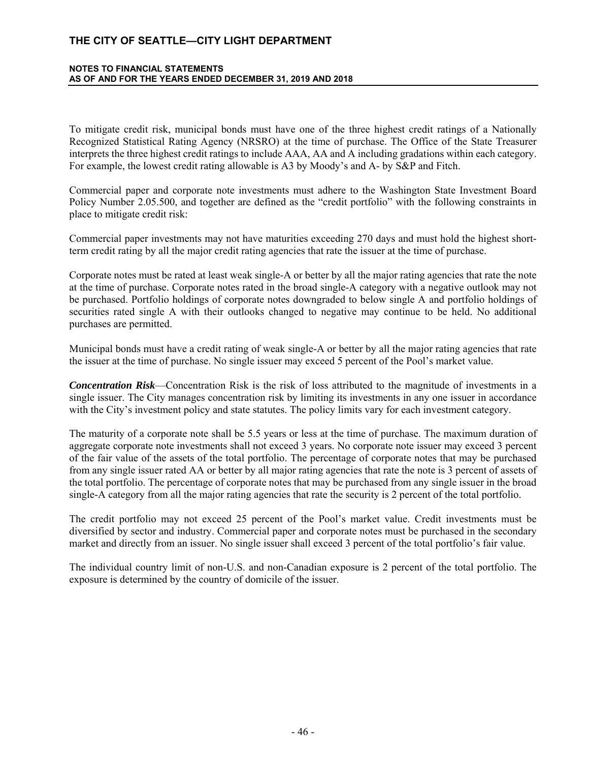To mitigate credit risk, municipal bonds must have one of the three highest credit ratings of a Nationally Recognized Statistical Rating Agency (NRSRO) at the time of purchase. The Office of the State Treasurer interprets the three highest credit ratings to include AAA, AA and A including gradations within each category. For example, the lowest credit rating allowable is A3 by Moody's and A- by S&P and Fitch.

Commercial paper and corporate note investments must adhere to the Washington State Investment Board Policy Number 2.05.500, and together are defined as the "credit portfolio" with the following constraints in place to mitigate credit risk:

Commercial paper investments may not have maturities exceeding 270 days and must hold the highest short-term credit rating by all the major credit rating agencies that rate the issuer at the time of purchase.

Corporate notes must be rated at least weak single-A or better by all the major rating agencies that rate the note at the time of purchase. Corporate notes rated in the broad single-A category with a negative outlook may not be purchased. Portfolio holdings of corporate notes downgraded to below single A and portfolio holdings of securities rated single A with their outlooks changed to negative may continue to be held. No additional purchases are permitted.

Municipal bonds must have a credit rating of weak single-A or better by all the major rating agencies that rate the issuer at the time of purchase. No single issuer may exceed 5 percent of the Pool's market value.

***Concentration Risk***—Concentration Risk is the risk of loss attributed to the magnitude of investments in a single issuer. The City manages concentration risk by limiting its investments in any one issuer in accordance with the City's investment policy and state statutes. The policy limits vary for each investment category.

The maturity of a corporate note shall be 5.5 years or less at the time of purchase. The maximum duration of aggregate corporate note investments shall not exceed 3 years. No corporate note issuer may exceed 3 percent of the fair value of the assets of the total portfolio. The percentage of corporate notes that may be purchased from any single issuer rated AA or better by all major rating agencies that rate the note is 3 percent of assets of the total portfolio. The percentage of corporate notes that may be purchased from any single issuer in the broad single-A category from all the major rating agencies that rate the security is 2 percent of the total portfolio.

The credit portfolio may not exceed 25 percent of the Pool's market value. Credit investments must be diversified by sector and industry. Commercial paper and corporate notes must be purchased in the secondary market and directly from an issuer. No single issuer shall exceed 3 percent of the total portfolio's fair value.

The individual country limit of non-U.S. and non-Canadian exposure is 2 percent of the total portfolio. The exposure is determined by the country of domicile of the issuer.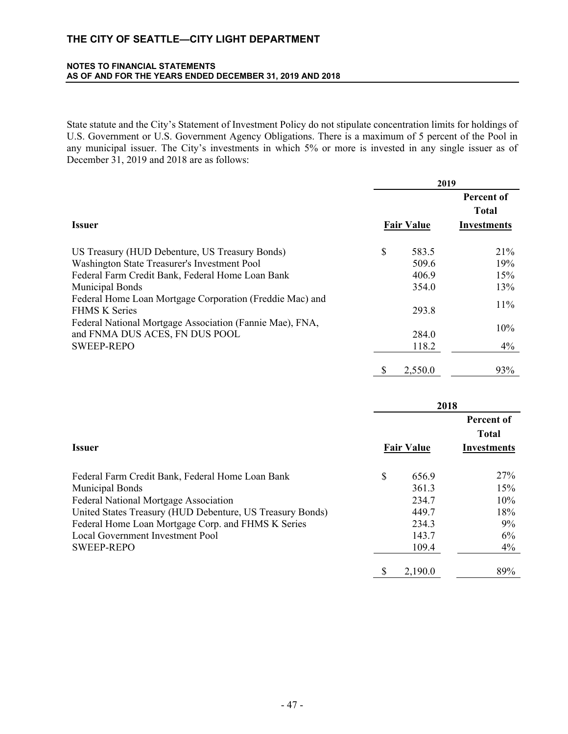State statute and the City's Statement of Investment Policy do not stipulate concentration limits for holdings of U.S. Government or U.S. Government Agency Obligations. There is a maximum of 5 percent of the Pool in any municipal issuer. The City's investments in which 5% or more is invested in any single issuer as of December 31, 2019 and 2018 are as follows:

| | 2019 | |
|---|---|---|
| **Issuer** | **Fair Value** | **Percent of Total Investments** |
| US Treasury (HUD Debenture, US Treasury Bonds) | $ 583.5 | 21% |
| Washington State Treasurer's Investment Pool | 509.6 | 19% |
| Federal Farm Credit Bank, Federal Home Loan Bank | 406.9 | 15% |
| Municipal Bonds | 354.0 | 13% |
| Federal Home Loan Mortgage Corporation (Freddie Mac) and FHMS K Series | 293.8 | 11% |
| Federal National Mortgage Association (Fannie Mae), FNA, and FNMA DUS ACES, FN DUS POOL | 284.0 | 10% |
| SWEEP-REPO | 118.2 | 4% |
| | $ 2,550.0 | 93% |

| | 2018 | |
|---|---|---|
| **Issuer** | **Fair Value** | **Percent of Total Investments** |
| Federal Farm Credit Bank, Federal Home Loan Bank | $ 656.9 | 27% |
| Municipal Bonds | 361.3 | 15% |
| Federal National Mortgage Association | 234.7 | 10% |
| United States Treasury (HUD Debenture, US Treasury Bonds) | 449.7 | 18% |
| Federal Home Loan Mortgage Corp. and FHMS K Series | 234.3 | 9% |
| Local Government Investment Pool | 143.7 | 6% |
| SWEEP-REPO | 109.4 | 4% |
| | $ 2,190.0 | 89% |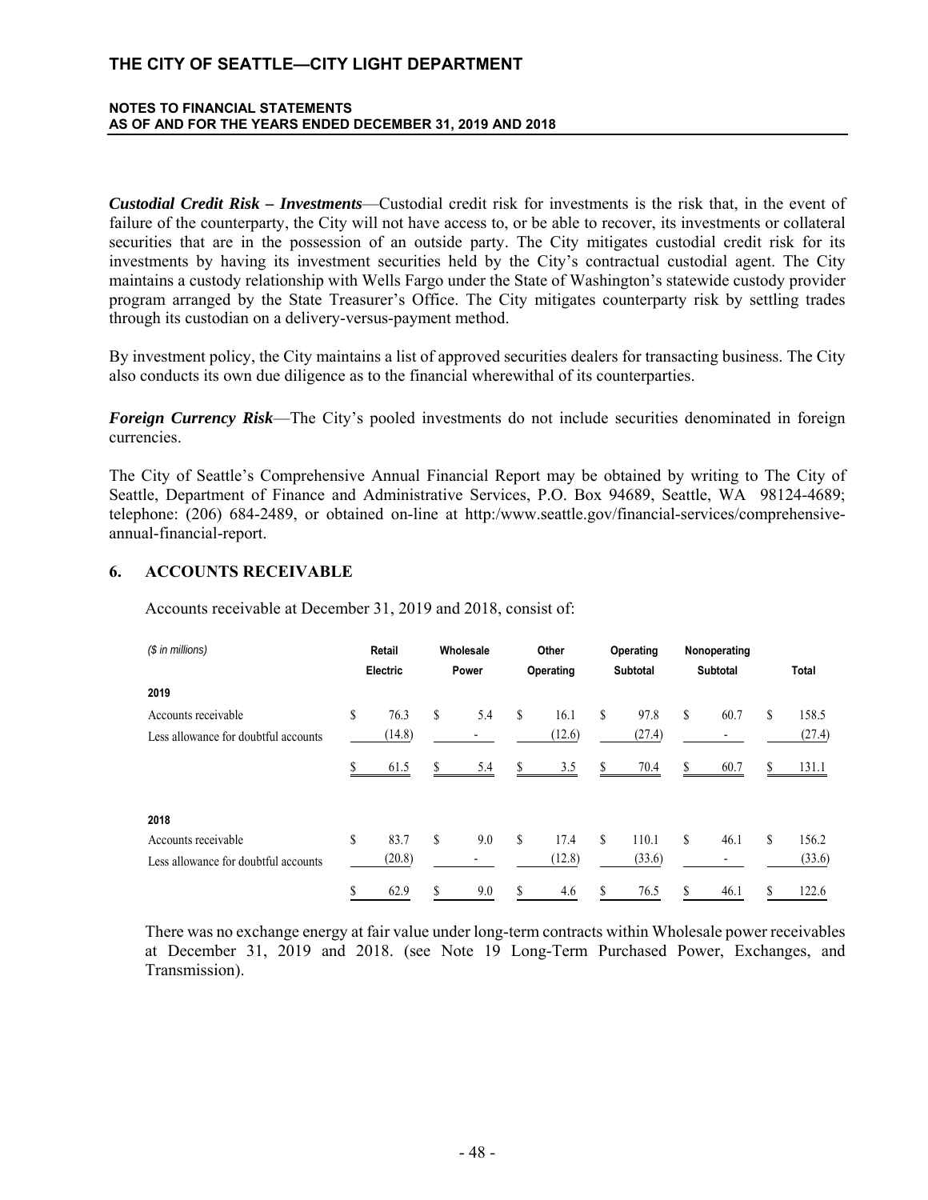*Custodial Credit Risk – Investments*—Custodial credit risk for investments is the risk that, in the event of failure of the counterparty, the City will not have access to, or be able to recover, its investments or collateral securities that are in the possession of an outside party. The City mitigates custodial credit risk for its investments by having its investment securities held by the City's contractual custodial agent. The City maintains a custody relationship with Wells Fargo under the State of Washington's statewide custody provider program arranged by the State Treasurer's Office. The City mitigates counterparty risk by settling trades through its custodian on a delivery-versus-payment method.

By investment policy, the City maintains a list of approved securities dealers for transacting business. The City also conducts its own due diligence as to the financial wherewithal of its counterparties.

*Foreign Currency Risk*—The City's pooled investments do not include securities denominated in foreign currencies.

The City of Seattle's Comprehensive Annual Financial Report may be obtained by writing to The City of Seattle, Department of Finance and Administrative Services, P.O. Box 94689, Seattle, WA 98124-4689; telephone: (206) 684-2489, or obtained on-line at http:/www.seattle.gov/financial-services/comprehensive-annual-financial-report.

## 6. ACCOUNTS RECEIVABLE

Accounts receivable at December 31, 2019 and 2018, consist of:

| *($ in millions)* | Retail Electric | Wholesale Power | Other Operating | Operating Subtotal | Nonoperating Subtotal | Total |
|---|---|---|---|---|---|---|
| **2019** | | | | | | |
| Accounts receivable | $ 76.3 | $ 5.4 | $ 16.1 | $ 97.8 | $ 60.7 | $ 158.5 |
| Less allowance for doubtful accounts | (14.8) | - | (12.6) | (27.4) | - | (27.4) |
| | $ 61.5 | $ 5.4 | $ 3.5 | $ 70.4 | $ 60.7 | $ 131.1 |
| **2018** | | | | | | |
| Accounts receivable | $ 83.7 | $ 9.0 | $ 17.4 | $ 110.1 | $ 46.1 | $ 156.2 |
| Less allowance for doubtful accounts | (20.8) | - | (12.8) | (33.6) | - | (33.6) |
| | $ 62.9 | $ 9.0 | $ 4.6 | $ 76.5 | $ 46.1 | $ 122.6 |

There was no exchange energy at fair value under long-term contracts within Wholesale power receivables at December 31, 2019 and 2018. (see Note 19 Long-Term Purchased Power, Exchanges, and Transmission).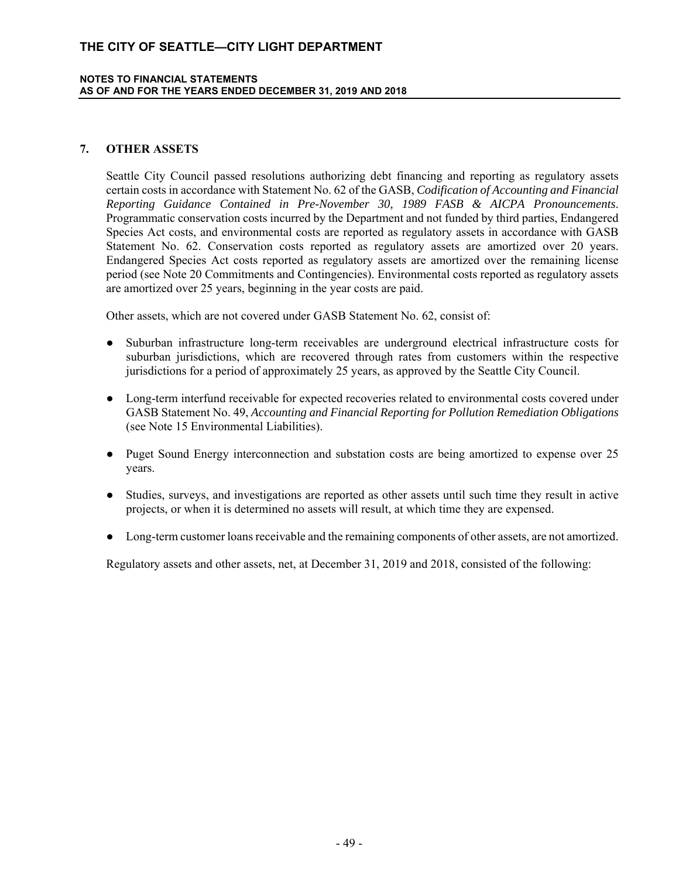## 7. OTHER ASSETS

Seattle City Council passed resolutions authorizing debt financing and reporting as regulatory assets certain costs in accordance with Statement No. 62 of the GASB, *Codification of Accounting and Financial Reporting Guidance Contained in Pre-November 30, 1989 FASB & AICPA Pronouncements*. Programmatic conservation costs incurred by the Department and not funded by third parties, Endangered Species Act costs, and environmental costs are reported as regulatory assets in accordance with GASB Statement No. 62. Conservation costs reported as regulatory assets are amortized over 20 years. Endangered Species Act costs reported as regulatory assets are amortized over the remaining license period (see Note 20 Commitments and Contingencies). Environmental costs reported as regulatory assets are amortized over 25 years, beginning in the year costs are paid.

Other assets, which are not covered under GASB Statement No. 62, consist of:

- Suburban infrastructure long-term receivables are underground electrical infrastructure costs for suburban jurisdictions, which are recovered through rates from customers within the respective jurisdictions for a period of approximately 25 years, as approved by the Seattle City Council.
- Long-term interfund receivable for expected recoveries related to environmental costs covered under GASB Statement No. 49, *Accounting and Financial Reporting for Pollution Remediation Obligations* (see Note 15 Environmental Liabilities).
- Puget Sound Energy interconnection and substation costs are being amortized to expense over 25 years.
- Studies, surveys, and investigations are reported as other assets until such time they result in active projects, or when it is determined no assets will result, at which time they are expensed.
- Long-term customer loans receivable and the remaining components of other assets, are not amortized.

Regulatory assets and other assets, net, at December 31, 2019 and 2018, consisted of the following: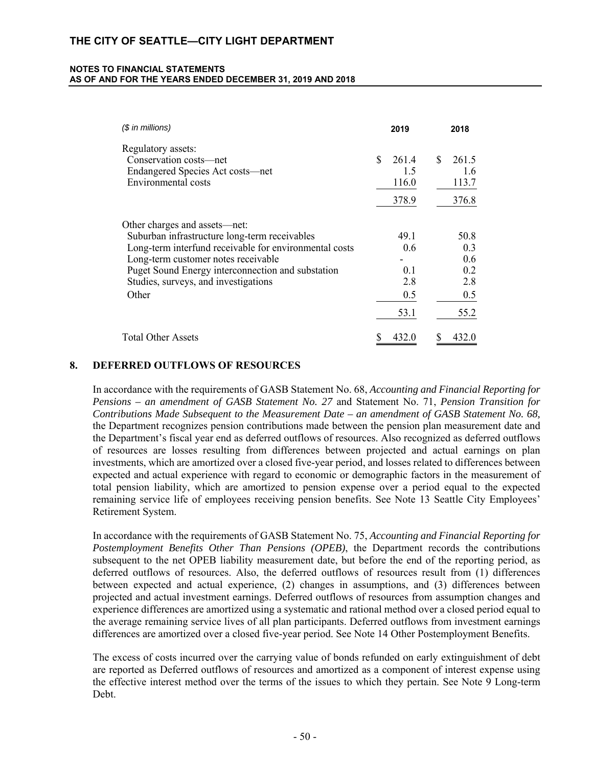| ($ in millions) | 2019 | 2018 |
|---|---|---|
| Regulatory assets: | | |
| Conservation costs—net | $ 261.4 | $ 261.5 |
| Endangered Species Act costs—net | 1.5 | 1.6 |
| Environmental costs | 116.0 | 113.7 |
| | 378.9 | 376.8 |
| Other charges and assets—net: | | |
| Suburban infrastructure long-term receivables | 49.1 | 50.8 |
| Long-term interfund receivable for environmental costs | 0.6 | 0.3 |
| Long-term customer notes receivable | - | 0.6 |
| Puget Sound Energy interconnection and substation | 0.1 | 0.2 |
| Studies, surveys, and investigations | 2.8 | 2.8 |
| Other | 0.5 | 0.5 |
| | 53.1 | 55.2 |
| Total Other Assets | $ 432.0 | $ 432.0 |

## 8. DEFERRED OUTFLOWS OF RESOURCES

In accordance with the requirements of GASB Statement No. 68, *Accounting and Financial Reporting for Pensions – an amendment of GASB Statement No. 27* and Statement No. 71, *Pension Transition for Contributions Made Subsequent to the Measurement Date – an amendment of GASB Statement No. 68,* the Department recognizes pension contributions made between the pension plan measurement date and the Department's fiscal year end as deferred outflows of resources. Also recognized as deferred outflows of resources are losses resulting from differences between projected and actual earnings on plan investments, which are amortized over a closed five-year period, and losses related to differences between expected and actual experience with regard to economic or demographic factors in the measurement of total pension liability, which are amortized to pension expense over a period equal to the expected remaining service life of employees receiving pension benefits. See Note 13 Seattle City Employees' Retirement System.

In accordance with the requirements of GASB Statement No. 75, *Accounting and Financial Reporting for Postemployment Benefits Other Than Pensions (OPEB)*, the Department records the contributions subsequent to the net OPEB liability measurement date, but before the end of the reporting period, as deferred outflows of resources. Also, the deferred outflows of resources result from (1) differences between expected and actual experience, (2) changes in assumptions, and (3) differences between projected and actual investment earnings. Deferred outflows of resources from assumption changes and experience differences are amortized using a systematic and rational method over a closed period equal to the average remaining service lives of all plan participants. Deferred outflows from investment earnings differences are amortized over a closed five-year period. See Note 14 Other Postemployment Benefits.

The excess of costs incurred over the carrying value of bonds refunded on early extinguishment of debt are reported as Deferred outflows of resources and amortized as a component of interest expense using the effective interest method over the terms of the issues to which they pertain. See Note 9 Long-term Debt.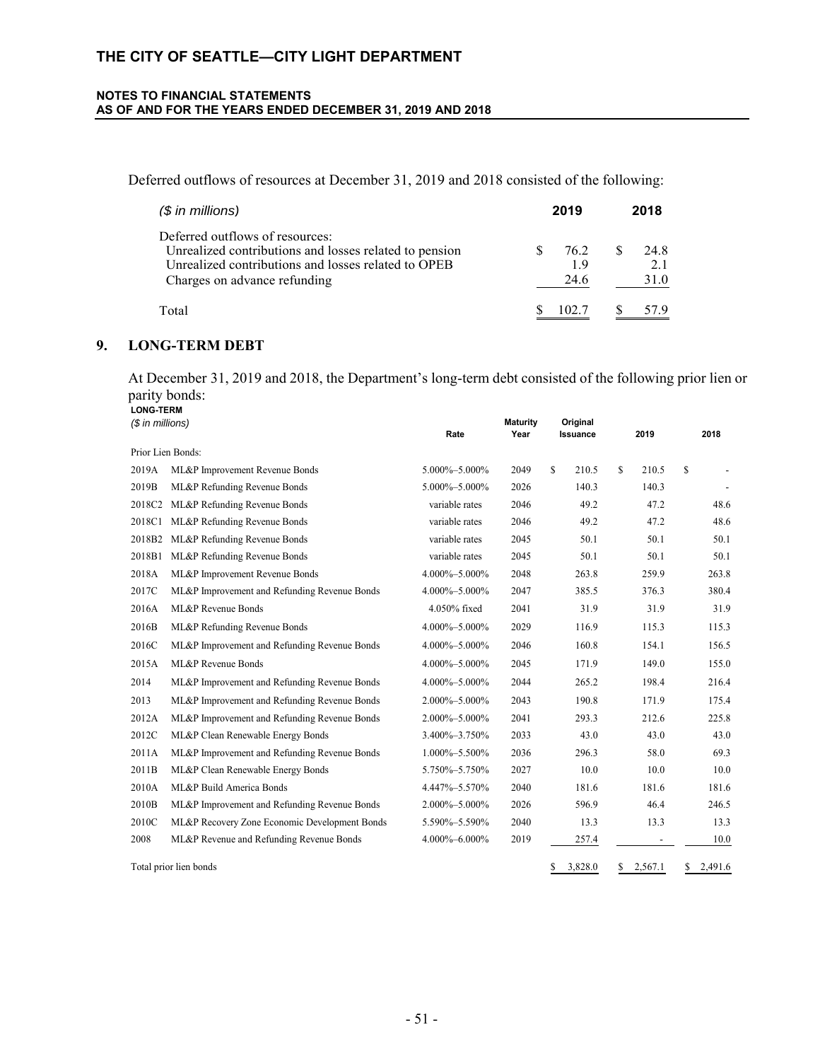Deferred outflows of resources at December 31, 2019 and 2018 consisted of the following:

| *($ in millions)* | 2019 | 2018 |
|---|---|---|
| Deferred outflows of resources: | | |
| Unrealized contributions and losses related to pension | $ 76.2 | $ 24.8 |
| Unrealized contributions and losses related to OPEB | 1.9 | 2.1 |
| Charges on advance refunding | 24.6 | 31.0 |
| Total | $ 102.7 | $ 57.9 |

## 9. LONG-TERM DEBT

At December 31, 2019 and 2018, the Department's long-term debt consisted of the following prior lien or parity bonds:

**LONG-TERM**
*($ in millions)*

| | | Rate | Maturity Year | Original Issuance | 2019 | 2018 |
|---|---|---|---|---|---|---|
| Prior Lien Bonds: | | | | | | |
| 2019A | ML&P Improvement Revenue Bonds | 5.000%–5.000% | 2049 | $ 210.5 | $ 210.5 | $ - |
| 2019B | ML&P Refunding Revenue Bonds | 5.000%–5.000% | 2026 | 140.3 | 140.3 | - |
| 2018C2 | ML&P Refunding Revenue Bonds | variable rates | 2046 | 49.2 | 47.2 | 48.6 |
| 2018C1 | ML&P Refunding Revenue Bonds | variable rates | 2046 | 49.2 | 47.2 | 48.6 |
| 2018B2 | ML&P Refunding Revenue Bonds | variable rates | 2045 | 50.1 | 50.1 | 50.1 |
| 2018B1 | ML&P Refunding Revenue Bonds | variable rates | 2045 | 50.1 | 50.1 | 50.1 |
| 2018A | ML&P Improvement Revenue Bonds | 4.000%–5.000% | 2048 | 263.8 | 259.9 | 263.8 |
| 2017C | ML&P Improvement and Refunding Revenue Bonds | 4.000%–5.000% | 2047 | 385.5 | 376.3 | 380.4 |
| 2016A | ML&P Revenue Bonds | 4.050% fixed | 2041 | 31.9 | 31.9 | 31.9 |
| 2016B | ML&P Refunding Revenue Bonds | 4.000%–5.000% | 2029 | 116.9 | 115.3 | 115.3 |
| 2016C | ML&P Improvement and Refunding Revenue Bonds | 4.000%–5.000% | 2046 | 160.8 | 154.1 | 156.5 |
| 2015A | ML&P Revenue Bonds | 4.000%–5.000% | 2045 | 171.9 | 149.0 | 155.0 |
| 2014 | ML&P Improvement and Refunding Revenue Bonds | 4.000%–5.000% | 2044 | 265.2 | 198.4 | 216.4 |
| 2013 | ML&P Improvement and Refunding Revenue Bonds | 2.000%–5.000% | 2043 | 190.8 | 171.9 | 175.4 |
| 2012A | ML&P Improvement and Refunding Revenue Bonds | 2.000%–5.000% | 2041 | 293.3 | 212.6 | 225.8 |
| 2012C | ML&P Clean Renewable Energy Bonds | 3.400%–3.750% | 2033 | 43.0 | 43.0 | 43.0 |
| 2011A | ML&P Improvement and Refunding Revenue Bonds | 1.000%–5.500% | 2036 | 296.3 | 58.0 | 69.3 |
| 2011B | ML&P Clean Renewable Energy Bonds | 5.750%–5.750% | 2027 | 10.0 | 10.0 | 10.0 |
| 2010A | ML&P Build America Bonds | 4.447%–5.570% | 2040 | 181.6 | 181.6 | 181.6 |
| 2010B | ML&P Improvement and Refunding Revenue Bonds | 2.000%–5.000% | 2026 | 596.9 | 46.4 | 246.5 |
| 2010C | ML&P Recovery Zone Economic Development Bonds | 5.590%–5.590% | 2040 | 13.3 | 13.3 | 13.3 |
| 2008 | ML&P Revenue and Refunding Revenue Bonds | 4.000%–6.000% | 2019 | 257.4 | - | 10.0 |
| Total prior lien bonds | | | | $ 3,828.0 | $ 2,567.1 | $ 2,491.6 |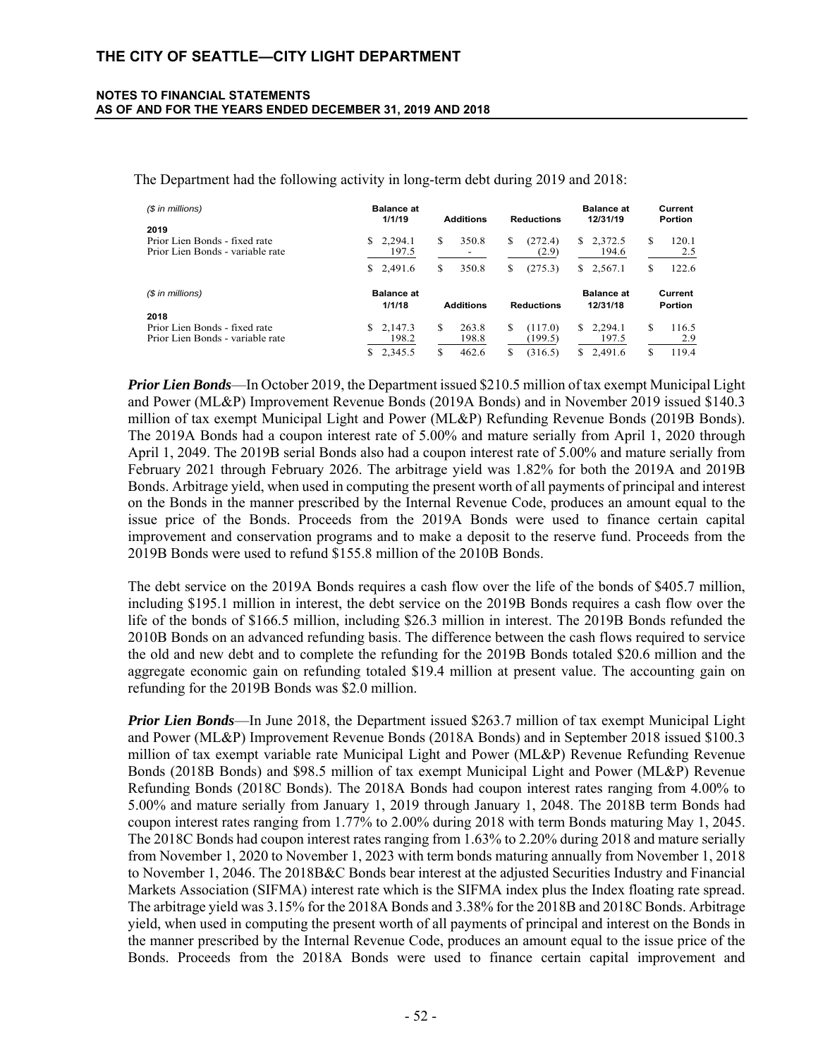The Department had the following activity in long-term debt during 2019 and 2018:

| ($ in millions) | Balance at 1/1/19 | Additions | Reductions | Balance at 12/31/19 | Current Portion |
|---|---|---|---|---|---|
| **2019** | | | | | |
| Prior Lien Bonds - fixed rate | $ 2,294.1 | $ 350.8 | $ (272.4) | $ 2,372.5 | $ 120.1 |
| Prior Lien Bonds - variable rate | 197.5 | - | (2.9) | 194.6 | 2.5 |
| | $ 2,491.6 | $ 350.8 | $ (275.3) | $ 2,567.1 | $ 122.6 |

| ($ in millions) | Balance at 1/1/18 | Additions | Reductions | Balance at 12/31/18 | Current Portion |
|---|---|---|---|---|---|
| **2018** | | | | | |
| Prior Lien Bonds - fixed rate | $ 2,147.3 | $ 263.8 | $ (117.0) | $ 2,294.1 | $ 116.5 |
| Prior Lien Bonds - variable rate | 198.2 | 198.8 | (199.5) | 197.5 | 2.9 |
| | $ 2,345.5 | $ 462.6 | $ (316.5) | $ 2,491.6 | $ 119.4 |

***Prior Lien Bonds***—In October 2019, the Department issued $210.5 million of tax exempt Municipal Light and Power (ML&P) Improvement Revenue Bonds (2019A Bonds) and in November 2019 issued $140.3 million of tax exempt Municipal Light and Power (ML&P) Refunding Revenue Bonds (2019B Bonds). The 2019A Bonds had a coupon interest rate of 5.00% and mature serially from April 1, 2020 through April 1, 2049. The 2019B serial Bonds also had a coupon interest rate of 5.00% and mature serially from February 2021 through February 2026. The arbitrage yield was 1.82% for both the 2019A and 2019B Bonds. Arbitrage yield, when used in computing the present worth of all payments of principal and interest on the Bonds in the manner prescribed by the Internal Revenue Code, produces an amount equal to the issue price of the Bonds. Proceeds from the 2019A Bonds were used to finance certain capital improvement and conservation programs and to make a deposit to the reserve fund. Proceeds from the 2019B Bonds were used to refund $155.8 million of the 2010B Bonds.

The debt service on the 2019A Bonds requires a cash flow over the life of the bonds of $405.7 million, including $195.1 million in interest, the debt service on the 2019B Bonds requires a cash flow over the life of the bonds of $166.5 million, including $26.3 million in interest. The 2019B Bonds refunded the 2010B Bonds on an advanced refunding basis. The difference between the cash flows required to service the old and new debt and to complete the refunding for the 2019B Bonds totaled $20.6 million and the aggregate economic gain on refunding totaled $19.4 million at present value. The accounting gain on refunding for the 2019B Bonds was $2.0 million.

***Prior Lien Bonds***—In June 2018, the Department issued $263.7 million of tax exempt Municipal Light and Power (ML&P) Improvement Revenue Bonds (2018A Bonds) and in September 2018 issued $100.3 million of tax exempt variable rate Municipal Light and Power (ML&P) Revenue Refunding Revenue Bonds (2018B Bonds) and $98.5 million of tax exempt Municipal Light and Power (ML&P) Revenue Refunding Bonds (2018C Bonds). The 2018A Bonds had coupon interest rates ranging from 4.00% to 5.00% and mature serially from January 1, 2019 through January 1, 2048. The 2018B term Bonds had coupon interest rates ranging from 1.77% to 2.00% during 2018 with term Bonds maturing May 1, 2045. The 2018C Bonds had coupon interest rates ranging from 1.63% to 2.20% during 2018 and mature serially from November 1, 2020 to November 1, 2023 with term bonds maturing annually from November 1, 2018 to November 1, 2046. The 2018B&C Bonds bear interest at the adjusted Securities Industry and Financial Markets Association (SIFMA) interest rate which is the SIFMA index plus the Index floating rate spread. The arbitrage yield was 3.15% for the 2018A Bonds and 3.38% for the 2018B and 2018C Bonds. Arbitrage yield, when used in computing the present worth of all payments of principal and interest on the Bonds in the manner prescribed by the Internal Revenue Code, produces an amount equal to the issue price of the Bonds. Proceeds from the 2018A Bonds were used to finance certain capital improvement and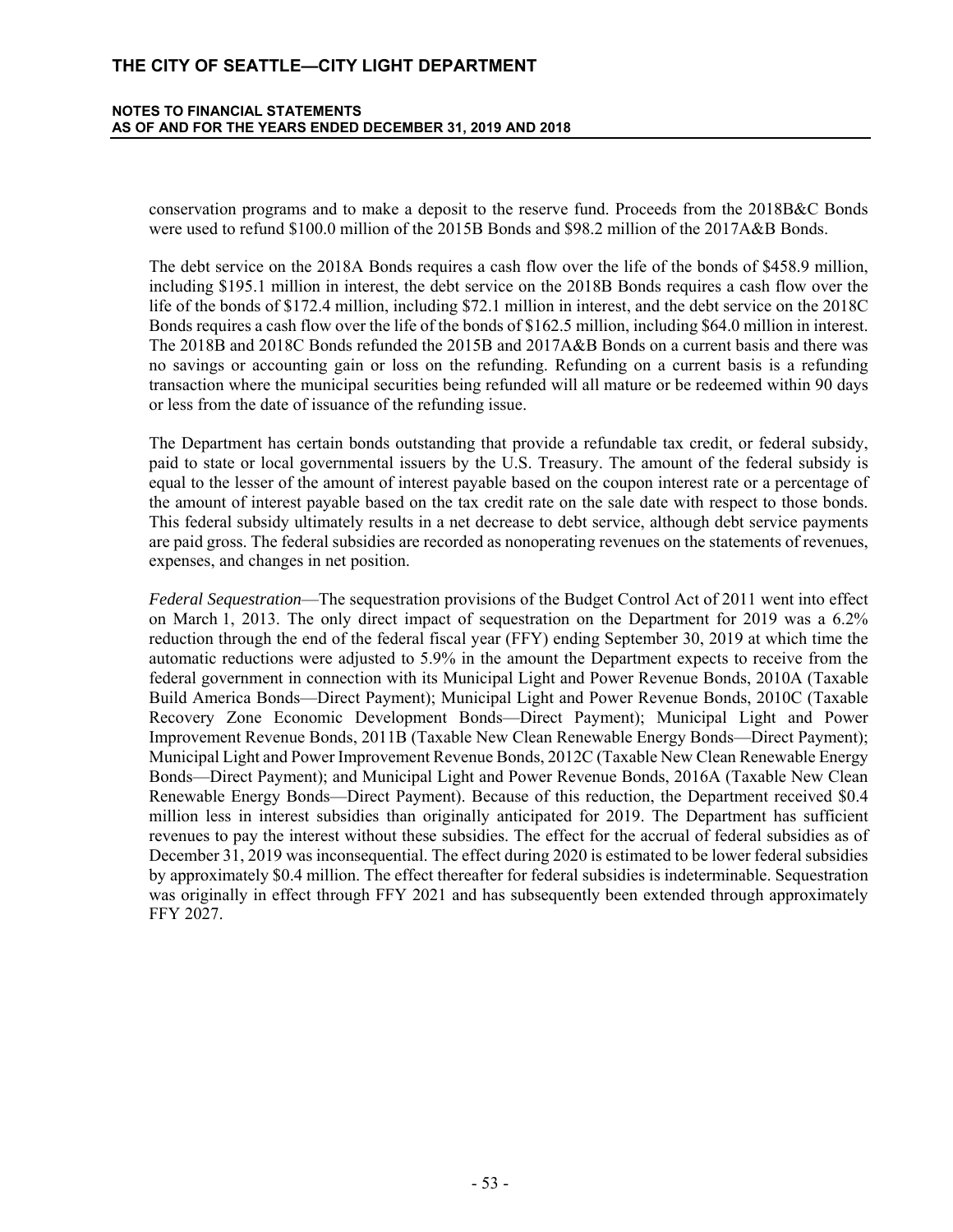conservation programs and to make a deposit to the reserve fund. Proceeds from the 2018B&C Bonds were used to refund $100.0 million of the 2015B Bonds and $98.2 million of the 2017A&B Bonds.

The debt service on the 2018A Bonds requires a cash flow over the life of the bonds of $458.9 million, including $195.1 million in interest, the debt service on the 2018B Bonds requires a cash flow over the life of the bonds of $172.4 million, including $72.1 million in interest, and the debt service on the 2018C Bonds requires a cash flow over the life of the bonds of $162.5 million, including $64.0 million in interest. The 2018B and 2018C Bonds refunded the 2015B and 2017A&B Bonds on a current basis and there was no savings or accounting gain or loss on the refunding. Refunding on a current basis is a refunding transaction where the municipal securities being refunded will all mature or be redeemed within 90 days or less from the date of issuance of the refunding issue.

The Department has certain bonds outstanding that provide a refundable tax credit, or federal subsidy, paid to state or local governmental issuers by the U.S. Treasury. The amount of the federal subsidy is equal to the lesser of the amount of interest payable based on the coupon interest rate or a percentage of the amount of interest payable based on the tax credit rate on the sale date with respect to those bonds. This federal subsidy ultimately results in a net decrease to debt service, although debt service payments are paid gross. The federal subsidies are recorded as nonoperating revenues on the statements of revenues, expenses, and changes in net position.

*Federal Sequestration*—The sequestration provisions of the Budget Control Act of 2011 went into effect on March 1, 2013. The only direct impact of sequestration on the Department for 2019 was a 6.2% reduction through the end of the federal fiscal year (FFY) ending September 30, 2019 at which time the automatic reductions were adjusted to 5.9% in the amount the Department expects to receive from the federal government in connection with its Municipal Light and Power Revenue Bonds, 2010A (Taxable Build America Bonds—Direct Payment); Municipal Light and Power Revenue Bonds, 2010C (Taxable Recovery Zone Economic Development Bonds—Direct Payment); Municipal Light and Power Improvement Revenue Bonds, 2011B (Taxable New Clean Renewable Energy Bonds—Direct Payment); Municipal Light and Power Improvement Revenue Bonds, 2012C (Taxable New Clean Renewable Energy Bonds—Direct Payment); and Municipal Light and Power Revenue Bonds, 2016A (Taxable New Clean Renewable Energy Bonds—Direct Payment). Because of this reduction, the Department received $0.4 million less in interest subsidies than originally anticipated for 2019. The Department has sufficient revenues to pay the interest without these subsidies. The effect for the accrual of federal subsidies as of December 31, 2019 was inconsequential. The effect during 2020 is estimated to be lower federal subsidies by approximately $0.4 million. The effect thereafter for federal subsidies is indeterminable. Sequestration was originally in effect through FFY 2021 and has subsequently been extended through approximately FFY 2027.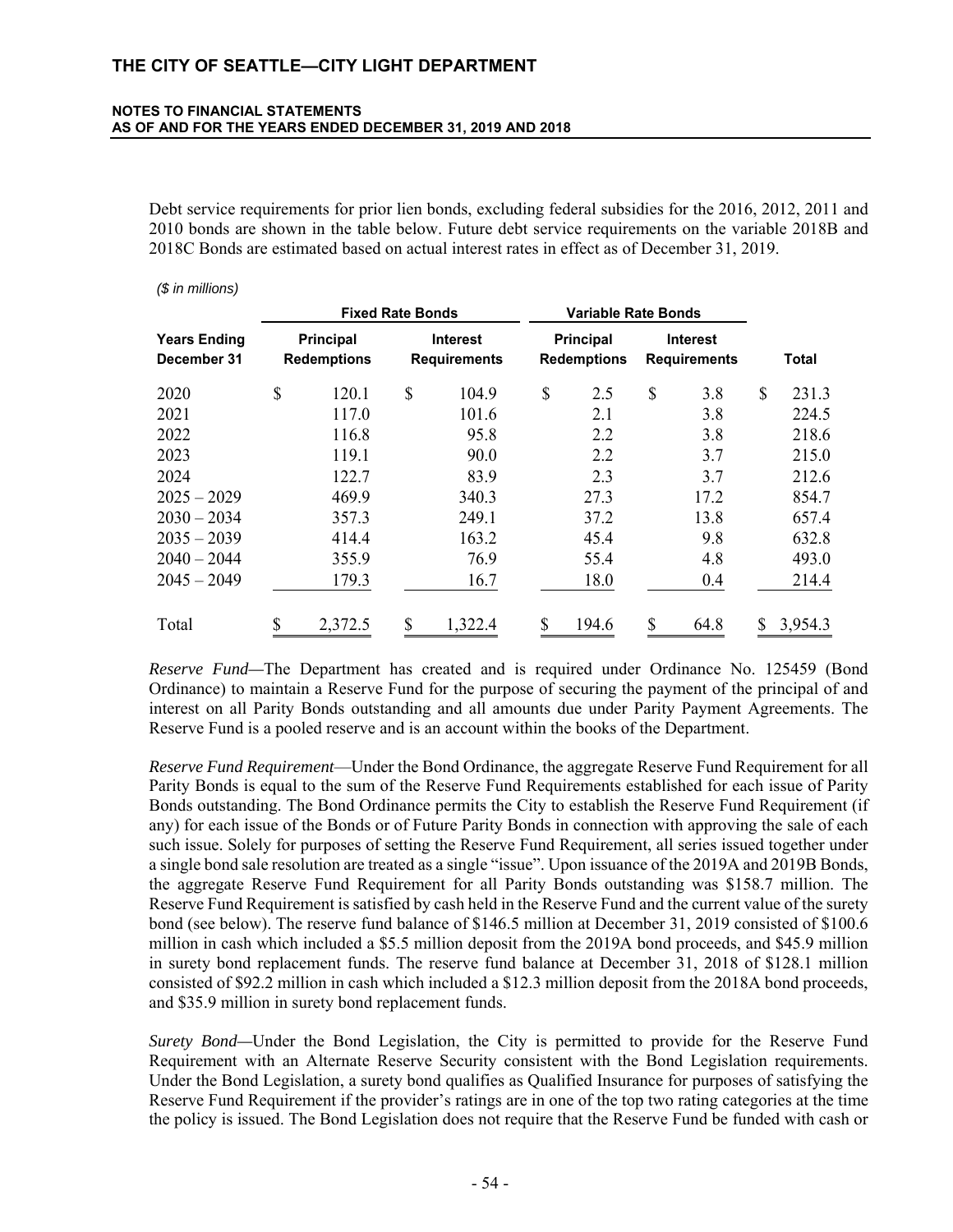Debt service requirements for prior lien bonds, excluding federal subsidies for the 2016, 2012, 2011 and 2010 bonds are shown in the table below. Future debt service requirements on the variable 2018B and 2018C Bonds are estimated based on actual interest rates in effect as of December 31, 2019.

*($ in millions)*

| | Fixed Rate Bonds | | Variable Rate Bonds | | |
|---|---|---|---|---|---|
| **Years Ending December 31** | **Principal Redemptions** | **Interest Requirements** | **Principal Redemptions** | **Interest Requirements** | **Total** |
| 2020 | $ 120.1 | $ 104.9 | $ 2.5 | $ 3.8 | $ 231.3 |
| 2021 | 117.0 | 101.6 | 2.1 | 3.8 | 224.5 |
| 2022 | 116.8 | 95.8 | 2.2 | 3.8 | 218.6 |
| 2023 | 119.1 | 90.0 | 2.2 | 3.7 | 215.0 |
| 2024 | 122.7 | 83.9 | 2.3 | 3.7 | 212.6 |
| 2025 – 2029 | 469.9 | 340.3 | 27.3 | 17.2 | 854.7 |
| 2030 – 2034 | 357.3 | 249.1 | 37.2 | 13.8 | 657.4 |
| 2035 – 2039 | 414.4 | 163.2 | 45.4 | 9.8 | 632.8 |
| 2040 – 2044 | 355.9 | 76.9 | 55.4 | 4.8 | 493.0 |
| 2045 – 2049 | 179.3 | 16.7 | 18.0 | 0.4 | 214.4 |
| Total | $ 2,372.5 | $ 1,322.4 | $ 194.6 | $ 64.8 | $ 3,954.3 |

*Reserve Fund*—The Department has created and is required under Ordinance No. 125459 (Bond Ordinance) to maintain a Reserve Fund for the purpose of securing the payment of the principal of and interest on all Parity Bonds outstanding and all amounts due under Parity Payment Agreements. The Reserve Fund is a pooled reserve and is an account within the books of the Department.

*Reserve Fund Requirement*—Under the Bond Ordinance, the aggregate Reserve Fund Requirement for all Parity Bonds is equal to the sum of the Reserve Fund Requirements established for each issue of Parity Bonds outstanding. The Bond Ordinance permits the City to establish the Reserve Fund Requirement (if any) for each issue of the Bonds or of Future Parity Bonds in connection with approving the sale of each such issue. Solely for purposes of setting the Reserve Fund Requirement, all series issued together under a single bond sale resolution are treated as a single "issue". Upon issuance of the 2019A and 2019B Bonds, the aggregate Reserve Fund Requirement for all Parity Bonds outstanding was $158.7 million. The Reserve Fund Requirement is satisfied by cash held in the Reserve Fund and the current value of the surety bond (see below). The reserve fund balance of $146.5 million at December 31, 2019 consisted of $100.6 million in cash which included a $5.5 million deposit from the 2019A bond proceeds, and $45.9 million in surety bond replacement funds. The reserve fund balance at December 31, 2018 of $128.1 million consisted of $92.2 million in cash which included a $12.3 million deposit from the 2018A bond proceeds, and $35.9 million in surety bond replacement funds.

*Surety Bond*—Under the Bond Legislation, the City is permitted to provide for the Reserve Fund Requirement with an Alternate Reserve Security consistent with the Bond Legislation requirements. Under the Bond Legislation, a surety bond qualifies as Qualified Insurance for purposes of satisfying the Reserve Fund Requirement if the provider's ratings are in one of the top two rating categories at the time the policy is issued. The Bond Legislation does not require that the Reserve Fund be funded with cash or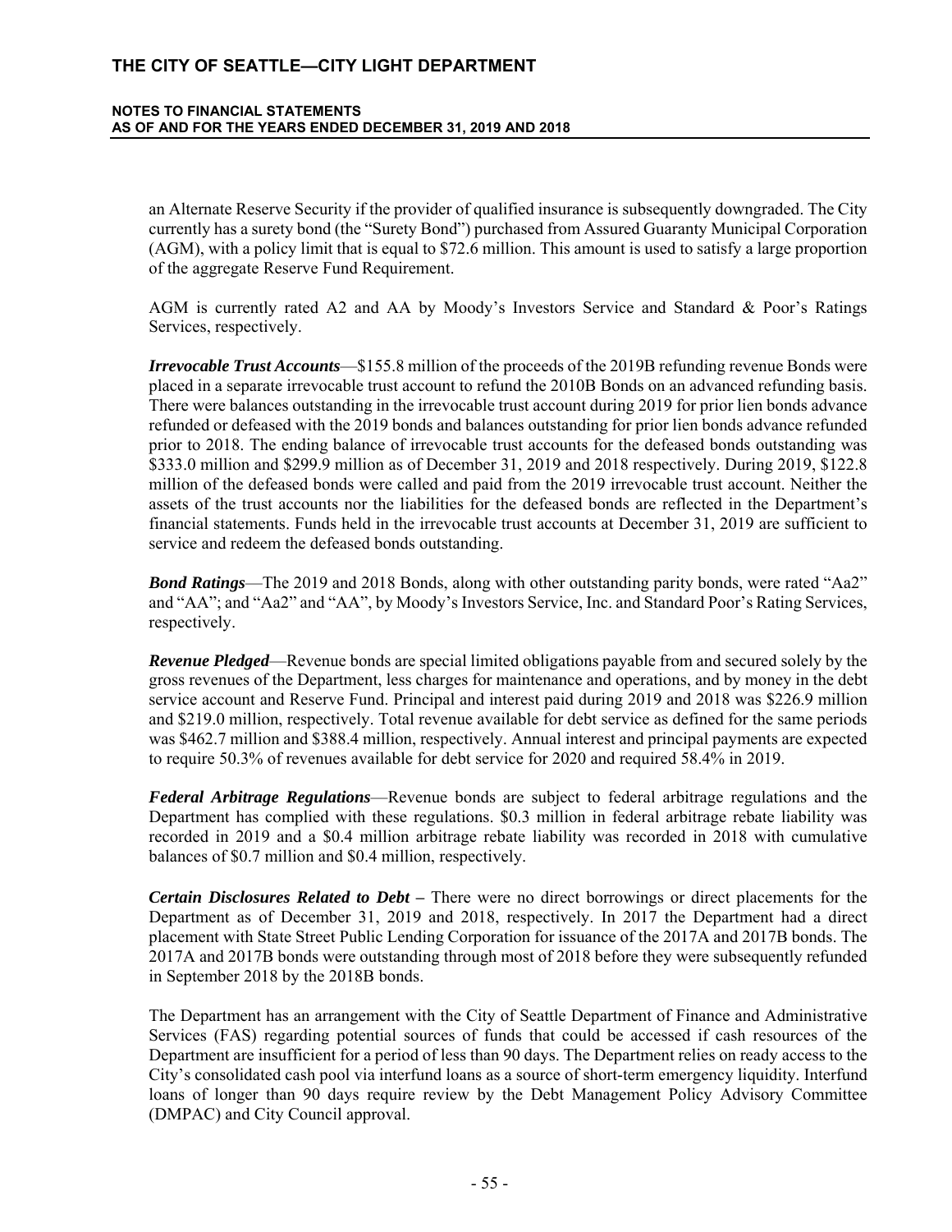an Alternate Reserve Security if the provider of qualified insurance is subsequently downgraded. The City currently has a surety bond (the "Surety Bond") purchased from Assured Guaranty Municipal Corporation (AGM), with a policy limit that is equal to $72.6 million. This amount is used to satisfy a large proportion of the aggregate Reserve Fund Requirement.

AGM is currently rated A2 and AA by Moody's Investors Service and Standard & Poor's Ratings Services, respectively.

***Irrevocable Trust Accounts***—$155.8 million of the proceeds of the 2019B refunding revenue Bonds were placed in a separate irrevocable trust account to refund the 2010B Bonds on an advanced refunding basis. There were balances outstanding in the irrevocable trust account during 2019 for prior lien bonds advance refunded or defeased with the 2019 bonds and balances outstanding for prior lien bonds advance refunded prior to 2018. The ending balance of irrevocable trust accounts for the defeased bonds outstanding was $333.0 million and $299.9 million as of December 31, 2019 and 2018 respectively. During 2019, $122.8 million of the defeased bonds were called and paid from the 2019 irrevocable trust account. Neither the assets of the trust accounts nor the liabilities for the defeased bonds are reflected in the Department's financial statements. Funds held in the irrevocable trust accounts at December 31, 2019 are sufficient to service and redeem the defeased bonds outstanding.

***Bond Ratings***—The 2019 and 2018 Bonds, along with other outstanding parity bonds, were rated "Aa2" and "AA"; and "Aa2" and "AA", by Moody's Investors Service, Inc. and Standard Poor's Rating Services, respectively.

***Revenue Pledged***—Revenue bonds are special limited obligations payable from and secured solely by the gross revenues of the Department, less charges for maintenance and operations, and by money in the debt service account and Reserve Fund. Principal and interest paid during 2019 and 2018 was $226.9 million and $219.0 million, respectively. Total revenue available for debt service as defined for the same periods was $462.7 million and $388.4 million, respectively. Annual interest and principal payments are expected to require 50.3% of revenues available for debt service for 2020 and required 58.4% in 2019.

***Federal Arbitrage Regulations***—Revenue bonds are subject to federal arbitrage regulations and the Department has complied with these regulations. $0.3 million in federal arbitrage rebate liability was recorded in 2019 and a $0.4 million arbitrage rebate liability was recorded in 2018 with cumulative balances of $0.7 million and $0.4 million, respectively.

***Certain Disclosures Related to Debt –*** There were no direct borrowings or direct placements for the Department as of December 31, 2019 and 2018, respectively. In 2017 the Department had a direct placement with State Street Public Lending Corporation for issuance of the 2017A and 2017B bonds. The 2017A and 2017B bonds were outstanding through most of 2018 before they were subsequently refunded in September 2018 by the 2018B bonds.

The Department has an arrangement with the City of Seattle Department of Finance and Administrative Services (FAS) regarding potential sources of funds that could be accessed if cash resources of the Department are insufficient for a period of less than 90 days. The Department relies on ready access to the City's consolidated cash pool via interfund loans as a source of short-term emergency liquidity. Interfund loans of longer than 90 days require review by the Debt Management Policy Advisory Committee (DMPAC) and City Council approval.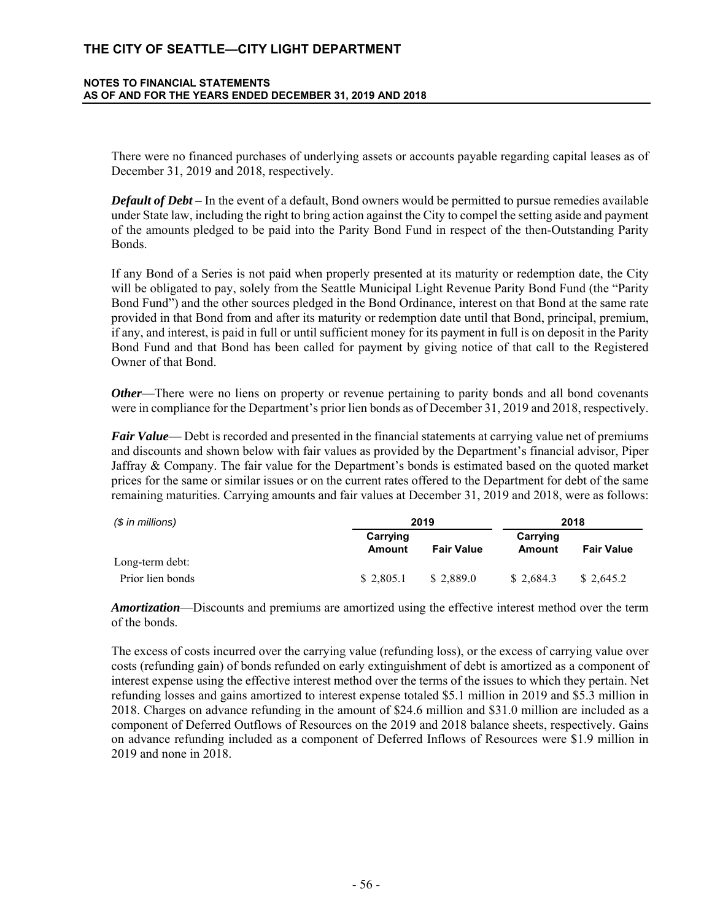There were no financed purchases of underlying assets or accounts payable regarding capital leases as of December 31, 2019 and 2018, respectively.

***Default of Debt*** – In the event of a default, Bond owners would be permitted to pursue remedies available under State law, including the right to bring action against the City to compel the setting aside and payment of the amounts pledged to be paid into the Parity Bond Fund in respect of the then-Outstanding Parity Bonds.

If any Bond of a Series is not paid when properly presented at its maturity or redemption date, the City will be obligated to pay, solely from the Seattle Municipal Light Revenue Parity Bond Fund (the "Parity Bond Fund") and the other sources pledged in the Bond Ordinance, interest on that Bond at the same rate provided in that Bond from and after its maturity or redemption date until that Bond, principal, premium, if any, and interest, is paid in full or until sufficient money for its payment in full is on deposit in the Parity Bond Fund and that Bond has been called for payment by giving notice of that call to the Registered Owner of that Bond.

***Other***—There were no liens on property or revenue pertaining to parity bonds and all bond covenants were in compliance for the Department's prior lien bonds as of December 31, 2019 and 2018, respectively.

***Fair Value***— Debt is recorded and presented in the financial statements at carrying value net of premiums and discounts and shown below with fair values as provided by the Department's financial advisor, Piper Jaffray & Company. The fair value for the Department's bonds is estimated based on the quoted market prices for the same or similar issues or on the current rates offered to the Department for debt of the same remaining maturities. Carrying amounts and fair values at December 31, 2019 and 2018, were as follows:

| *($ in millions)* | 2019 | | 2018 | |
|---|---|---|---|---|
| | **Carrying Amount** | **Fair Value** | **Carrying Amount** | **Fair Value** |
| Long-term debt: | | | | |
| Prior lien bonds | $ 2,805.1 | $ 2,889.0 | $ 2,684.3 | $ 2,645.2 |

***Amortization***—Discounts and premiums are amortized using the effective interest method over the term of the bonds.

The excess of costs incurred over the carrying value (refunding loss), or the excess of carrying value over costs (refunding gain) of bonds refunded on early extinguishment of debt is amortized as a component of interest expense using the effective interest method over the terms of the issues to which they pertain. Net refunding losses and gains amortized to interest expense totaled $5.1 million in 2019 and $5.3 million in 2018. Charges on advance refunding in the amount of $24.6 million and $31.0 million are included as a component of Deferred Outflows of Resources on the 2019 and 2018 balance sheets, respectively. Gains on advance refunding included as a component of Deferred Inflows of Resources were $1.9 million in 2019 and none in 2018.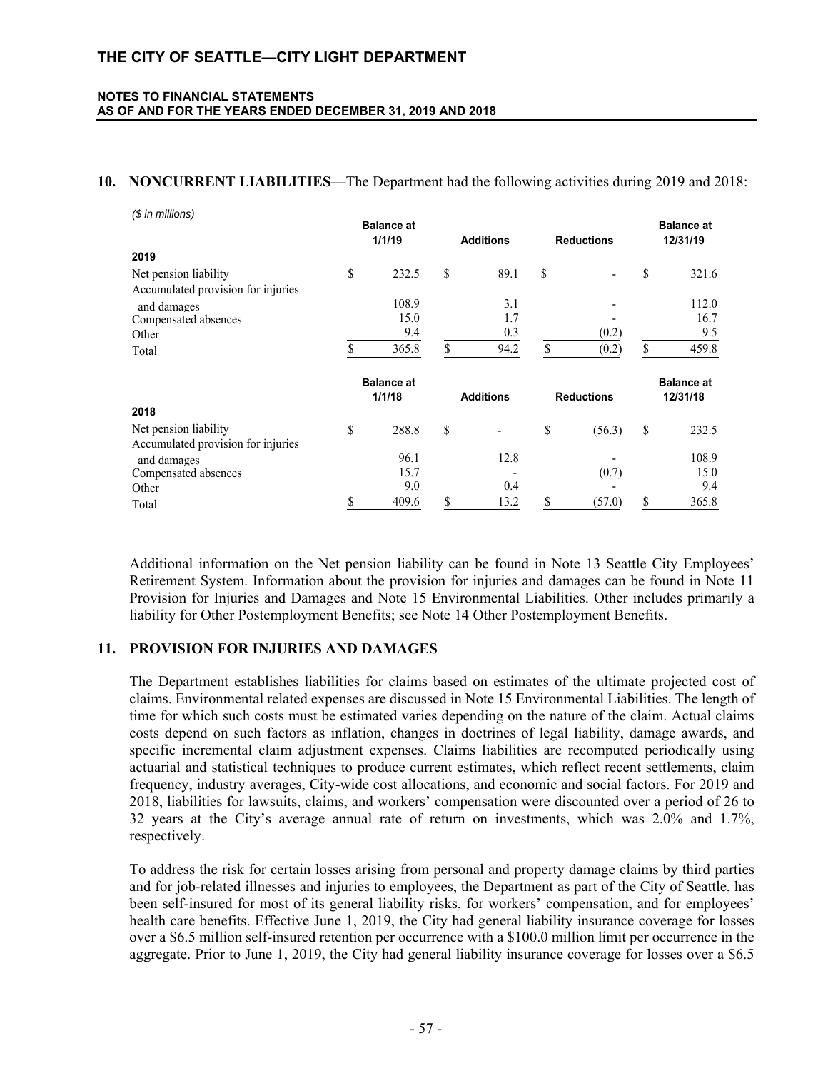## 10. NONCURRENT LIABILITIES—The Department had the following activities during 2019 and 2018:

*($ in millions)*

| | Balance at 1/1/19 | Additions | Reductions | Balance at 12/31/19 |
|---|---|---|---|---|
| **2019** | | | | |
| Net pension liability | $ 232.5 | $ 89.1 | $ - | $ 321.6 |
| Accumulated provision for injuries and damages | 108.9 | 3.1 | - | 112.0 |
| Compensated absences | 15.0 | 1.7 | - | 16.7 |
| Other | 9.4 | 0.3 | (0.2) | 9.5 |
| Total | $ 365.8 | $ 94.2 | $ (0.2) | $ 459.8 |

| | Balance at 1/1/18 | Additions | Reductions | Balance at 12/31/18 |
|---|---|---|---|---|
| **2018** | | | | |
| Net pension liability | $ 288.8 | $ - | $ (56.3) | $ 232.5 |
| Accumulated provision for injuries and damages | 96.1 | 12.8 | - | 108.9 |
| Compensated absences | 15.7 | - | (0.7) | 15.0 |
| Other | 9.0 | 0.4 | - | 9.4 |
| Total | $ 409.6 | $ 13.2 | $ (57.0) | $ 365.8 |

Additional information on the Net pension liability can be found in Note 13 Seattle City Employees' Retirement System. Information about the provision for injuries and damages can be found in Note 11 Provision for Injuries and Damages and Note 15 Environmental Liabilities. Other includes primarily a liability for Other Postemployment Benefits; see Note 14 Other Postemployment Benefits.

## 11. PROVISION FOR INJURIES AND DAMAGES

The Department establishes liabilities for claims based on estimates of the ultimate projected cost of claims. Environmental related expenses are discussed in Note 15 Environmental Liabilities. The length of time for which such costs must be estimated varies depending on the nature of the claim. Actual claims costs depend on such factors as inflation, changes in doctrines of legal liability, damage awards, and specific incremental claim adjustment expenses. Claims liabilities are recomputed periodically using actuarial and statistical techniques to produce current estimates, which reflect recent settlements, claim frequency, industry averages, City-wide cost allocations, and economic and social factors. For 2019 and 2018, liabilities for lawsuits, claims, and workers' compensation were discounted over a period of 26 to 32 years at the City's average annual rate of return on investments, which was 2.0% and 1.7%, respectively.

To address the risk for certain losses arising from personal and property damage claims by third parties and for job-related illnesses and injuries to employees, the Department as part of the City of Seattle, has been self-insured for most of its general liability risks, for workers' compensation, and for employees' health care benefits. Effective June 1, 2019, the City had general liability insurance coverage for losses over a $6.5 million self-insured retention per occurrence with a $100.0 million limit per occurrence in the aggregate. Prior to June 1, 2019, the City had general liability insurance coverage for losses over a $6.5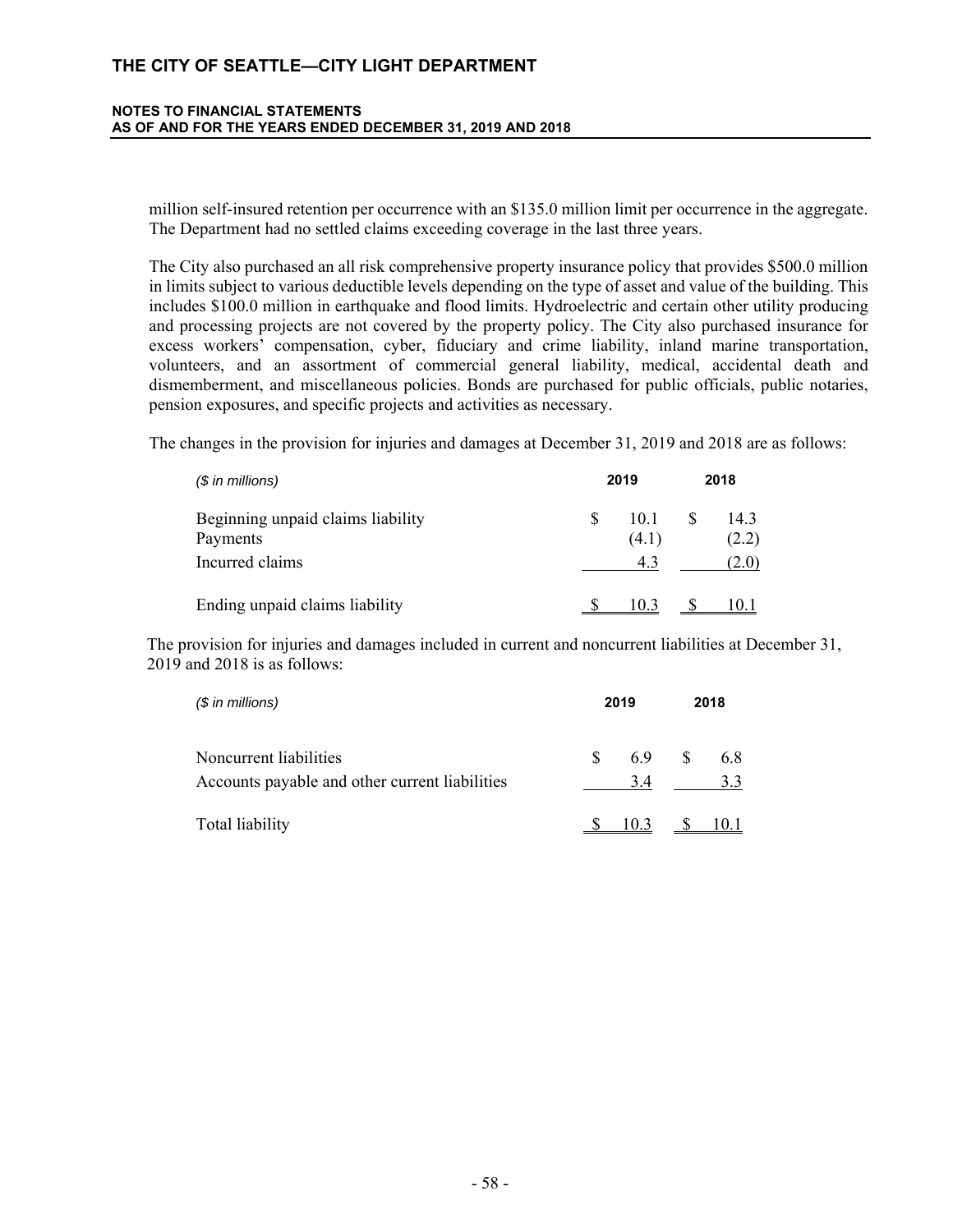million self-insured retention per occurrence with an $135.0 million limit per occurrence in the aggregate. The Department had no settled claims exceeding coverage in the last three years.

The City also purchased an all risk comprehensive property insurance policy that provides $500.0 million in limits subject to various deductible levels depending on the type of asset and value of the building. This includes $100.0 million in earthquake and flood limits. Hydroelectric and certain other utility producing and processing projects are not covered by the property policy. The City also purchased insurance for excess workers' compensation, cyber, fiduciary and crime liability, inland marine transportation, volunteers, and an assortment of commercial general liability, medical, accidental death and dismemberment, and miscellaneous policies. Bonds are purchased for public officials, public notaries, pension exposures, and specific projects and activities as necessary.

The changes in the provision for injuries and damages at December 31, 2019 and 2018 are as follows:

| *($ in millions)* | 2019 | 2018 |
|---|---|---|
| Beginning unpaid claims liability | $ 10.1 | $ 14.3 |
| Payments | (4.1) | (2.2) |
| Incurred claims | 4.3 | (2.0) |
| Ending unpaid claims liability | $ 10.3 | $ 10.1 |

The provision for injuries and damages included in current and noncurrent liabilities at December 31, 2019 and 2018 is as follows:

| *($ in millions)* | 2019 | 2018 |
|---|---|---|
| Noncurrent liabilities | $ 6.9 | $ 6.8 |
| Accounts payable and other current liabilities | 3.4 | 3.3 |
| Total liability | $ 10.3 | $ 10.1 |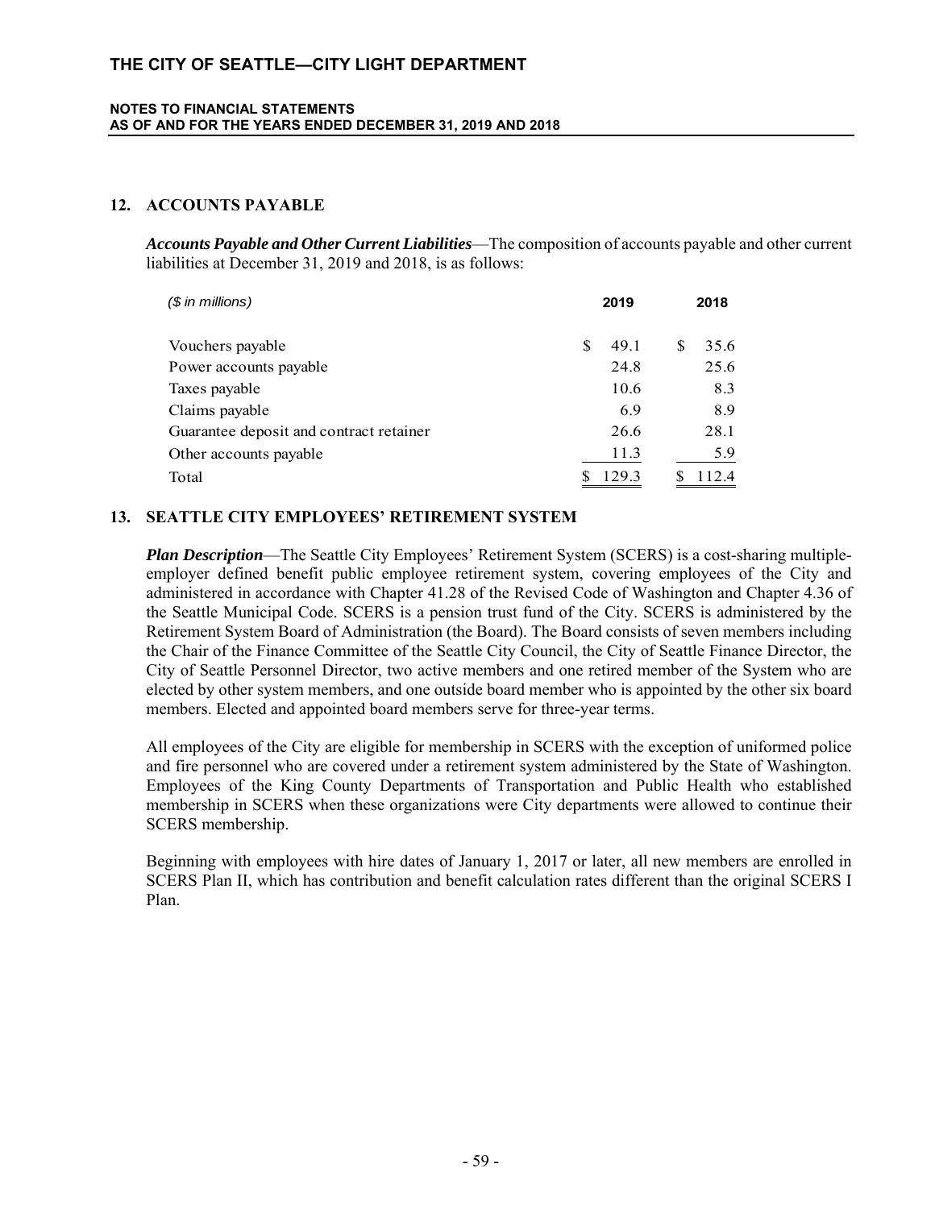## 12. ACCOUNTS PAYABLE

***Accounts Payable and Other Current Liabilities***—The composition of accounts payable and other current liabilities at December 31, 2019 and 2018, is as follows:

| *($ in millions)* | 2019 | 2018 |
|---|---|---|
| Vouchers payable | $ 49.1 | $ 35.6 |
| Power accounts payable | 24.8 | 25.6 |
| Taxes payable | 10.6 | 8.3 |
| Claims payable | 6.9 | 8.9 |
| Guarantee deposit and contract retainer | 26.6 | 28.1 |
| Other accounts payable | 11.3 | 5.9 |
| Total | $ 129.3 | $ 112.4 |

## 13. SEATTLE CITY EMPLOYEES' RETIREMENT SYSTEM

***Plan Description***—The Seattle City Employees' Retirement System (SCERS) is a cost-sharing multiple-employer defined benefit public employee retirement system, covering employees of the City and administered in accordance with Chapter 41.28 of the Revised Code of Washington and Chapter 4.36 of the Seattle Municipal Code. SCERS is a pension trust fund of the City. SCERS is administered by the Retirement System Board of Administration (the Board). The Board consists of seven members including the Chair of the Finance Committee of the Seattle City Council, the City of Seattle Finance Director, the City of Seattle Personnel Director, two active members and one retired member of the System who are elected by other system members, and one outside board member who is appointed by the other six board members. Elected and appointed board members serve for three-year terms.

All employees of the City are eligible for membership in SCERS with the exception of uniformed police and fire personnel who are covered under a retirement system administered by the State of Washington. Employees of the King County Departments of Transportation and Public Health who established membership in SCERS when these organizations were City departments were allowed to continue their SCERS membership.

Beginning with employees with hire dates of January 1, 2017 or later, all new members are enrolled in SCERS Plan II, which has contribution and benefit calculation rates different than the original SCERS I Plan.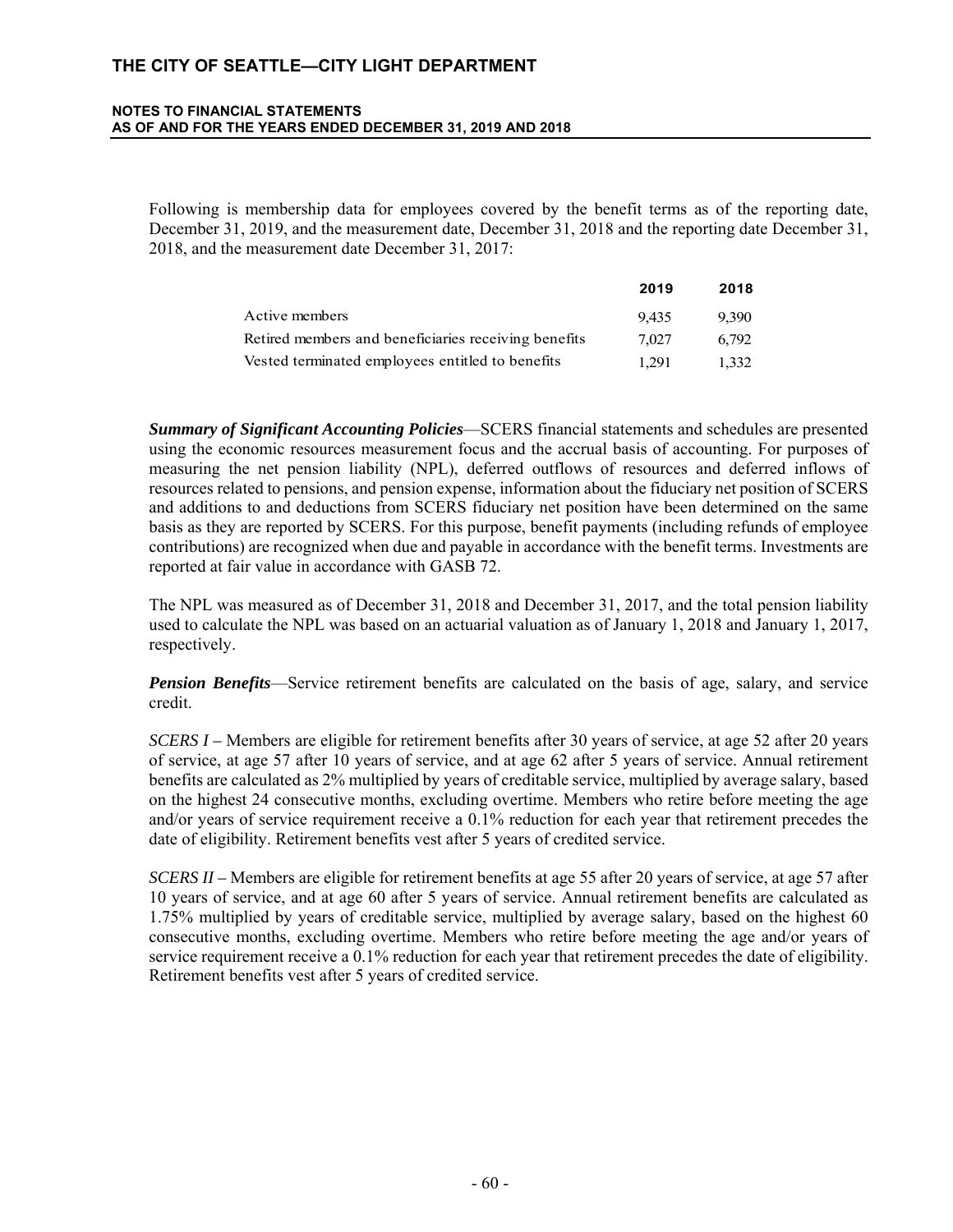Following is membership data for employees covered by the benefit terms as of the reporting date, December 31, 2019, and the measurement date, December 31, 2018 and the reporting date December 31, 2018, and the measurement date December 31, 2017:

| | **2019** | **2018** |
|---|---|---|
| Active members | 9,435 | 9,390 |
| Retired members and beneficiaries receiving benefits | 7,027 | 6,792 |
| Vested terminated employees entitled to benefits | 1,291 | 1,332 |

***Summary of Significant Accounting Policies***—SCERS financial statements and schedules are presented using the economic resources measurement focus and the accrual basis of accounting. For purposes of measuring the net pension liability (NPL), deferred outflows of resources and deferred inflows of resources related to pensions, and pension expense, information about the fiduciary net position of SCERS and additions to and deductions from SCERS fiduciary net position have been determined on the same basis as they are reported by SCERS. For this purpose, benefit payments (including refunds of employee contributions) are recognized when due and payable in accordance with the benefit terms. Investments are reported at fair value in accordance with GASB 72.

The NPL was measured as of December 31, 2018 and December 31, 2017, and the total pension liability used to calculate the NPL was based on an actuarial valuation as of January 1, 2018 and January 1, 2017, respectively.

***Pension Benefits***—Service retirement benefits are calculated on the basis of age, salary, and service credit.

*SCERS I* – Members are eligible for retirement benefits after 30 years of service, at age 52 after 20 years of service, at age 57 after 10 years of service, and at age 62 after 5 years of service. Annual retirement benefits are calculated as 2% multiplied by years of creditable service, multiplied by average salary, based on the highest 24 consecutive months, excluding overtime. Members who retire before meeting the age and/or years of service requirement receive a 0.1% reduction for each year that retirement precedes the date of eligibility. Retirement benefits vest after 5 years of credited service.

*SCERS II* – Members are eligible for retirement benefits at age 55 after 20 years of service, at age 57 after 10 years of service, and at age 60 after 5 years of service. Annual retirement benefits are calculated as 1.75% multiplied by years of creditable service, multiplied by average salary, based on the highest 60 consecutive months, excluding overtime. Members who retire before meeting the age and/or years of service requirement receive a 0.1% reduction for each year that retirement precedes the date of eligibility. Retirement benefits vest after 5 years of credited service.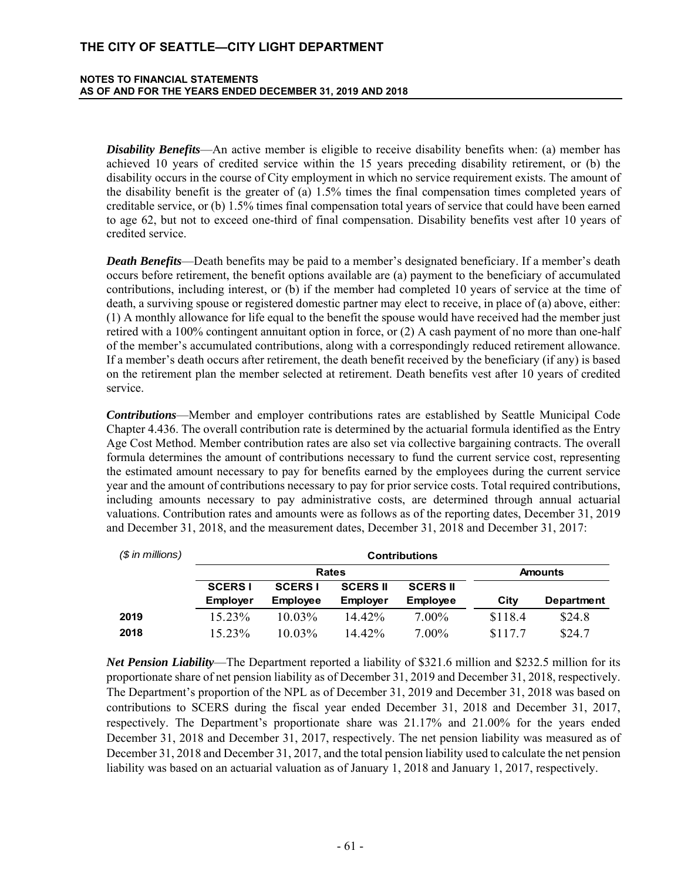***Disability Benefits***—An active member is eligible to receive disability benefits when: (a) member has achieved 10 years of credited service within the 15 years preceding disability retirement, or (b) the disability occurs in the course of City employment in which no service requirement exists. The amount of the disability benefit is the greater of (a) 1.5% times the final compensation times completed years of creditable service, or (b) 1.5% times final compensation total years of service that could have been earned to age 62, but not to exceed one-third of final compensation. Disability benefits vest after 10 years of credited service.

***Death Benefits***—Death benefits may be paid to a member's designated beneficiary. If a member's death occurs before retirement, the benefit options available are (a) payment to the beneficiary of accumulated contributions, including interest, or (b) if the member had completed 10 years of service at the time of death, a surviving spouse or registered domestic partner may elect to receive, in place of (a) above, either: (1) A monthly allowance for life equal to the benefit the spouse would have received had the member just retired with a 100% contingent annuitant option in force, or (2) A cash payment of no more than one-half of the member's accumulated contributions, along with a correspondingly reduced retirement allowance. If a member's death occurs after retirement, the death benefit received by the beneficiary (if any) is based on the retirement plan the member selected at retirement. Death benefits vest after 10 years of credited service.

***Contributions***—Member and employer contributions rates are established by Seattle Municipal Code Chapter 4.436. The overall contribution rate is determined by the actuarial formula identified as the Entry Age Cost Method. Member contribution rates are also set via collective bargaining contracts. The overall formula determines the amount of contributions necessary to fund the current service cost, representing the estimated amount necessary to pay for benefits earned by the employees during the current service year and the amount of contributions necessary to pay for prior service costs. Total required contributions, including amounts necessary to pay administrative costs, are determined through annual actuarial valuations. Contribution rates and amounts were as follows as of the reporting dates, December 31, 2019 and December 31, 2018, and the measurement dates, December 31, 2018 and December 31, 2017:

| *($ in millions)* | Contributions | | | | | |
|---|---|---|---|---|---|---|
| | Rates | | | | Amounts | |
| | SCERS I Employer | SCERS I Employee | SCERS II Employer | SCERS II Employee | City | Department |
| **2019** | 15.23% | 10.03% | 14.42% | 7.00% | $118.4 | $24.8 |
| **2018** | 15.23% | 10.03% | 14.42% | 7.00% | $117.7 | $24.7 |

***Net Pension Liability***—The Department reported a liability of $321.6 million and $232.5 million for its proportionate share of net pension liability as of December 31, 2019 and December 31, 2018, respectively. The Department's proportion of the NPL as of December 31, 2019 and December 31, 2018 was based on contributions to SCERS during the fiscal year ended December 31, 2018 and December 31, 2017, respectively. The Department's proportionate share was 21.17% and 21.00% for the years ended December 31, 2018 and December 31, 2017, respectively. The net pension liability was measured as of December 31, 2018 and December 31, 2017, and the total pension liability used to calculate the net pension liability was based on an actuarial valuation as of January 1, 2018 and January 1, 2017, respectively.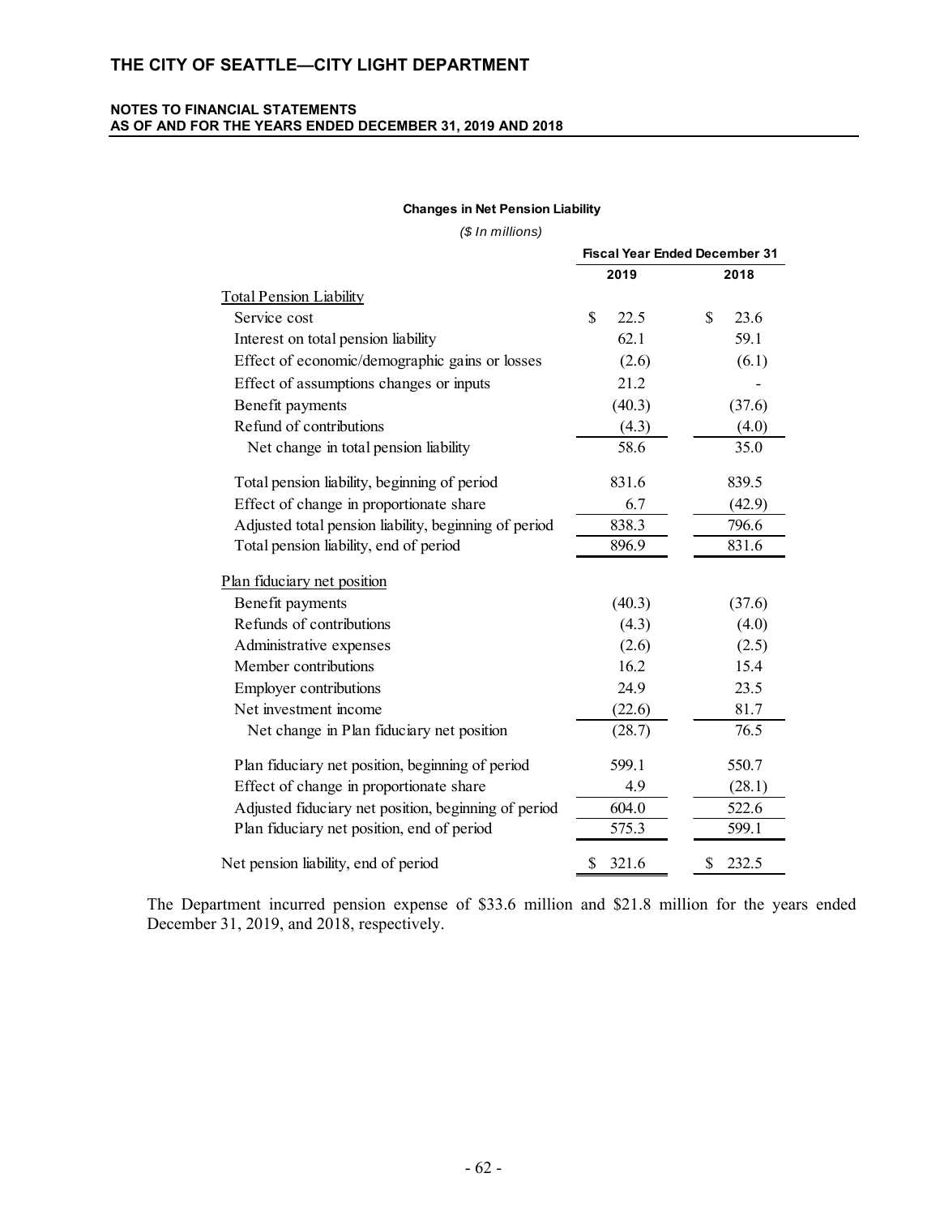**Changes in Net Pension Liability**

*($ In millions)*

| | Fiscal Year Ended December 31 | |
|---|---|---|
| | **2019** | **2018** |
| Total Pension Liability | | |
| Service cost | $ 22.5 | $ 23.6 |
| Interest on total pension liability | 62.1 | 59.1 |
| Effect of economic/demographic gains or losses | (2.6) | (6.1) |
| Effect of assumptions changes or inputs | 21.2 | - |
| Benefit payments | (40.3) | (37.6) |
| Refund of contributions | (4.3) | (4.0) |
| Net change in total pension liability | 58.6 | 35.0 |
| Total pension liability, beginning of period | 831.6 | 839.5 |
| Effect of change in proportionate share | 6.7 | (42.9) |
| Adjusted total pension liability, beginning of period | 838.3 | 796.6 |
| Total pension liability, end of period | 896.9 | 831.6 |
| Plan fiduciary net position | | |
| Benefit payments | (40.3) | (37.6) |
| Refunds of contributions | (4.3) | (4.0) |
| Administrative expenses | (2.6) | (2.5) |
| Member contributions | 16.2 | 15.4 |
| Employer contributions | 24.9 | 23.5 |
| Net investment income | (22.6) | 81.7 |
| Net change in Plan fiduciary net position | (28.7) | 76.5 |
| Plan fiduciary net position, beginning of period | 599.1 | 550.7 |
| Effect of change in proportionate share | 4.9 | (28.1) |
| Adjusted fiduciary net position, beginning of period | 604.0 | 522.6 |
| Plan fiduciary net position, end of period | 575.3 | 599.1 |
| Net pension liability, end of period | $ 321.6 | $ 232.5 |

The Department incurred pension expense of $33.6 million and $21.8 million for the years ended December 31, 2019, and 2018, respectively.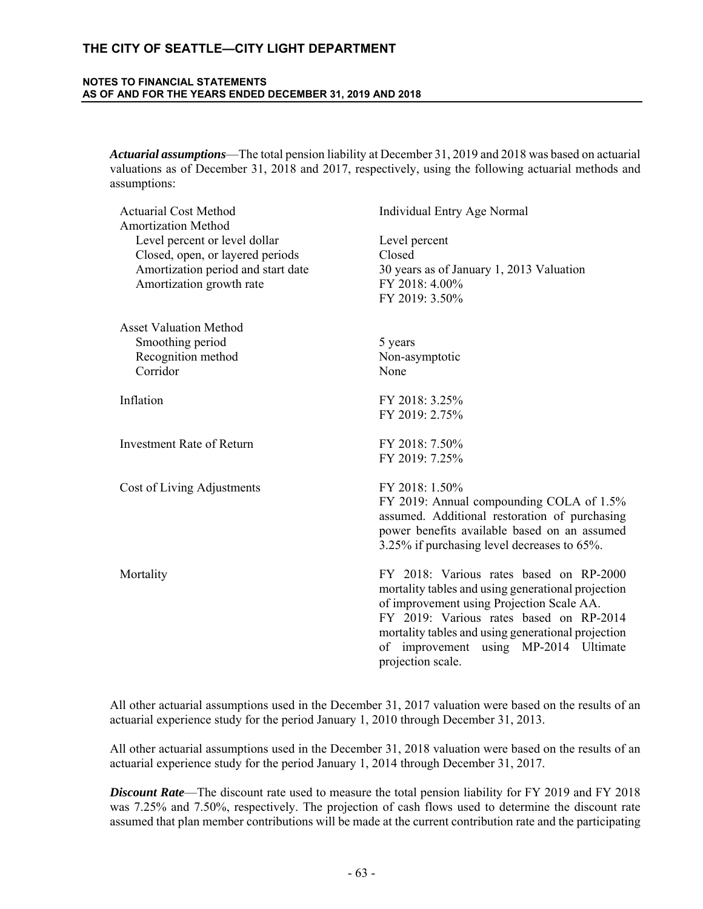***Actuarial assumptions***—The total pension liability at December 31, 2019 and 2018 was based on actuarial valuations as of December 31, 2018 and 2017, respectively, using the following actuarial methods and assumptions:

| | |
|---|---|
| Actuarial Cost Method | Individual Entry Age Normal |
| Amortization Method | |
| Level percent or level dollar | Level percent |
| Closed, open, or layered periods | Closed |
| Amortization period and start date | 30 years as of January 1, 2013 Valuation |
| Amortization growth rate | FY 2018: 4.00%<br>FY 2019: 3.50% |
| Asset Valuation Method | |
| Smoothing period | 5 years |
| Recognition method | Non-asymptotic |
| Corridor | None |
| Inflation | FY 2018: 3.25%<br>FY 2019: 2.75% |
| Investment Rate of Return | FY 2018: 7.50%<br>FY 2019: 7.25% |
| Cost of Living Adjustments | FY 2018: 1.50%<br>FY 2019: Annual compounding COLA of 1.5% assumed. Additional restoration of purchasing power benefits available based on an assumed 3.25% if purchasing level decreases to 65%. |
| Mortality | FY 2018: Various rates based on RP-2000 mortality tables and using generational projection of improvement using Projection Scale AA.<br>FY 2019: Various rates based on RP-2014 mortality tables and using generational projection of improvement using MP-2014 Ultimate projection scale. |

All other actuarial assumptions used in the December 31, 2017 valuation were based on the results of an actuarial experience study for the period January 1, 2010 through December 31, 2013.

All other actuarial assumptions used in the December 31, 2018 valuation were based on the results of an actuarial experience study for the period January 1, 2014 through December 31, 2017.

***Discount Rate***—The discount rate used to measure the total pension liability for FY 2019 and FY 2018 was 7.25% and 7.50%, respectively. The projection of cash flows used to determine the discount rate assumed that plan member contributions will be made at the current contribution rate and the participating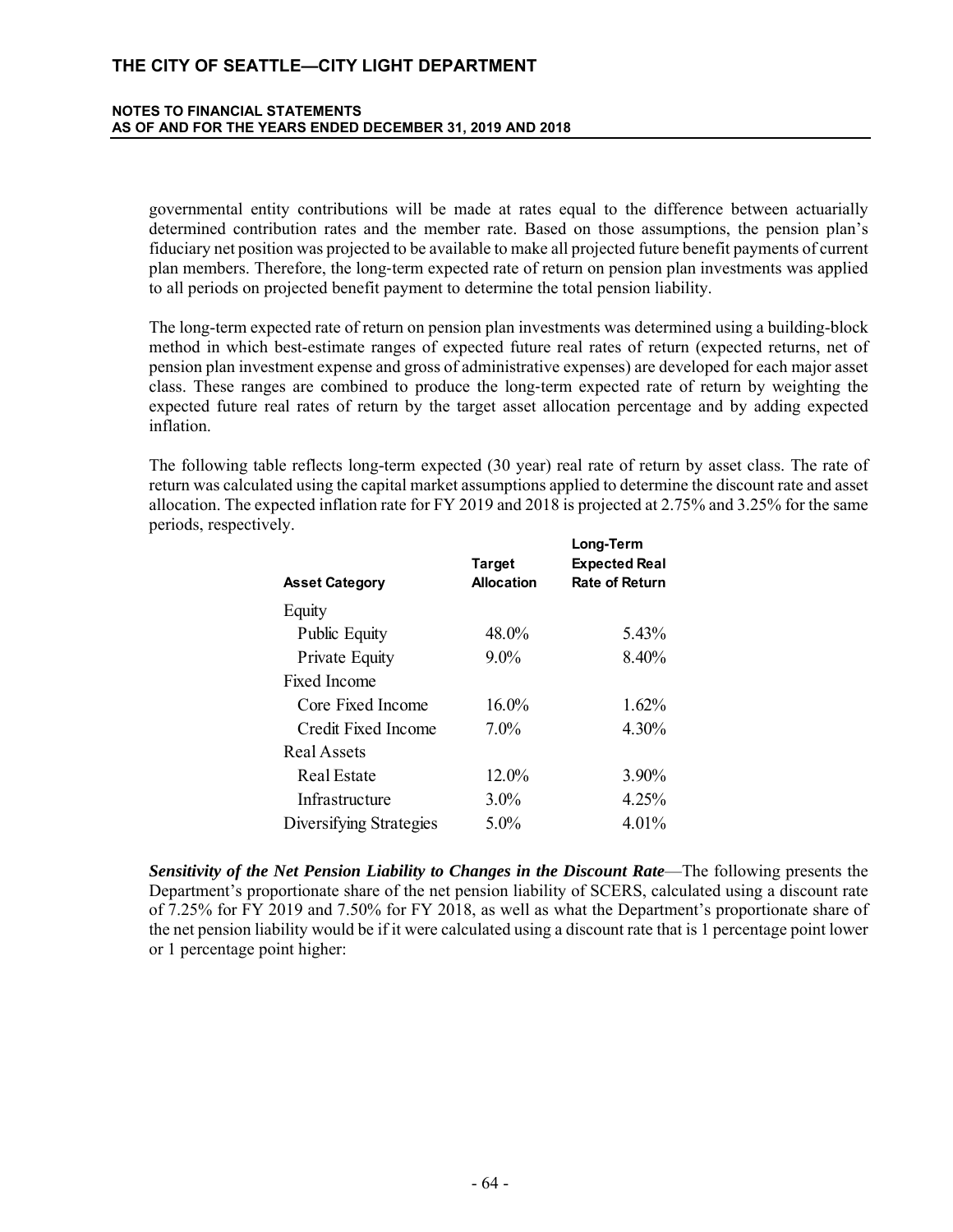governmental entity contributions will be made at rates equal to the difference between actuarially determined contribution rates and the member rate. Based on those assumptions, the pension plan's fiduciary net position was projected to be available to make all projected future benefit payments of current plan members. Therefore, the long-term expected rate of return on pension plan investments was applied to all periods on projected benefit payment to determine the total pension liability.

The long-term expected rate of return on pension plan investments was determined using a building-block method in which best-estimate ranges of expected future real rates of return (expected returns, net of pension plan investment expense and gross of administrative expenses) are developed for each major asset class. These ranges are combined to produce the long-term expected rate of return by weighting the expected future real rates of return by the target asset allocation percentage and by adding expected inflation.

The following table reflects long-term expected (30 year) real rate of return by asset class. The rate of return was calculated using the capital market assumptions applied to determine the discount rate and asset allocation. The expected inflation rate for FY 2019 and 2018 is projected at 2.75% and 3.25% for the same periods, respectively.

| Asset Category | Target Allocation | Long-Term Expected Real Rate of Return |
|---|---|---|
| Equity | | |
| Public Equity | 48.0% | 5.43% |
| Private Equity | 9.0% | 8.40% |
| Fixed Income | | |
| Core Fixed Income | 16.0% | 1.62% |
| Credit Fixed Income | 7.0% | 4.30% |
| Real Assets | | |
| Real Estate | 12.0% | 3.90% |
| Infrastructure | 3.0% | 4.25% |
| Diversifying Strategies | 5.0% | 4.01% |

***Sensitivity of the Net Pension Liability to Changes in the Discount Rate***—The following presents the Department's proportionate share of the net pension liability of SCERS, calculated using a discount rate of 7.25% for FY 2019 and 7.50% for FY 2018, as well as what the Department's proportionate share of the net pension liability would be if it were calculated using a discount rate that is 1 percentage point lower or 1 percentage point higher: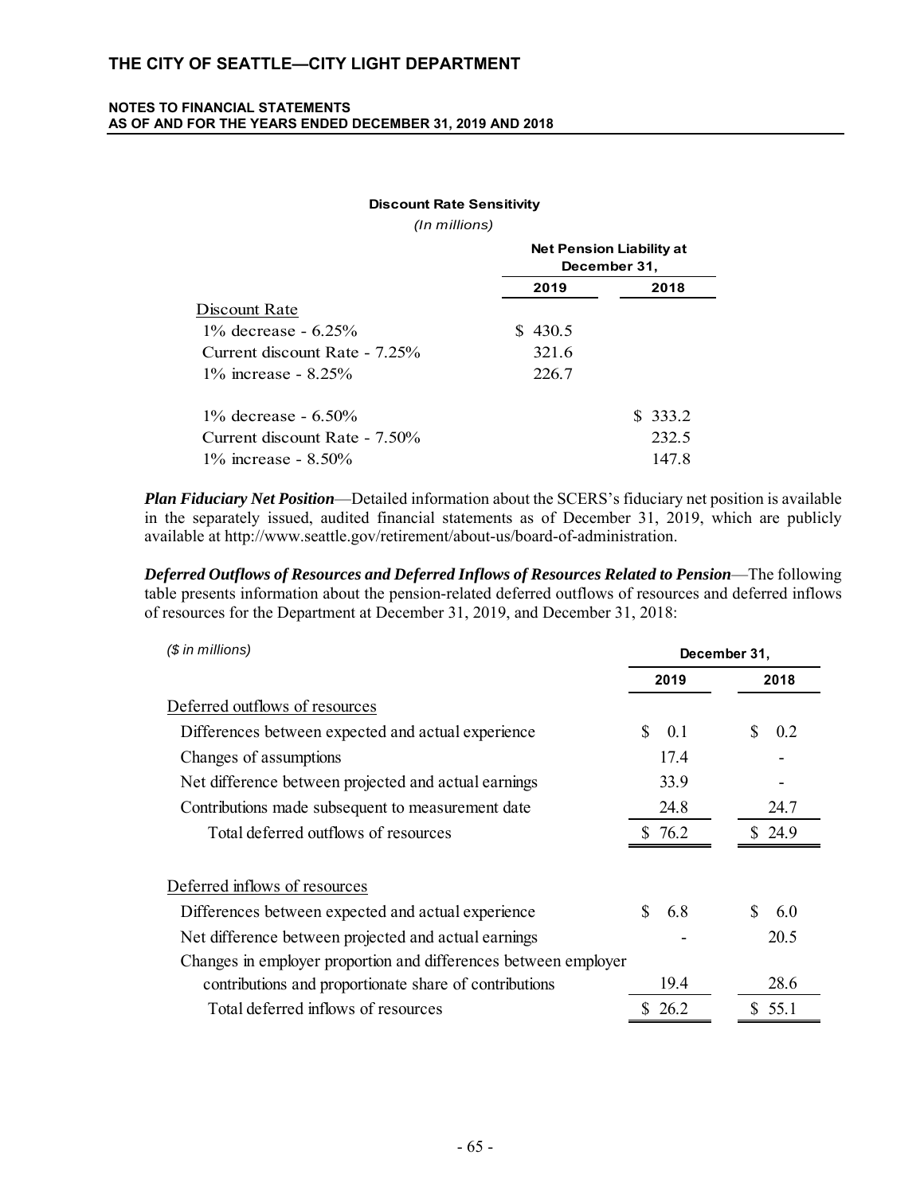**Discount Rate Sensitivity**

*(In millions)*

| | Net Pension Liability at December 31, | |
|---|---|---|
| | **2019** | **2018** |
| Discount Rate | | |
| 1% decrease - 6.25% | $ 430.5 | |
| Current discount Rate - 7.25% | 321.6 | |
| 1% increase - 8.25% | 226.7 | |
| 1% decrease - 6.50% | | $ 333.2 |
| Current discount Rate - 7.50% | | 232.5 |
| 1% increase - 8.50% | | 147.8 |

***Plan Fiduciary Net Position***—Detailed information about the SCERS's fiduciary net position is available in the separately issued, audited financial statements as of December 31, 2019, which are publicly available at http://www.seattle.gov/retirement/about-us/board-of-administration.

***Deferred Outflows of Resources and Deferred Inflows of Resources Related to Pension***—The following table presents information about the pension-related deferred outflows of resources and deferred inflows of resources for the Department at December 31, 2019, and December 31, 2018:

| *($ in millions)* | December 31, | |
|---|---|---|
| | **2019** | **2018** |
| Deferred outflows of resources | | |
| Differences between expected and actual experience | $ 0.1 | $ 0.2 |
| Changes of assumptions | 17.4 | - |
| Net difference between projected and actual earnings | 33.9 | - |
| Contributions made subsequent to measurement date | 24.8 | 24.7 |
| Total deferred outflows of resources | $ 76.2 | $ 24.9 |
| Deferred inflows of resources | | |
| Differences between expected and actual experience | $ 6.8 | $ 6.0 |
| Net difference between projected and actual earnings | - | 20.5 |
| Changes in employer proportion and differences between employer contributions and proportionate share of contributions | 19.4 | 28.6 |
| Total deferred inflows of resources | $ 26.2 | $ 55.1 |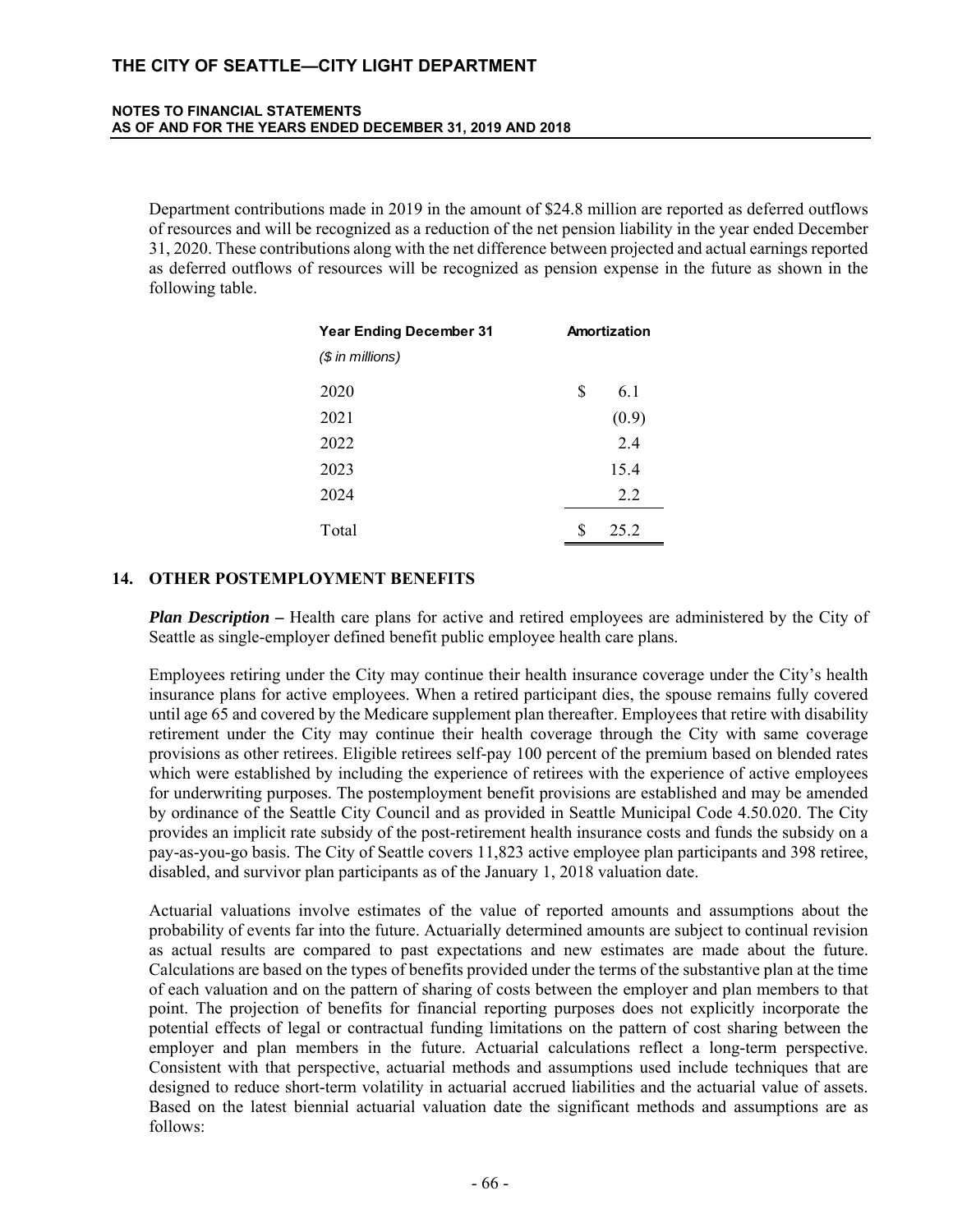Department contributions made in 2019 in the amount of $24.8 million are reported as deferred outflows of resources and will be recognized as a reduction of the net pension liability in the year ended December 31, 2020. These contributions along with the net difference between projected and actual earnings reported as deferred outflows of resources will be recognized as pension expense in the future as shown in the following table.

| Year Ending December 31<br>*($ in millions)* | Amortization |
|---|---|
| 2020 | $ 6.1 |
| 2021 | (0.9) |
| 2022 | 2.4 |
| 2023 | 15.4 |
| 2024 | 2.2 |
| Total | $ 25.2 |

## 14. OTHER POSTEMPLOYMENT BENEFITS

***Plan Description –*** Health care plans for active and retired employees are administered by the City of Seattle as single-employer defined benefit public employee health care plans.

Employees retiring under the City may continue their health insurance coverage under the City's health insurance plans for active employees. When a retired participant dies, the spouse remains fully covered until age 65 and covered by the Medicare supplement plan thereafter. Employees that retire with disability retirement under the City may continue their health coverage through the City with same coverage provisions as other retirees. Eligible retirees self-pay 100 percent of the premium based on blended rates which were established by including the experience of retirees with the experience of active employees for underwriting purposes. The postemployment benefit provisions are established and may be amended by ordinance of the Seattle City Council and as provided in Seattle Municipal Code 4.50.020. The City provides an implicit rate subsidy of the post-retirement health insurance costs and funds the subsidy on a pay-as-you-go basis. The City of Seattle covers 11,823 active employee plan participants and 398 retiree, disabled, and survivor plan participants as of the January 1, 2018 valuation date.

Actuarial valuations involve estimates of the value of reported amounts and assumptions about the probability of events far into the future. Actuarially determined amounts are subject to continual revision as actual results are compared to past expectations and new estimates are made about the future. Calculations are based on the types of benefits provided under the terms of the substantive plan at the time of each valuation and on the pattern of sharing of costs between the employer and plan members to that point. The projection of benefits for financial reporting purposes does not explicitly incorporate the potential effects of legal or contractual funding limitations on the pattern of cost sharing between the employer and plan members in the future. Actuarial calculations reflect a long-term perspective. Consistent with that perspective, actuarial methods and assumptions used include techniques that are designed to reduce short-term volatility in actuarial accrued liabilities and the actuarial value of assets. Based on the latest biennial actuarial valuation date the significant methods and assumptions are as follows: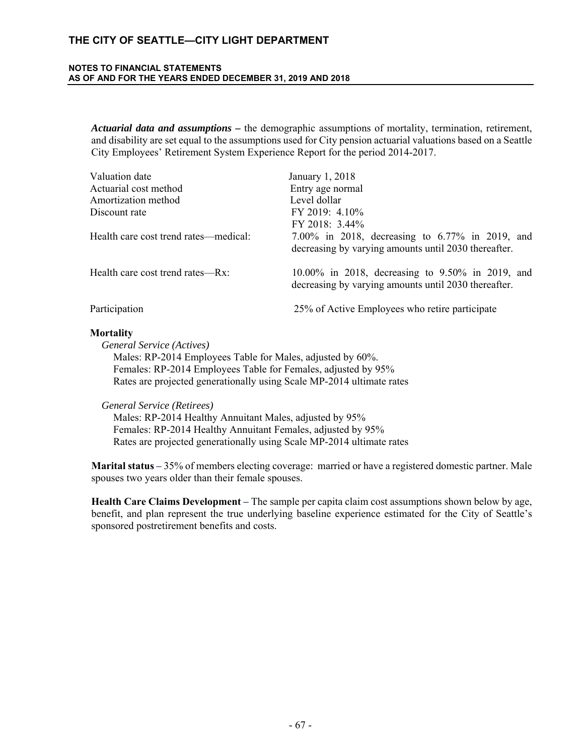***Actuarial data and assumptions –*** the demographic assumptions of mortality, termination, retirement, and disability are set equal to the assumptions used for City pension actuarial valuations based on a Seattle City Employees' Retirement System Experience Report for the period 2014-2017.

| | |
|---|---|
| Valuation date | January 1, 2018 |
| Actuarial cost method | Entry age normal |
| Amortization method | Level dollar |
| Discount rate | FY 2019: 4.10%<br>FY 2018: 3.44% |
| Health care cost trend rates—medical: | 7.00% in 2018, decreasing to 6.77% in 2019, and decreasing by varying amounts until 2030 thereafter. |
| Health care cost trend rates—Rx: | 10.00% in 2018, decreasing to 9.50% in 2019, and decreasing by varying amounts until 2030 thereafter. |
| Participation | 25% of Active Employees who retire participate |

**Mortality**

*General Service (Actives)*

Males: RP-2014 Employees Table for Males, adjusted by 60%.
Females: RP-2014 Employees Table for Females, adjusted by 95%
Rates are projected generationally using Scale MP-2014 ultimate rates

*General Service (Retirees)*

Males: RP-2014 Healthy Annuitant Males, adjusted by 95%
Females: RP-2014 Healthy Annuitant Females, adjusted by 95%
Rates are projected generationally using Scale MP-2014 ultimate rates

**Marital status –** 35% of members electing coverage: married or have a registered domestic partner. Male spouses two years older than their female spouses.

**Health Care Claims Development –** The sample per capita claim cost assumptions shown below by age, benefit, and plan represent the true underlying baseline experience estimated for the City of Seattle's sponsored postretirement benefits and costs.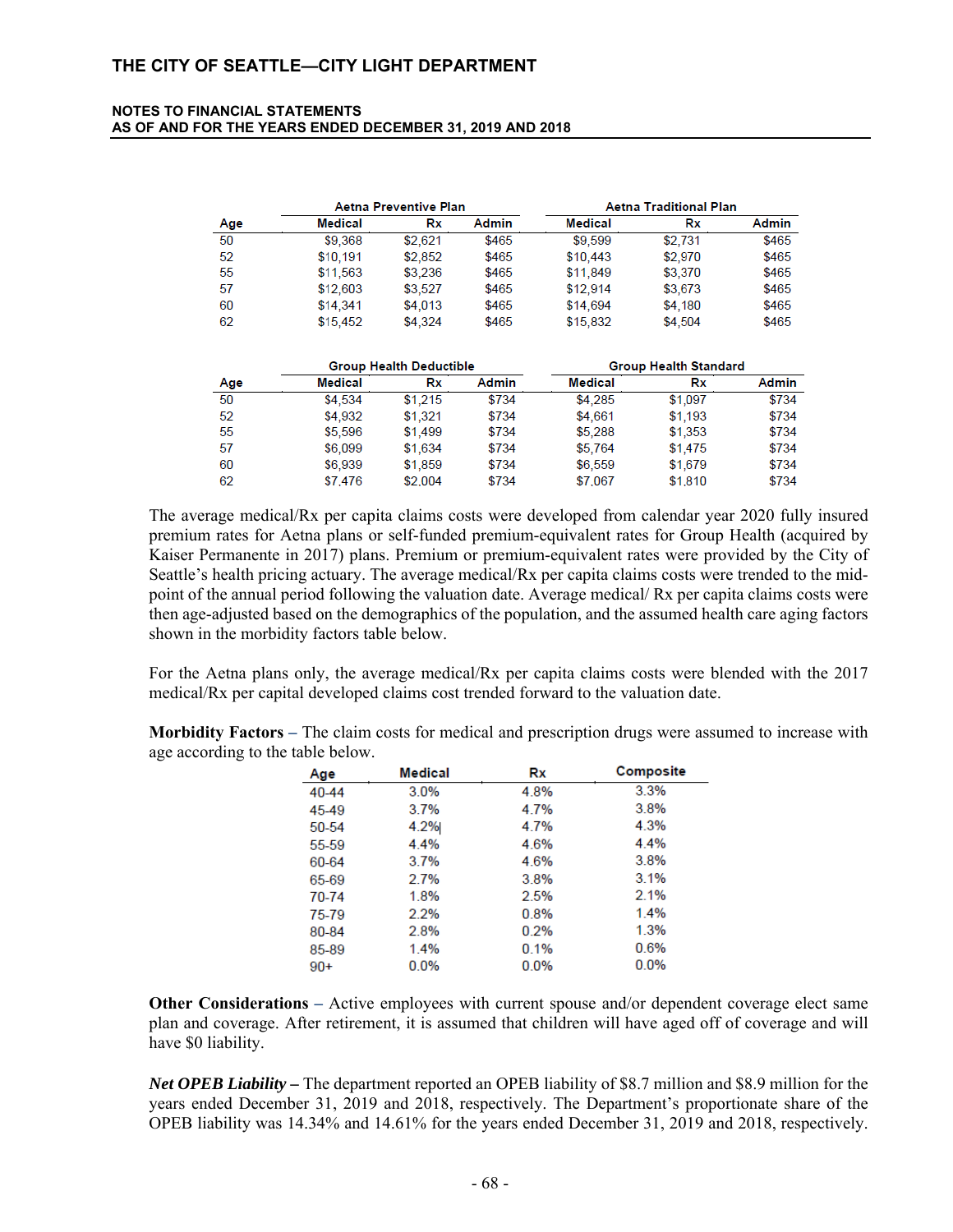| Age | Aetna Preventive Plan | | | Aetna Traditional Plan | | |
|---|---|---|---|---|---|---|
| | Medical | Rx | Admin | Medical | Rx | Admin |
| 50 | $9,368 | $2,621 | $465 | $9,599 | $2,731 | $465 |
| 52 | $10,191 | $2,852 | $465 | $10,443 | $2,970 | $465 |
| 55 | $11,563 | $3,236 | $465 | $11,849 | $3,370 | $465 |
| 57 | $12,603 | $3,527 | $465 | $12,914 | $3,673 | $465 |
| 60 | $14,341 | $4,013 | $465 | $14,694 | $4,180 | $465 |
| 62 | $15,452 | $4,324 | $465 | $15,832 | $4,504 | $465 |

| Age | Group Health Deductible | | | Group Health Standard | | |
|---|---|---|---|---|---|---|
| | Medical | Rx | Admin | Medical | Rx | Admin |
| 50 | $4,534 | $1,215 | $734 | $4,285 | $1,097 | $734 |
| 52 | $4,932 | $1,321 | $734 | $4,661 | $1,193 | $734 |
| 55 | $5,596 | $1,499 | $734 | $5,288 | $1,353 | $734 |
| 57 | $6,099 | $1,634 | $734 | $5,764 | $1,475 | $734 |
| 60 | $6,939 | $1,859 | $734 | $6,559 | $1,679 | $734 |
| 62 | $7,476 | $2,004 | $734 | $7,067 | $1,810 | $734 |

The average medical/Rx per capita claims costs were developed from calendar year 2020 fully insured premium rates for Aetna plans or self-funded premium-equivalent rates for Group Health (acquired by Kaiser Permanente in 2017) plans. Premium or premium-equivalent rates were provided by the City of Seattle's health pricing actuary. The average medical/Rx per capita claims costs were trended to the mid-point of the annual period following the valuation date. Average medical/ Rx per capita claims costs were then age-adjusted based on the demographics of the population, and the assumed health care aging factors shown in the morbidity factors table below.

For the Aetna plans only, the average medical/Rx per capita claims costs were blended with the 2017 medical/Rx per capital developed claims cost trended forward to the valuation date.

**Morbidity Factors –** The claim costs for medical and prescription drugs were assumed to increase with age according to the table below.

| Age | Medical | Rx | Composite |
|---|---|---|---|
| 40-44 | 3.0% | 4.8% | 3.3% |
| 45-49 | 3.7% | 4.7% | 3.8% |
| 50-54 | 4.2% | 4.7% | 4.3% |
| 55-59 | 4.4% | 4.6% | 4.4% |
| 60-64 | 3.7% | 4.6% | 3.8% |
| 65-69 | 2.7% | 3.8% | 3.1% |
| 70-74 | 1.8% | 2.5% | 2.1% |
| 75-79 | 2.2% | 0.8% | 1.4% |
| 80-84 | 2.8% | 0.2% | 1.3% |
| 85-89 | 1.4% | 0.1% | 0.6% |
| 90+ | 0.0% | 0.0% | 0.0% |

**Other Considerations –** Active employees with current spouse and/or dependent coverage elect same plan and coverage. After retirement, it is assumed that children will have aged off of coverage and will have $0 liability.

***Net OPEB Liability –*** The department reported an OPEB liability of $8.7 million and $8.9 million for the years ended December 31, 2019 and 2018, respectively. The Department's proportionate share of the OPEB liability was 14.34% and 14.61% for the years ended December 31, 2019 and 2018, respectively.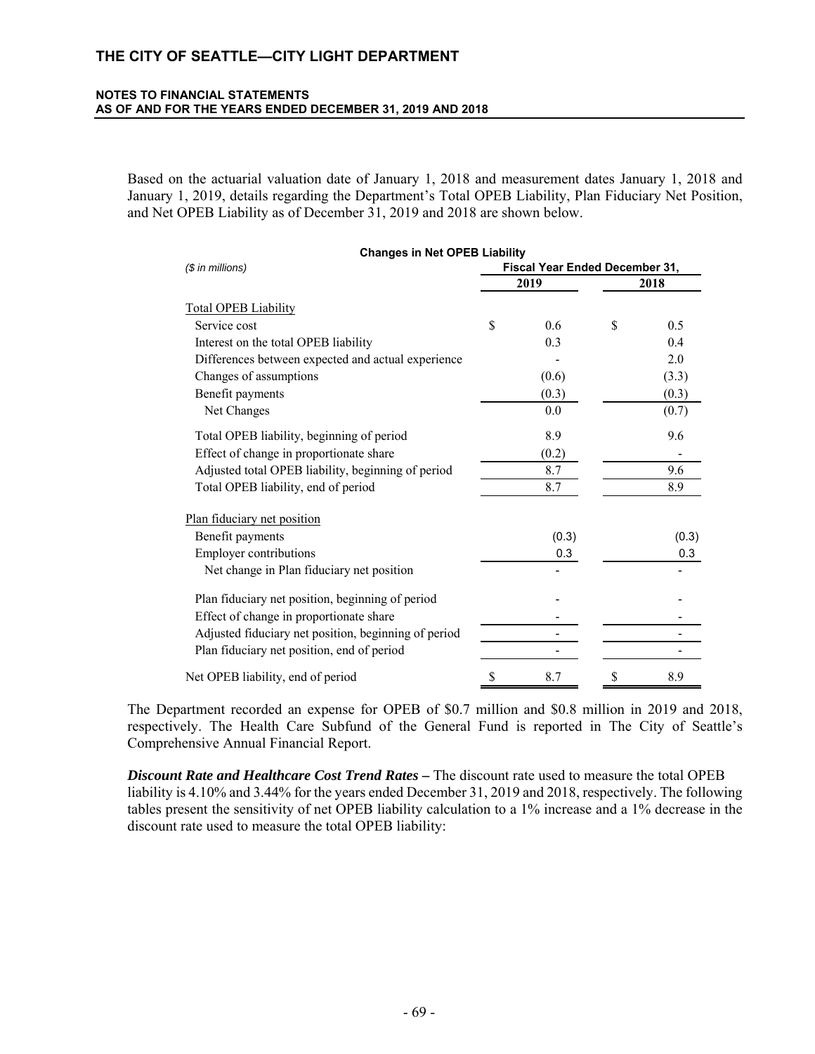Based on the actuarial valuation date of January 1, 2018 and measurement dates January 1, 2018 and January 1, 2019, details regarding the Department's Total OPEB Liability, Plan Fiduciary Net Position, and Net OPEB Liability as of December 31, 2019 and 2018 are shown below.

**Changes in Net OPEB Liability**

| *($ in millions)* | Fiscal Year Ended December 31, | |
|---|---|---|
| | 2019 | 2018 |
| Total OPEB Liability | | |
| Service cost | $ 0.6 | $ 0.5 |
| Interest on the total OPEB liability | 0.3 | 0.4 |
| Differences between expected and actual experience | - | 2.0 |
| Changes of assumptions | (0.6) | (3.3) |
| Benefit payments | (0.3) | (0.3) |
| Net Changes | 0.0 | (0.7) |
| Total OPEB liability, beginning of period | 8.9 | 9.6 |
| Effect of change in proportionate share | (0.2) | - |
| Adjusted total OPEB liability, beginning of period | 8.7 | 9.6 |
| Total OPEB liability, end of period | 8.7 | 8.9 |
| Plan fiduciary net position | | |
| Benefit payments | (0.3) | (0.3) |
| Employer contributions | 0.3 | 0.3 |
| Net change in Plan fiduciary net position | - | - |
| Plan fiduciary net position, beginning of period | - | - |
| Effect of change in proportionate share | - | - |
| Adjusted fiduciary net position, beginning of period | - | - |
| Plan fiduciary net position, end of period | - | - |
| Net OPEB liability, end of period | $ 8.7 | $ 8.9 |

The Department recorded an expense for OPEB of $0.7 million and $0.8 million in 2019 and 2018, respectively. The Health Care Subfund of the General Fund is reported in The City of Seattle's Comprehensive Annual Financial Report.

***Discount Rate and Healthcare Cost Trend Rates –*** The discount rate used to measure the total OPEB liability is 4.10% and 3.44% for the years ended December 31, 2019 and 2018, respectively. The following tables present the sensitivity of net OPEB liability calculation to a 1% increase and a 1% decrease in the discount rate used to measure the total OPEB liability: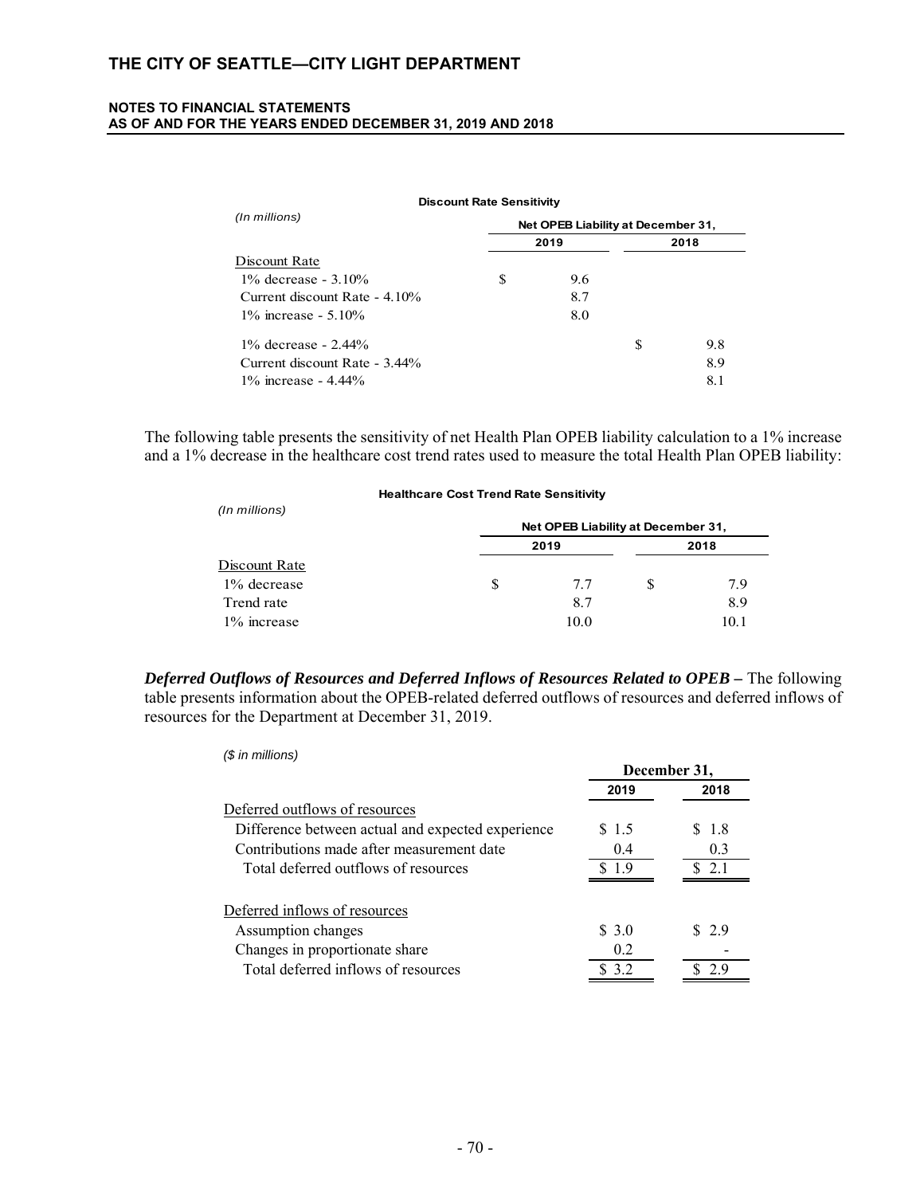**Discount Rate Sensitivity**

| *(In millions)* | Net OPEB Liability at December 31, | |
|---|---|---|
| | 2019 | 2018 |
| Discount Rate | | |
| 1% decrease - 3.10% | $ 9.6 | |
| Current discount Rate - 4.10% | 8.7 | |
| 1% increase - 5.10% | 8.0 | |
| 1% decrease - 2.44% | | $ 9.8 |
| Current discount Rate - 3.44% | | 8.9 |
| 1% increase - 4.44% | | 8.1 |

The following table presents the sensitivity of net Health Plan OPEB liability calculation to a 1% increase and a 1% decrease in the healthcare cost trend rates used to measure the total Health Plan OPEB liability:

**Healthcare Cost Trend Rate Sensitivity**

| *(In millions)* | Net OPEB Liability at December 31, | |
|---|---|---|
| | 2019 | 2018 |
| Discount Rate | | |
| 1% decrease | $ 7.7 | $ 7.9 |
| Trend rate | 8.7 | 8.9 |
| 1% increase | 10.0 | 10.1 |

***Deferred Outflows of Resources and Deferred Inflows of Resources Related to OPEB –*** The following table presents information about the OPEB-related deferred outflows of resources and deferred inflows of resources for the Department at December 31, 2019.

| *($ in millions)* | December 31, | |
|---|---|---|
| | 2019 | 2018 |
| Deferred outflows of resources | | |
| Difference between actual and expected experience | $ 1.5 | $ 1.8 |
| Contributions made after measurement date | 0.4 | 0.3 |
| Total deferred outflows of resources | $ 1.9 | $ 2.1 |
| Deferred inflows of resources | | |
| Assumption changes | $ 3.0 | $ 2.9 |
| Changes in proportionate share | 0.2 | - |
| Total deferred inflows of resources | $ 3.2 | $ 2.9 |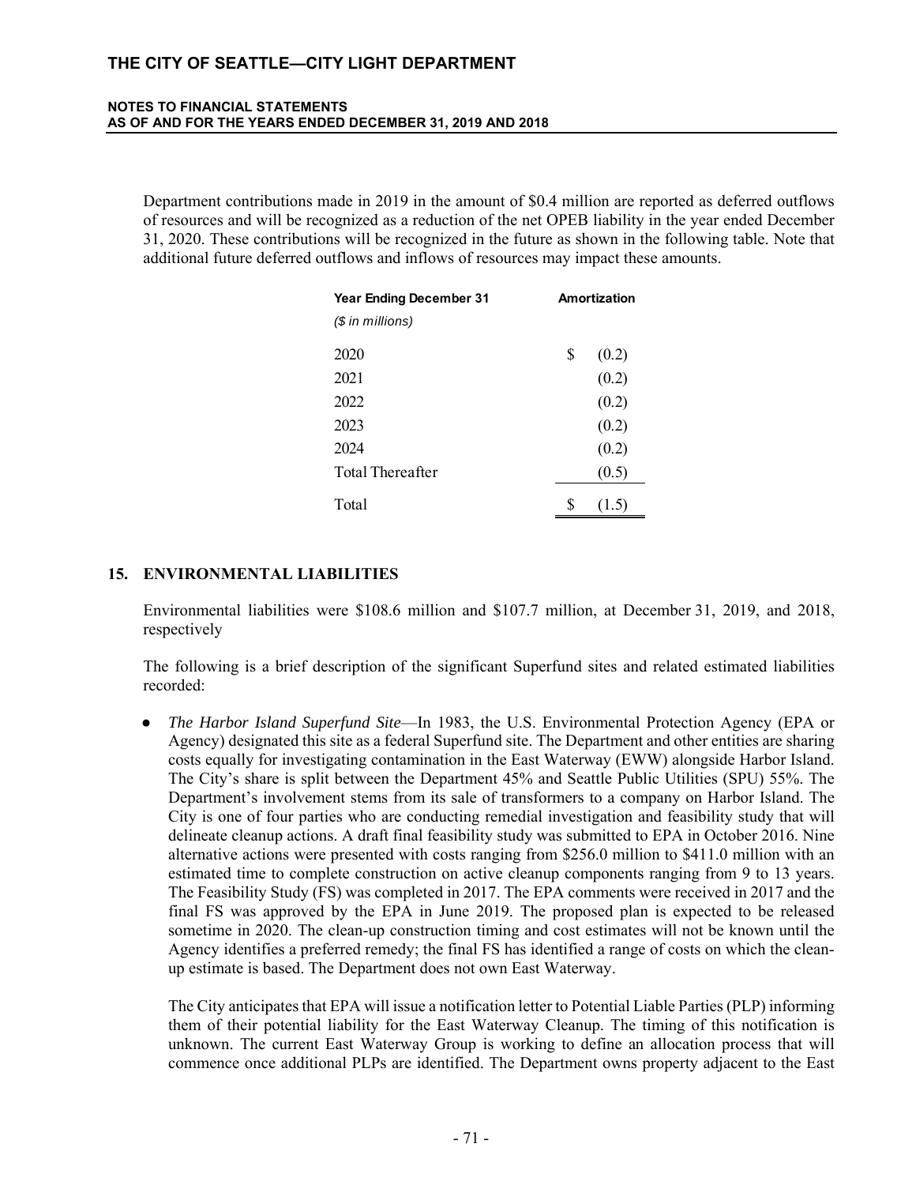Department contributions made in 2019 in the amount of $0.4 million are reported as deferred outflows of resources and will be recognized as a reduction of the net OPEB liability in the year ended December 31, 2020. These contributions will be recognized in the future as shown in the following table. Note that additional future deferred outflows and inflows of resources may impact these amounts.

| **Year Ending December 31** *($ in millions)* | **Amortization** |
|---|---|
| 2020 | $ (0.2) |
| 2021 | (0.2) |
| 2022 | (0.2) |
| 2023 | (0.2) |
| 2024 | (0.2) |
| Total Thereafter | (0.5) |
| Total | $ (1.5) |

## 15. ENVIRONMENTAL LIABILITIES

Environmental liabilities were $108.6 million and $107.7 million, at December 31, 2019, and 2018, respectively

The following is a brief description of the significant Superfund sites and related estimated liabilities recorded:

- *The Harbor Island Superfund Site*—In 1983, the U.S. Environmental Protection Agency (EPA or Agency) designated this site as a federal Superfund site. The Department and other entities are sharing costs equally for investigating contamination in the East Waterway (EWW) alongside Harbor Island. The City's share is split between the Department 45% and Seattle Public Utilities (SPU) 55%. The Department's involvement stems from its sale of transformers to a company on Harbor Island. The City is one of four parties who are conducting remedial investigation and feasibility study that will delineate cleanup actions. A draft final feasibility study was submitted to EPA in October 2016. Nine alternative actions were presented with costs ranging from $256.0 million to $411.0 million with an estimated time to complete construction on active cleanup components ranging from 9 to 13 years. The Feasibility Study (FS) was completed in 2017. The EPA comments were received in 2017 and the final FS was approved by the EPA in June 2019. The proposed plan is expected to be released sometime in 2020. The clean-up construction timing and cost estimates will not be known until the Agency identifies a preferred remedy; the final FS has identified a range of costs on which the clean-up estimate is based. The Department does not own East Waterway.

  The City anticipates that EPA will issue a notification letter to Potential Liable Parties (PLP) informing them of their potential liability for the East Waterway Cleanup. The timing of this notification is unknown. The current East Waterway Group is working to define an allocation process that will commence once additional PLPs are identified. The Department owns property adjacent to the East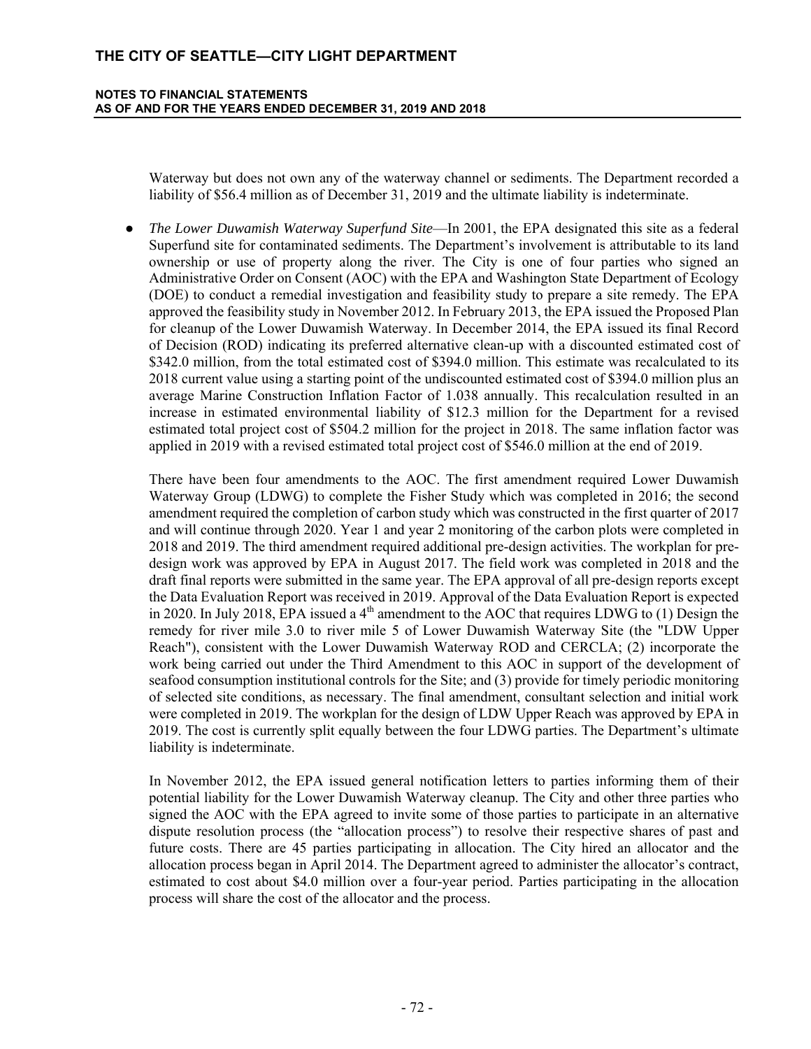Waterway but does not own any of the waterway channel or sediments. The Department recorded a liability of $56.4 million as of December 31, 2019 and the ultimate liability is indeterminate.

- *The Lower Duwamish Waterway Superfund Site*—In 2001, the EPA designated this site as a federal Superfund site for contaminated sediments. The Department's involvement is attributable to its land ownership or use of property along the river. The City is one of four parties who signed an Administrative Order on Consent (AOC) with the EPA and Washington State Department of Ecology (DOE) to conduct a remedial investigation and feasibility study to prepare a site remedy. The EPA approved the feasibility study in November 2012. In February 2013, the EPA issued the Proposed Plan for cleanup of the Lower Duwamish Waterway. In December 2014, the EPA issued its final Record of Decision (ROD) indicating its preferred alternative clean-up with a discounted estimated cost of $342.0 million, from the total estimated cost of $394.0 million. This estimate was recalculated to its 2018 current value using a starting point of the undiscounted estimated cost of $394.0 million plus an average Marine Construction Inflation Factor of 1.038 annually. This recalculation resulted in an increase in estimated environmental liability of $12.3 million for the Department for a revised estimated total project cost of $504.2 million for the project in 2018. The same inflation factor was applied in 2019 with a revised estimated total project cost of $546.0 million at the end of 2019.

  There have been four amendments to the AOC. The first amendment required Lower Duwamish Waterway Group (LDWG) to complete the Fisher Study which was completed in 2016; the second amendment required the completion of carbon study which was constructed in the first quarter of 2017 and will continue through 2020. Year 1 and year 2 monitoring of the carbon plots were completed in 2018 and 2019. The third amendment required additional pre-design activities. The workplan for pre-design work was approved by EPA in August 2017. The field work was completed in 2018 and the draft final reports were submitted in the same year. The EPA approval of all pre-design reports except the Data Evaluation Report was received in 2019. Approval of the Data Evaluation Report is expected in 2020. In July 2018, EPA issued a 4th amendment to the AOC that requires LDWG to (1) Design the remedy for river mile 3.0 to river mile 5 of Lower Duwamish Waterway Site (the "LDW Upper Reach"), consistent with the Lower Duwamish Waterway ROD and CERCLA; (2) incorporate the work being carried out under the Third Amendment to this AOC in support of the development of seafood consumption institutional controls for the Site; and (3) provide for timely periodic monitoring of selected site conditions, as necessary. The final amendment, consultant selection and initial work were completed in 2019. The workplan for the design of LDW Upper Reach was approved by EPA in 2019. The cost is currently split equally between the four LDWG parties. The Department's ultimate liability is indeterminate.

  In November 2012, the EPA issued general notification letters to parties informing them of their potential liability for the Lower Duwamish Waterway cleanup. The City and other three parties who signed the AOC with the EPA agreed to invite some of those parties to participate in an alternative dispute resolution process (the "allocation process") to resolve their respective shares of past and future costs. There are 45 parties participating in allocation. The City hired an allocator and the allocation process began in April 2014. The Department agreed to administer the allocator's contract, estimated to cost about $4.0 million over a four-year period. Parties participating in the allocation process will share the cost of the allocator and the process.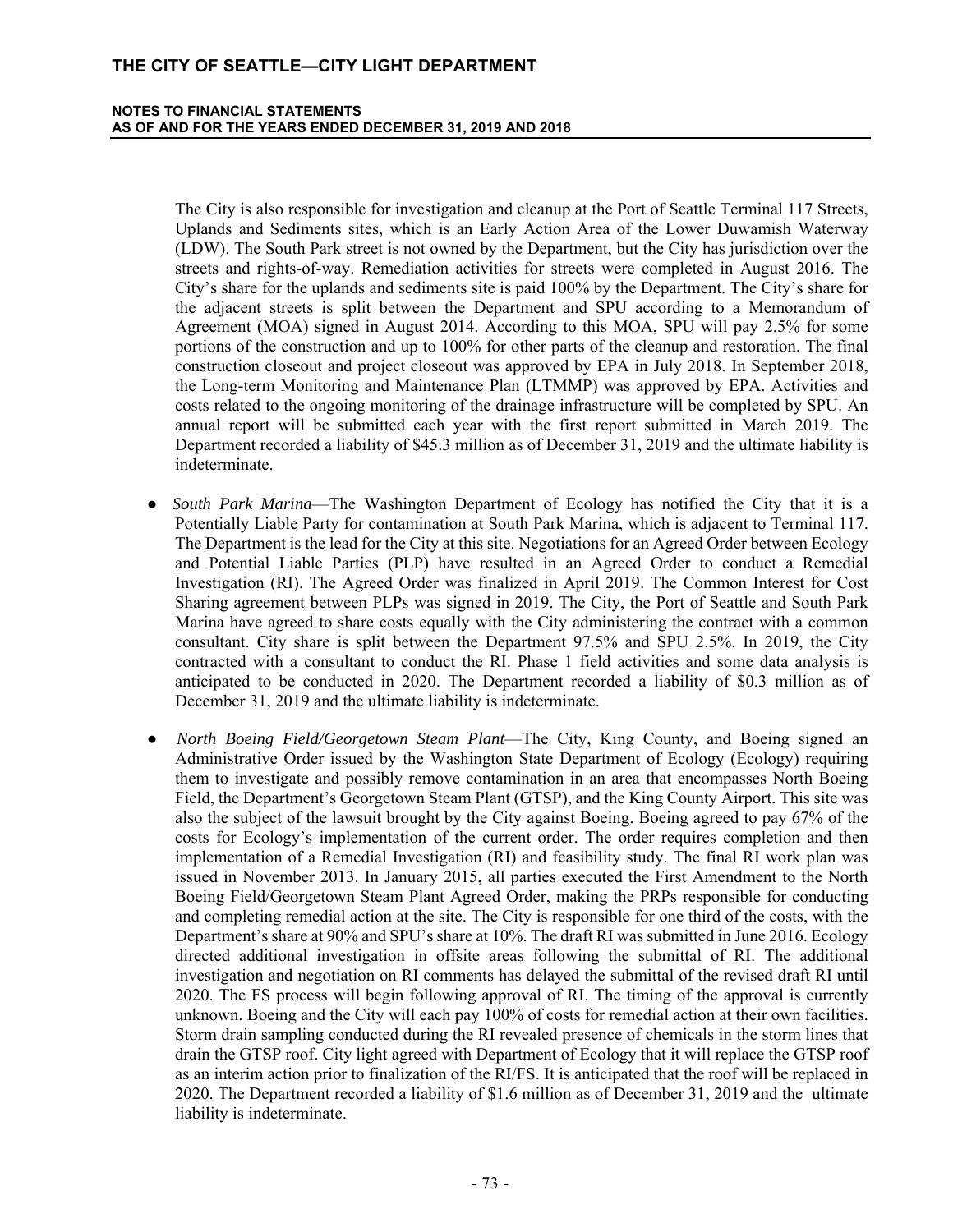The City is also responsible for investigation and cleanup at the Port of Seattle Terminal 117 Streets, Uplands and Sediments sites, which is an Early Action Area of the Lower Duwamish Waterway (LDW). The South Park street is not owned by the Department, but the City has jurisdiction over the streets and rights-of-way. Remediation activities for streets were completed in August 2016. The City's share for the uplands and sediments site is paid 100% by the Department. The City's share for the adjacent streets is split between the Department and SPU according to a Memorandum of Agreement (MOA) signed in August 2014. According to this MOA, SPU will pay 2.5% for some portions of the construction and up to 100% for other parts of the cleanup and restoration. The final construction closeout and project closeout was approved by EPA in July 2018. In September 2018, the Long-term Monitoring and Maintenance Plan (LTMMP) was approved by EPA. Activities and costs related to the ongoing monitoring of the drainage infrastructure will be completed by SPU. An annual report will be submitted each year with the first report submitted in March 2019. The Department recorded a liability of $45.3 million as of December 31, 2019 and the ultimate liability is indeterminate.

- *South Park Marina*—The Washington Department of Ecology has notified the City that it is a Potentially Liable Party for contamination at South Park Marina, which is adjacent to Terminal 117. The Department is the lead for the City at this site. Negotiations for an Agreed Order between Ecology and Potential Liable Parties (PLP) have resulted in an Agreed Order to conduct a Remedial Investigation (RI). The Agreed Order was finalized in April 2019. The Common Interest for Cost Sharing agreement between PLPs was signed in 2019. The City, the Port of Seattle and South Park Marina have agreed to share costs equally with the City administering the contract with a common consultant. City share is split between the Department 97.5% and SPU 2.5%. In 2019, the City contracted with a consultant to conduct the RI. Phase 1 field activities and some data analysis is anticipated to be conducted in 2020. The Department recorded a liability of $0.3 million as of December 31, 2019 and the ultimate liability is indeterminate.

- *North Boeing Field/Georgetown Steam Plant*—The City, King County, and Boeing signed an Administrative Order issued by the Washington State Department of Ecology (Ecology) requiring them to investigate and possibly remove contamination in an area that encompasses North Boeing Field, the Department's Georgetown Steam Plant (GTSP), and the King County Airport. This site was also the subject of the lawsuit brought by the City against Boeing. Boeing agreed to pay 67% of the costs for Ecology's implementation of the current order. The order requires completion and then implementation of a Remedial Investigation (RI) and feasibility study. The final RI work plan was issued in November 2013. In January 2015, all parties executed the First Amendment to the North Boeing Field/Georgetown Steam Plant Agreed Order, making the PRPs responsible for conducting and completing remedial action at the site. The City is responsible for one third of the costs, with the Department's share at 90% and SPU's share at 10%. The draft RI was submitted in June 2016. Ecology directed additional investigation in offsite areas following the submittal of RI. The additional investigation and negotiation on RI comments has delayed the submittal of the revised draft RI until 2020. The FS process will begin following approval of RI. The timing of the approval is currently unknown. Boeing and the City will each pay 100% of costs for remedial action at their own facilities. Storm drain sampling conducted during the RI revealed presence of chemicals in the storm lines that drain the GTSP roof. City light agreed with Department of Ecology that it will replace the GTSP roof as an interim action prior to finalization of the RI/FS. It is anticipated that the roof will be replaced in 2020. The Department recorded a liability of $1.6 million as of December 31, 2019 and the ultimate liability is indeterminate.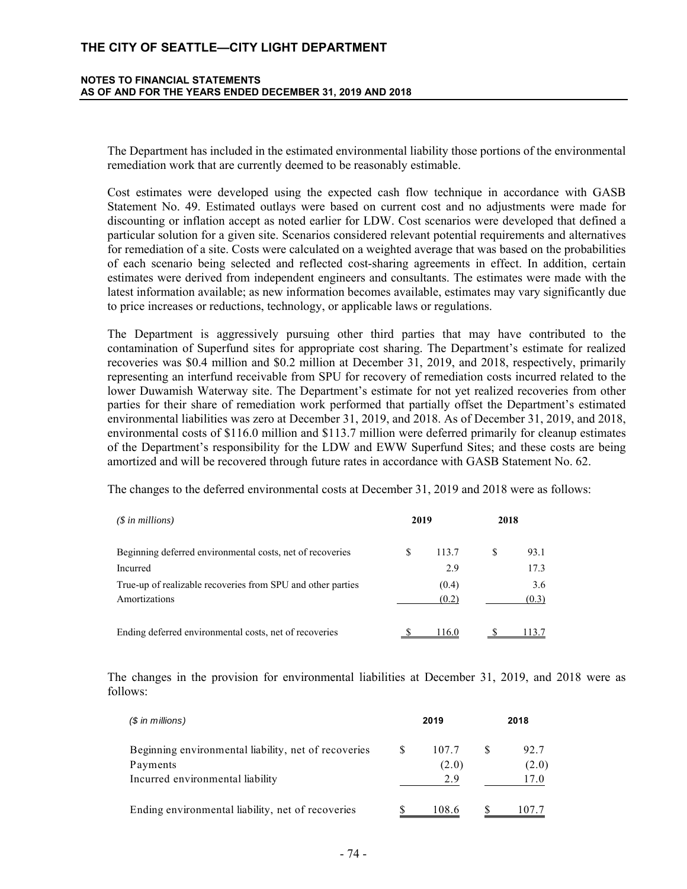The Department has included in the estimated environmental liability those portions of the environmental remediation work that are currently deemed to be reasonably estimable.

Cost estimates were developed using the expected cash flow technique in accordance with GASB Statement No. 49. Estimated outlays were based on current cost and no adjustments were made for discounting or inflation accept as noted earlier for LDW. Cost scenarios were developed that defined a particular solution for a given site. Scenarios considered relevant potential requirements and alternatives for remediation of a site. Costs were calculated on a weighted average that was based on the probabilities of each scenario being selected and reflected cost-sharing agreements in effect. In addition, certain estimates were derived from independent engineers and consultants. The estimates were made with the latest information available; as new information becomes available, estimates may vary significantly due to price increases or reductions, technology, or applicable laws or regulations.

The Department is aggressively pursuing other third parties that may have contributed to the contamination of Superfund sites for appropriate cost sharing. The Department's estimate for realized recoveries was \$0.4 million and \$0.2 million at December 31, 2019, and 2018, respectively, primarily representing an interfund receivable from SPU for recovery of remediation costs incurred related to the lower Duwamish Waterway site. The Department's estimate for not yet realized recoveries from other parties for their share of remediation work performed that partially offset the Department's estimated environmental liabilities was zero at December 31, 2019, and 2018. As of December 31, 2019, and 2018, environmental costs of \$116.0 million and \$113.7 million were deferred primarily for cleanup estimates of the Department's responsibility for the LDW and EWW Superfund Sites; and these costs are being amortized and will be recovered through future rates in accordance with GASB Statement No. 62.

The changes to the deferred environmental costs at December 31, 2019 and 2018 were as follows:

| *(\$ in millions)* | 2019 | 2018 |
|---|---|---|
| Beginning deferred environmental costs, net of recoveries | \$ 113.7 | \$ 93.1 |
| Incurred | 2.9 | 17.3 |
| True-up of realizable recoveries from SPU and other parties | (0.4) | 3.6 |
| Amortizations | (0.2) | (0.3) |
| Ending deferred environmental costs, net of recoveries | \$ 116.0 | \$ 113.7 |

The changes in the provision for environmental liabilities at December 31, 2019, and 2018 were as follows:

| *(\$ in millions)* | 2019 | 2018 |
|---|---|---|
| Beginning environmental liability, net of recoveries | \$ 107.7 | \$ 92.7 |
| Payments | (2.0) | (2.0) |
| Incurred environmental liability | 2.9 | 17.0 |
| Ending environmental liability, net of recoveries | \$ 108.6 | \$ 107.7 |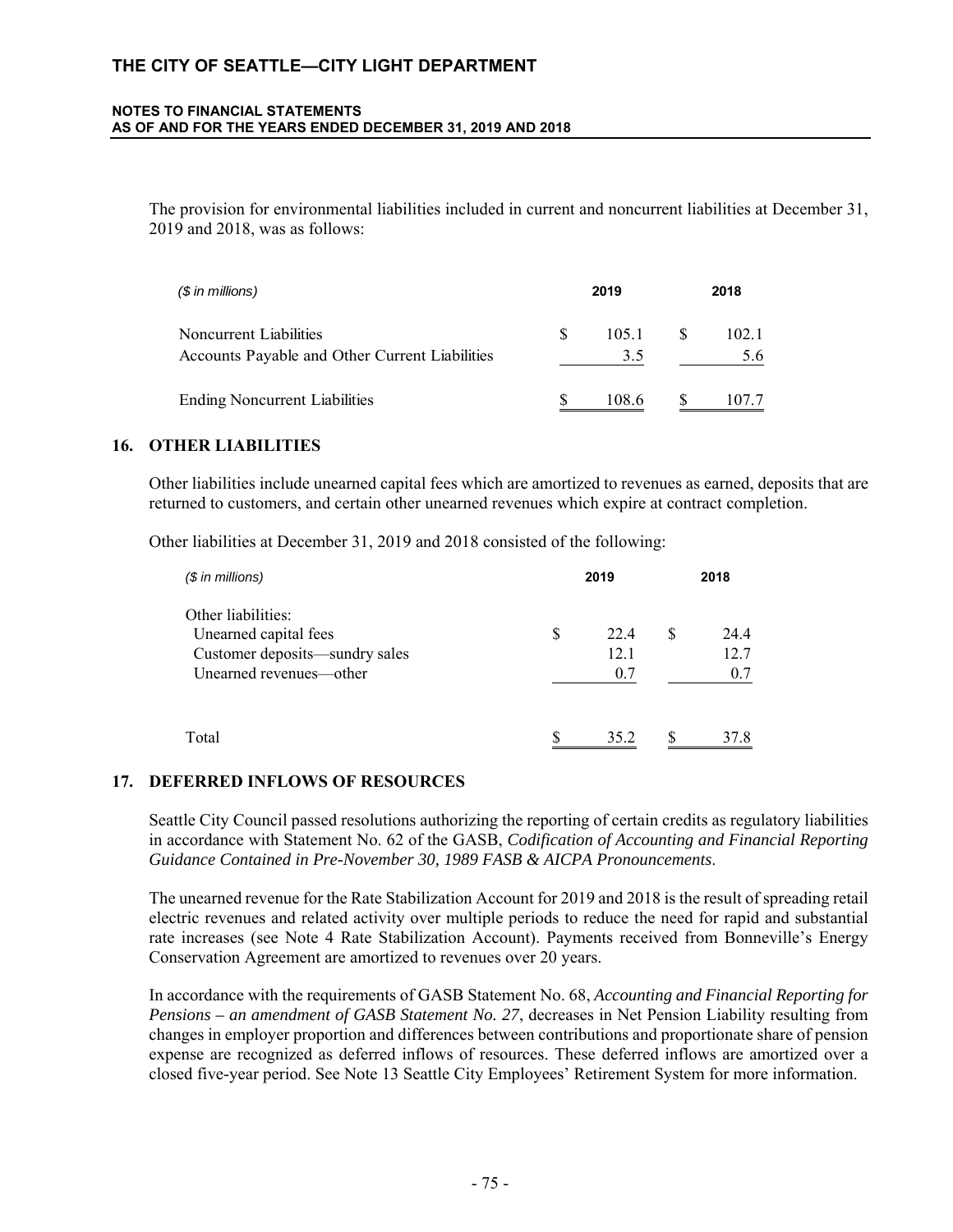The provision for environmental liabilities included in current and noncurrent liabilities at December 31, 2019 and 2018, was as follows:

| *($ in millions)* | 2019 | 2018 |
|---|---|---|
| Noncurrent Liabilities | $ 105.1 | $ 102.1 |
| Accounts Payable and Other Current Liabilities | 3.5 | 5.6 |
| Ending Noncurrent Liabilities | $ 108.6 | $ 107.7 |

## 16. OTHER LIABILITIES

Other liabilities include unearned capital fees which are amortized to revenues as earned, deposits that are returned to customers, and certain other unearned revenues which expire at contract completion.

Other liabilities at December 31, 2019 and 2018 consisted of the following:

| *($ in millions)* | 2019 | 2018 |
|---|---|---|
| Other liabilities: | | |
| Unearned capital fees | $ 22.4 | $ 24.4 |
| Customer deposits—sundry sales | 12.1 | 12.7 |
| Unearned revenues—other | 0.7 | 0.7 |
| Total | $ 35.2 | $ 37.8 |

## 17. DEFERRED INFLOWS OF RESOURCES

Seattle City Council passed resolutions authorizing the reporting of certain credits as regulatory liabilities in accordance with Statement No. 62 of the GASB, *Codification of Accounting and Financial Reporting Guidance Contained in Pre-November 30, 1989 FASB & AICPA Pronouncements*.

The unearned revenue for the Rate Stabilization Account for 2019 and 2018 is the result of spreading retail electric revenues and related activity over multiple periods to reduce the need for rapid and substantial rate increases (see Note 4 Rate Stabilization Account). Payments received from Bonneville's Energy Conservation Agreement are amortized to revenues over 20 years.

In accordance with the requirements of GASB Statement No. 68, *Accounting and Financial Reporting for Pensions – an amendment of GASB Statement No. 27*, decreases in Net Pension Liability resulting from changes in employer proportion and differences between contributions and proportionate share of pension expense are recognized as deferred inflows of resources. These deferred inflows are amortized over a closed five-year period. See Note 13 Seattle City Employees' Retirement System for more information.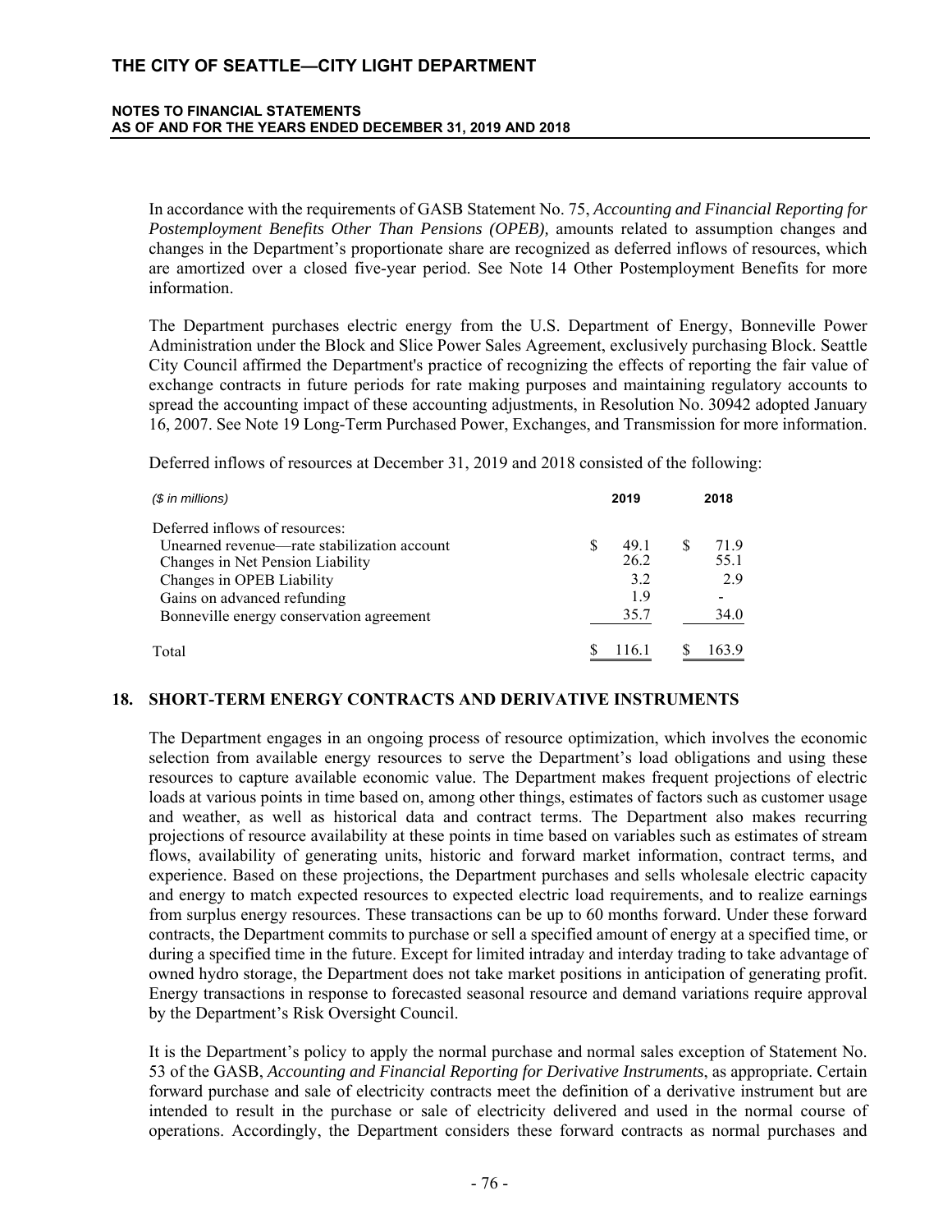In accordance with the requirements of GASB Statement No. 75, *Accounting and Financial Reporting for Postemployment Benefits Other Than Pensions (OPEB),* amounts related to assumption changes and changes in the Department's proportionate share are recognized as deferred inflows of resources, which are amortized over a closed five-year period. See Note 14 Other Postemployment Benefits for more information.

The Department purchases electric energy from the U.S. Department of Energy, Bonneville Power Administration under the Block and Slice Power Sales Agreement, exclusively purchasing Block. Seattle City Council affirmed the Department's practice of recognizing the effects of reporting the fair value of exchange contracts in future periods for rate making purposes and maintaining regulatory accounts to spread the accounting impact of these accounting adjustments, in Resolution No. 30942 adopted January 16, 2007. See Note 19 Long-Term Purchased Power, Exchanges, and Transmission for more information.

Deferred inflows of resources at December 31, 2019 and 2018 consisted of the following:

| *($ in millions)* | 2019 | 2018 |
|---|---|---|
| Deferred inflows of resources: | | |
| Unearned revenue—rate stabilization account | $ 49.1 | $ 71.9 |
| Changes in Net Pension Liability | 26.2 | 55.1 |
| Changes in OPEB Liability | 3.2 | 2.9 |
| Gains on advanced refunding | 1.9 | - |
| Bonneville energy conservation agreement | 35.7 | 34.0 |
| Total | $ 116.1 | $ 163.9 |

## 18. SHORT-TERM ENERGY CONTRACTS AND DERIVATIVE INSTRUMENTS

The Department engages in an ongoing process of resource optimization, which involves the economic selection from available energy resources to serve the Department's load obligations and using these resources to capture available economic value. The Department makes frequent projections of electric loads at various points in time based on, among other things, estimates of factors such as customer usage and weather, as well as historical data and contract terms. The Department also makes recurring projections of resource availability at these points in time based on variables such as estimates of stream flows, availability of generating units, historic and forward market information, contract terms, and experience. Based on these projections, the Department purchases and sells wholesale electric capacity and energy to match expected resources to expected electric load requirements, and to realize earnings from surplus energy resources. These transactions can be up to 60 months forward. Under these forward contracts, the Department commits to purchase or sell a specified amount of energy at a specified time, or during a specified time in the future. Except for limited intraday and interday trading to take advantage of owned hydro storage, the Department does not take market positions in anticipation of generating profit. Energy transactions in response to forecasted seasonal resource and demand variations require approval by the Department's Risk Oversight Council.

It is the Department's policy to apply the normal purchase and normal sales exception of Statement No. 53 of the GASB, *Accounting and Financial Reporting for Derivative Instruments*, as appropriate. Certain forward purchase and sale of electricity contracts meet the definition of a derivative instrument but are intended to result in the purchase or sale of electricity delivered and used in the normal course of operations. Accordingly, the Department considers these forward contracts as normal purchases and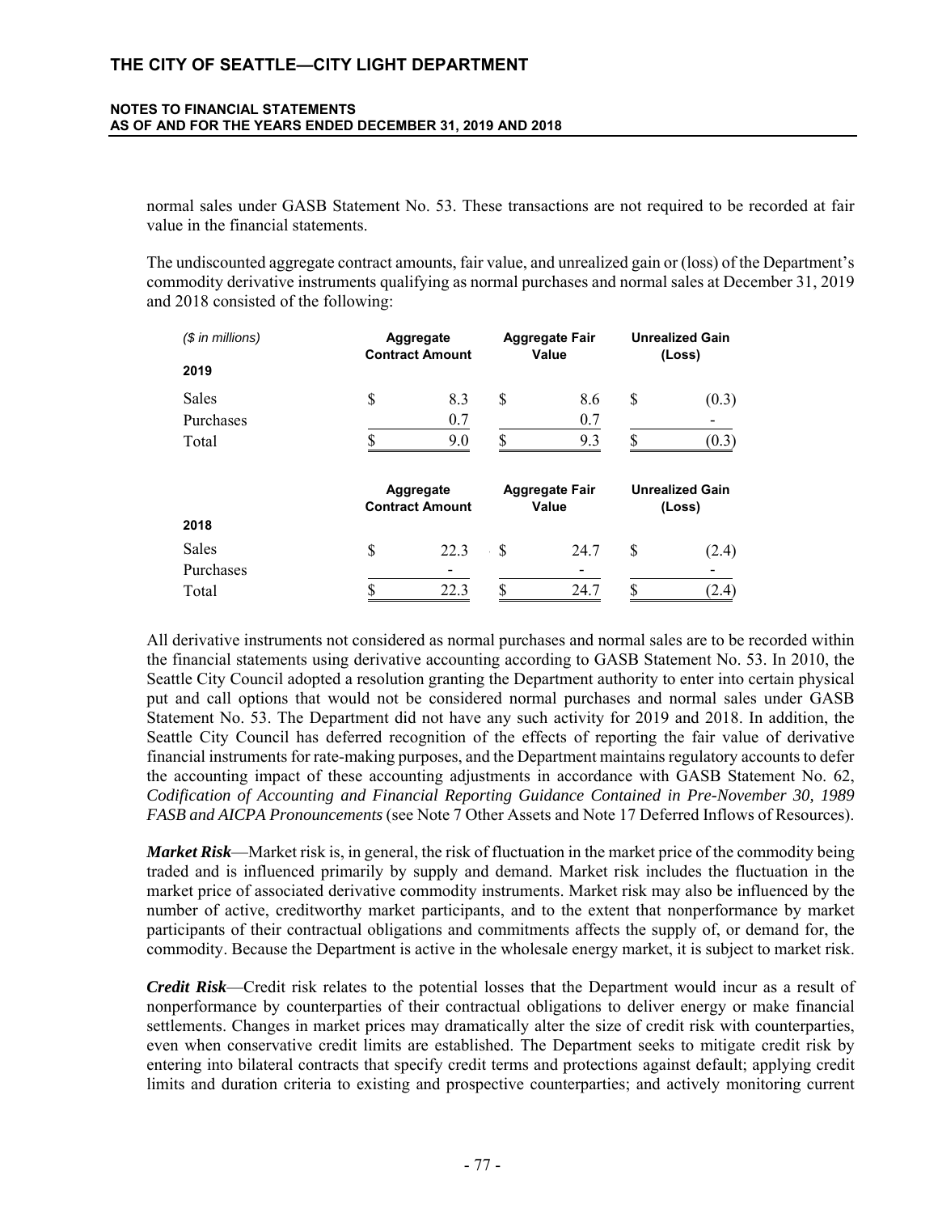normal sales under GASB Statement No. 53. These transactions are not required to be recorded at fair value in the financial statements.

The undiscounted aggregate contract amounts, fair value, and unrealized gain or (loss) of the Department's commodity derivative instruments qualifying as normal purchases and normal sales at December 31, 2019 and 2018 consisted of the following:

| *($ in millions)* | Aggregate Contract Amount | Aggregate Fair Value | Unrealized Gain (Loss) |
|---|---|---|---|
| **2019** | | | |
| Sales | $ 8.3 | $ 8.6 | $ (0.3) |
| Purchases | 0.7 | 0.7 | - |
| Total | $ 9.0 | $ 9.3 | $ (0.3) |

| | Aggregate Contract Amount | Aggregate Fair Value | Unrealized Gain (Loss) |
|---|---|---|---|
| **2018** | | | |
| Sales | $ 22.3 | $ 24.7 | $ (2.4) |
| Purchases | - | - | - |
| Total | $ 22.3 | $ 24.7 | $ (2.4) |

All derivative instruments not considered as normal purchases and normal sales are to be recorded within the financial statements using derivative accounting according to GASB Statement No. 53. In 2010, the Seattle City Council adopted a resolution granting the Department authority to enter into certain physical put and call options that would not be considered normal purchases and normal sales under GASB Statement No. 53. The Department did not have any such activity for 2019 and 2018. In addition, the Seattle City Council has deferred recognition of the effects of reporting the fair value of derivative financial instruments for rate-making purposes, and the Department maintains regulatory accounts to defer the accounting impact of these accounting adjustments in accordance with GASB Statement No. 62, *Codification of Accounting and Financial Reporting Guidance Contained in Pre-November 30, 1989 FASB and AICPA Pronouncements* (see Note 7 Other Assets and Note 17 Deferred Inflows of Resources).

***Market Risk***—Market risk is, in general, the risk of fluctuation in the market price of the commodity being traded and is influenced primarily by supply and demand. Market risk includes the fluctuation in the market price of associated derivative commodity instruments. Market risk may also be influenced by the number of active, creditworthy market participants, and to the extent that nonperformance by market participants of their contractual obligations and commitments affects the supply of, or demand for, the commodity. Because the Department is active in the wholesale energy market, it is subject to market risk.

***Credit Risk***—Credit risk relates to the potential losses that the Department would incur as a result of nonperformance by counterparties of their contractual obligations to deliver energy or make financial settlements. Changes in market prices may dramatically alter the size of credit risk with counterparties, even when conservative credit limits are established. The Department seeks to mitigate credit risk by entering into bilateral contracts that specify credit terms and protections against default; applying credit limits and duration criteria to existing and prospective counterparties; and actively monitoring current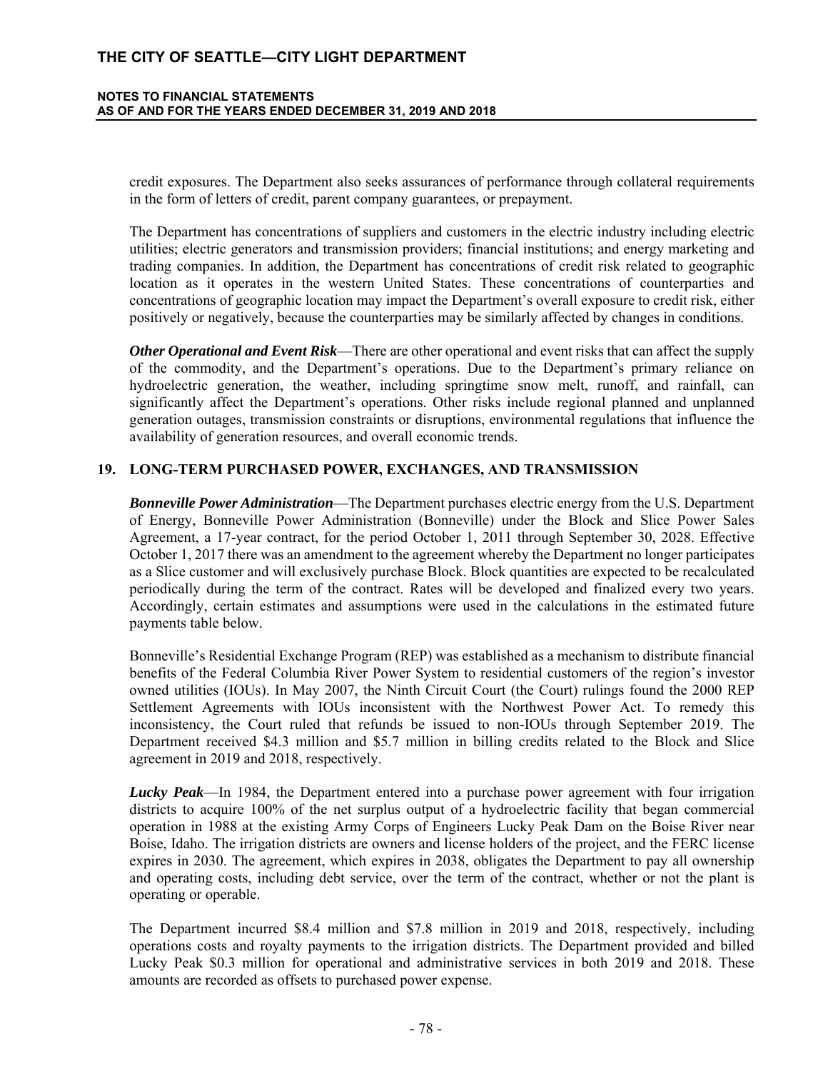credit exposures. The Department also seeks assurances of performance through collateral requirements in the form of letters of credit, parent company guarantees, or prepayment.

The Department has concentrations of suppliers and customers in the electric industry including electric utilities; electric generators and transmission providers; financial institutions; and energy marketing and trading companies. In addition, the Department has concentrations of credit risk related to geographic location as it operates in the western United States. These concentrations of counterparties and concentrations of geographic location may impact the Department's overall exposure to credit risk, either positively or negatively, because the counterparties may be similarly affected by changes in conditions.

***Other Operational and Event Risk***—There are other operational and event risks that can affect the supply of the commodity, and the Department's operations. Due to the Department's primary reliance on hydroelectric generation, the weather, including springtime snow melt, runoff, and rainfall, can significantly affect the Department's operations. Other risks include regional planned and unplanned generation outages, transmission constraints or disruptions, environmental regulations that influence the availability of generation resources, and overall economic trends.

## 19. LONG-TERM PURCHASED POWER, EXCHANGES, AND TRANSMISSION

***Bonneville Power Administration***—The Department purchases electric energy from the U.S. Department of Energy, Bonneville Power Administration (Bonneville) under the Block and Slice Power Sales Agreement, a 17-year contract, for the period October 1, 2011 through September 30, 2028. Effective October 1, 2017 there was an amendment to the agreement whereby the Department no longer participates as a Slice customer and will exclusively purchase Block. Block quantities are expected to be recalculated periodically during the term of the contract. Rates will be developed and finalized every two years. Accordingly, certain estimates and assumptions were used in the calculations in the estimated future payments table below.

Bonneville's Residential Exchange Program (REP) was established as a mechanism to distribute financial benefits of the Federal Columbia River Power System to residential customers of the region's investor owned utilities (IOUs). In May 2007, the Ninth Circuit Court (the Court) rulings found the 2000 REP Settlement Agreements with IOUs inconsistent with the Northwest Power Act. To remedy this inconsistency, the Court ruled that refunds be issued to non-IOUs through September 2019. The Department received $4.3 million and $5.7 million in billing credits related to the Block and Slice agreement in 2019 and 2018, respectively.

***Lucky Peak***—In 1984, the Department entered into a purchase power agreement with four irrigation districts to acquire 100% of the net surplus output of a hydroelectric facility that began commercial operation in 1988 at the existing Army Corps of Engineers Lucky Peak Dam on the Boise River near Boise, Idaho. The irrigation districts are owners and license holders of the project, and the FERC license expires in 2030. The agreement, which expires in 2038, obligates the Department to pay all ownership and operating costs, including debt service, over the term of the contract, whether or not the plant is operating or operable.

The Department incurred $8.4 million and $7.8 million in 2019 and 2018, respectively, including operations costs and royalty payments to the irrigation districts. The Department provided and billed Lucky Peak $0.3 million for operational and administrative services in both 2019 and 2018. These amounts are recorded as offsets to purchased power expense.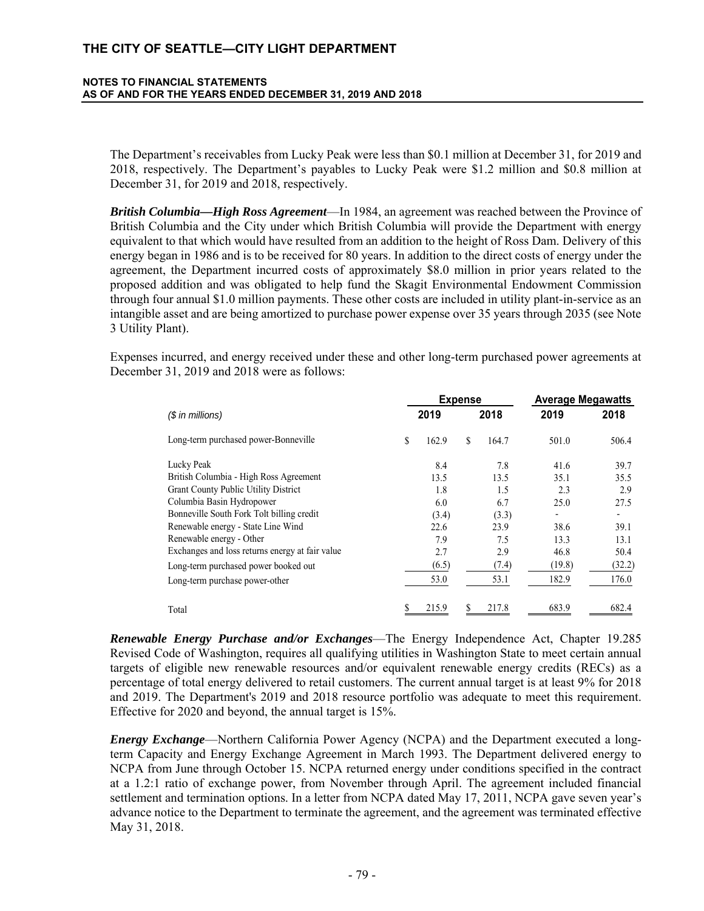The Department's receivables from Lucky Peak were less than $0.1 million at December 31, for 2019 and 2018, respectively. The Department's payables to Lucky Peak were $1.2 million and $0.8 million at December 31, for 2019 and 2018, respectively.

***British Columbia—High Ross Agreement***—In 1984, an agreement was reached between the Province of British Columbia and the City under which British Columbia will provide the Department with energy equivalent to that which would have resulted from an addition to the height of Ross Dam. Delivery of this energy began in 1986 and is to be received for 80 years. In addition to the direct costs of energy under the agreement, the Department incurred costs of approximately $8.0 million in prior years related to the proposed addition and was obligated to help fund the Skagit Environmental Endowment Commission through four annual $1.0 million payments. These other costs are included in utility plant-in-service as an intangible asset and are being amortized to purchase power expense over 35 years through 2035 (see Note 3 Utility Plant).

Expenses incurred, and energy received under these and other long-term purchased power agreements at December 31, 2019 and 2018 were as follows:

| | Expense | | Average Megawatts | |
|---|---|---|---|---|
| *($ in millions)* | 2019 | 2018 | 2019 | 2018 |
| Long-term purchased power-Bonneville | $ 162.9 | $ 164.7 | 501.0 | 506.4 |
| Lucky Peak | 8.4 | 7.8 | 41.6 | 39.7 |
| British Columbia - High Ross Agreement | 13.5 | 13.5 | 35.1 | 35.5 |
| Grant County Public Utility District | 1.8 | 1.5 | 2.3 | 2.9 |
| Columbia Basin Hydropower | 6.0 | 6.7 | 25.0 | 27.5 |
| Bonneville South Fork Tolt billing credit | (3.4) | (3.3) | - | - |
| Renewable energy - State Line Wind | 22.6 | 23.9 | 38.6 | 39.1 |
| Renewable energy - Other | 7.9 | 7.5 | 13.3 | 13.1 |
| Exchanges and loss returns energy at fair value | 2.7 | 2.9 | 46.8 | 50.4 |
| Long-term purchased power booked out | (6.5) | (7.4) | (19.8) | (32.2) |
| Long-term purchase power-other | 53.0 | 53.1 | 182.9 | 176.0 |
| Total | $ 215.9 | $ 217.8 | 683.9 | 682.4 |

***Renewable Energy Purchase and/or Exchanges***—The Energy Independence Act, Chapter 19.285 Revised Code of Washington, requires all qualifying utilities in Washington State to meet certain annual targets of eligible new renewable resources and/or equivalent renewable energy credits (RECs) as a percentage of total energy delivered to retail customers. The current annual target is at least 9% for 2018 and 2019. The Department's 2019 and 2018 resource portfolio was adequate to meet this requirement. Effective for 2020 and beyond, the annual target is 15%.

***Energy Exchange***—Northern California Power Agency (NCPA) and the Department executed a long-term Capacity and Energy Exchange Agreement in March 1993. The Department delivered energy to NCPA from June through October 15. NCPA returned energy under conditions specified in the contract at a 1.2:1 ratio of exchange power, from November through April. The agreement included financial settlement and termination options. In a letter from NCPA dated May 17, 2011, NCPA gave seven year's advance notice to the Department to terminate the agreement, and the agreement was terminated effective May 31, 2018.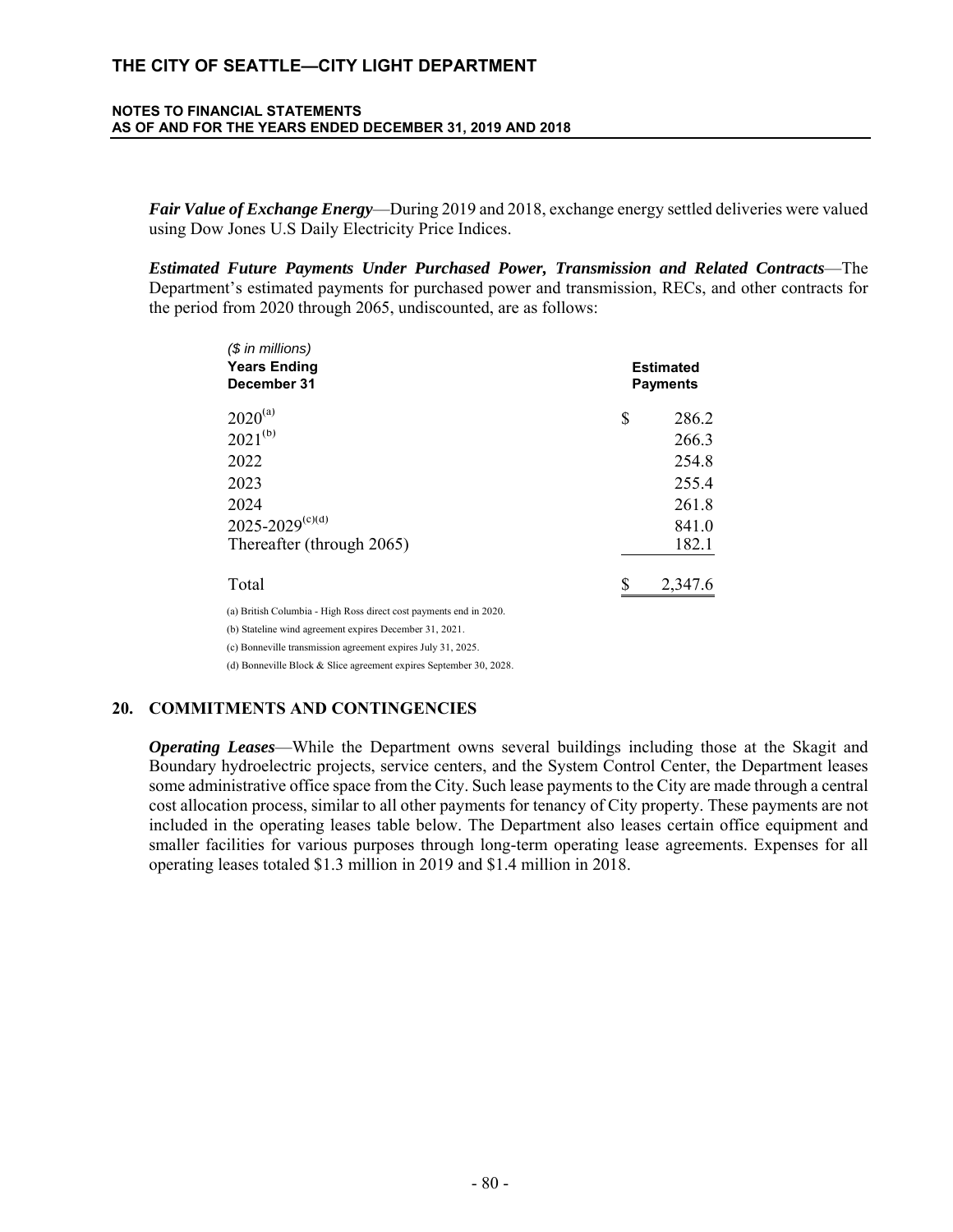***Fair Value of Exchange Energy***—During 2019 and 2018, exchange energy settled deliveries were valued using Dow Jones U.S Daily Electricity Price Indices.

***Estimated Future Payments Under Purchased Power, Transmission and Related Contracts***—The Department's estimated payments for purchased power and transmission, RECs, and other contracts for the period from 2020 through 2065, undiscounted, are as follows:

| *($ in millions)* **Years Ending December 31** | **Estimated Payments** |
|---|---|
| 2020[(a)] | $ 286.2 |
| 2021[(b)] | 266.3 |
| 2022 | 254.8 |
| 2023 | 255.4 |
| 2024 | 261.8 |
| 2025-2029[(c)(d)] | 841.0 |
| Thereafter (through 2065) | 182.1 |
| Total | $ 2,347.6 |

(a) British Columbia - High Ross direct cost payments end in 2020.

(b) Stateline wind agreement expires December 31, 2021.

(c) Bonneville transmission agreement expires July 31, 2025.

(d) Bonneville Block & Slice agreement expires September 30, 2028.

## 20. COMMITMENTS AND CONTINGENCIES

***Operating Leases***—While the Department owns several buildings including those at the Skagit and Boundary hydroelectric projects, service centers, and the System Control Center, the Department leases some administrative office space from the City. Such lease payments to the City are made through a central cost allocation process, similar to all other payments for tenancy of City property. These payments are not included in the operating leases table below. The Department also leases certain office equipment and smaller facilities for various purposes through long-term operating lease agreements. Expenses for all operating leases totaled $1.3 million in 2019 and $1.4 million in 2018.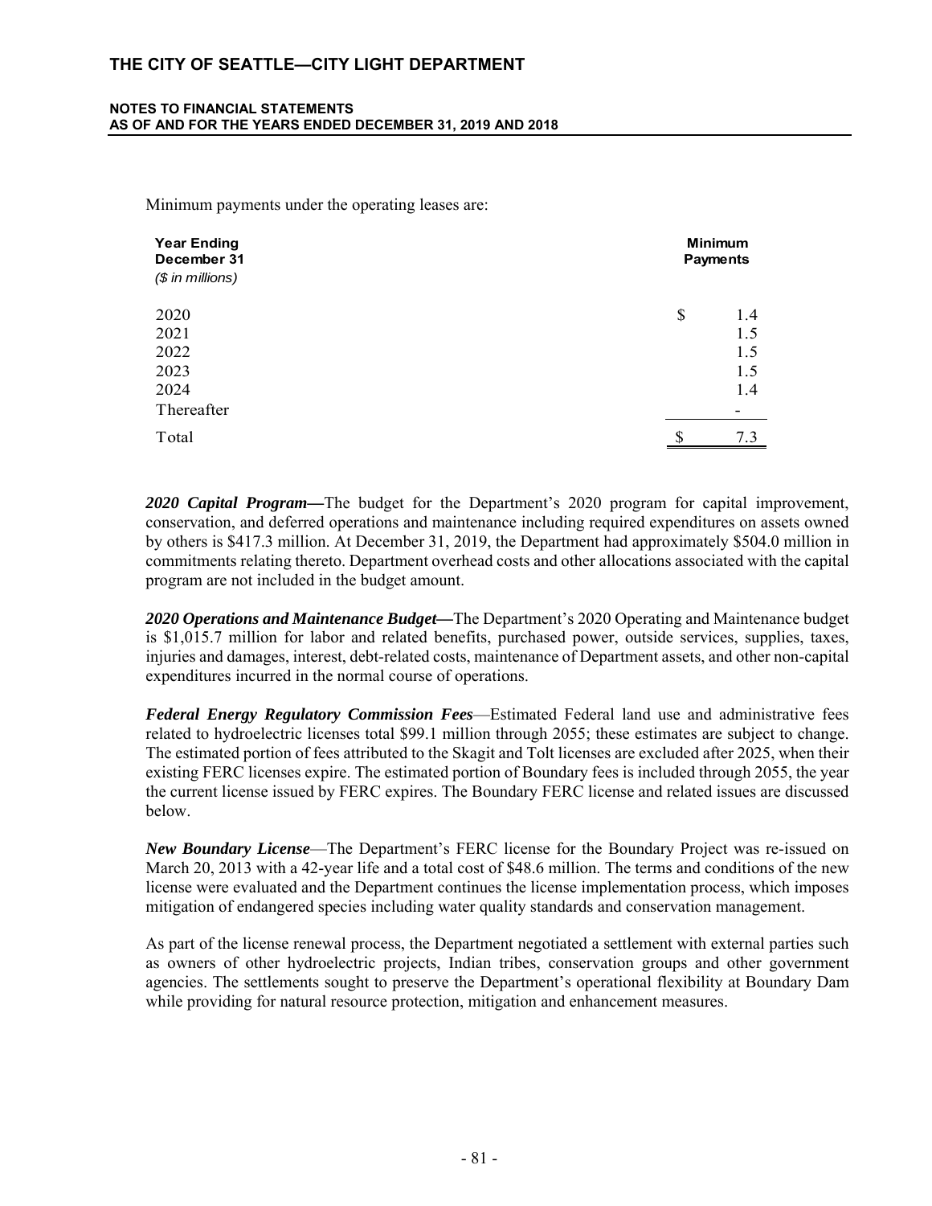Minimum payments under the operating leases are:

| Year Ending December 31 (*$ in millions*) | Minimum Payments |
|---|---|
| 2020 | $ 1.4 |
| 2021 | 1.5 |
| 2022 | 1.5 |
| 2023 | 1.5 |
| 2024 | 1.4 |
| Thereafter | - |
| Total | $ 7.3 |

***2020 Capital Program—***The budget for the Department's 2020 program for capital improvement, conservation, and deferred operations and maintenance including required expenditures on assets owned by others is $417.3 million. At December 31, 2019, the Department had approximately $504.0 million in commitments relating thereto. Department overhead costs and other allocations associated with the capital program are not included in the budget amount.

***2020 Operations and Maintenance Budget—***The Department's 2020 Operating and Maintenance budget is $1,015.7 million for labor and related benefits, purchased power, outside services, supplies, taxes, injuries and damages, interest, debt-related costs, maintenance of Department assets, and other non-capital expenditures incurred in the normal course of operations.

***Federal Energy Regulatory Commission Fees***—Estimated Federal land use and administrative fees related to hydroelectric licenses total $99.1 million through 2055; these estimates are subject to change. The estimated portion of fees attributed to the Skagit and Tolt licenses are excluded after 2025, when their existing FERC licenses expire. The estimated portion of Boundary fees is included through 2055, the year the current license issued by FERC expires. The Boundary FERC license and related issues are discussed below.

***New Boundary License***—The Department's FERC license for the Boundary Project was re-issued on March 20, 2013 with a 42-year life and a total cost of $48.6 million. The terms and conditions of the new license were evaluated and the Department continues the license implementation process, which imposes mitigation of endangered species including water quality standards and conservation management.

As part of the license renewal process, the Department negotiated a settlement with external parties such as owners of other hydroelectric projects, Indian tribes, conservation groups and other government agencies. The settlements sought to preserve the Department's operational flexibility at Boundary Dam while providing for natural resource protection, mitigation and enhancement measures.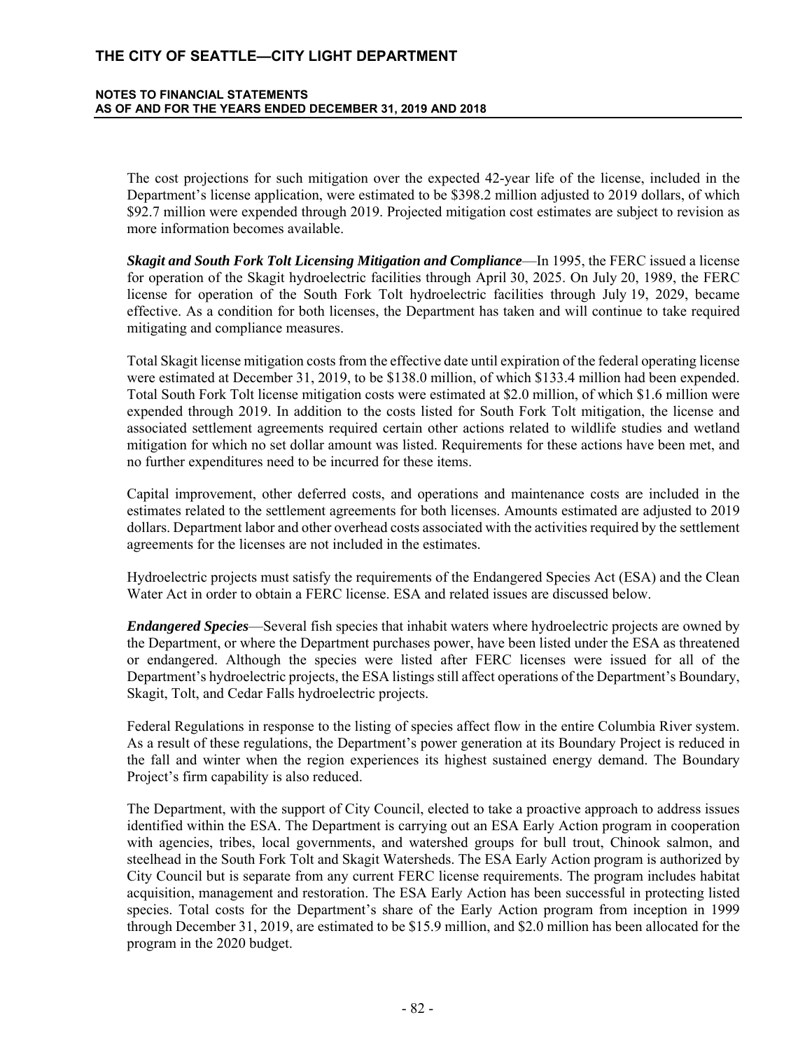The cost projections for such mitigation over the expected 42-year life of the license, included in the Department's license application, were estimated to be $398.2 million adjusted to 2019 dollars, of which $92.7 million were expended through 2019. Projected mitigation cost estimates are subject to revision as more information becomes available.

***Skagit and South Fork Tolt Licensing Mitigation and Compliance***—In 1995, the FERC issued a license for operation of the Skagit hydroelectric facilities through April 30, 2025. On July 20, 1989, the FERC license for operation of the South Fork Tolt hydroelectric facilities through July 19, 2029, became effective. As a condition for both licenses, the Department has taken and will continue to take required mitigating and compliance measures.

Total Skagit license mitigation costs from the effective date until expiration of the federal operating license were estimated at December 31, 2019, to be $138.0 million, of which $133.4 million had been expended. Total South Fork Tolt license mitigation costs were estimated at $2.0 million, of which $1.6 million were expended through 2019. In addition to the costs listed for South Fork Tolt mitigation, the license and associated settlement agreements required certain other actions related to wildlife studies and wetland mitigation for which no set dollar amount was listed. Requirements for these actions have been met, and no further expenditures need to be incurred for these items.

Capital improvement, other deferred costs, and operations and maintenance costs are included in the estimates related to the settlement agreements for both licenses. Amounts estimated are adjusted to 2019 dollars. Department labor and other overhead costs associated with the activities required by the settlement agreements for the licenses are not included in the estimates.

Hydroelectric projects must satisfy the requirements of the Endangered Species Act (ESA) and the Clean Water Act in order to obtain a FERC license. ESA and related issues are discussed below.

***Endangered Species***—Several fish species that inhabit waters where hydroelectric projects are owned by the Department, or where the Department purchases power, have been listed under the ESA as threatened or endangered. Although the species were listed after FERC licenses were issued for all of the Department's hydroelectric projects, the ESA listings still affect operations of the Department's Boundary, Skagit, Tolt, and Cedar Falls hydroelectric projects.

Federal Regulations in response to the listing of species affect flow in the entire Columbia River system. As a result of these regulations, the Department's power generation at its Boundary Project is reduced in the fall and winter when the region experiences its highest sustained energy demand. The Boundary Project's firm capability is also reduced.

The Department, with the support of City Council, elected to take a proactive approach to address issues identified within the ESA. The Department is carrying out an ESA Early Action program in cooperation with agencies, tribes, local governments, and watershed groups for bull trout, Chinook salmon, and steelhead in the South Fork Tolt and Skagit Watersheds. The ESA Early Action program is authorized by City Council but is separate from any current FERC license requirements. The program includes habitat acquisition, management and restoration. The ESA Early Action has been successful in protecting listed species. Total costs for the Department's share of the Early Action program from inception in 1999 through December 31, 2019, are estimated to be $15.9 million, and $2.0 million has been allocated for the program in the 2020 budget.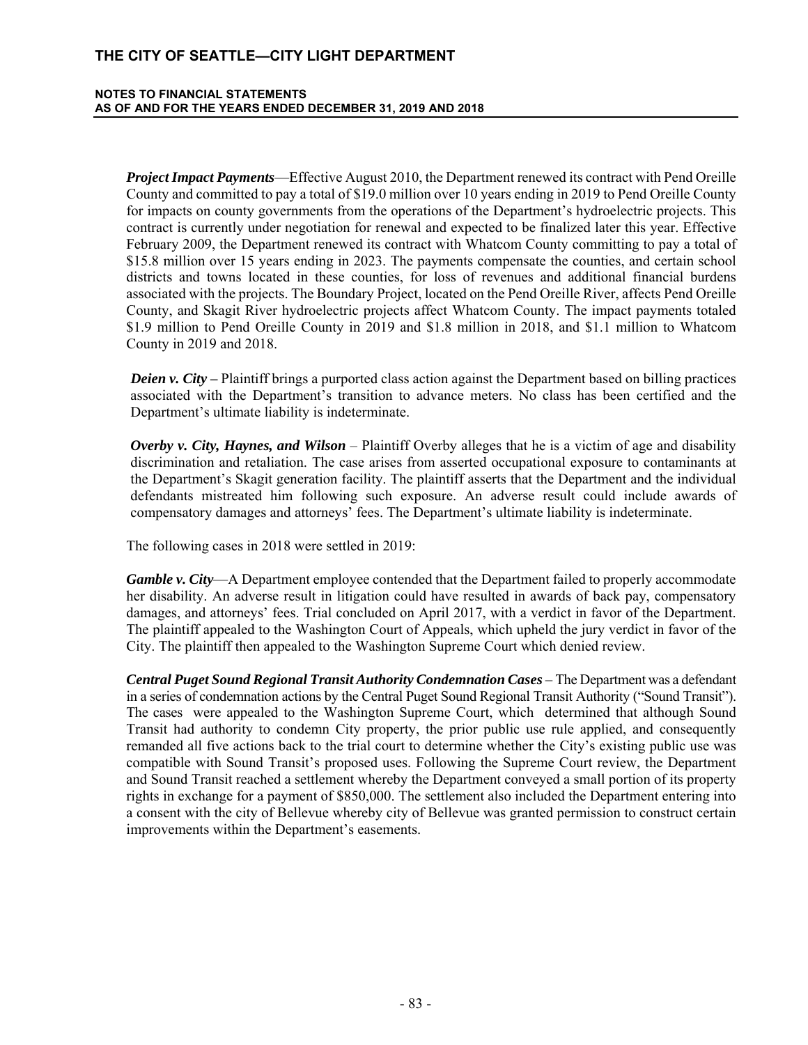***Project Impact Payments***—Effective August 2010, the Department renewed its contract with Pend Oreille County and committed to pay a total of $19.0 million over 10 years ending in 2019 to Pend Oreille County for impacts on county governments from the operations of the Department's hydroelectric projects. This contract is currently under negotiation for renewal and expected to be finalized later this year. Effective February 2009, the Department renewed its contract with Whatcom County committing to pay a total of $15.8 million over 15 years ending in 2023. The payments compensate the counties, and certain school districts and towns located in these counties, for loss of revenues and additional financial burdens associated with the projects. The Boundary Project, located on the Pend Oreille River, affects Pend Oreille County, and Skagit River hydroelectric projects affect Whatcom County. The impact payments totaled $1.9 million to Pend Oreille County in 2019 and $1.8 million in 2018, and $1.1 million to Whatcom County in 2019 and 2018.

***Deien v. City*** – Plaintiff brings a purported class action against the Department based on billing practices associated with the Department's transition to advance meters. No class has been certified and the Department's ultimate liability is indeterminate.

***Overby v. City, Haynes, and Wilson*** – Plaintiff Overby alleges that he is a victim of age and disability discrimination and retaliation. The case arises from asserted occupational exposure to contaminants at the Department's Skagit generation facility. The plaintiff asserts that the Department and the individual defendants mistreated him following such exposure. An adverse result could include awards of compensatory damages and attorneys' fees. The Department's ultimate liability is indeterminate.

The following cases in 2018 were settled in 2019:

***Gamble v. City***—A Department employee contended that the Department failed to properly accommodate her disability. An adverse result in litigation could have resulted in awards of back pay, compensatory damages, and attorneys' fees. Trial concluded on April 2017, with a verdict in favor of the Department. The plaintiff appealed to the Washington Court of Appeals, which upheld the jury verdict in favor of the City. The plaintiff then appealed to the Washington Supreme Court which denied review.

***Central Puget Sound Regional Transit Authority Condemnation Cases*** – The Department was a defendant in a series of condemnation actions by the Central Puget Sound Regional Transit Authority ("Sound Transit"). The cases were appealed to the Washington Supreme Court, which determined that although Sound Transit had authority to condemn City property, the prior public use rule applied, and consequently remanded all five actions back to the trial court to determine whether the City's existing public use was compatible with Sound Transit's proposed uses. Following the Supreme Court review, the Department and Sound Transit reached a settlement whereby the Department conveyed a small portion of its property rights in exchange for a payment of $850,000. The settlement also included the Department entering into a consent with the city of Bellevue whereby city of Bellevue was granted permission to construct certain improvements within the Department's easements.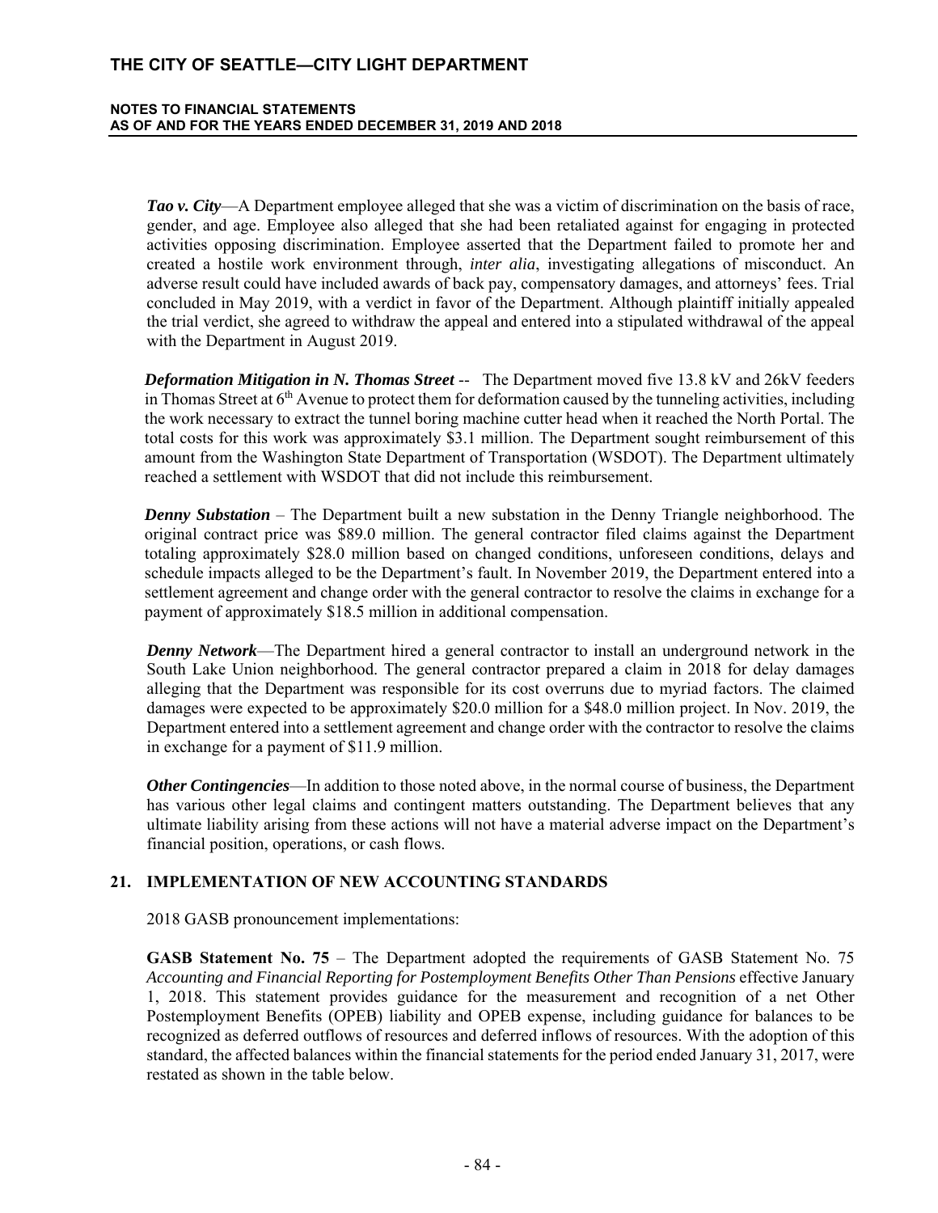***Tao v. City***—A Department employee alleged that she was a victim of discrimination on the basis of race, gender, and age. Employee also alleged that she had been retaliated against for engaging in protected activities opposing discrimination. Employee asserted that the Department failed to promote her and created a hostile work environment through, *inter alia*, investigating allegations of misconduct. An adverse result could have included awards of back pay, compensatory damages, and attorneys' fees. Trial concluded in May 2019, with a verdict in favor of the Department. Although plaintiff initially appealed the trial verdict, she agreed to withdraw the appeal and entered into a stipulated withdrawal of the appeal with the Department in August 2019.

***Deformation Mitigation in N. Thomas Street*** -- The Department moved five 13.8 kV and 26kV feeders in Thomas Street at 6th Avenue to protect them for deformation caused by the tunneling activities, including the work necessary to extract the tunnel boring machine cutter head when it reached the North Portal. The total costs for this work was approximately $3.1 million. The Department sought reimbursement of this amount from the Washington State Department of Transportation (WSDOT). The Department ultimately reached a settlement with WSDOT that did not include this reimbursement.

***Denny Substation*** – The Department built a new substation in the Denny Triangle neighborhood. The original contract price was $89.0 million. The general contractor filed claims against the Department totaling approximately $28.0 million based on changed conditions, unforeseen conditions, delays and schedule impacts alleged to be the Department's fault. In November 2019, the Department entered into a settlement agreement and change order with the general contractor to resolve the claims in exchange for a payment of approximately $18.5 million in additional compensation.

***Denny Network***—The Department hired a general contractor to install an underground network in the South Lake Union neighborhood. The general contractor prepared a claim in 2018 for delay damages alleging that the Department was responsible for its cost overruns due to myriad factors. The claimed damages were expected to be approximately $20.0 million for a $48.0 million project. In Nov. 2019, the Department entered into a settlement agreement and change order with the contractor to resolve the claims in exchange for a payment of $11.9 million.

***Other Contingencies***—In addition to those noted above, in the normal course of business, the Department has various other legal claims and contingent matters outstanding. The Department believes that any ultimate liability arising from these actions will not have a material adverse impact on the Department's financial position, operations, or cash flows.

## 21. IMPLEMENTATION OF NEW ACCOUNTING STANDARDS

2018 GASB pronouncement implementations:

**GASB Statement No. 75** – The Department adopted the requirements of GASB Statement No. 75 *Accounting and Financial Reporting for Postemployment Benefits Other Than Pensions* effective January 1, 2018. This statement provides guidance for the measurement and recognition of a net Other Postemployment Benefits (OPEB) liability and OPEB expense, including guidance for balances to be recognized as deferred outflows of resources and deferred inflows of resources. With the adoption of this standard, the affected balances within the financial statements for the period ended January 31, 2017, were restated as shown in the table below.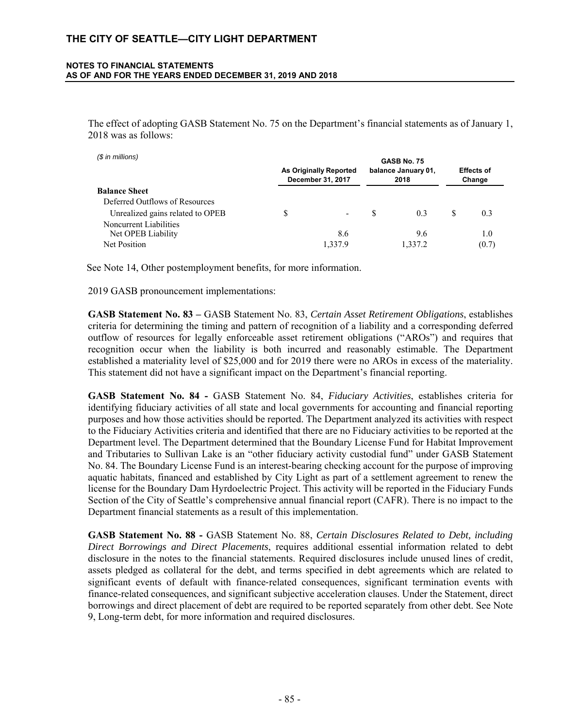The effect of adopting GASB Statement No. 75 on the Department's financial statements as of January 1, 2018 was as follows:

*($ in millions)*

| | As Originally Reported December 31, 2017 | GASB No. 75 balance January 01, 2018 | Effects of Change |
|---|---|---|---|
| **Balance Sheet** | | | |
| Deferred Outflows of Resources | | | |
| Unrealized gains related to OPEB | $ - | $ 0.3 | $ 0.3 |
| Noncurrent Liabilities | | | |
| Net OPEB Liability | 8.6 | 9.6 | 1.0 |
| Net Position | 1,337.9 | 1,337.2 | (0.7) |

See Note 14, Other postemployment benefits, for more information.

2019 GASB pronouncement implementations:

**GASB Statement No. 83 –** GASB Statement No. 83, *Certain Asset Retirement Obligations*, establishes criteria for determining the timing and pattern of recognition of a liability and a corresponding deferred outflow of resources for legally enforceable asset retirement obligations ("AROs") and requires that recognition occur when the liability is both incurred and reasonably estimable. The Department established a materiality level of $25,000 and for 2019 there were no AROs in excess of the materiality. This statement did not have a significant impact on the Department's financial reporting.

**GASB Statement No. 84 -** GASB Statement No. 84, *Fiduciary Activities*, establishes criteria for identifying fiduciary activities of all state and local governments for accounting and financial reporting purposes and how those activities should be reported. The Department analyzed its activities with respect to the Fiduciary Activities criteria and identified that there are no Fiduciary activities to be reported at the Department level. The Department determined that the Boundary License Fund for Habitat Improvement and Tributaries to Sullivan Lake is an "other fiduciary activity custodial fund" under GASB Statement No. 84. The Boundary License Fund is an interest-bearing checking account for the purpose of improving aquatic habitats, financed and established by City Light as part of a settlement agreement to renew the license for the Boundary Dam Hyrdoelectric Project. This activity will be reported in the Fiduciary Funds Section of the City of Seattle's comprehensive annual financial report (CAFR). There is no impact to the Department financial statements as a result of this implementation.

**GASB Statement No. 88 -** GASB Statement No. 88, *Certain Disclosures Related to Debt, including Direct Borrowings and Direct Placements*, requires additional essential information related to debt disclosure in the notes to the financial statements. Required disclosures include unused lines of credit, assets pledged as collateral for the debt, and terms specified in debt agreements which are related to significant events of default with finance-related consequences, significant termination events with finance-related consequences, and significant subjective acceleration clauses. Under the Statement, direct borrowings and direct placement of debt are required to be reported separately from other debt. See Note 9, Long-term debt, for more information and required disclosures.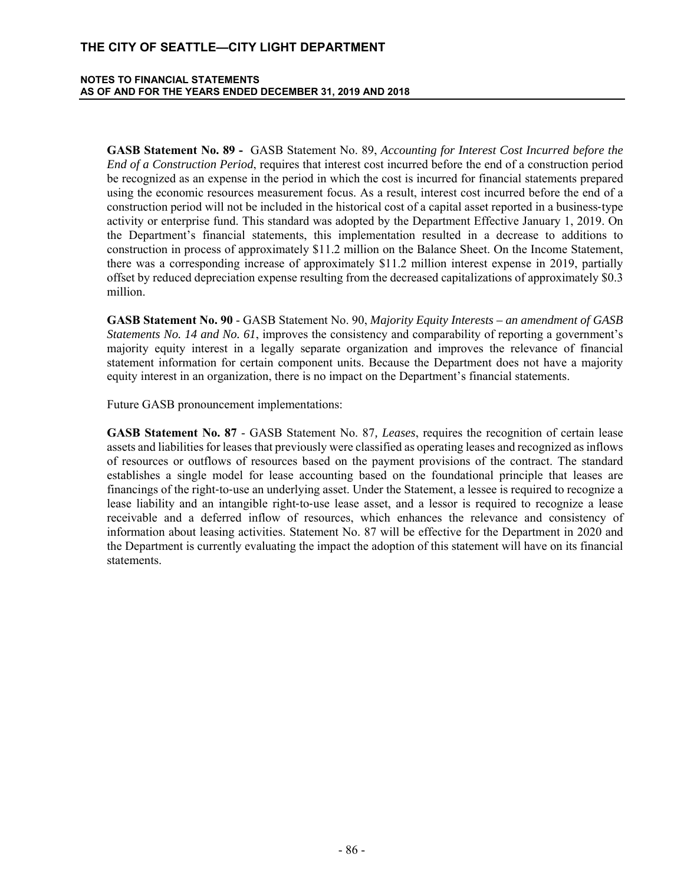**GASB Statement No. 89 -** GASB Statement No. 89, *Accounting for Interest Cost Incurred before the End of a Construction Period*, requires that interest cost incurred before the end of a construction period be recognized as an expense in the period in which the cost is incurred for financial statements prepared using the economic resources measurement focus. As a result, interest cost incurred before the end of a construction period will not be included in the historical cost of a capital asset reported in a business-type activity or enterprise fund. This standard was adopted by the Department Effective January 1, 2019. On the Department's financial statements, this implementation resulted in a decrease to additions to construction in process of approximately $11.2 million on the Balance Sheet. On the Income Statement, there was a corresponding increase of approximately $11.2 million interest expense in 2019, partially offset by reduced depreciation expense resulting from the decreased capitalizations of approximately $0.3 million.

**GASB Statement No. 90** - GASB Statement No. 90, *Majority Equity Interests – an amendment of GASB Statements No. 14 and No. 61*, improves the consistency and comparability of reporting a government's majority equity interest in a legally separate organization and improves the relevance of financial statement information for certain component units. Because the Department does not have a majority equity interest in an organization, there is no impact on the Department's financial statements.

Future GASB pronouncement implementations:

**GASB Statement No. 87** - GASB Statement No. 87*, Leases*, requires the recognition of certain lease assets and liabilities for leases that previously were classified as operating leases and recognized as inflows of resources or outflows of resources based on the payment provisions of the contract. The standard establishes a single model for lease accounting based on the foundational principle that leases are financings of the right-to-use an underlying asset. Under the Statement, a lessee is required to recognize a lease liability and an intangible right-to-use lease asset, and a lessor is required to recognize a lease receivable and a deferred inflow of resources, which enhances the relevance and consistency of information about leasing activities. Statement No. 87 will be effective for the Department in 2020 and the Department is currently evaluating the impact the adoption of this statement will have on its financial statements.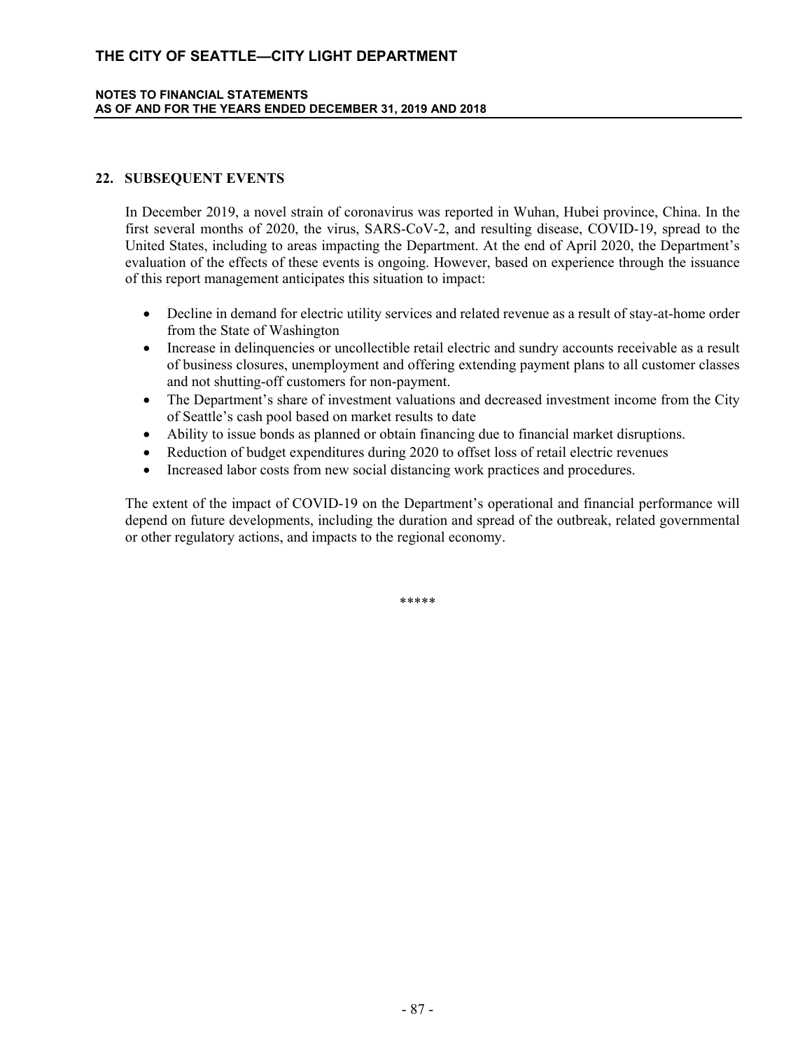## 22. SUBSEQUENT EVENTS

In December 2019, a novel strain of coronavirus was reported in Wuhan, Hubei province, China. In the first several months of 2020, the virus, SARS-CoV-2, and resulting disease, COVID-19, spread to the United States, including to areas impacting the Department. At the end of April 2020, the Department's evaluation of the effects of these events is ongoing. However, based on experience through the issuance of this report management anticipates this situation to impact:

- Decline in demand for electric utility services and related revenue as a result of stay-at-home order from the State of Washington
- Increase in delinquencies or uncollectible retail electric and sundry accounts receivable as a result of business closures, unemployment and offering extending payment plans to all customer classes and not shutting-off customers for non-payment.
- The Department's share of investment valuations and decreased investment income from the City of Seattle's cash pool based on market results to date
- Ability to issue bonds as planned or obtain financing due to financial market disruptions.
- Reduction of budget expenditures during 2020 to offset loss of retail electric revenues
- Increased labor costs from new social distancing work practices and procedures.

The extent of the impact of COVID-19 on the Department's operational and financial performance will depend on future developments, including the duration and spread of the outbreak, related governmental or other regulatory actions, and impacts to the regional economy.

*****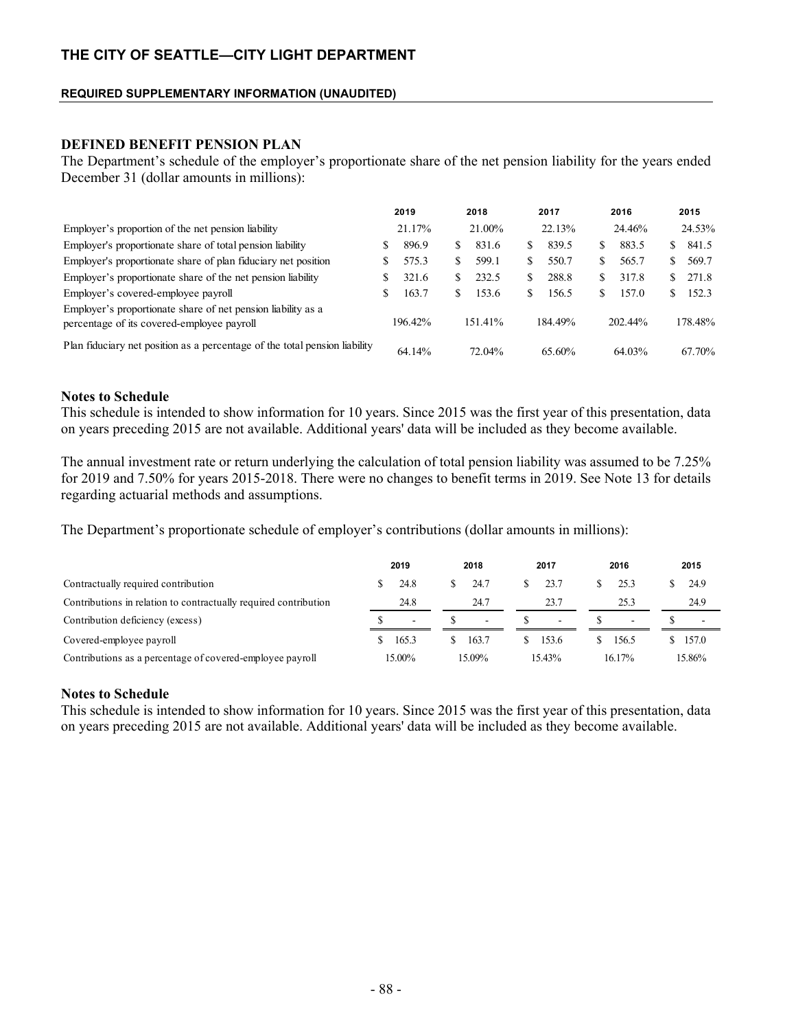# THE CITY OF SEATTLE—CITY LIGHT DEPARTMENT

**REQUIRED SUPPLEMENTARY INFORMATION (UNAUDITED)**

## DEFINED BENEFIT PENSION PLAN

The Department's schedule of the employer's proportionate share of the net pension liability for the years ended December 31 (dollar amounts in millions):

| | 2019 | 2018 | 2017 | 2016 | 2015 |
|---|---|---|---|---|---|
| Employer's proportion of the net pension liability | 21.17% | 21.00% | 22.13% | 24.46% | 24.53% |
| Employer's proportionate share of total pension liability | $ 896.9 | $ 831.6 | $ 839.5 | $ 883.5 | $ 841.5 |
| Employer's proportionate share of plan fiduciary net position | $ 575.3 | $ 599.1 | $ 550.7 | $ 565.7 | $ 569.7 |
| Employer's proportionate share of the net pension liability | $ 321.6 | $ 232.5 | $ 288.8 | $ 317.8 | $ 271.8 |
| Employer's covered-employee payroll | $ 163.7 | $ 153.6 | $ 156.5 | $ 157.0 | $ 152.3 |
| Employer's proportionate share of net pension liability as a percentage of its covered-employee payroll | 196.42% | 151.41% | 184.49% | 202.44% | 178.48% |
| Plan fiduciary net position as a percentage of the total pension liability | 64.14% | 72.04% | 65.60% | 64.03% | 67.70% |

**Notes to Schedule**

This schedule is intended to show information for 10 years. Since 2015 was the first year of this presentation, data on years preceding 2015 are not available. Additional years' data will be included as they become available.

The annual investment rate or return underlying the calculation of total pension liability was assumed to be 7.25% for 2019 and 7.50% for years 2015-2018. There were no changes to benefit terms in 2019. See Note 13 for details regarding actuarial methods and assumptions.

The Department's proportionate schedule of employer's contributions (dollar amounts in millions):

| | 2019 | 2018 | 2017 | 2016 | 2015 |
|---|---|---|---|---|---|
| Contractually required contribution | $ 24.8 | $ 24.7 | $ 23.7 | $ 25.3 | $ 24.9 |
| Contributions in relation to contractually required contribution | 24.8 | 24.7 | 23.7 | 25.3 | 24.9 |
| Contribution deficiency (excess) | $ - | $ - | $ - | $ - | $ - |
| Covered-employee payroll | $ 165.3 | $ 163.7 | $ 153.6 | $ 156.5 | $ 157.0 |
| Contributions as a percentage of covered-employee payroll | 15.00% | 15.09% | 15.43% | 16.17% | 15.86% |

**Notes to Schedule**

This schedule is intended to show information for 10 years. Since 2015 was the first year of this presentation, data on years preceding 2015 are not available. Additional years' data will be included as they become available.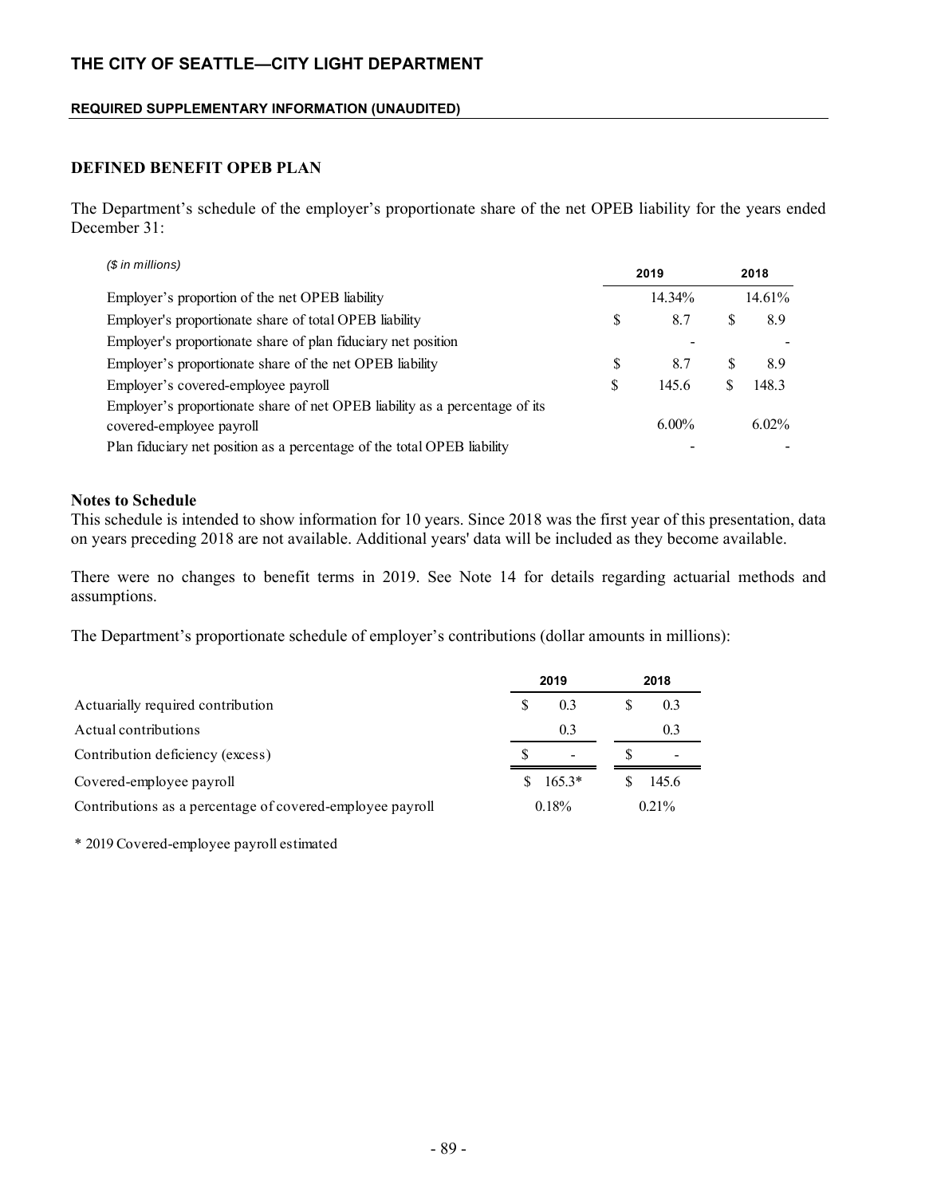# THE CITY OF SEATTLE—CITY LIGHT DEPARTMENT

**REQUIRED SUPPLEMENTARY INFORMATION (UNAUDITED)**

## DEFINED BENEFIT OPEB PLAN

The Department's schedule of the employer's proportionate share of the net OPEB liability for the years ended December 31:

| *($ in millions)* | 2019 | 2018 |
|---|---|---|
| Employer's proportion of the net OPEB liability | 14.34% | 14.61% |
| Employer's proportionate share of total OPEB liability | $ 8.7 | $ 8.9 |
| Employer's proportionate share of plan fiduciary net position | - | - |
| Employer's proportionate share of the net OPEB liability | $ 8.7 | $ 8.9 |
| Employer's covered-employee payroll | $ 145.6 | $ 148.3 |
| Employer's proportionate share of net OPEB liability as a percentage of its covered-employee payroll | 6.00% | 6.02% |
| Plan fiduciary net position as a percentage of the total OPEB liability | - | - |

**Notes to Schedule**

This schedule is intended to show information for 10 years. Since 2018 was the first year of this presentation, data on years preceding 2018 are not available. Additional years' data will be included as they become available.

There were no changes to benefit terms in 2019. See Note 14 for details regarding actuarial methods and assumptions.

The Department's proportionate schedule of employer's contributions (dollar amounts in millions):

| | 2019 | 2018 |
|---|---|---|
| Actuarially required contribution | $ 0.3 | $ 0.3 |
| Actual contributions | 0.3 | 0.3 |
| Contribution deficiency (excess) | $ - | $ - |
| Covered-employee payroll | $ 165.3* | $ 145.6 |
| Contributions as a percentage of covered-employee payroll | 0.18% | 0.21% |

\* 2019 Covered-employee payroll estimated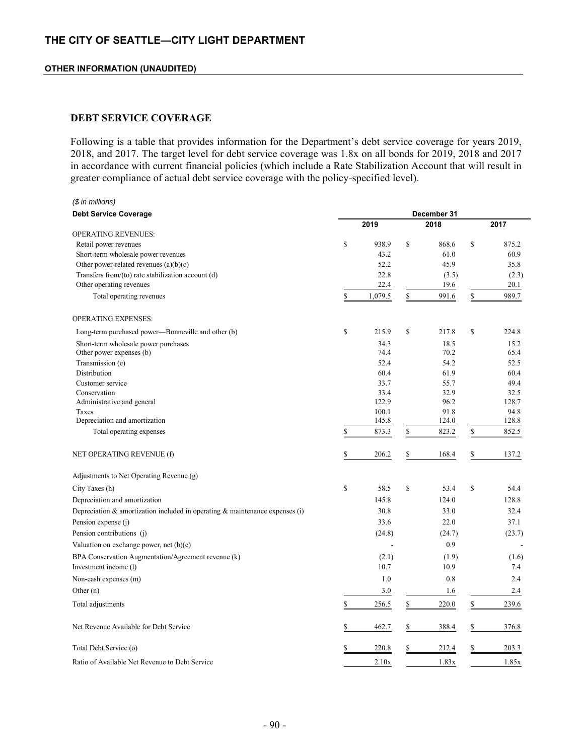# THE CITY OF SEATTLE—CITY LIGHT DEPARTMENT

**OTHER INFORMATION (UNAUDITED)**

## DEBT SERVICE COVERAGE

Following is a table that provides information for the Department's debt service coverage for years 2019, 2018, and 2017. The target level for debt service coverage was 1.8x on all bonds for 2019, 2018 and 2017 in accordance with current financial policies (which include a Rate Stabilization Account that will result in greater compliance of actual debt service coverage with the policy-specified level).

*($ in millions)*

| Debt Service Coverage | December 31 | | |
|---|---|---|---|
| | 2019 | 2018 | 2017 |
| OPERATING REVENUES: | | | |
| Retail power revenues | $ 938.9 | $ 868.6 | $ 875.2 |
| Short-term wholesale power revenues | 43.2 | 61.0 | 60.9 |
| Other power-related revenues (a)(b)(c) | 52.2 | 45.9 | 35.8 |
| Transfers from/(to) rate stabilization account (d) | 22.8 | (3.5) | (2.3) |
| Other operating revenues | 22.4 | 19.6 | 20.1 |
| Total operating revenues | $ 1,079.5 | $ 991.6 | $ 989.7 |
| OPERATING EXPENSES: | | | |
| Long-term purchased power—Bonneville and other (b) | $ 215.9 | $ 217.8 | $ 224.8 |
| Short-term wholesale power purchases | 34.3 | 18.5 | 15.2 |
| Other power expenses (b) | 74.4 | 70.2 | 65.4 |
| Transmission (e) | 52.4 | 54.2 | 52.5 |
| Distribution | 60.4 | 61.9 | 60.4 |
| Customer service | 33.7 | 55.7 | 49.4 |
| Conservation | 33.4 | 32.9 | 32.5 |
| Administrative and general | 122.9 | 96.2 | 128.7 |
| Taxes | 100.1 | 91.8 | 94.8 |
| Depreciation and amortization | 145.8 | 124.0 | 128.8 |
| Total operating expenses | $ 873.3 | $ 823.2 | $ 852.5 |
| NET OPERATING REVENUE (f) | $ 206.2 | $ 168.4 | $ 137.2 |
| Adjustments to Net Operating Revenue (g) | | | |
| City Taxes (h) | $ 58.5 | $ 53.4 | $ 54.4 |
| Depreciation and amortization | 145.8 | 124.0 | 128.8 |
| Depreciation & amortization included in operating & maintenance expenses (i) | 30.8 | 33.0 | 32.4 |
| Pension expense (j) | 33.6 | 22.0 | 37.1 |
| Pension contributions (j) | (24.8) | (24.7) | (23.7) |
| Valuation on exchange power, net (b)(c) | - | 0.9 | - |
| BPA Conservation Augmentation/Agreement revenue (k) | (2.1) | (1.9) | (1.6) |
| Investment income (l) | 10.7 | 10.9 | 7.4 |
| Non-cash expenses (m) | 1.0 | 0.8 | 2.4 |
| Other (n) | 3.0 | 1.6 | 2.4 |
| Total adjustments | $ 256.5 | $ 220.0 | $ 239.6 |
| Net Revenue Available for Debt Service | $ 462.7 | $ 388.4 | $ 376.8 |
| Total Debt Service (o) | $ 220.8 | $ 212.4 | $ 203.3 |
| Ratio of Available Net Revenue to Debt Service | 2.10x | 1.83x | 1.85x |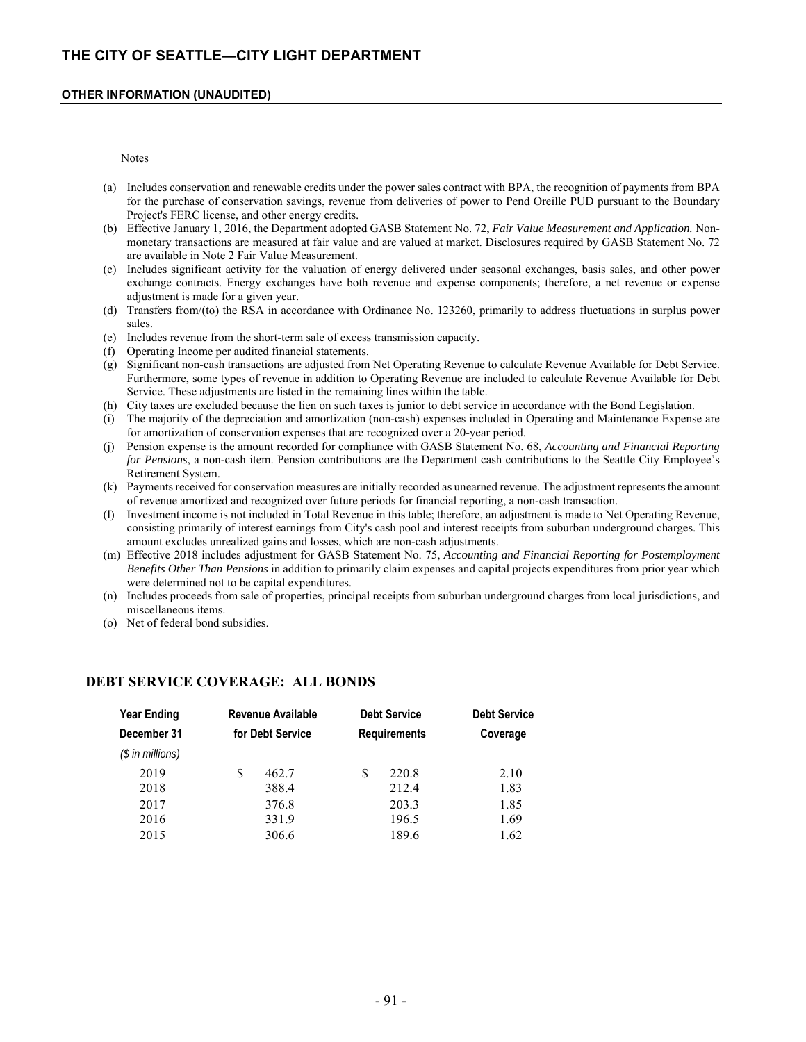Notes

(a) Includes conservation and renewable credits under the power sales contract with BPA, the recognition of payments from BPA for the purchase of conservation savings, revenue from deliveries of power to Pend Oreille PUD pursuant to the Boundary Project's FERC license, and other energy credits.
(b) Effective January 1, 2016, the Department adopted GASB Statement No. 72, *Fair Value Measurement and Application.* Non-monetary transactions are measured at fair value and are valued at market. Disclosures required by GASB Statement No. 72 are available in Note 2 Fair Value Measurement.
(c) Includes significant activity for the valuation of energy delivered under seasonal exchanges, basis sales, and other power exchange contracts. Energy exchanges have both revenue and expense components; therefore, a net revenue or expense adjustment is made for a given year.
(d) Transfers from/(to) the RSA in accordance with Ordinance No. 123260, primarily to address fluctuations in surplus power sales.
(e) Includes revenue from the short-term sale of excess transmission capacity.
(f) Operating Income per audited financial statements.
(g) Significant non-cash transactions are adjusted from Net Operating Revenue to calculate Revenue Available for Debt Service. Furthermore, some types of revenue in addition to Operating Revenue are included to calculate Revenue Available for Debt Service. These adjustments are listed in the remaining lines within the table.
(h) City taxes are excluded because the lien on such taxes is junior to debt service in accordance with the Bond Legislation.
(i) The majority of the depreciation and amortization (non-cash) expenses included in Operating and Maintenance Expense are for amortization of conservation expenses that are recognized over a 20-year period.
(j) Pension expense is the amount recorded for compliance with GASB Statement No. 68, *Accounting and Financial Reporting for Pensions*, a non-cash item. Pension contributions are the Department cash contributions to the Seattle City Employee's Retirement System.
(k) Payments received for conservation measures are initially recorded as unearned revenue. The adjustment represents the amount of revenue amortized and recognized over future periods for financial reporting, a non-cash transaction.
(l) Investment income is not included in Total Revenue in this table; therefore, an adjustment is made to Net Operating Revenue, consisting primarily of interest earnings from City's cash pool and interest receipts from suburban underground charges. This amount excludes unrealized gains and losses, which are non-cash adjustments.
(m) Effective 2018 includes adjustment for GASB Statement No. 75, *Accounting and Financial Reporting for Postemployment Benefits Other Than Pensions* in addition to primarily claim expenses and capital projects expenditures from prior year which were determined not to be capital expenditures.
(n) Includes proceeds from sale of properties, principal receipts from suburban underground charges from local jurisdictions, and miscellaneous items.
(o) Net of federal bond subsidies.

## DEBT SERVICE COVERAGE: ALL BONDS

| Year Ending December 31 | Revenue Available for Debt Service | Debt Service Requirements | Debt Service Coverage |
|---|---|---|---|
| *($ in millions)* | | | |
| 2019 | $ 462.7 | $ 220.8 | 2.10 |
| 2018 | 388.4 | 212.4 | 1.83 |
| 2017 | 376.8 | 203.3 | 1.85 |
| 2016 | 331.9 | 196.5 | 1.69 |
| 2015 | 306.6 | 189.6 | 1.62 |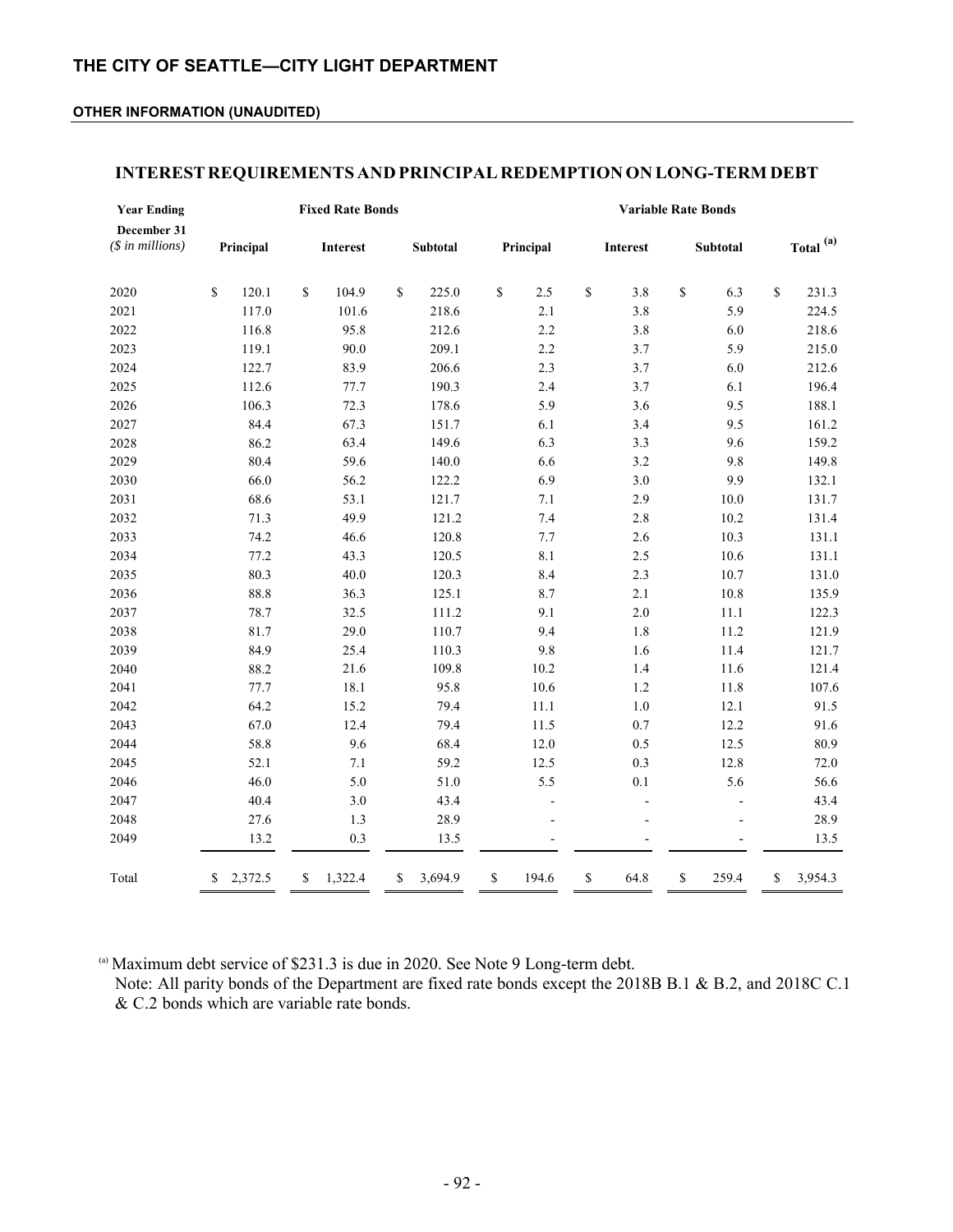# THE CITY OF SEATTLE—CITY LIGHT DEPARTMENT

**OTHER INFORMATION (UNAUDITED)**

## INTEREST REQUIREMENTS AND PRINCIPAL REDEMPTION ON LONG-TERM DEBT

| Year Ending December 31 *($ in millions)* | Fixed Rate Bonds Principal | Fixed Rate Bonds Interest | Fixed Rate Bonds Subtotal | Variable Rate Bonds Principal | Variable Rate Bonds Interest | Variable Rate Bonds Subtotal | Total [(a)] |
|---|---|---|---|---|---|---|---|
| 2020 | $ 120.1 | $ 104.9 | $ 225.0 | $ 2.5 | $ 3.8 | $ 6.3 | $ 231.3 |
| 2021 | 117.0 | 101.6 | 218.6 | 2.1 | 3.8 | 5.9 | 224.5 |
| 2022 | 116.8 | 95.8 | 212.6 | 2.2 | 3.8 | 6.0 | 218.6 |
| 2023 | 119.1 | 90.0 | 209.1 | 2.2 | 3.7 | 5.9 | 215.0 |
| 2024 | 122.7 | 83.9 | 206.6 | 2.3 | 3.7 | 6.0 | 212.6 |
| 2025 | 112.6 | 77.7 | 190.3 | 2.4 | 3.7 | 6.1 | 196.4 |
| 2026 | 106.3 | 72.3 | 178.6 | 5.9 | 3.6 | 9.5 | 188.1 |
| 2027 | 84.4 | 67.3 | 151.7 | 6.1 | 3.4 | 9.5 | 161.2 |
| 2028 | 86.2 | 63.4 | 149.6 | 6.3 | 3.3 | 9.6 | 159.2 |
| 2029 | 80.4 | 59.6 | 140.0 | 6.6 | 3.2 | 9.8 | 149.8 |
| 2030 | 66.0 | 56.2 | 122.2 | 6.9 | 3.0 | 9.9 | 132.1 |
| 2031 | 68.6 | 53.1 | 121.7 | 7.1 | 2.9 | 10.0 | 131.7 |
| 2032 | 71.3 | 49.9 | 121.2 | 7.4 | 2.8 | 10.2 | 131.4 |
| 2033 | 74.2 | 46.6 | 120.8 | 7.7 | 2.6 | 10.3 | 131.1 |
| 2034 | 77.2 | 43.3 | 120.5 | 8.1 | 2.5 | 10.6 | 131.1 |
| 2035 | 80.3 | 40.0 | 120.3 | 8.4 | 2.3 | 10.7 | 131.0 |
| 2036 | 88.8 | 36.3 | 125.1 | 8.7 | 2.1 | 10.8 | 135.9 |
| 2037 | 78.7 | 32.5 | 111.2 | 9.1 | 2.0 | 11.1 | 122.3 |
| 2038 | 81.7 | 29.0 | 110.7 | 9.4 | 1.8 | 11.2 | 121.9 |
| 2039 | 84.9 | 25.4 | 110.3 | 9.8 | 1.6 | 11.4 | 121.7 |
| 2040 | 88.2 | 21.6 | 109.8 | 10.2 | 1.4 | 11.6 | 121.4 |
| 2041 | 77.7 | 18.1 | 95.8 | 10.6 | 1.2 | 11.8 | 107.6 |
| 2042 | 64.2 | 15.2 | 79.4 | 11.1 | 1.0 | 12.1 | 91.5 |
| 2043 | 67.0 | 12.4 | 79.4 | 11.5 | 0.7 | 12.2 | 91.6 |
| 2044 | 58.8 | 9.6 | 68.4 | 12.0 | 0.5 | 12.5 | 80.9 |
| 2045 | 52.1 | 7.1 | 59.2 | 12.5 | 0.3 | 12.8 | 72.0 |
| 2046 | 46.0 | 5.0 | 51.0 | 5.5 | 0.1 | 5.6 | 56.6 |
| 2047 | 40.4 | 3.0 | 43.4 | - | - | - | 43.4 |
| 2048 | 27.6 | 1.3 | 28.9 | - | - | - | 28.9 |
| 2049 | 13.2 | 0.3 | 13.5 | - | - | - | 13.5 |
| Total | $ 2,372.5 | $ 1,322.4 | $ 3,694.9 | $ 194.6 | $ 64.8 | $ 259.4 | $ 3,954.3 |

[(a)] Maximum debt service of $231.3 is due in 2020. See Note 9 Long-term debt.

Note: All parity bonds of the Department are fixed rate bonds except the 2018B B.1 & B.2, and 2018C C.1 & C.2 bonds which are variable rate bonds.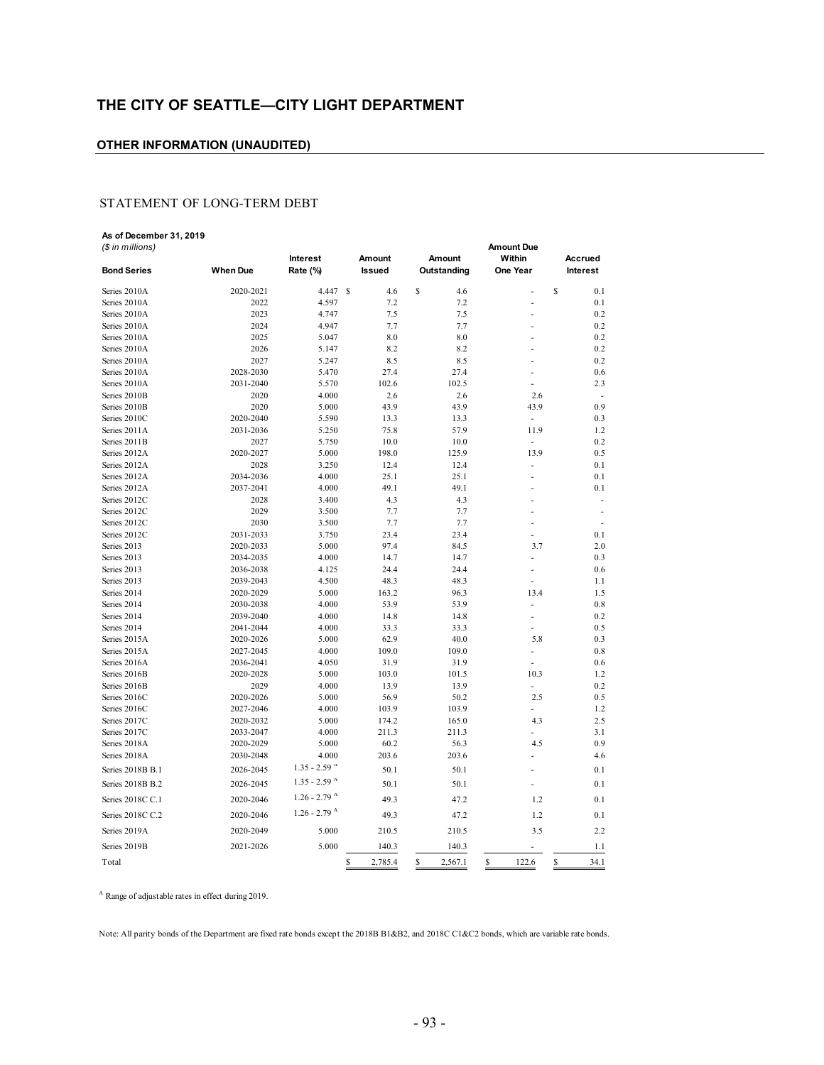# THE CITY OF SEATTLE—CITY LIGHT DEPARTMENT

## OTHER INFORMATION (UNAUDITED)

### STATEMENT OF LONG-TERM DEBT

**As of December 31, 2019**
*($ in millions)*

| Bond Series | When Due | Interest Rate (%) | Amount Issued | Amount Outstanding | Amount Due Within One Year | Accrued Interest |
|---|---|---|---|---|---|---|
| Series 2010A | 2020-2021 | 4.447 | $ 4.6 | $ 4.6 | - | $ 0.1 |
| Series 2010A | 2022 | 4.597 | 7.2 | 7.2 | - | 0.1 |
| Series 2010A | 2023 | 4.747 | 7.5 | 7.5 | - | 0.2 |
| Series 2010A | 2024 | 4.947 | 7.7 | 7.7 | - | 0.2 |
| Series 2010A | 2025 | 5.047 | 8.0 | 8.0 | - | 0.2 |
| Series 2010A | 2026 | 5.147 | 8.2 | 8.2 | - | 0.2 |
| Series 2010A | 2027 | 5.247 | 8.5 | 8.5 | - | 0.2 |
| Series 2010A | 2028-2030 | 5.470 | 27.4 | 27.4 | - | 0.6 |
| Series 2010A | 2031-2040 | 5.570 | 102.6 | 102.5 | - | 2.3 |
| Series 2010B | 2020 | 4.000 | 2.6 | 2.6 | 2.6 | - |
| Series 2010B | 2020 | 5.000 | 43.9 | 43.9 | 43.9 | 0.9 |
| Series 2010C | 2020-2040 | 5.590 | 13.3 | 13.3 | - | 0.3 |
| Series 2011A | 2031-2036 | 5.250 | 75.8 | 57.9 | 11.9 | 1.2 |
| Series 2011B | 2027 | 5.750 | 10.0 | 10.0 | - | 0.2 |
| Series 2012A | 2020-2027 | 5.000 | 198.0 | 125.9 | 13.9 | 0.5 |
| Series 2012A | 2028 | 3.250 | 12.4 | 12.4 | - | 0.1 |
| Series 2012A | 2034-2036 | 4.000 | 25.1 | 25.1 | - | 0.1 |
| Series 2012A | 2037-2041 | 4.000 | 49.1 | 49.1 | - | 0.1 |
| Series 2012C | 2028 | 3.400 | 4.3 | 4.3 | - | - |
| Series 2012C | 2029 | 3.500 | 7.7 | 7.7 | - | - |
| Series 2012C | 2030 | 3.500 | 7.7 | 7.7 | - | - |
| Series 2012C | 2031-2033 | 3.750 | 23.4 | 23.4 | - | 0.1 |
| Series 2013 | 2020-2033 | 5.000 | 97.4 | 84.5 | 3.7 | 2.0 |
| Series 2013 | 2034-2035 | 4.000 | 14.7 | 14.7 | - | 0.3 |
| Series 2013 | 2036-2038 | 4.125 | 24.4 | 24.4 | - | 0.6 |
| Series 2013 | 2039-2043 | 4.500 | 48.3 | 48.3 | - | 1.1 |
| Series 2014 | 2020-2029 | 5.000 | 163.2 | 96.3 | 13.4 | 1.5 |
| Series 2014 | 2030-2038 | 4.000 | 53.9 | 53.9 | - | 0.8 |
| Series 2014 | 2039-2040 | 4.000 | 14.8 | 14.8 | - | 0.2 |
| Series 2014 | 2041-2044 | 4.000 | 33.3 | 33.3 | - | 0.5 |
| Series 2015A | 2020-2026 | 5.000 | 62.9 | 40.0 | 5.8 | 0.3 |
| Series 2015A | 2027-2045 | 4.000 | 109.0 | 109.0 | - | 0.8 |
| Series 2016A | 2036-2041 | 4.050 | 31.9 | 31.9 | - | 0.6 |
| Series 2016B | 2020-2028 | 5.000 | 103.0 | 101.5 | 10.3 | 1.2 |
| Series 2016B | 2029 | 4.000 | 13.9 | 13.9 | - | 0.2 |
| Series 2016C | 2020-2026 | 5.000 | 56.9 | 50.2 | 2.5 | 0.5 |
| Series 2016C | 2027-2046 | 4.000 | 103.9 | 103.9 | - | 1.2 |
| Series 2017C | 2020-2032 | 5.000 | 174.2 | 165.0 | 4.3 | 2.5 |
| Series 2017C | 2033-2047 | 4.000 | 211.3 | 211.3 | - | 3.1 |
| Series 2018A | 2020-2029 | 5.000 | 60.2 | 56.3 | 4.5 | 0.9 |
| Series 2018A | 2030-2048 | 4.000 | 203.6 | 203.6 | - | 4.6 |
| Series 2018B B.1 | 2026-2045 | 1.35 - 2.59 [A] | 50.1 | 50.1 | - | 0.1 |
| Series 2018B B.2 | 2026-2045 | 1.35 - 2.59 [A] | 50.1 | 50.1 | - | 0.1 |
| Series 2018C C.1 | 2020-2046 | 1.26 - 2.79 [A] | 49.3 | 47.2 | 1.2 | 0.1 |
| Series 2018C C.2 | 2020-2046 | 1.26 - 2.79 [A] | 49.3 | 47.2 | 1.2 | 0.1 |
| Series 2019A | 2020-2049 | 5.000 | 210.5 | 210.5 | 3.5 | 2.2 |
| Series 2019B | 2021-2026 | 5.000 | 140.3 | 140.3 | - | 1.1 |
| Total | | | $ 2,785.4 | $ 2,567.1 | $ 122.6 | $ 34.1 |

[A] Range of adjustable rates in effect during 2019.

Note: All parity bonds of the Department are fixed rate bonds except the 2018B B1&B2, and 2018C C1&C2 bonds, which are variable rate bonds.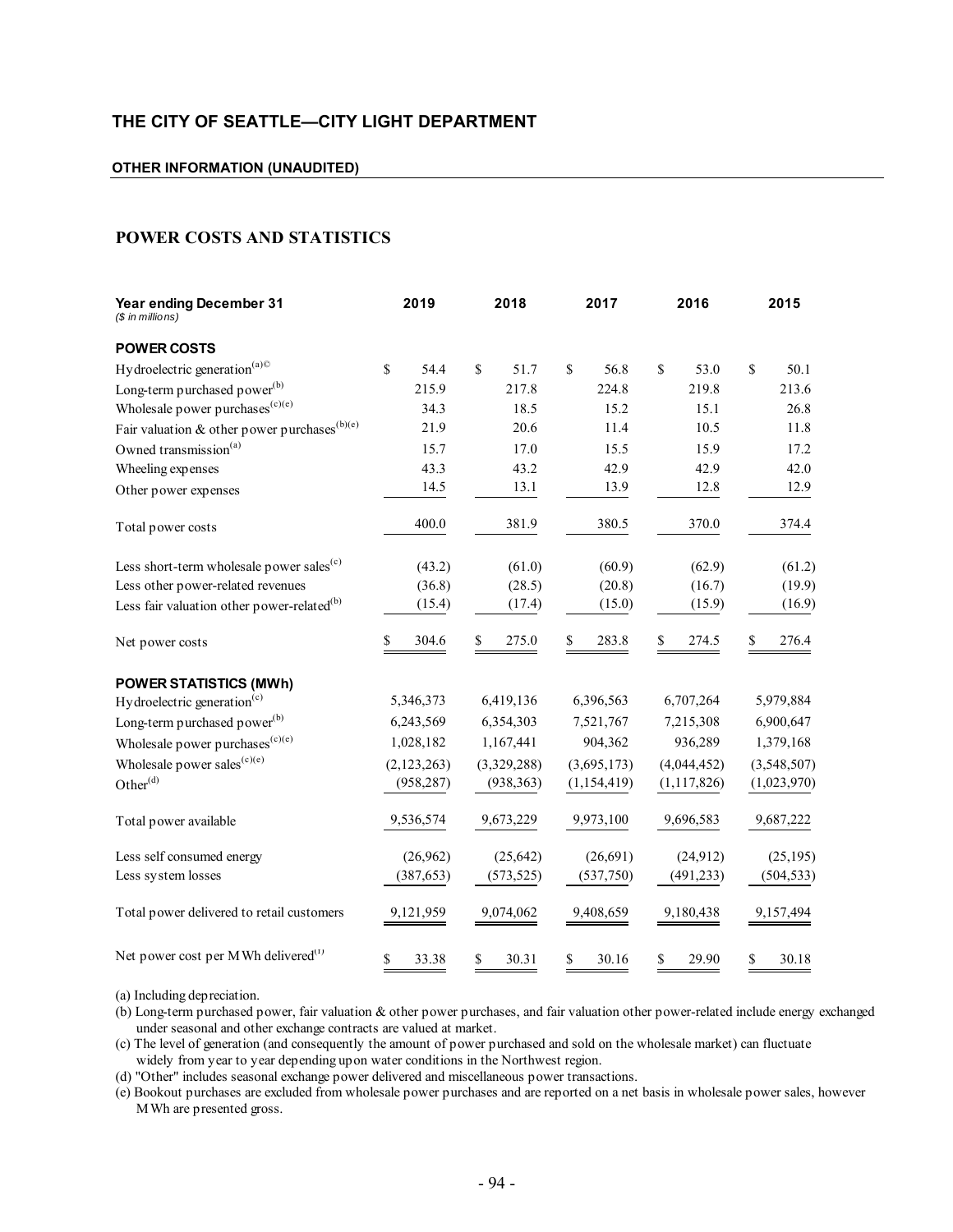# THE CITY OF SEATTLE—CITY LIGHT DEPARTMENT

**OTHER INFORMATION (UNAUDITED)**

## POWER COSTS AND STATISTICS

| Year ending December 31<br>*($ in millions)* | 2019 | 2018 | 2017 | 2016 | 2015 |
|---|---|---|---|---|---|
| **POWER COSTS** | | | | | |
| Hydroelectric generation[(a)©] | $ 54.4 | $ 51.7 | $ 56.8 | $ 53.0 | $ 50.1 |
| Long-term purchased power[(b)] | 215.9 | 217.8 | 224.8 | 219.8 | 213.6 |
| Wholesale power purchases[(c)(e)] | 34.3 | 18.5 | 15.2 | 15.1 | 26.8 |
| Fair valuation & other power purchases[(b)(e)] | 21.9 | 20.6 | 11.4 | 10.5 | 11.8 |
| Owned transmission[(a)] | 15.7 | 17.0 | 15.5 | 15.9 | 17.2 |
| Wheeling expenses | 43.3 | 43.2 | 42.9 | 42.9 | 42.0 |
| Other power expenses | 14.5 | 13.1 | 13.9 | 12.8 | 12.9 |
| Total power costs | 400.0 | 381.9 | 380.5 | 370.0 | 374.4 |
| Less short-term wholesale power sales[(c)] | (43.2) | (61.0) | (60.9) | (62.9) | (61.2) |
| Less other power-related revenues | (36.8) | (28.5) | (20.8) | (16.7) | (19.9) |
| Less fair valuation other power-related[(b)] | (15.4) | (17.4) | (15.0) | (15.9) | (16.9) |
| Net power costs | $ 304.6 | $ 275.0 | $ 283.8 | $ 274.5 | $ 276.4 |
| **POWER STATISTICS (MWh)** | | | | | |
| Hydroelectric generation[(c)] | 5,346,373 | 6,419,136 | 6,396,563 | 6,707,264 | 5,979,884 |
| Long-term purchased power[(b)] | 6,243,569 | 6,354,303 | 7,521,767 | 7,215,308 | 6,900,647 |
| Wholesale power purchases[(c)(e)] | 1,028,182 | 1,167,441 | 904,362 | 936,289 | 1,379,168 |
| Wholesale power sales[(c)(e)] | (2,123,263) | (3,329,288) | (3,695,173) | (4,044,452) | (3,548,507) |
| Other[(d)] | (958,287) | (938,363) | (1,154,419) | (1,117,826) | (1,023,970) |
| Total power available | 9,536,574 | 9,673,229 | 9,973,100 | 9,696,583 | 9,687,222 |
| Less self consumed energy | (26,962) | (25,642) | (26,691) | (24,912) | (25,195) |
| Less system losses | (387,653) | (573,525) | (537,750) | (491,233) | (504,533) |
| Total power delivered to retail customers | 9,121,959 | 9,074,062 | 9,408,659 | 9,180,438 | 9,157,494 |
| Net power cost per MWh delivered[(f)] | $ 33.38 | $ 30.31 | $ 30.16 | $ 29.90 | $ 30.18 |

(a) Including depreciation.

(b) Long-term purchased power, fair valuation & other power purchases, and fair valuation other power-related include energy exchanged under seasonal and other exchange contracts are valued at market.

(c) The level of generation (and consequently the amount of power purchased and sold on the wholesale market) can fluctuate widely from year to year depending upon water conditions in the Northwest region.

(d) "Other" includes seasonal exchange power delivered and miscellaneous power transactions.

(e) Bookout purchases are excluded from wholesale power purchases and are reported on a net basis in wholesale power sales, however MWh are presented gross.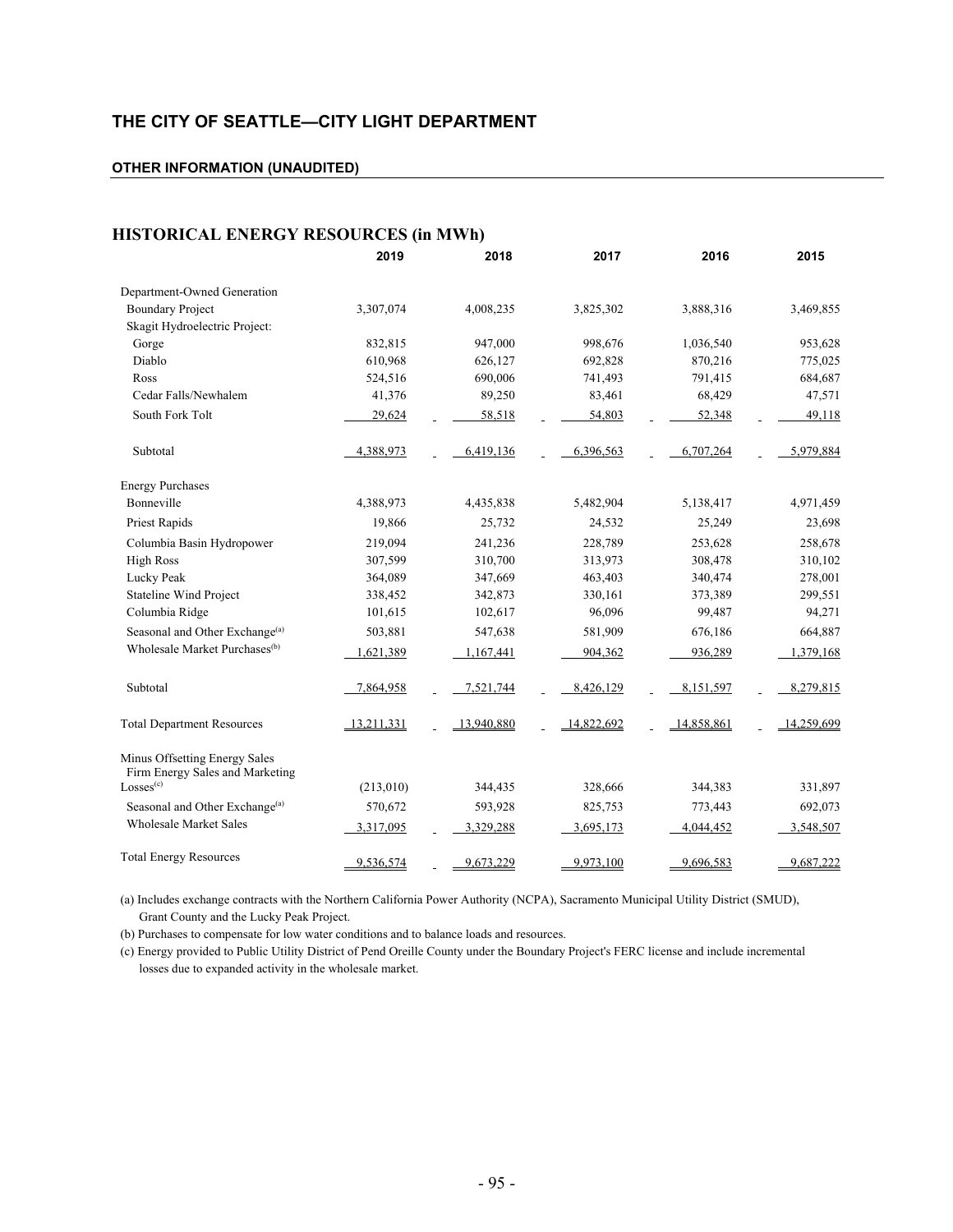## THE CITY OF SEATTLE—CITY LIGHT DEPARTMENT

**OTHER INFORMATION (UNAUDITED)**

### HISTORICAL ENERGY RESOURCES (in MWh)

| | 2019 | 2018 | 2017 | 2016 | 2015 |
|---|---|---|---|---|---|
| Department-Owned Generation | | | | | |
| Boundary Project | 3,307,074 | 4,008,235 | 3,825,302 | 3,888,316 | 3,469,855 |
| Skagit Hydroelectric Project: | | | | | |
| Gorge | 832,815 | 947,000 | 998,676 | 1,036,540 | 953,628 |
| Diablo | 610,968 | 626,127 | 692,828 | 870,216 | 775,025 |
| Ross | 524,516 | 690,006 | 741,493 | 791,415 | 684,687 |
| Cedar Falls/Newhalem | 41,376 | 89,250 | 83,461 | 68,429 | 47,571 |
| South Fork Tolt | 29,624 | 58,518 | 54,803 | 52,348 | 49,118 |
| Subtotal | 4,388,973 | 6,419,136 | 6,396,563 | 6,707,264 | 5,979,884 |
| Energy Purchases | | | | | |
| Bonneville | 4,388,973 | 4,435,838 | 5,482,904 | 5,138,417 | 4,971,459 |
| Priest Rapids | 19,866 | 25,732 | 24,532 | 25,249 | 23,698 |
| Columbia Basin Hydropower | 219,094 | 241,236 | 228,789 | 253,628 | 258,678 |
| High Ross | 307,599 | 310,700 | 313,973 | 308,478 | 310,102 |
| Lucky Peak | 364,089 | 347,669 | 463,403 | 340,474 | 278,001 |
| Stateline Wind Project | 338,452 | 342,873 | 330,161 | 373,389 | 299,551 |
| Columbia Ridge | 101,615 | 102,617 | 96,096 | 99,487 | 94,271 |
| Seasonal and Other Exchange[(a)] | 503,881 | 547,638 | 581,909 | 676,186 | 664,887 |
| Wholesale Market Purchases[(b)] | 1,621,389 | 1,167,441 | 904,362 | 936,289 | 1,379,168 |
| Subtotal | 7,864,958 | 7,521,744 | 8,426,129 | 8,151,597 | 8,279,815 |
| Total Department Resources | 13,211,331 | 13,940,880 | 14,822,692 | 14,858,861 | 14,259,699 |
| Minus Offsetting Energy Sales | | | | | |
| Firm Energy Sales and Marketing Losses[(c)] | (213,010) | 344,435 | 328,666 | 344,383 | 331,897 |
| Seasonal and Other Exchange[(a)] | 570,672 | 593,928 | 825,753 | 773,443 | 692,073 |
| Wholesale Market Sales | 3,317,095 | 3,329,288 | 3,695,173 | 4,044,452 | 3,548,507 |
| Total Energy Resources | 9,536,574 | 9,673,229 | 9,973,100 | 9,696,583 | 9,687,222 |

(a) Includes exchange contracts with the Northern California Power Authority (NCPA), Sacramento Municipal Utility District (SMUD), Grant County and the Lucky Peak Project.

(b) Purchases to compensate for low water conditions and to balance loads and resources.

(c) Energy provided to Public Utility District of Pend Oreille County under the Boundary Project's FERC license and include incremental losses due to expanded activity in the wholesale market.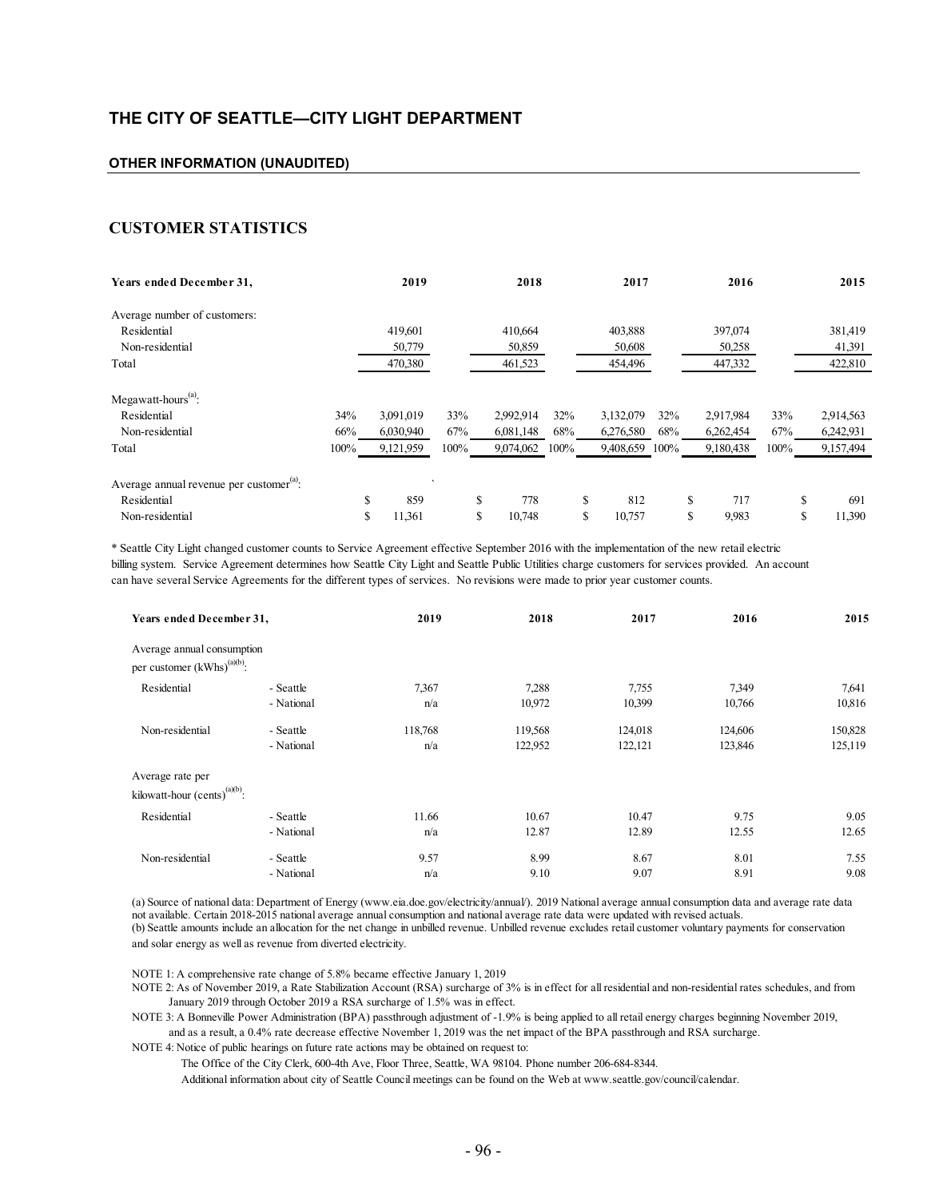# THE CITY OF SEATTLE—CITY LIGHT DEPARTMENT

#### OTHER INFORMATION (UNAUDITED)

## CUSTOMER STATISTICS

| Years ended December 31, | | 2019 | | 2018 | | 2017 | | 2016 | | 2015 |
|---|---|---|---|---|---|---|---|---|---|---|
| Average number of customers: | | | | | | | | | | |
| Residential | | 419,601 | | 410,664 | | 403,888 | | 397,074 | | 381,419 |
| Non-residential | | 50,779 | | 50,859 | | 50,608 | | 50,258 | | 41,391 |
| Total | | 470,380 | | 461,523 | | 454,496 | | 447,332 | | 422,810 |
| Megawatt-hours[(a)]: | | | | | | | | | | |
| Residential | 34% | 3,091,019 | 33% | 2,992,914 | 32% | 3,132,079 | 32% | 2,917,984 | 33% | 2,914,563 |
| Non-residential | 66% | 6,030,940 | 67% | 6,081,148 | 68% | 6,276,580 | 68% | 6,262,454 | 67% | 6,242,931 |
| Total | 100% | 9,121,959 | 100% | 9,074,062 | 100% | 9,408,659 | 100% | 9,180,438 | 100% | 9,157,494 |
| Average annual revenue per customer[(a)]: | | | | | | | | | | |
| Residential | | $ 859 | | $ 778 | | $ 812 | | $ 717 | | $ 691 |
| Non-residential | | $ 11,361 | | $ 10,748 | | $ 10,757 | | $ 9,983 | | $ 11,390 |

* Seattle City Light changed customer counts to Service Agreement effective September 2016 with the implementation of the new retail electric billing system. Service Agreement determines how Seattle City Light and Seattle Public Utilities charge customers for services provided. An account can have several Service Agreements for the different types of services. No revisions were made to prior year customer counts.

| Years ended December 31, | | 2019 | 2018 | 2017 | 2016 | 2015 |
|---|---|---|---|---|---|---|
| Average annual consumption per customer (kWhs)[(a)(b)]: | | | | | | |
| Residential | - Seattle | 7,367 | 7,288 | 7,755 | 7,349 | 7,641 |
| | - National | n/a | 10,972 | 10,399 | 10,766 | 10,816 |
| Non-residential | - Seattle | 118,768 | 119,568 | 124,018 | 124,606 | 150,828 |
| | - National | n/a | 122,952 | 122,121 | 123,846 | 125,119 |
| Average rate per kilowatt-hour (cents)[(a)(b)]: | | | | | | |
| Residential | - Seattle | 11.66 | 10.67 | 10.47 | 9.75 | 9.05 |
| | - National | n/a | 12.87 | 12.89 | 12.55 | 12.65 |
| Non-residential | - Seattle | 9.57 | 8.99 | 8.67 | 8.01 | 7.55 |
| | - National | n/a | 9.10 | 9.07 | 8.91 | 9.08 |

(a) Source of national data: Department of Energy (www.eia.doe.gov/electricity/annual/). 2019 National average annual consumption data and average rate data not available. Certain 2018-2015 national average annual consumption and national average rate data were updated with revised actuals.
(b) Seattle amounts include an allocation for the net change in unbilled revenue. Unbilled revenue excludes retail customer voluntary payments for conservation and solar energy as well as revenue from diverted electricity.

NOTE 1: A comprehensive rate change of 5.8% became effective January 1, 2019

NOTE 2: As of November 2019, a Rate Stabilization Account (RSA) surcharge of 3% is in effect for all residential and non-residential rates schedules, and from January 2019 through October 2019 a RSA surcharge of 1.5% was in effect.

NOTE 3: A Bonneville Power Administration (BPA) passthrough adjustment of -1.9% is being applied to all retail energy charges beginning November 2019, and as a result, a 0.4% rate decrease effective November 1, 2019 was the net impact of the BPA passthrough and RSA surcharge.

NOTE 4: Notice of public hearings on future rate actions may be obtained on request to:

The Office of the City Clerk, 600-4th Ave, Floor Three, Seattle, WA 98104. Phone number 206-684-8344.

Additional information about city of Seattle Council meetings can be found on the Web at www.seattle.gov/council/calendar.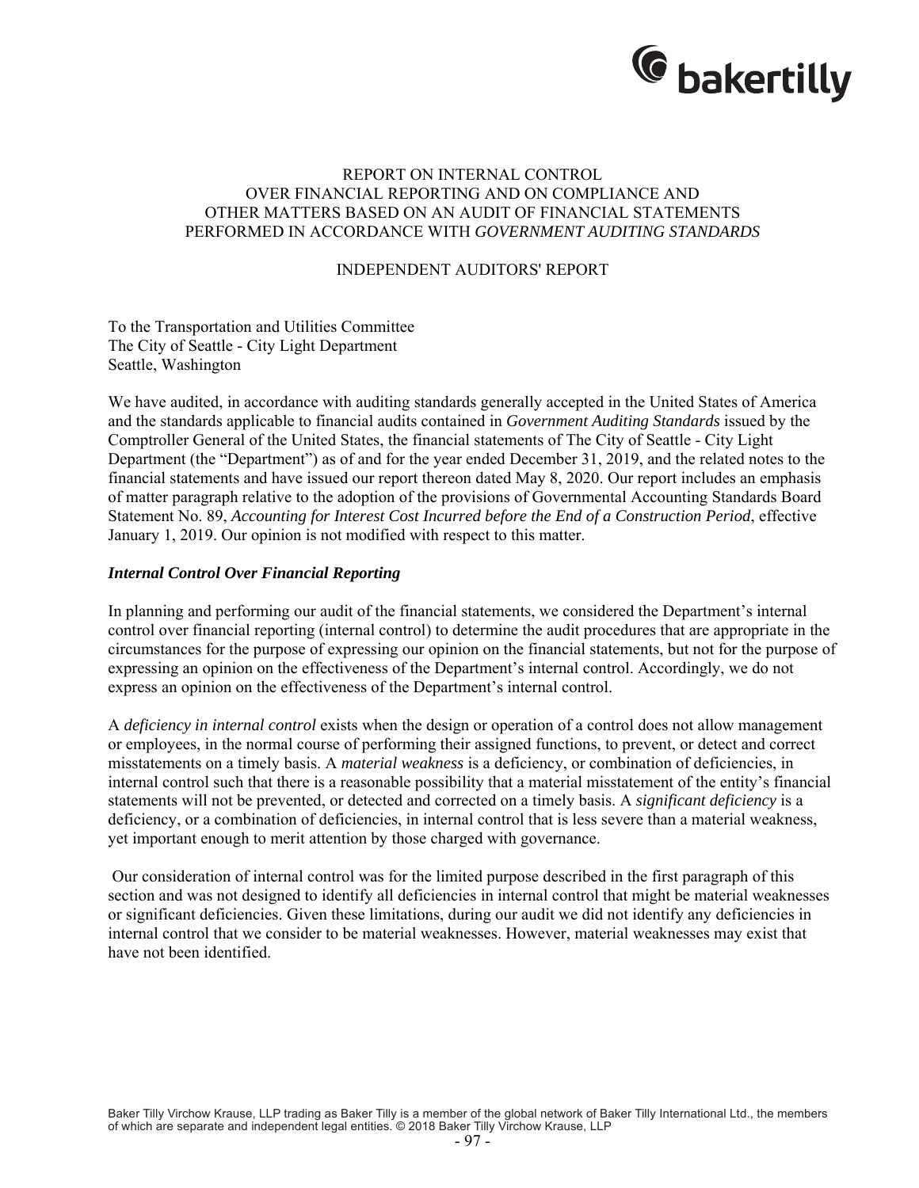REPORT ON INTERNAL CONTROL
OVER FINANCIAL REPORTING AND ON COMPLIANCE AND
OTHER MATTERS BASED ON AN AUDIT OF FINANCIAL STATEMENTS
PERFORMED IN ACCORDANCE WITH *GOVERNMENT AUDITING STANDARDS*

INDEPENDENT AUDITORS' REPORT

To the Transportation and Utilities Committee
The City of Seattle - City Light Department
Seattle, Washington

We have audited, in accordance with auditing standards generally accepted in the United States of America and the standards applicable to financial audits contained in *Government Auditing Standards* issued by the Comptroller General of the United States, the financial statements of The City of Seattle - City Light Department (the "Department") as of and for the year ended December 31, 2019, and the related notes to the financial statements and have issued our report thereon dated May 8, 2020. Our report includes an emphasis of matter paragraph relative to the adoption of the provisions of Governmental Accounting Standards Board Statement No. 89, *Accounting for Interest Cost Incurred before the End of a Construction Period*, effective January 1, 2019. Our opinion is not modified with respect to this matter.

***Internal Control Over Financial Reporting***

In planning and performing our audit of the financial statements, we considered the Department's internal control over financial reporting (internal control) to determine the audit procedures that are appropriate in the circumstances for the purpose of expressing our opinion on the financial statements, but not for the purpose of expressing an opinion on the effectiveness of the Department's internal control. Accordingly, we do not express an opinion on the effectiveness of the Department's internal control.

A *deficiency in internal control* exists when the design or operation of a control does not allow management or employees, in the normal course of performing their assigned functions, to prevent, or detect and correct misstatements on a timely basis. A *material weakness* is a deficiency, or combination of deficiencies, in internal control such that there is a reasonable possibility that a material misstatement of the entity's financial statements will not be prevented, or detected and corrected on a timely basis. A *significant deficiency* is a deficiency, or a combination of deficiencies, in internal control that is less severe than a material weakness, yet important enough to merit attention by those charged with governance.

Our consideration of internal control was for the limited purpose described in the first paragraph of this section and was not designed to identify all deficiencies in internal control that might be material weaknesses or significant deficiencies. Given these limitations, during our audit we did not identify any deficiencies in internal control that we consider to be material weaknesses. However, material weaknesses may exist that have not been identified.

Baker Tilly Virchow Krause, LLP trading as Baker Tilly is a member of the global network of Baker Tilly International Ltd., the members of which are separate and independent legal entities. © 2018 Baker Tilly Virchow Krause, LLP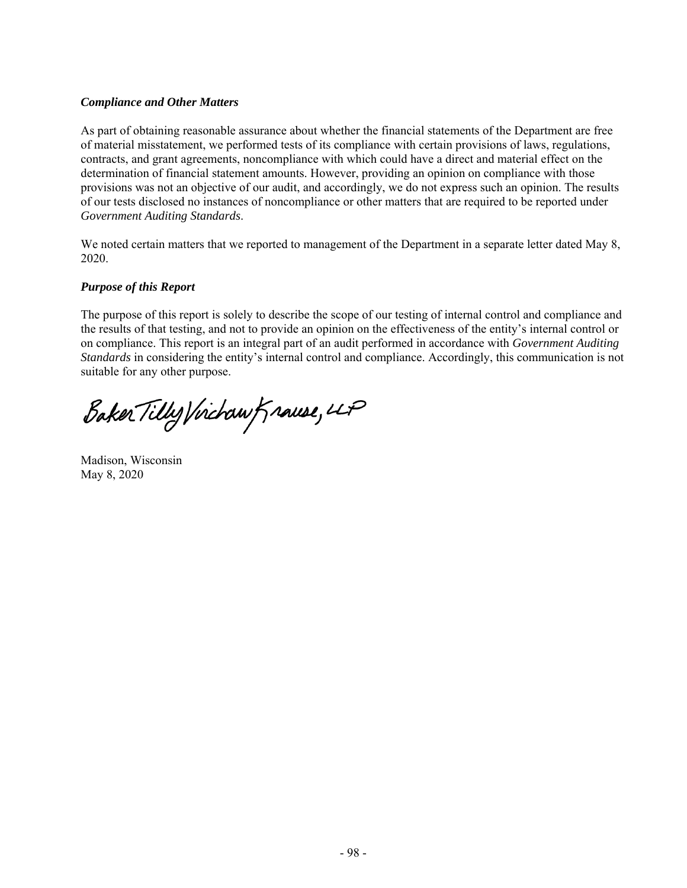### *Compliance and Other Matters*

As part of obtaining reasonable assurance about whether the financial statements of the Department are free of material misstatement, we performed tests of its compliance with certain provisions of laws, regulations, contracts, and grant agreements, noncompliance with which could have a direct and material effect on the determination of financial statement amounts. However, providing an opinion on compliance with those provisions was not an objective of our audit, and accordingly, we do not express such an opinion. The results of our tests disclosed no instances of noncompliance or other matters that are required to be reported under *Government Auditing Standards*.

We noted certain matters that we reported to management of the Department in a separate letter dated May 8, 2020.

### *Purpose of this Report*

The purpose of this report is solely to describe the scope of our testing of internal control and compliance and the results of that testing, and not to provide an opinion on the effectiveness of the entity's internal control or on compliance. This report is an integral part of an audit performed in accordance with *Government Auditing Standards* in considering the entity's internal control and compliance. Accordingly, this communication is not suitable for any other purpose.

Baker Tilly Virchow Krause, LLP

Madison, Wisconsin
May 8, 2020